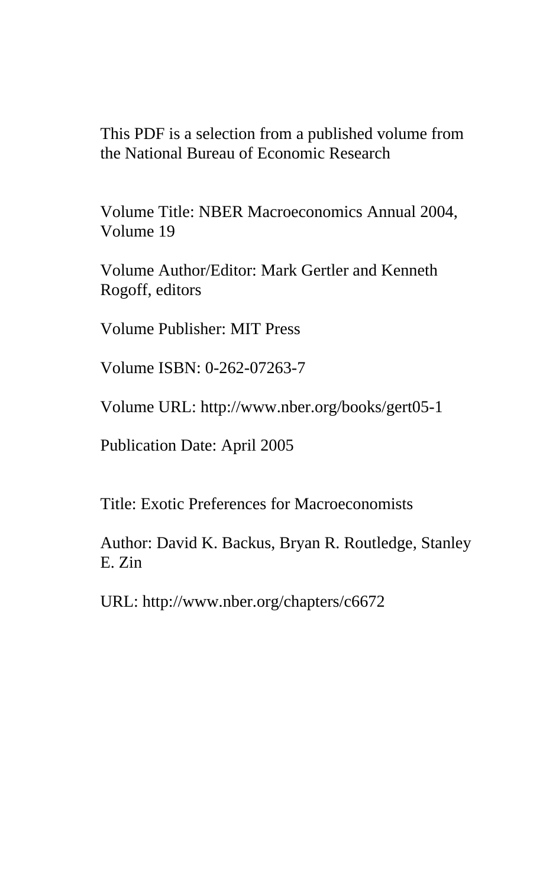This PDF is a selection from a published volume from the National Bureau of Economic Research

Volume Title: NBER Macroeconomics Annual 2004, Volume 19

Volume Author/Editor: Mark Gertler and Kenneth Rogoff, editors

Volume Publisher: MIT Press

Volume ISBN: 0-262-07263-7

Volume URL: http://www.nber.org/books/gert05-1

Publication Date: April 2005

Title: Exotic Preferences for Macroeconomists

Author: David K. Backus, Bryan R. Routledge, Stanley E. Zin

URL: http://www.nber.org/chapters/c6672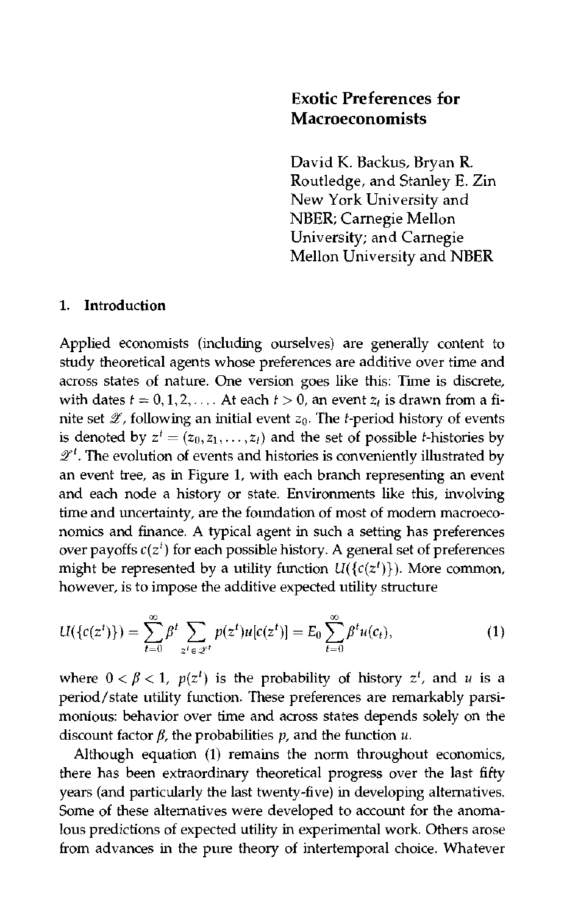# Exotic Preferences for Macroeconomists

David K. Backus, Bryan R. Routledge, and Stanley E. Zin
New York University and NBER; Carnegie Mellon University; and Carnegie Mellon University and NBER

## 1. Introduction

Applied economists (including ourselves) are generally content to study theoretical agents whose preferences are additive over time and across states of nature. One version goes like this: Time is discrete, with dates $t = 0, 1, 2, \ldots$. At each $t > 0$, an event $z_t$ is drawn from a finite set $\mathcal{Z}$, following an initial event $z_0$. The $t$-period history of events is denoted by $z^t = (z_0, z_1, \ldots, z_t)$ and the set of possible $t$-histories by $\mathcal{Z}^t$. The evolution of events and histories is conveniently illustrated by an event tree, as in Figure 1, with each branch representing an event and each node a history or state. Environments like this, involving time and uncertainty, are the foundation of most of modern macroeconomics and finance. A typical agent in such a setting has preferences over payoffs $c(z^t)$ for each possible history. A general set of preferences might be represented by a utility function $U(\{c(z^t)\})$. More common, however, is to impose the additive expected utility structure

$$U(\{c(z^t)\}) = \sum_{t=0}^{\infty} \beta^t \sum_{z^t \in \mathcal{Z}^t} p(z^t) u[c(z^t)] = E_0 \sum_{t=0}^{\infty} \beta^t u(c_t), \tag{1}$$

where $0 < \beta < 1$, $p(z^t)$ is the probability of history $z^t$, and $u$ is a period/state utility function. These preferences are remarkably parsimonious: behavior over time and across states depends solely on the discount factor $\beta$, the probabilities $p$, and the function $u$.

Although equation (1) remains the norm throughout economics, there has been extraordinary theoretical progress over the last fifty years (and particularly the last twenty-five) in developing alternatives. Some of these alternatives were developed to account for the anomalous predictions of expected utility in experimental work. Others arose from advances in the pure theory of intertemporal choice. Whatever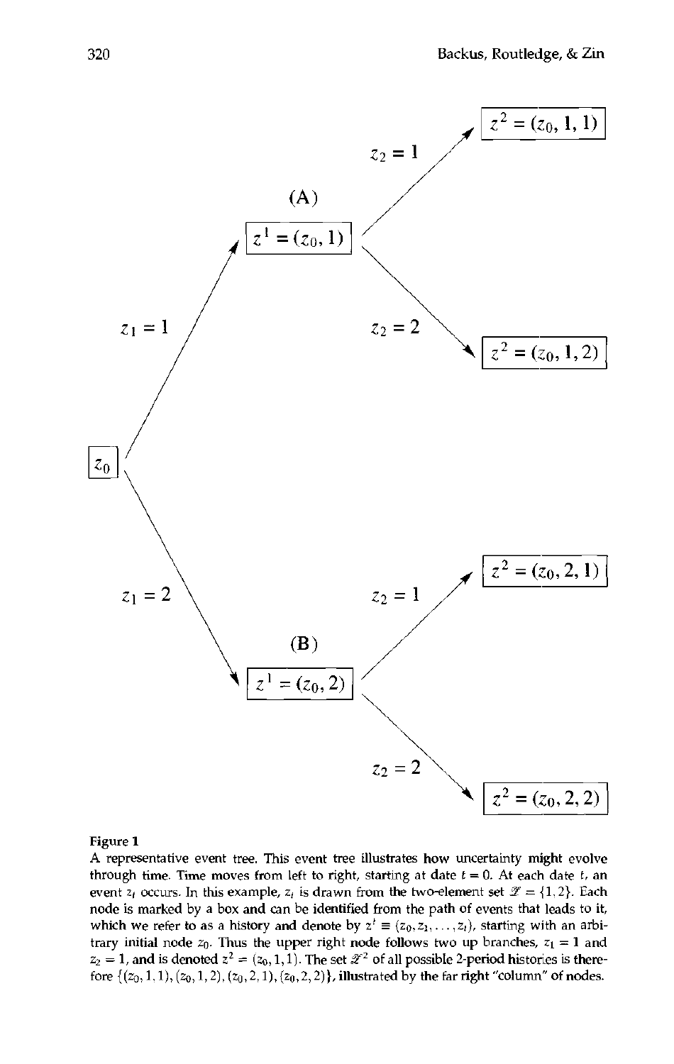**Figure 1**

A representative event tree. This event tree illustrates how uncertainty might evolve through time. Time moves from left to right, starting at date $t = 0$. At each date $t$, an event $z_t$ occurs. In this example, $z_t$ is drawn from the two-element set $\mathcal{Z} = \{1, 2\}$. Each node is marked by a box and can be identified from the path of events that leads to it, which we refer to as a history and denote by $z^t \equiv (z_0, z_1, \ldots, z_t)$, starting with an arbitrary initial node $z_0$. Thus the upper right node follows two up branches, $z_1 = 1$ and $z_2 = 1$, and is denoted $z^2 = (z_0, 1, 1)$. The set $\mathcal{Z}^2$ of all possible 2-period histories is therefore $\{(z_0, 1, 1), (z_0, 1, 2), (z_0, 2, 1), (z_0, 2, 2)\}$, illustrated by the far right "column" of nodes.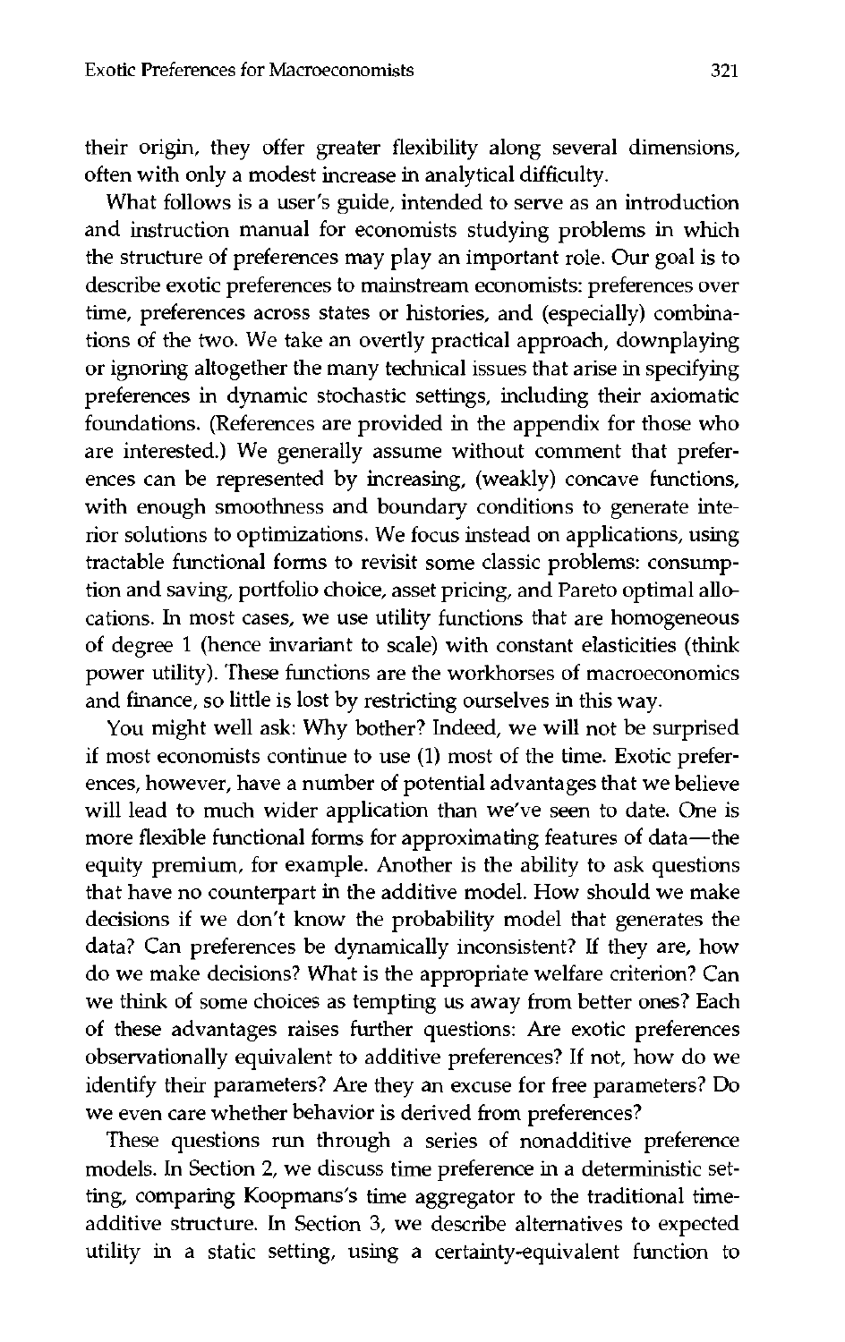their origin, they offer greater flexibility along several dimensions, often with only a modest increase in analytical difficulty.

What follows is a user's guide, intended to serve as an introduction and instruction manual for economists studying problems in which the structure of preferences may play an important role. Our goal is to describe exotic preferences to mainstream economists: preferences over time, preferences across states or histories, and (especially) combinations of the two. We take an overtly practical approach, downplaying or ignoring altogether the many technical issues that arise in specifying preferences in dynamic stochastic settings, including their axiomatic foundations. (References are provided in the appendix for those who are interested.) We generally assume without comment that preferences can be represented by increasing, (weakly) concave functions, with enough smoothness and boundary conditions to generate interior solutions to optimizations. We focus instead on applications, using tractable functional forms to revisit some classic problems: consumption and saving, portfolio choice, asset pricing, and Pareto optimal allocations. In most cases, we use utility functions that are homogeneous of degree 1 (hence invariant to scale) with constant elasticities (think power utility). These functions are the workhorses of macroeconomics and finance, so little is lost by restricting ourselves in this way.

You might well ask: Why bother? Indeed, we will not be surprised if most economists continue to use (1) most of the time. Exotic preferences, however, have a number of potential advantages that we believe will lead to much wider application than we've seen to date. One is more flexible functional forms for approximating features of data—the equity premium, for example. Another is the ability to ask questions that have no counterpart in the additive model. How should we make decisions if we don't know the probability model that generates the data? Can preferences be dynamically inconsistent? If they are, how do we make decisions? What is the appropriate welfare criterion? Can we think of some choices as tempting us away from better ones? Each of these advantages raises further questions: Are exotic preferences observationally equivalent to additive preferences? If not, how do we identify their parameters? Are they an excuse for free parameters? Do we even care whether behavior is derived from preferences?

These questions run through a series of nonadditive preference models. In Section 2, we discuss time preference in a deterministic setting, comparing Koopmans's time aggregator to the traditional time-additive structure. In Section 3, we describe alternatives to expected utility in a static setting, using a certainty-equivalent function to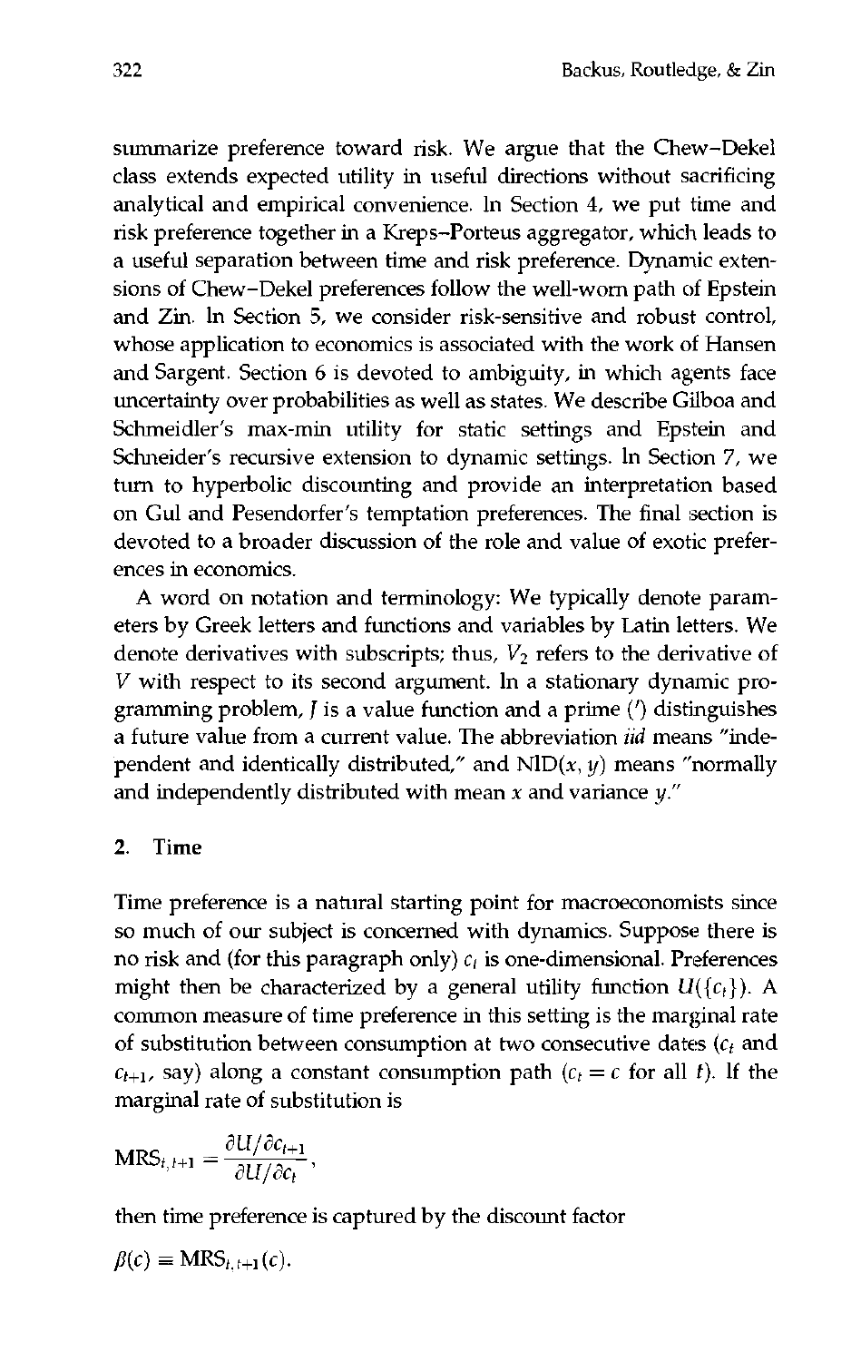summarize preference toward risk. We argue that the Chew–Dekel class extends expected utility in useful directions without sacrificing analytical and empirical convenience. In Section 4, we put time and risk preference together in a Kreps–Porteus aggregator, which leads to a useful separation between time and risk preference. Dynamic extensions of Chew–Dekel preferences follow the well-worn path of Epstein and Zin. In Section 5, we consider risk-sensitive and robust control, whose application to economics is associated with the work of Hansen and Sargent. Section 6 is devoted to ambiguity, in which agents face uncertainty over probabilities as well as states. We describe Gilboa and Schmeidler's max-min utility for static settings and Epstein and Schneider's recursive extension to dynamic settings. In Section 7, we turn to hyperbolic discounting and provide an interpretation based on Gul and Pesendorfer's temptation preferences. The final section is devoted to a broader discussion of the role and value of exotic preferences in economics.

A word on notation and terminology: We typically denote parameters by Greek letters and functions and variables by Latin letters. We denote derivatives with subscripts; thus, $V_2$ refers to the derivative of $V$ with respect to its second argument. In a stationary dynamic programming problem, $J$ is a value function and a prime ($'$) distinguishes a future value from a current value. The abbreviation *iid* means "independent and identically distributed," and $\text{NID}(x, y)$ means "normally and independently distributed with mean $x$ and variance $y$."

## 2. Time

Time preference is a natural starting point for macroeconomists since so much of our subject is concerned with dynamics. Suppose there is no risk and (for this paragraph only) $c_t$ is one-dimensional. Preferences might then be characterized by a general utility function $U(\{c_t\})$. A common measure of time preference in this setting is the marginal rate of substitution between consumption at two consecutive dates ($c_t$ and $c_{t+1}$, say) along a constant consumption path ($c_t = c$ for all $t$). If the marginal rate of substitution is

$$\text{MRS}_{t,t+1} = \frac{\partial U / \partial c_{t+1}}{\partial U / \partial c_t},$$

then time preference is captured by the discount factor

$$\beta(c) \equiv \text{MRS}_{t,t+1}(c).$$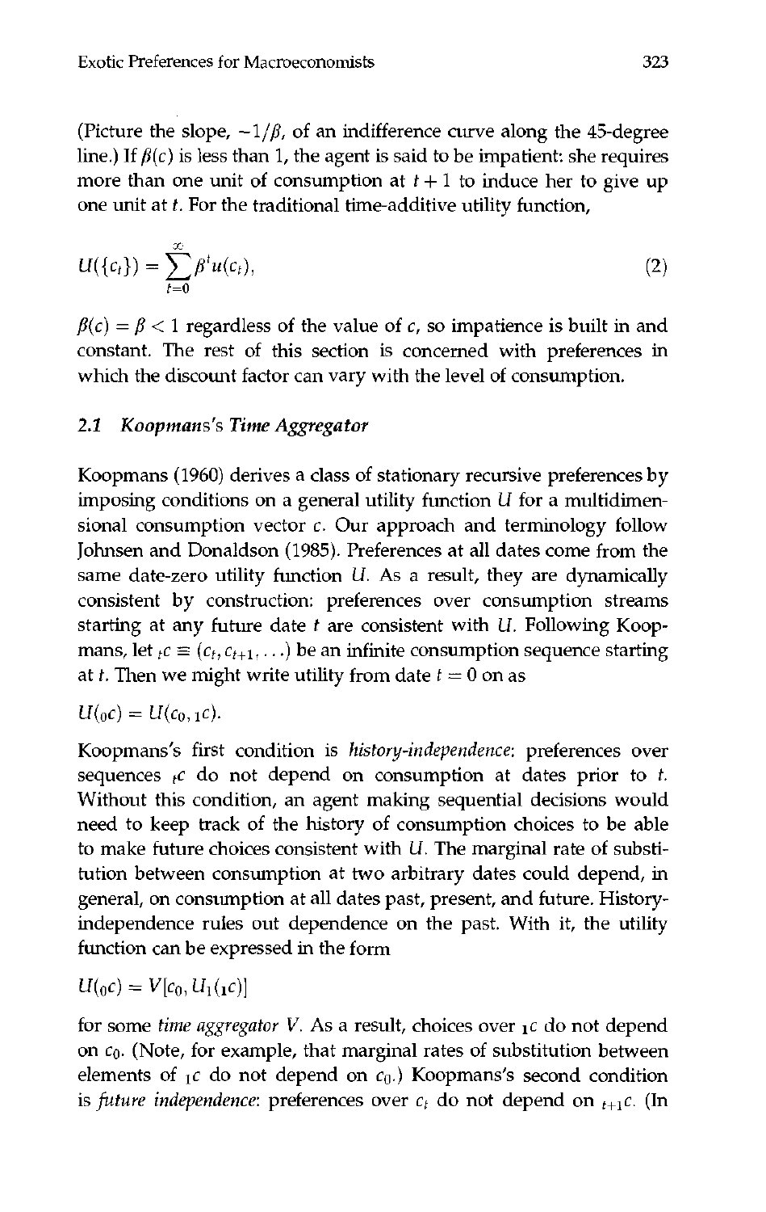(Picture the slope, $-1/\beta$, of an indifference curve along the 45-degree line.) If $\beta(c)$ is less than 1, the agent is said to be impatient: she requires more than one unit of consumption at $t+1$ to induce her to give up one unit at $t$. For the traditional time-additive utility function,

$$U(\{c_t\}) = \sum_{t=0}^{\infty} \beta^t u(c_t), \tag{2}$$

$\beta(c) = \beta < 1$ regardless of the value of $c$, so impatience is built in and constant. The rest of this section is concerned with preferences in which the discount factor can vary with the level of consumption.

### 2.1 *Koopmans's Time Aggregator*

Koopmans (1960) derives a class of stationary recursive preferences by imposing conditions on a general utility function $U$ for a multidimensional consumption vector $c$. Our approach and terminology follow Johnsen and Donaldson (1985). Preferences at all dates come from the same date-zero utility function $U$. As a result, they are dynamically consistent by construction: preferences over consumption streams starting at any future date $t$ are consistent with $U$. Following Koopmans, let ${}_tc \equiv (c_t, c_{t+1}, \ldots)$ be an infinite consumption sequence starting at $t$. Then we might write utility from date $t = 0$ on as

$$U({}_0c) = U(c_0, {}_1c).$$

Koopmans's first condition is *history-independence*: preferences over sequences ${}_tc$ do not depend on consumption at dates prior to $t$. Without this condition, an agent making sequential decisions would need to keep track of the history of consumption choices to be able to make future choices consistent with $U$. The marginal rate of substitution between consumption at two arbitrary dates could depend, in general, on consumption at all dates past, present, and future. History-independence rules out dependence on the past. With it, the utility function can be expressed in the form

$$U({}_0c) = V[c_0, U_1({}_1c)]$$

for some *time aggregator* $V$. As a result, choices over ${}_1c$ do not depend on $c_0$. (Note, for example, that marginal rates of substitution between elements of ${}_1c$ do not depend on $c_0$.) Koopmans's second condition is *future independence*: preferences over $c_t$ do not depend on ${}_{t+1}c$. (In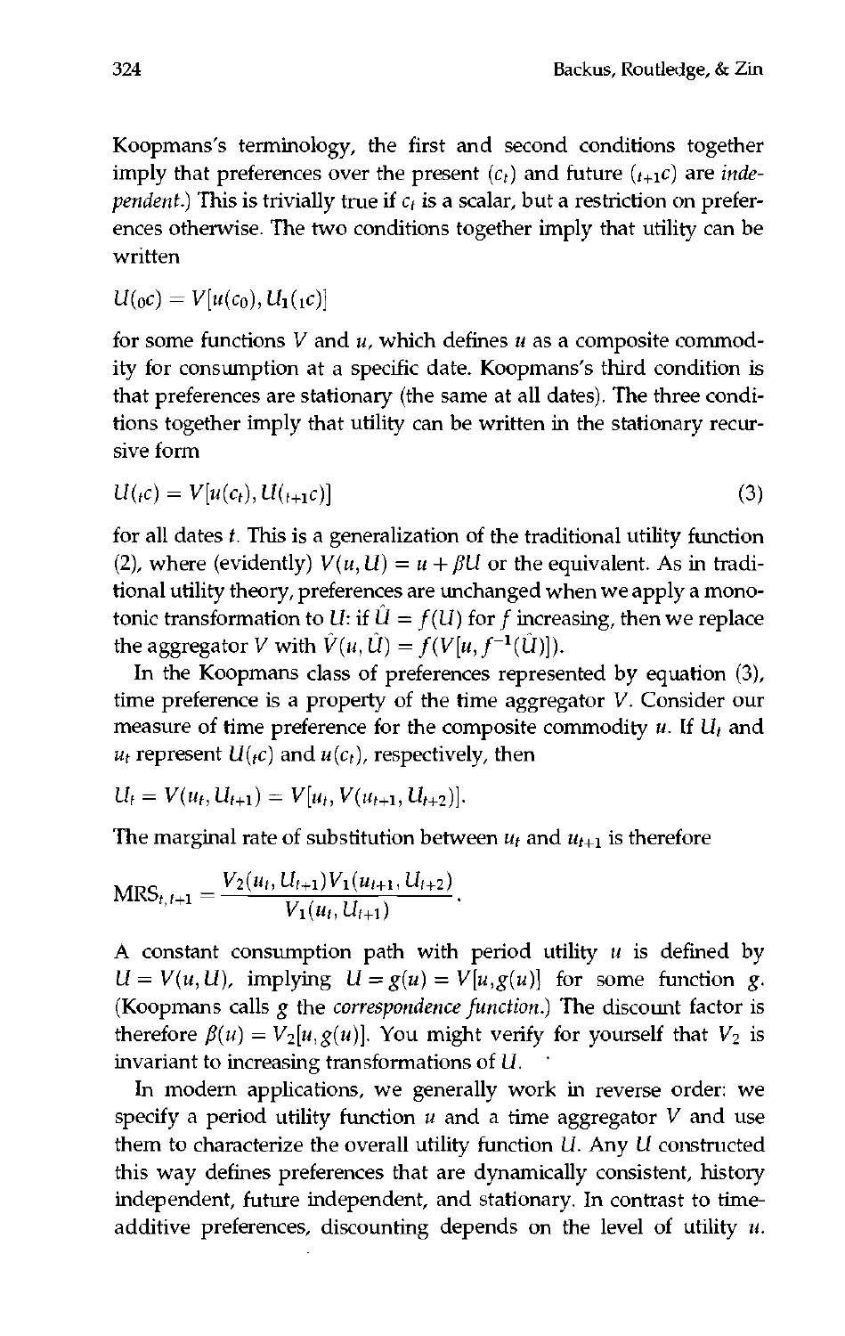Koopmans's terminology, the first and second conditions together imply that preferences over the present ($c_t$) and future (${}_{t+1}c$) are *independent*.) This is trivially true if $c_t$ is a scalar, but a restriction on preferences otherwise. The two conditions together imply that utility can be written

$$U({}_0c) = V[u(c_0), U_1({}_1c)]$$

for some functions $V$ and $u$, which defines $u$ as a composite commodity for consumption at a specific date. Koopmans's third condition is that preferences are stationary (the same at all dates). The three conditions together imply that utility can be written in the stationary recursive form

$$U({}_tc) = V[u(c_t), U({}_{t+1}c)] \tag{3}$$

for all dates $t$. This is a generalization of the traditional utility function (2), where (evidently) $V(u, U) = u + \beta U$ or the equivalent. As in traditional utility theory, preferences are unchanged when we apply a monotonic transformation to $U$: if $\hat{U} = f(U)$ for $f$ increasing, then we replace the aggregator $V$ with $\hat{V}(u, \hat{U}) = f(V[u, f^{-1}(\hat{U})])$.

In the Koopmans class of preferences represented by equation (3), time preference is a property of the time aggregator $V$. Consider our measure of time preference for the composite commodity $u$. If $U_t$ and $u_t$ represent $U({}_tc)$ and $u(c_t)$, respectively, then

$$U_t = V(u_t, U_{t+1}) = V[u_t, V(u_{t+1}, U_{t+2})].$$

The marginal rate of substitution between $u_t$ and $u_{t+1}$ is therefore

$$\text{MRS}_{t,t+1} = \frac{V_2(u_t, U_{t+1})V_1(u_{t+1}, U_{t+2})}{V_1(u_t, U_{t+1})}.$$

A constant consumption path with period utility $u$ is defined by $U = V(u, U)$, implying $U = g(u) = V[u, g(u)]$ for some function $g$. (Koopmans calls $g$ the *correspondence function*.) The discount factor is therefore $\beta(u) = V_2[u, g(u)]$. You might verify for yourself that $V_2$ is invariant to increasing transformations of $U$.

In modern applications, we generally work in reverse order: we specify a period utility function $u$ and a time aggregator $V$ and use them to characterize the overall utility function $U$. Any $U$ constructed this way defines preferences that are dynamically consistent, history independent, future independent, and stationary. In contrast to time-additive preferences, discounting depends on the level of utility $u$.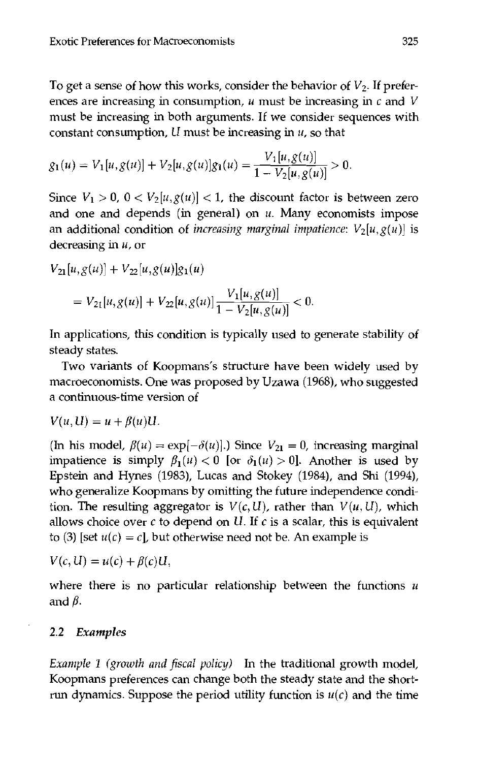To get a sense of how this works, consider the behavior of $V_2$. If preferences are increasing in consumption, $u$ must be increasing in $c$ and $V$ must be increasing in both arguments. If we consider sequences with constant consumption, $U$ must be increasing in $u$, so that

$$g_1(u) = V_1[u, g(u)] + V_2[u, g(u)]g_1(u) = \frac{V_1[u, g(u)]}{1 - V_2[u, g(u)]} > 0.$$

Since $V_1 > 0$, $0 < V_2[u, g(u)] < 1$, the discount factor is between zero and one and depends (in general) on $u$. Many economists impose an additional condition of *increasing marginal impatience*: $V_2[u, g(u)]$ is decreasing in $u$, or

$$V_{21}[u, g(u)] + V_{22}[u, g(u)]g_1(u)$$

$$= V_{21}[u, g(u)] + V_{22}[u, g(u)]\frac{V_1[u, g(u)]}{1 - V_2[u, g(u)]} < 0.$$

In applications, this condition is typically used to generate stability of steady states.

Two variants of Koopmans's structure have been widely used by macroeconomists. One was proposed by Uzawa (1968), who suggested a continuous-time version of

$$V(u, U) = u + \beta(u)U.$$

(In his model, $\beta(u) = \exp[-\delta(u)]$.) Since $V_{21} = 0$, increasing marginal impatience is simply $\beta_1(u) < 0$ [or $\delta_1(u) > 0$]. Another is used by Epstein and Hynes (1983), Lucas and Stokey (1984), and Shi (1994), who generalize Koopmans by omitting the future independence condition. The resulting aggregator is $V(c, U)$, rather than $V(u, U)$, which allows choice over $c$ to depend on $U$. If $c$ is a scalar, this is equivalent to (3) [set $u(c) = c$], but otherwise need not be. An example is

$$V(c, U) = u(c) + \beta(c)U,$$

where there is no particular relationship between the functions $u$ and $\beta$.

## 2.2 *Examples*

*Example 1 (growth and fiscal policy)* In the traditional growth model, Koopmans preferences can change both the steady state and the short-run dynamics. Suppose the period utility function is $u(c)$ and the time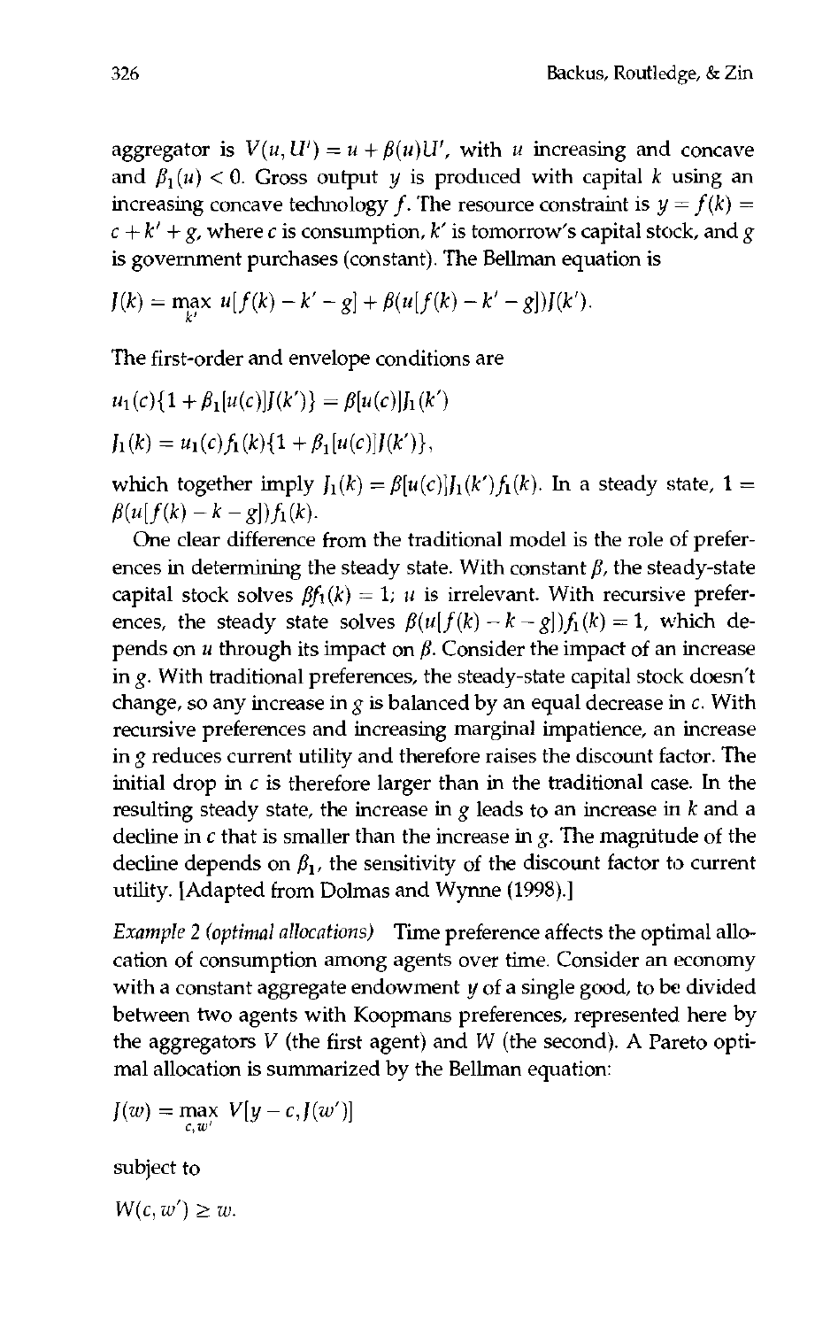aggregator is $V(u, U') = u + \beta(u)U'$, with $u$ increasing and concave and $\beta_1(u) < 0$. Gross output $y$ is produced with capital $k$ using an increasing concave technology $f$. The resource constraint is $y = f(k) = c + k' + g$, where $c$ is consumption, $k'$ is tomorrow's capital stock, and $g$ is government purchases (constant). The Bellman equation is

$$J(k) = \max_{k'} u[f(k) - k' - g] + \beta(u[f(k) - k' - g])J(k').$$

The first-order and envelope conditions are

$$u_1(c)\{1 + \beta_1[u(c)]J(k')\} = \beta[u(c)]J_1(k')$$

$$J_1(k) = u_1(c)f_1(k)\{1 + \beta_1[u(c)]J(k')\},$$

which together imply $J_1(k) = \beta[u(c)]J_1(k')f_1(k)$. In a steady state, $1 = \beta(u[f(k) - k - g])f_1(k)$.

One clear difference from the traditional model is the role of preferences in determining the steady state. With constant $\beta$, the steady-state capital stock solves $\beta f_1(k) = 1$; $u$ is irrelevant. With recursive preferences, the steady state solves $\beta(u[f(k) - k - g])f_1(k) = 1$, which depends on $u$ through its impact on $\beta$. Consider the impact of an increase in $g$. With traditional preferences, the steady-state capital stock doesn't change, so any increase in $g$ is balanced by an equal decrease in $c$. With recursive preferences and increasing marginal impatience, an increase in $g$ reduces current utility and therefore raises the discount factor. The initial drop in $c$ is therefore larger than in the traditional case. In the resulting steady state, the increase in $g$ leads to an increase in $k$ and a decline in $c$ that is smaller than the increase in $g$. The magnitude of the decline depends on $\beta_1$, the sensitivity of the discount factor to current utility. [Adapted from Dolmas and Wynne (1998).]

*Example 2 (optimal allocations)* Time preference affects the optimal allocation of consumption among agents over time. Consider an economy with a constant aggregate endowment $y$ of a single good, to be divided between two agents with Koopmans preferences, represented here by the aggregators $V$ (the first agent) and $W$ (the second). A Pareto optimal allocation is summarized by the Bellman equation:

$$J(w) = \max_{c, w'} V[y - c, J(w')]$$

subject to

$$W(c, w') \geq w.$$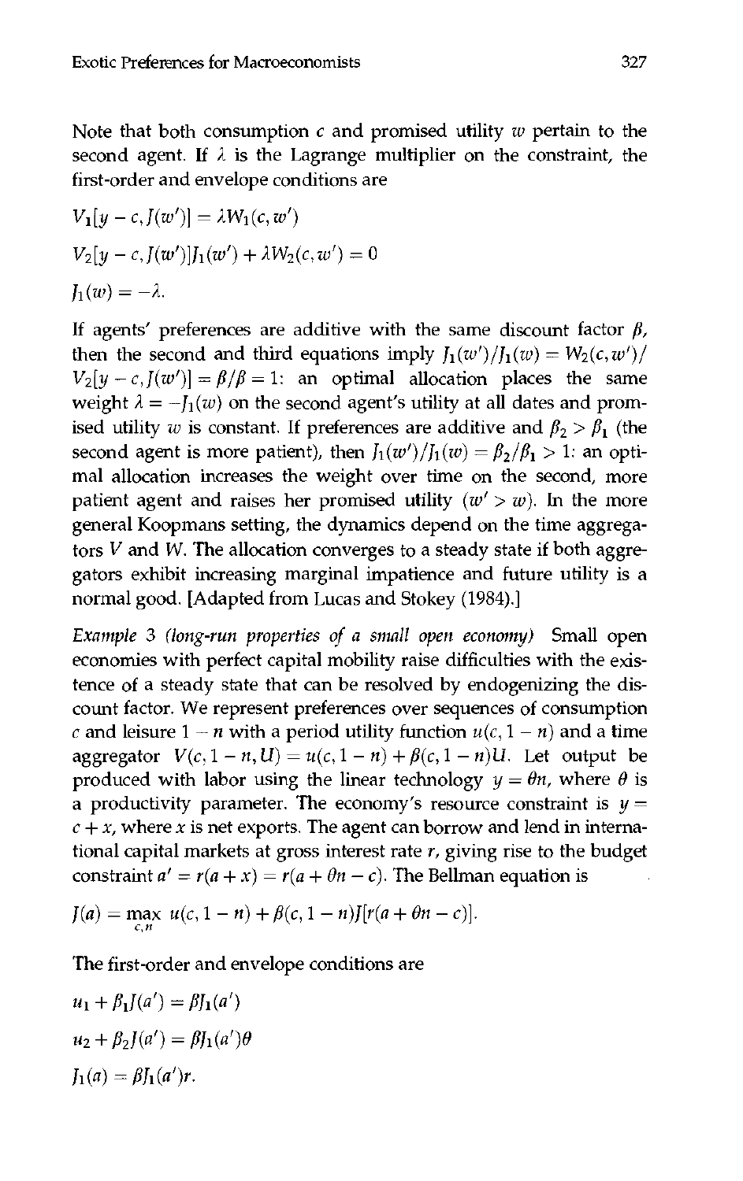Note that both consumption $c$ and promised utility $w$ pertain to the second agent. If $\lambda$ is the Lagrange multiplier on the constraint, the first-order and envelope conditions are

$$V_1[y - c, J(w')] = \lambda W_1(c, w')$$

$$V_2[y - c, J(w')]J_1(w') + \lambda W_2(c, w') = 0$$

$$J_1(w) = -\lambda.$$

If agents' preferences are additive with the same discount factor $\beta$, then the second and third equations imply $J_1(w')/J_1(w) = W_2(c, w')/V_2[y - c, J(w')] = \beta/\beta = 1$: an optimal allocation places the same weight $\lambda = -J_1(w)$ on the second agent's utility at all dates and promised utility $w$ is constant. If preferences are additive and $\beta_2 > \beta_1$ (the second agent is more patient), then $J_1(w')/J_1(w) = \beta_2/\beta_1 > 1$: an optimal allocation increases the weight over time on the second, more patient agent and raises her promised utility ($w' > w$). In the more general Koopmans setting, the dynamics depend on the time aggregators $V$ and $W$. The allocation converges to a steady state if both aggregators exhibit increasing marginal impatience and future utility is a normal good. [Adapted from Lucas and Stokey (1984).]

*Example 3 (long-run properties of a small open economy)* Small open economies with perfect capital mobility raise difficulties with the existence of a steady state that can be resolved by endogenizing the discount factor. We represent preferences over sequences of consumption $c$ and leisure $1 - n$ with a period utility function $u(c, 1 - n)$ and a time aggregator $V(c, 1 - n, U) = u(c, 1 - n) + \beta(c, 1 - n)U$. Let output be produced with labor using the linear technology $y = \theta n$, where $\theta$ is a productivity parameter. The economy's resource constraint is $y = c + x$, where $x$ is net exports. The agent can borrow and lend in international capital markets at gross interest rate $r$, giving rise to the budget constraint $a' = r(a + x) = r(a + \theta n - c)$. The Bellman equation is

$$J(a) = \max_{c,n} \; u(c, 1 - n) + \beta(c, 1 - n)J[r(a + \theta n - c)].$$

The first-order and envelope conditions are

$$u_1 + \beta_1 J(a') = \beta J_1(a')$$

$$u_2 + \beta_2 J(a') = \beta J_1(a')\theta$$

$$J_1(a) = \beta J_1(a')r.$$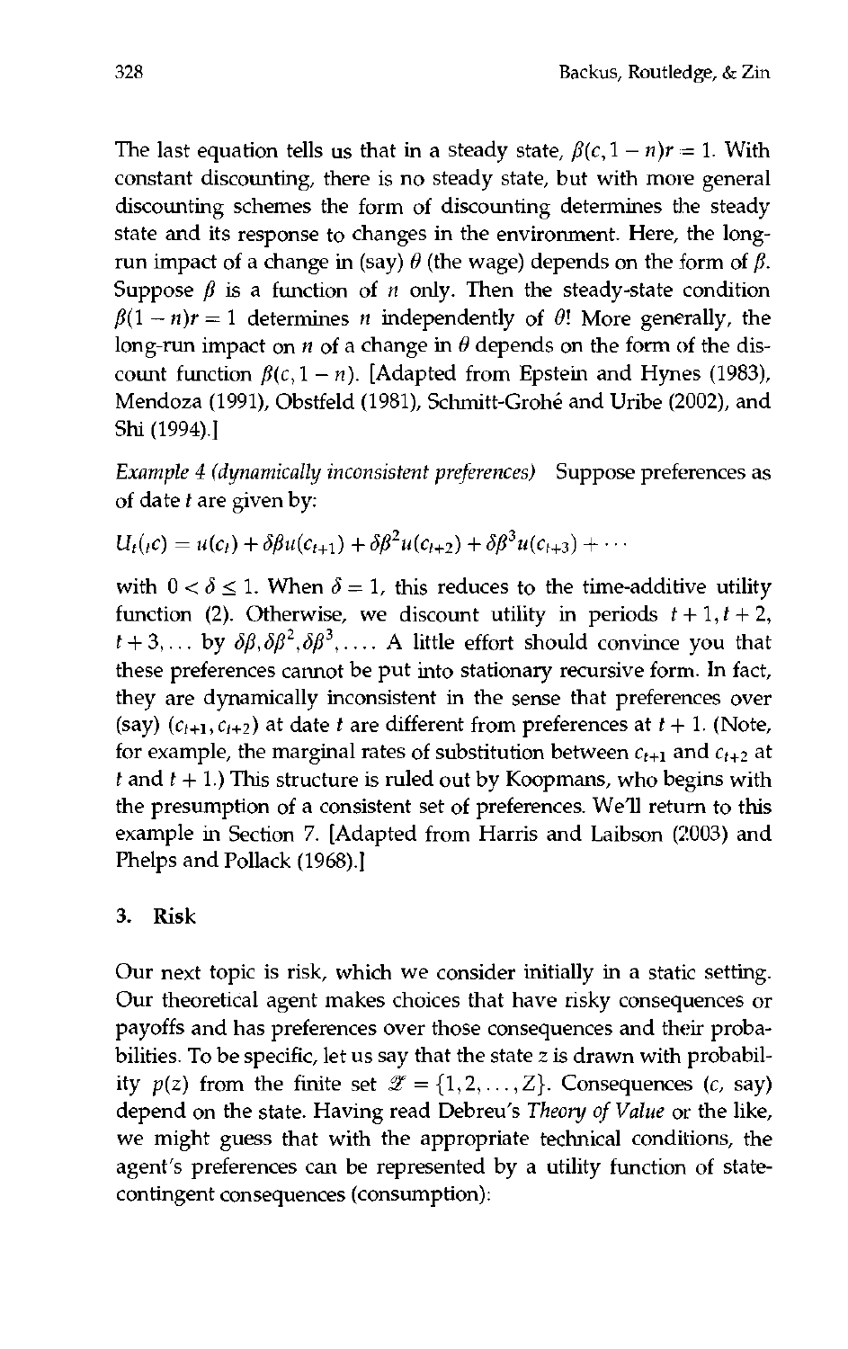The last equation tells us that in a steady state, $\beta(c, 1-n)r = 1$. With constant discounting, there is no steady state, but with more general discounting schemes the form of discounting determines the steady state and its response to changes in the environment. Here, the long-run impact of a change in (say) $\theta$ (the wage) depends on the form of $\beta$. Suppose $\beta$ is a function of $n$ only. Then the steady-state condition $\beta(1-n)r = 1$ determines $n$ independently of $\theta$! More generally, the long-run impact on $n$ of a change in $\theta$ depends on the form of the discount function $\beta(c, 1-n)$. [Adapted from Epstein and Hynes (1983), Mendoza (1991), Obstfeld (1981), Schmitt-Grohé and Uribe (2002), and Shi (1994).]

*Example 4 (dynamically inconsistent preferences)* Suppose preferences as of date $t$ are given by:

$$U_t({}_tc) = u(c_t) + \delta\beta u(c_{t+1}) + \delta\beta^2 u(c_{t+2}) + \delta\beta^3 u(c_{t+3}) + \cdots$$

with $0 < \delta \leq 1$. When $\delta = 1$, this reduces to the time-additive utility function (2). Otherwise, we discount utility in periods $t+1, t+2, t+3, \ldots$ by $\delta\beta, \delta\beta^2, \delta\beta^3, \ldots$. A little effort should convince you that these preferences cannot be put into stationary recursive form. In fact, they are dynamically inconsistent in the sense that preferences over (say) $(c_{t+1}, c_{t+2})$ at date $t$ are different from preferences at $t+1$. (Note, for example, the marginal rates of substitution between $c_{t+1}$ and $c_{t+2}$ at $t$ and $t+1$.) This structure is ruled out by Koopmans, who begins with the presumption of a consistent set of preferences. We'll return to this example in Section 7. [Adapted from Harris and Laibson (2003) and Phelps and Pollack (1968).]

## 3. Risk

Our next topic is risk, which we consider initially in a static setting. Our theoretical agent makes choices that have risky consequences or payoffs and has preferences over those consequences and their probabilities. To be specific, let us say that the state $z$ is drawn with probability $p(z)$ from the finite set $\mathcal{Z} = \{1, 2, \ldots, Z\}$. Consequences ($c$, say) depend on the state. Having read Debreu's *Theory of Value* or the like, we might guess that with the appropriate technical conditions, the agent's preferences can be represented by a utility function of state-contingent consequences (consumption):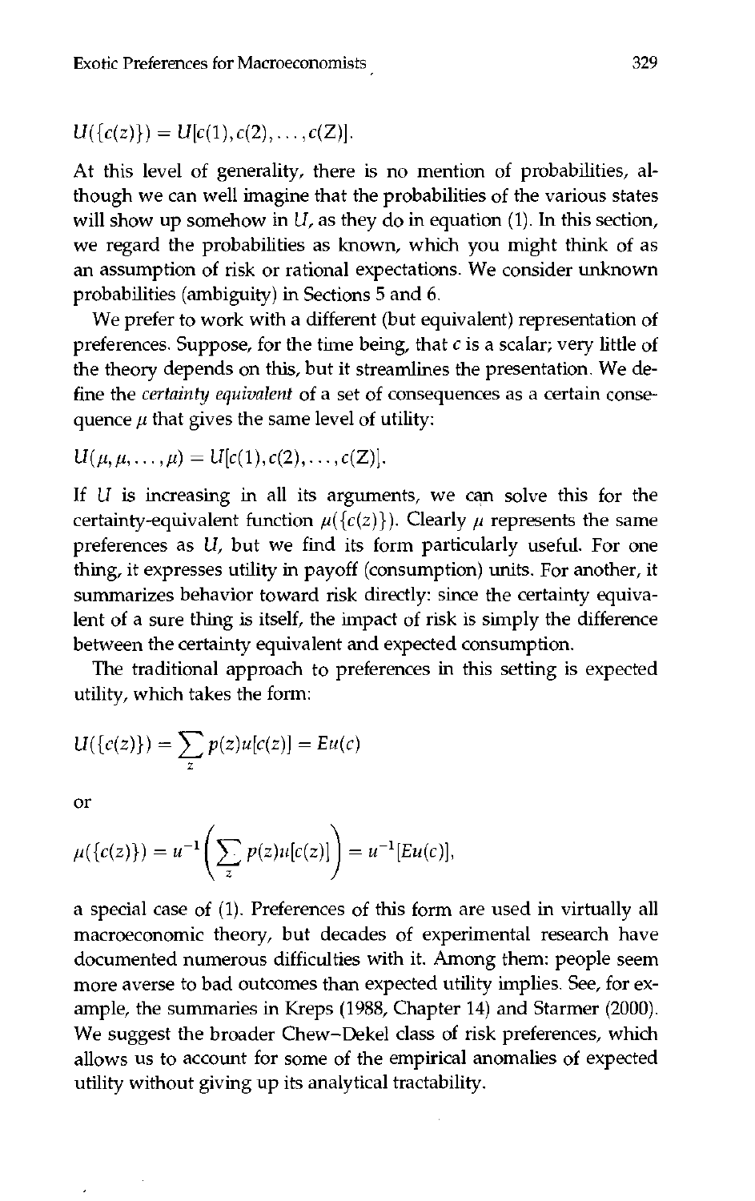$$U(\{c(z)\}) = U[c(1), c(2), \ldots, c(Z)].$$

At this level of generality, there is no mention of probabilities, although we can well imagine that the probabilities of the various states will show up somehow in $U$, as they do in equation (1). In this section, we regard the probabilities as known, which you might think of as an assumption of risk or rational expectations. We consider unknown probabilities (ambiguity) in Sections 5 and 6.

We prefer to work with a different (but equivalent) representation of preferences. Suppose, for the time being, that $c$ is a scalar; very little of the theory depends on this, but it streamlines the presentation. We define the *certainty equivalent* of a set of consequences as a certain consequence $\mu$ that gives the same level of utility:

$$U(\mu, \mu, \ldots, \mu) = U[c(1), c(2), \ldots, c(Z)].$$

If $U$ is increasing in all its arguments, we can solve this for the certainty-equivalent function $\mu(\{c(z)\})$. Clearly $\mu$ represents the same preferences as $U$, but we find its form particularly useful. For one thing, it expresses utility in payoff (consumption) units. For another, it summarizes behavior toward risk directly: since the certainty equivalent of a sure thing is itself, the impact of risk is simply the difference between the certainty equivalent and expected consumption.

The traditional approach to preferences in this setting is expected utility, which takes the form:

$$U(\{c(z)\}) = \sum_z p(z) u[c(z)] = Eu(c)$$

or

$$\mu(\{c(z)\}) = u^{-1}\left(\sum_z p(z) u[c(z)]\right) = u^{-1}[Eu(c)],$$

a special case of (1). Preferences of this form are used in virtually all macroeconomic theory, but decades of experimental research have documented numerous difficulties with it. Among them: people seem more averse to bad outcomes than expected utility implies. See, for example, the summaries in Kreps (1988, Chapter 14) and Starmer (2000). We suggest the broader Chew–Dekel class of risk preferences, which allows us to account for some of the empirical anomalies of expected utility without giving up its analytical tractability.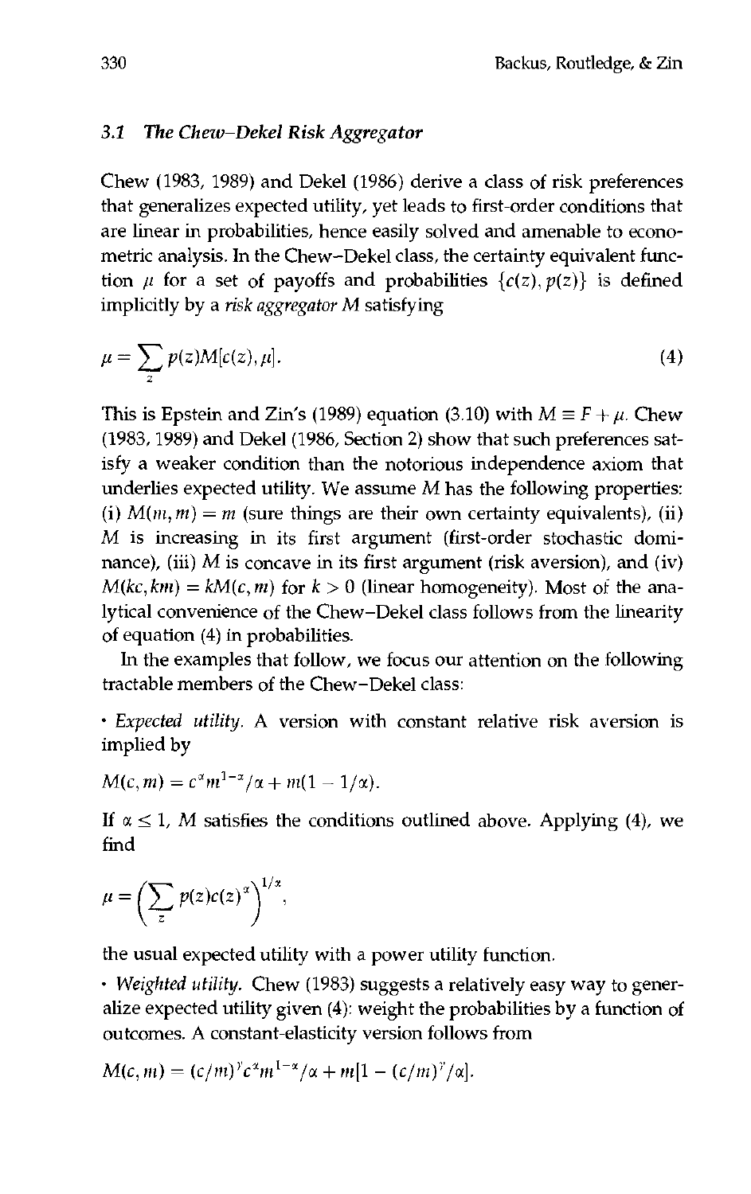### 3.1 The Chew–Dekel Risk Aggregator

Chew (1983, 1989) and Dekel (1986) derive a class of risk preferences that generalizes expected utility, yet leads to first-order conditions that are linear in probabilities, hence easily solved and amenable to econometric analysis. In the Chew–Dekel class, the certainty equivalent function $\mu$ for a set of payoffs and probabilities $\{c(z), p(z)\}$ is defined implicitly by a *risk aggregator* $M$ satisfying

$$\mu = \sum_z p(z) M[c(z), \mu]. \tag{4}$$

This is Epstein and Zin's (1989) equation (3.10) with $M \equiv F + \mu$. Chew (1983, 1989) and Dekel (1986, Section 2) show that such preferences satisfy a weaker condition than the notorious independence axiom that underlies expected utility. We assume $M$ has the following properties: (i) $M(m, m) = m$ (sure things are their own certainty equivalents), (ii) $M$ is increasing in its first argument (first-order stochastic dominance), (iii) $M$ is concave in its first argument (risk aversion), and (iv) $M(kc, km) = kM(c, m)$ for $k > 0$ (linear homogeneity). Most of the analytical convenience of the Chew–Dekel class follows from the linearity of equation (4) in probabilities.

In the examples that follow, we focus our attention on the following tractable members of the Chew–Dekel class:

- *Expected utility.* A version with constant relative risk aversion is implied by

$$M(c, m) = c^{\alpha} m^{1-\alpha}/\alpha + m(1 - 1/\alpha).$$

If $\alpha \leq 1$, $M$ satisfies the conditions outlined above. Applying (4), we find

$$\mu = \left( \sum_z p(z) c(z)^{\alpha} \right)^{1/\alpha},$$

the usual expected utility with a power utility function.

- *Weighted utility.* Chew (1983) suggests a relatively easy way to generalize expected utility given (4): weight the probabilities by a function of outcomes. A constant-elasticity version follows from

$$M(c, m) = (c/m)^{\gamma} c^{\alpha} m^{1-\alpha}/\alpha + m[1 - (c/m)^{\gamma}/\alpha].$$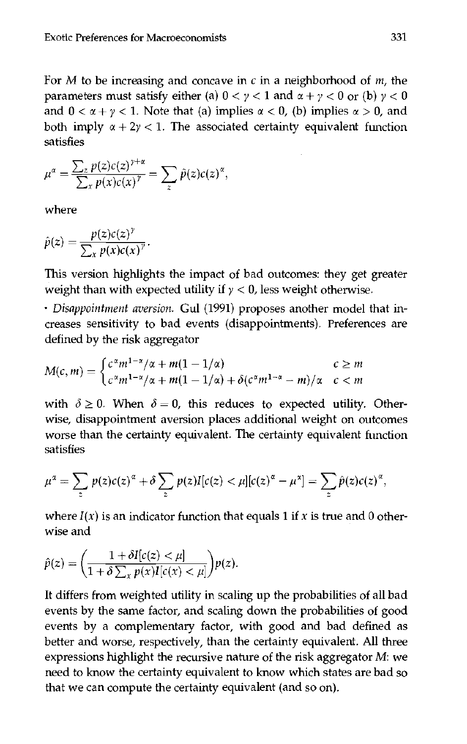For $M$ to be increasing and concave in $c$ in a neighborhood of $m$, the parameters must satisfy either (a) $0 < \gamma < 1$ and $\alpha + \gamma < 0$ or (b) $\gamma < 0$ and $0 < \alpha + \gamma < 1$. Note that (a) implies $\alpha < 0$, (b) implies $\alpha > 0$, and both imply $\alpha + 2\gamma < 1$. The associated certainty equivalent function satisfies

$$\mu^\alpha = \frac{\sum_z p(z)c(z)^{\gamma+\alpha}}{\sum_x p(x)c(x)^\gamma} = \sum_z \hat{p}(z)c(z)^\alpha,$$

where

$$\hat{p}(z) = \frac{p(z)c(z)^\gamma}{\sum_x p(x)c(x)^\gamma}.$$

This version highlights the impact of bad outcomes: they get greater weight than with expected utility if $\gamma < 0$, less weight otherwise.

- *Disappointment aversion.* Gul (1991) proposes another model that increases sensitivity to bad events (disappointments). Preferences are defined by the risk aggregator

$$M(c, m) = \begin{cases} c^\alpha m^{1-\alpha}/\alpha + m(1 - 1/\alpha) & c \geq m \\ c^\alpha m^{1-\alpha}/\alpha + m(1 - 1/\alpha) + \delta(c^\alpha m^{1-\alpha} - m)/\alpha & c < m \end{cases}$$

with $\delta \geq 0$. When $\delta = 0$, this reduces to expected utility. Otherwise, disappointment aversion places additional weight on outcomes worse than the certainty equivalent. The certainty equivalent function satisfies

$$\mu^\alpha = \sum_z p(z)c(z)^\alpha + \delta \sum_z p(z)I[c(z) < \mu][c(z)^\alpha - \mu^\alpha] = \sum_z \hat{p}(z)c(z)^\alpha,$$

where $I(x)$ is an indicator function that equals 1 if $x$ is true and 0 otherwise and

$$\hat{p}(z) = \left(\frac{1 + \delta I[c(z) < \mu]}{1 + \delta \sum_x p(x)I[c(x) < \mu]}\right)p(z).$$

It differs from weighted utility in scaling up the probabilities of all bad events by the same factor, and scaling down the probabilities of good events by a complementary factor, with good and bad defined as better and worse, respectively, than the certainty equivalent. All three expressions highlight the recursive nature of the risk aggregator $M$: we need to know the certainty equivalent to know which states are bad so that we can compute the certainty equivalent (and so on).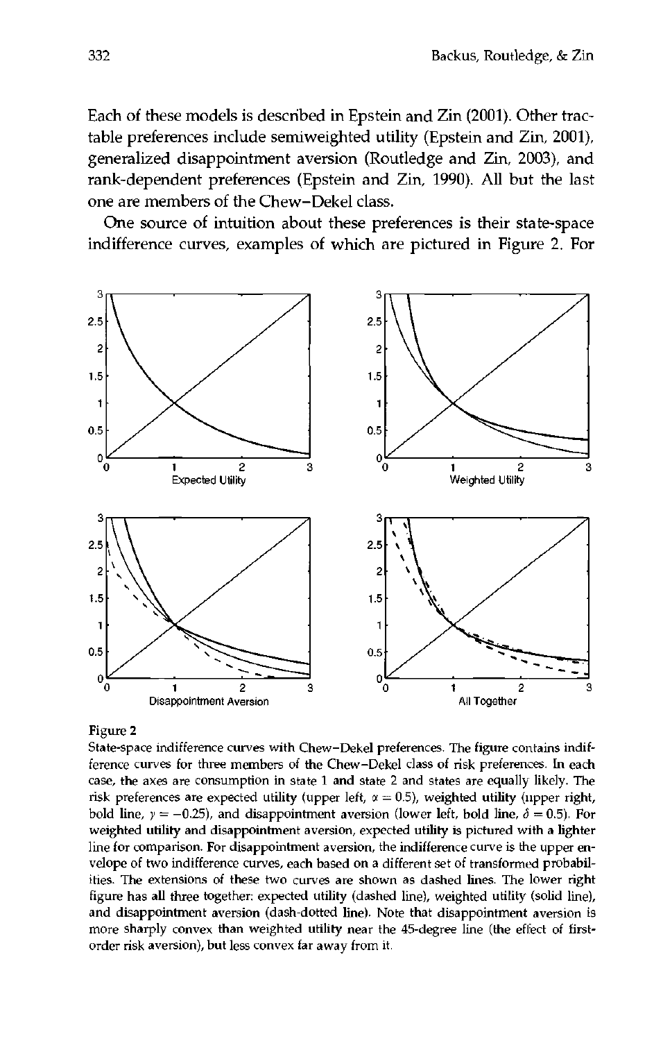Each of these models is described in Epstein and Zin (2001). Other tractable preferences include semiweighted utility (Epstein and Zin, 2001), generalized disappointment aversion (Routledge and Zin, 2003), and rank-dependent preferences (Epstein and Zin, 1990). All but the last one are members of the Chew–Dekel class.

One source of intuition about these preferences is their state-space indifference curves, examples of which are pictured in Figure 2. For

Figure 2

State-space indifference curves with Chew–Dekel preferences. The figure contains indifference curves for three members of the Chew–Dekel class of risk preferences. In each case, the axes are consumption in state 1 and state 2 and states are equally likely. The risk preferences are expected utility (upper left, $\alpha = 0.5$), weighted utility (upper right, bold line, $\gamma = -0.25$), and disappointment aversion (lower left, bold line, $\delta = 0.5$). For weighted utility and disappointment aversion, expected utility is pictured with a lighter line for comparison. For disappointment aversion, the indifference curve is the upper envelope of two indifference curves, each based on a different set of transformed probabilities. The extensions of these two curves are shown as dashed lines. The lower right figure has all three together: expected utility (dashed line), weighted utility (solid line), and disappointment aversion (dash-dotted line). Note that disappointment aversion is more sharply convex than weighted utility near the 45-degree line (the effect of first-order risk aversion), but less convex far away from it.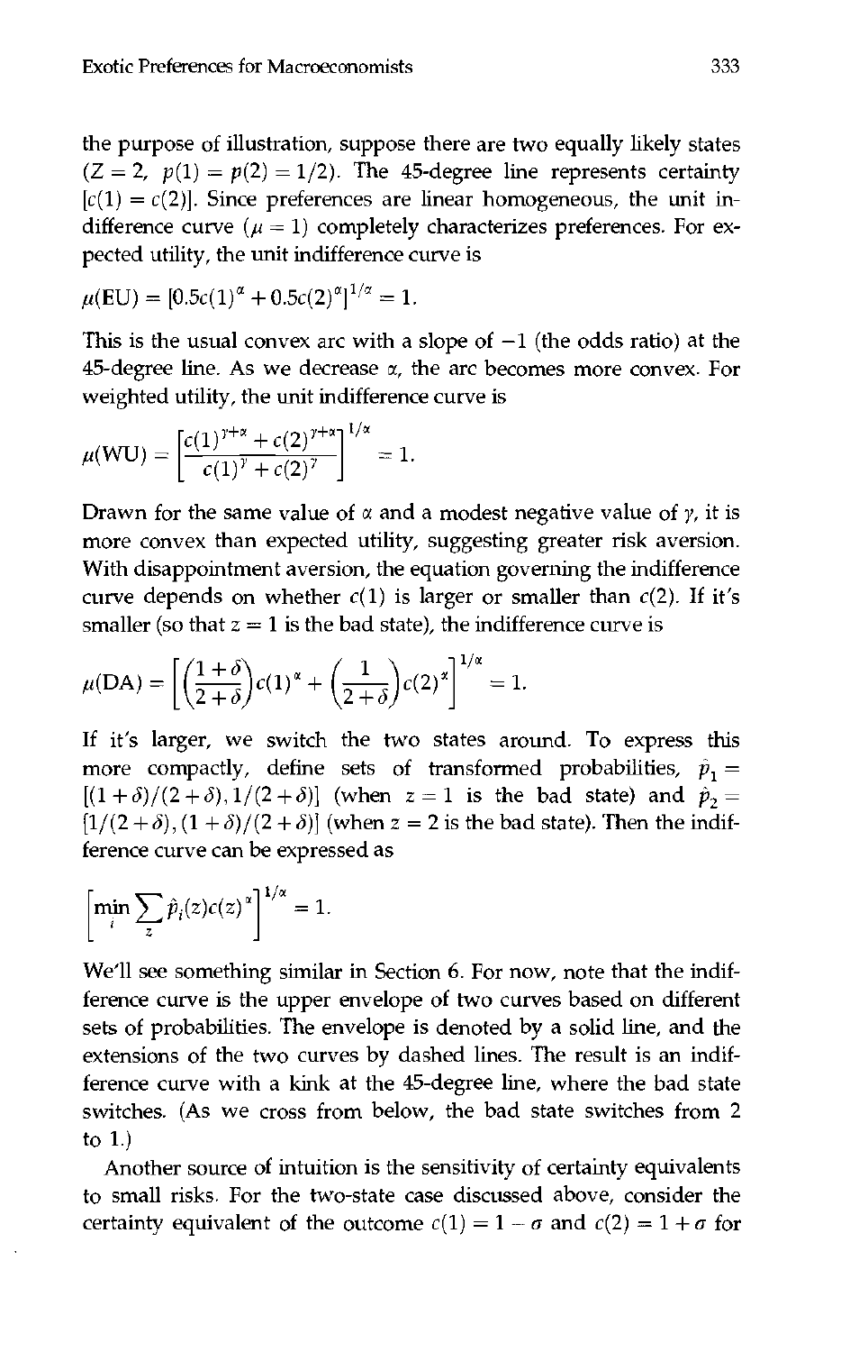the purpose of illustration, suppose there are two equally likely states ($Z = 2$, $p(1) = p(2) = 1/2$). The 45-degree line represents certainty [$c(1) = c(2)$]. Since preferences are linear homogeneous, the unit indifference curve ($\mu = 1$) completely characterizes preferences. For expected utility, the unit indifference curve is

$$\mu(\text{EU}) = [0.5c(1)^{\alpha} + 0.5c(2)^{\alpha}]^{1/\alpha} = 1.$$

This is the usual convex arc with a slope of $-1$ (the odds ratio) at the 45-degree line. As we decrease $\alpha$, the arc becomes more convex. For weighted utility, the unit indifference curve is

$$\mu(\text{WU}) = \left[\frac{c(1)^{\gamma+\alpha} + c(2)^{\gamma+\alpha}}{c(1)^{\gamma} + c(2)^{\gamma}}\right]^{1/\alpha} = 1.$$

Drawn for the same value of $\alpha$ and a modest negative value of $\gamma$, it is more convex than expected utility, suggesting greater risk aversion. With disappointment aversion, the equation governing the indifference curve depends on whether $c(1)$ is larger or smaller than $c(2)$. If it's smaller (so that $z = 1$ is the bad state), the indifference curve is

$$\mu(\text{DA}) = \left[\left(\frac{1+\delta}{2+\delta}\right)c(1)^{\alpha} + \left(\frac{1}{2+\delta}\right)c(2)^{\alpha}\right]^{1/\alpha} = 1.$$

If it's larger, we switch the two states around. To express this more compactly, define sets of transformed probabilities, $\hat{p}_1 = [(1+\delta)/(2+\delta), 1/(2+\delta)]$ (when $z = 1$ is the bad state) and $\hat{p}_2 = [1/(2+\delta), (1+\delta)/(2+\delta)]$ (when $z = 2$ is the bad state). Then the indifference curve can be expressed as

$$\left[\min_i \sum_z \hat{p}_i(z)c(z)^{\alpha}\right]^{1/\alpha} = 1.$$

We'll see something similar in Section 6. For now, note that the indifference curve is the upper envelope of two curves based on different sets of probabilities. The envelope is denoted by a solid line, and the extensions of the two curves by dashed lines. The result is an indifference curve with a kink at the 45-degree line, where the bad state switches. (As we cross from below, the bad state switches from 2 to 1.)

Another source of intuition is the sensitivity of certainty equivalents to small risks. For the two-state case discussed above, consider the certainty equivalent of the outcome $c(1) = 1 - \sigma$ and $c(2) = 1 + \sigma$ for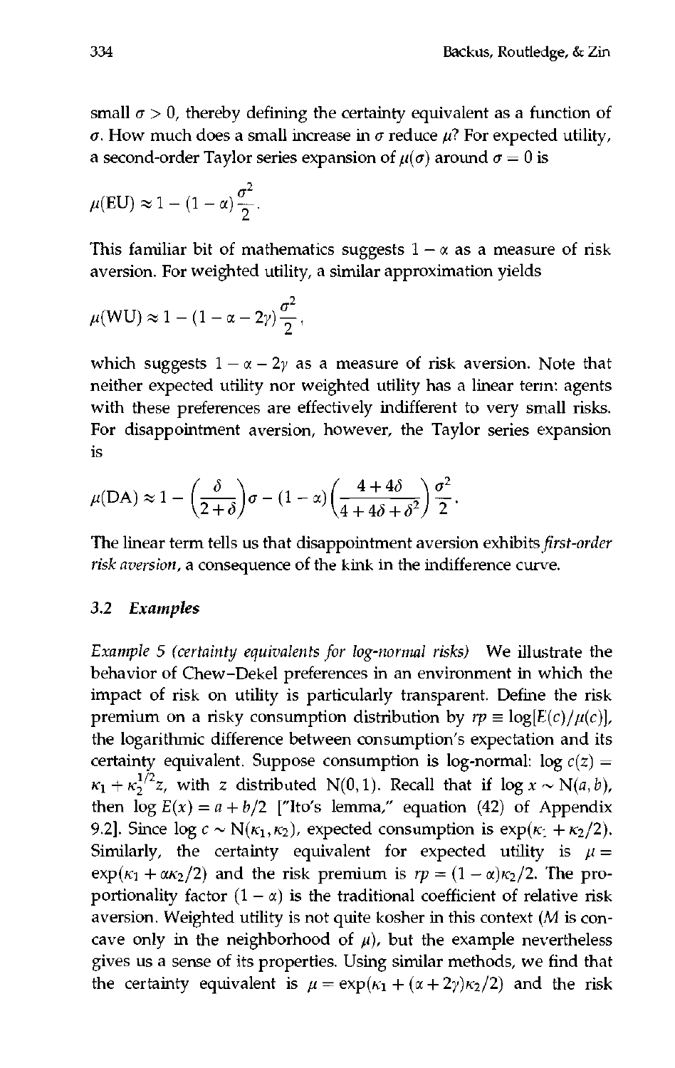small $\sigma > 0$, thereby defining the certainty equivalent as a function of $\sigma$. How much does a small increase in $\sigma$ reduce $\mu$? For expected utility, a second-order Taylor series expansion of $\mu(\sigma)$ around $\sigma = 0$ is

$$\mu(\text{EU}) \approx 1 - (1 - \alpha)\frac{\sigma^2}{2}.$$

This familiar bit of mathematics suggests $1 - \alpha$ as a measure of risk aversion. For weighted utility, a similar approximation yields

$$\mu(\text{WU}) \approx 1 - (1 - \alpha - 2\gamma)\frac{\sigma^2}{2},$$

which suggests $1 - \alpha - 2\gamma$ as a measure of risk aversion. Note that neither expected utility nor weighted utility has a linear term: agents with these preferences are effectively indifferent to very small risks. For disappointment aversion, however, the Taylor series expansion is

$$\mu(\text{DA}) \approx 1 - \left(\frac{\delta}{2+\delta}\right)\sigma - (1 - \alpha)\left(\frac{4 + 4\delta}{4 + 4\delta + \delta^2}\right)\frac{\sigma^2}{2}.$$

The linear term tells us that disappointment aversion exhibits *first-order risk aversion*, a consequence of the kink in the indifference curve.

### 3.2 Examples

*Example 5 (certainty equivalents for log-normal risks)* We illustrate the behavior of Chew–Dekel preferences in an environment in which the impact of risk on utility is particularly transparent. Define the risk premium on a risky consumption distribution by $rp \equiv \log[E(c)/\mu(c)]$, the logarithmic difference between consumption's expectation and its certainty equivalent. Suppose consumption is log-normal: $\log c(z) = \kappa_1 + \kappa_2^{1/2} z$, with $z$ distributed $N(0, 1)$. Recall that if $\log x \sim N(a, b)$, then $\log E(x) = a + b/2$ ["Ito's lemma," equation (42) of Appendix 9.2]. Since $\log c \sim N(\kappa_1, \kappa_2)$, expected consumption is $\exp(\kappa_1 + \kappa_2/2)$. Similarly, the certainty equivalent for expected utility is $\mu = \exp(\kappa_1 + \alpha\kappa_2/2)$ and the risk premium is $rp = (1 - \alpha)\kappa_2/2$. The proportionality factor $(1 - \alpha)$ is the traditional coefficient of relative risk aversion. Weighted utility is not quite kosher in this context ($M$ is concave only in the neighborhood of $\mu$), but the example nevertheless gives us a sense of its properties. Using similar methods, we find that the certainty equivalent is $\mu = \exp(\kappa_1 + (\alpha + 2\gamma)\kappa_2/2)$ and the risk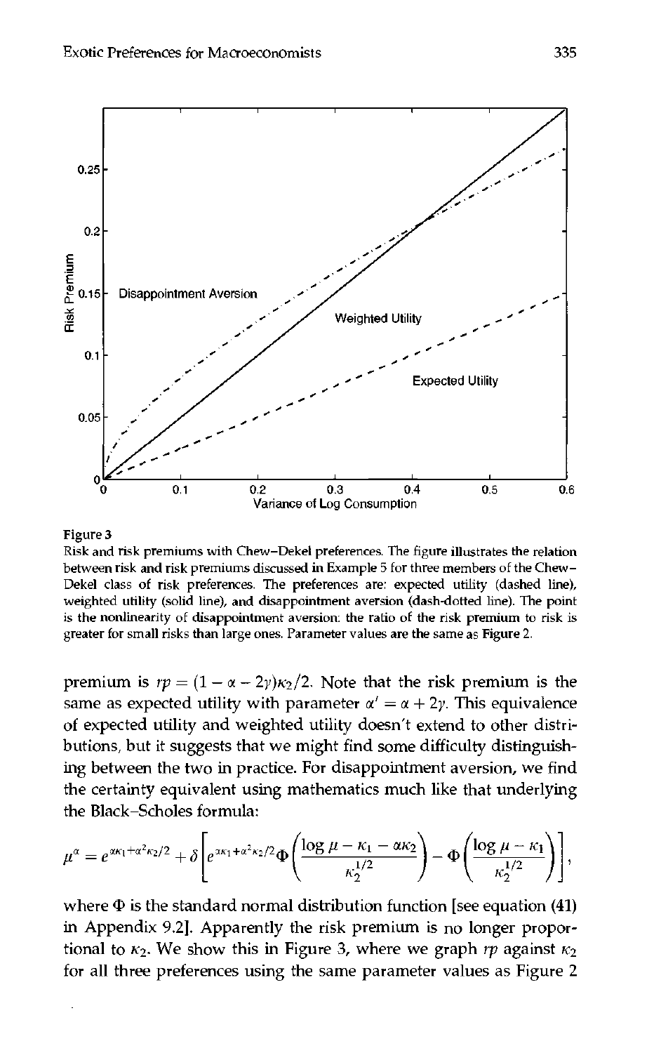Figure 3

Risk and risk premiums with Chew–Dekel preferences. The figure illustrates the relation between risk and risk premiums discussed in Example 5 for three members of the Chew–Dekel class of risk preferences. The preferences are: expected utility (dashed line), weighted utility (solid line), and disappointment aversion (dash-dotted line). The point is the nonlinearity of disappointment aversion: the ratio of the risk premium to risk is greater for small risks than large ones. Parameter values are the same as Figure 2.

premium is $rp = (1 - \alpha - 2\gamma)\kappa_2/2$. Note that the risk premium is the same as expected utility with parameter $\alpha' = \alpha + 2\gamma$. This equivalence of expected utility and weighted utility doesn't extend to other distributions, but it suggests that we might find some difficulty distinguishing between the two in practice. For disappointment aversion, we find the certainty equivalent using mathematics much like that underlying the Black–Scholes formula:

$$\mu^{\alpha} = e^{\alpha\kappa_1 + \alpha^2\kappa_2/2} + \delta\left[e^{\alpha\kappa_1 + \alpha^2\kappa_2/2}\Phi\left(\frac{\log\mu - \kappa_1 - \alpha\kappa_2}{\kappa_2^{1/2}}\right) - \Phi\left(\frac{\log\mu - \kappa_1}{\kappa_2^{1/2}}\right)\right],$$

where $\Phi$ is the standard normal distribution function [see equation (41) in Appendix 9.2]. Apparently the risk premium is no longer proportional to $\kappa_2$. We show this in Figure 3, where we graph $rp$ against $\kappa_2$ for all three preferences using the same parameter values as Figure 2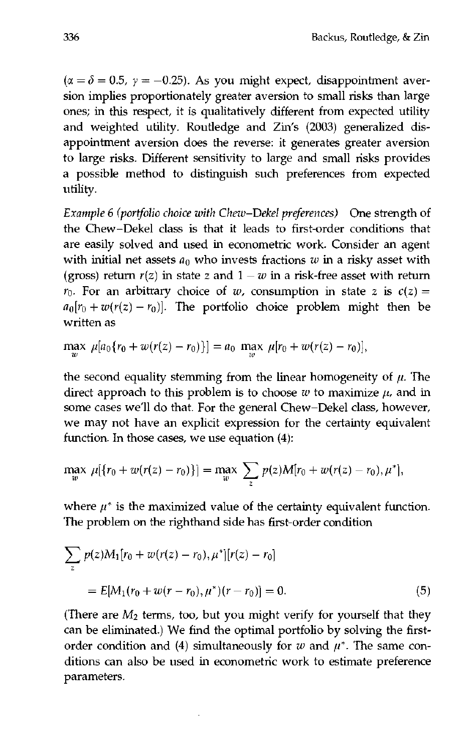($\alpha = \delta = 0.5$, $\gamma = -0.25$). As you might expect, disappointment aversion implies proportionately greater aversion to small risks than large ones; in this respect, it is qualitatively different from expected utility and weighted utility. Routledge and Zin's (2003) generalized disappointment aversion does the reverse: it generates greater aversion to large risks. Different sensitivity to large and small risks provides a possible method to distinguish such preferences from expected utility.

*Example 6 (portfolio choice with Chew–Dekel preferences)* One strength of the Chew–Dekel class is that it leads to first-order conditions that are easily solved and used in econometric work. Consider an agent with initial net assets $a_0$ who invests fractions $w$ in a risky asset with (gross) return $r(z)$ in state $z$ and $1 - w$ in a risk-free asset with return $r_0$. For an arbitrary choice of $w$, consumption in state $z$ is $c(z) = a_0[r_0 + w(r(z) - r_0)]$. The portfolio choice problem might then be written as

$$\max_w \ \mu[a_0\{r_0 + w(r(z) - r_0)\}] = a_0 \ \max_w \ \mu[r_0 + w(r(z) - r_0)],$$

the second equality stemming from the linear homogeneity of $\mu$. The direct approach to this problem is to choose $w$ to maximize $\mu$, and in some cases we'll do that. For the general Chew–Dekel class, however, we may not have an explicit expression for the certainty equivalent function. In those cases, we use equation (4):

$$\max_w \ \mu[\{r_0 + w(r(z) - r_0)\}] = \max_w \ \sum_z p(z)M[r_0 + w(r(z) - r_0), \mu^*],$$

where $\mu^*$ is the maximized value of the certainty equivalent function. The problem on the righthand side has first-order condition

$$\sum_z p(z)M_1[r_0 + w(r(z) - r_0), \mu^*][r(z) - r_0]$$
$$= E[M_1(r_0 + w(r - r_0), \mu^*)(r - r_0)] = 0. \tag{5}$$

(There are $M_2$ terms, too, but you might verify for yourself that they can be eliminated.) We find the optimal portfolio by solving the first-order condition and (4) simultaneously for $w$ and $\mu^*$. The same conditions can also be used in econometric work to estimate preference parameters.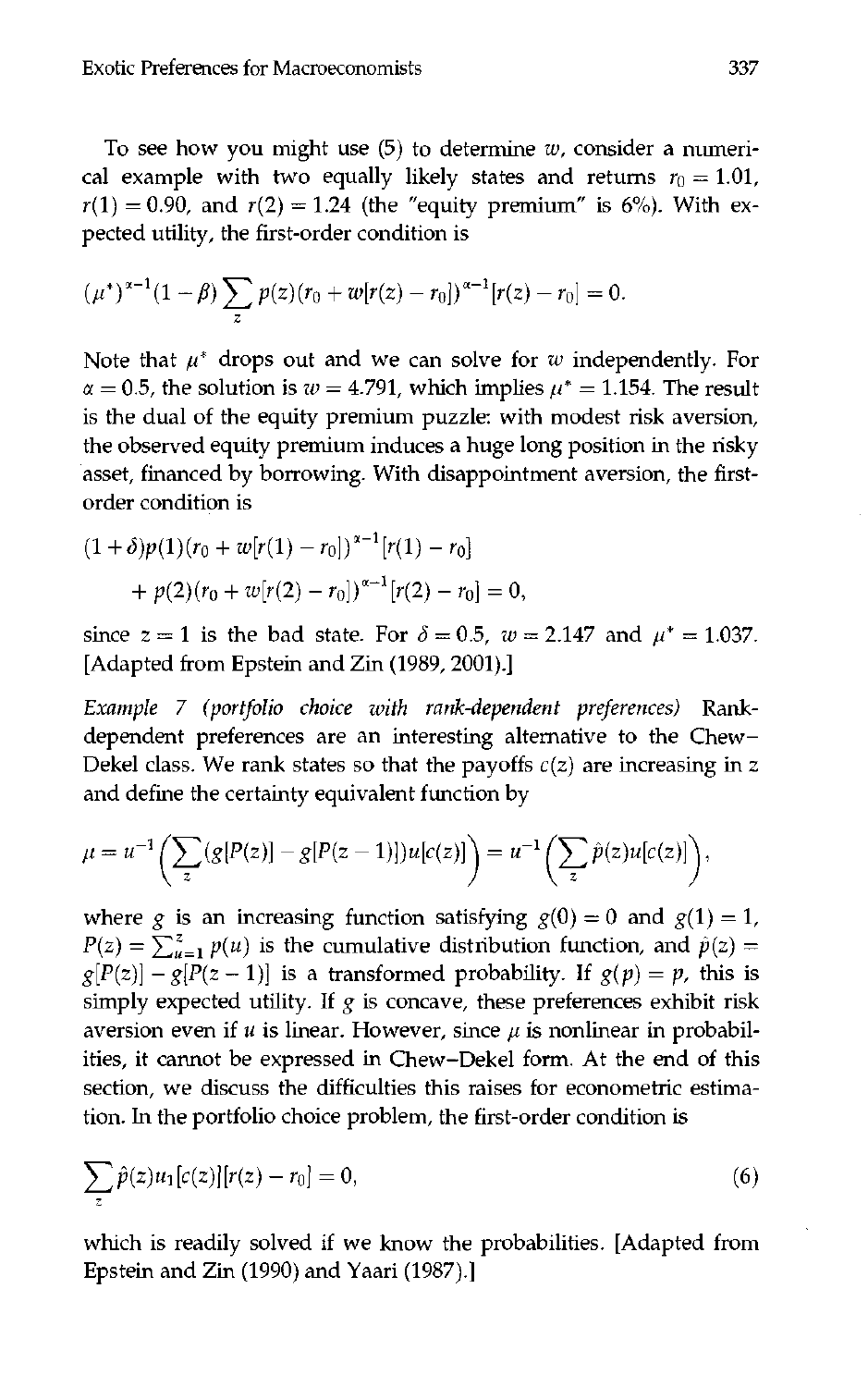To see how you might use (5) to determine $w$, consider a numerical example with two equally likely states and returns $r_0 = 1.01$, $r(1) = 0.90$, and $r(2) = 1.24$ (the "equity premium" is 6%). With expected utility, the first-order condition is

$$(\mu^*)^{\alpha-1}(1-\beta)\sum_z p(z)(r_0 + w[r(z) - r_0])^{\alpha-1}[r(z) - r_0] = 0.$$

Note that $\mu^*$ drops out and we can solve for $w$ independently. For $\alpha = 0.5$, the solution is $w = 4.791$, which implies $\mu^* = 1.154$. The result is the dual of the equity premium puzzle: with modest risk aversion, the observed equity premium induces a huge long position in the risky asset, financed by borrowing. With disappointment aversion, the first-order condition is

$$(1+\delta)p(1)(r_0 + w[r(1) - r_0])^{\alpha-1}[r(1) - r_0]$$
$$+ p(2)(r_0 + w[r(2) - r_0])^{\alpha-1}[r(2) - r_0] = 0,$$

since $z = 1$ is the bad state. For $\delta = 0.5$, $w = 2.147$ and $\mu^* = 1.037$. [Adapted from Epstein and Zin (1989, 2001).]

*Example 7 (portfolio choice with rank-dependent preferences)* Rank-dependent preferences are an interesting alternative to the Chew–Dekel class. We rank states so that the payoffs $c(z)$ are increasing in $z$ and define the certainty equivalent function by

$$\mu = u^{-1}\Big(\sum_z (g[P(z)] - g[P(z-1)])u[c(z)]\Big) = u^{-1}\Big(\sum_z \hat{p}(z)u[c(z)]\Big),$$

where $g$ is an increasing function satisfying $g(0) = 0$ and $g(1) = 1$, $P(z) = \sum_{u=1}^{z} p(u)$ is the cumulative distribution function, and $\hat{p}(z) = g[P(z)] - g[P(z-1)]$ is a transformed probability. If $g(p) = p$, this is simply expected utility. If $g$ is concave, these preferences exhibit risk aversion even if $u$ is linear. However, since $\mu$ is nonlinear in probabilities, it cannot be expressed in Chew–Dekel form. At the end of this section, we discuss the difficulties this raises for econometric estimation. In the portfolio choice problem, the first-order condition is

$$\sum_z \hat{p}(z)u_1[c(z)][r(z) - r_0] = 0, \tag{6}$$

which is readily solved if we know the probabilities. [Adapted from Epstein and Zin (1990) and Yaari (1987).]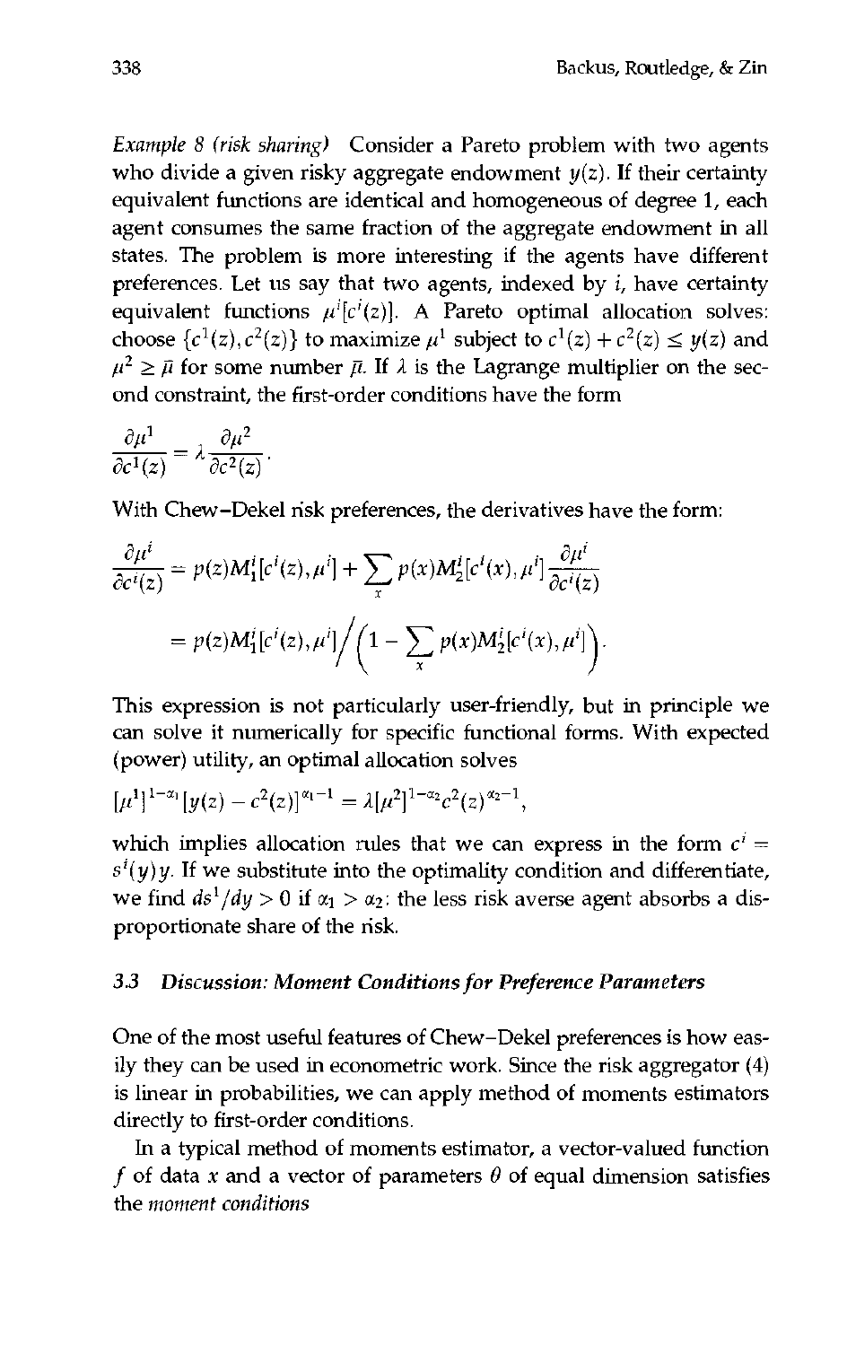*Example 8 (risk sharing)* Consider a Pareto problem with two agents who divide a given risky aggregate endowment $y(z)$. If their certainty equivalent functions are identical and homogeneous of degree 1, each agent consumes the same fraction of the aggregate endowment in all states. The problem is more interesting if the agents have different preferences. Let us say that two agents, indexed by $i$, have certainty equivalent functions $\mu^i[c^i(z)]$. A Pareto optimal allocation solves: choose $\{c^1(z), c^2(z)\}$ to maximize $\mu^1$ subject to $c^1(z) + c^2(z) \leq y(z)$ and $\mu^2 \geq \bar{\mu}$ for some number $\bar{\mu}$. If $\lambda$ is the Lagrange multiplier on the second constraint, the first-order conditions have the form

$$\frac{\partial \mu^1}{\partial c^1(z)} = \lambda \frac{\partial \mu^2}{\partial c^2(z)}.$$

With Chew–Dekel risk preferences, the derivatives have the form:

$$\begin{aligned}\frac{\partial \mu^i}{\partial c^i(z)} &= p(z) M_1^i[c^i(z), \mu^i] + \sum_x p(x) M_2^i[c^i(x), \mu^i] \frac{\partial \mu^i}{\partial c^i(z)} \\ &= p(z) M_1^i[c^i(z), \mu^i] \Big/ \Big(1 - \sum_x p(x) M_2^i[c^i(x), \mu^i]\Big).\end{aligned}$$

This expression is not particularly user-friendly, but in principle we can solve it numerically for specific functional forms. With expected (power) utility, an optimal allocation solves

$$[\mu^1]^{1-\alpha_1}[y(z) - c^2(z)]^{\alpha_1 - 1} = \lambda [\mu^2]^{1-\alpha_2} c^2(z)^{\alpha_2 - 1},$$

which implies allocation rules that we can express in the form $c^i = s^i(y)y$. If we substitute into the optimality condition and differentiate, we find $ds^1/dy > 0$ if $\alpha_1 > \alpha_2$: the less risk averse agent absorbs a disproportionate share of the risk.

### 3.3 Discussion: Moment Conditions for Preference Parameters

One of the most useful features of Chew–Dekel preferences is how easily they can be used in econometric work. Since the risk aggregator (4) is linear in probabilities, we can apply method of moments estimators directly to first-order conditions.

In a typical method of moments estimator, a vector-valued function $f$ of data $x$ and a vector of parameters $\theta$ of equal dimension satisfies the *moment conditions*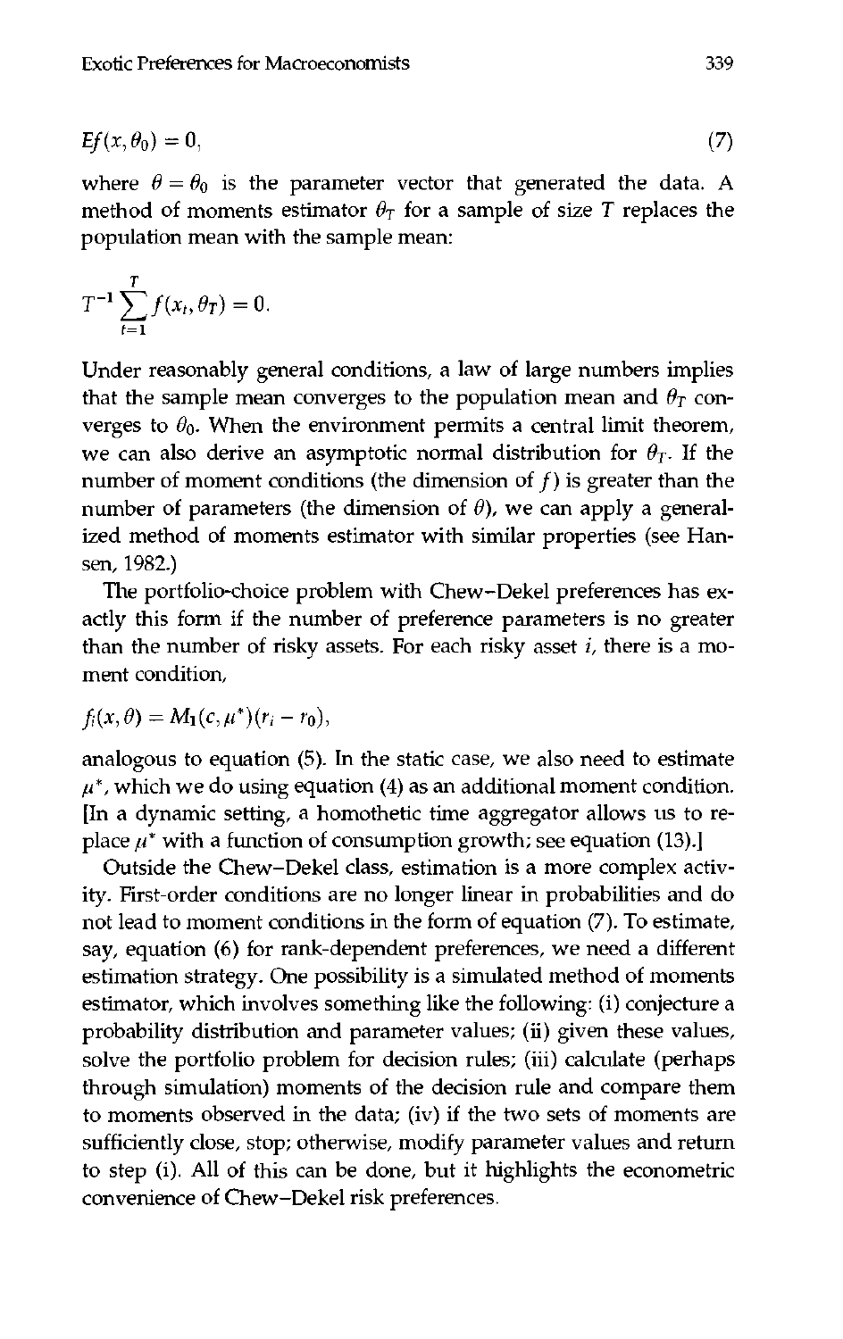$$Ef(x, \theta_0) = 0, \tag{7}$$

where $\theta = \theta_0$ is the parameter vector that generated the data. A method of moments estimator $\theta_T$ for a sample of size $T$ replaces the population mean with the sample mean:

$$T^{-1} \sum_{t=1}^{T} f(x_t, \theta_T) = 0.$$

Under reasonably general conditions, a law of large numbers implies that the sample mean converges to the population mean and $\theta_T$ converges to $\theta_0$. When the environment permits a central limit theorem, we can also derive an asymptotic normal distribution for $\theta_T$. If the number of moment conditions (the dimension of $f$) is greater than the number of parameters (the dimension of $\theta$), we can apply a generalized method of moments estimator with similar properties (see Hansen, 1982.)

The portfolio-choice problem with Chew–Dekel preferences has exactly this form if the number of preference parameters is no greater than the number of risky assets. For each risky asset $i$, there is a moment condition,

$$f_i(x, \theta) = M_1(c, \mu^*)(r_i - r_0),$$

analogous to equation (5). In the static case, we also need to estimate $\mu^*$, which we do using equation (4) as an additional moment condition. [In a dynamic setting, a homothetic time aggregator allows us to replace $\mu^*$ with a function of consumption growth; see equation (13).]

Outside the Chew–Dekel class, estimation is a more complex activity. First-order conditions are no longer linear in probabilities and do not lead to moment conditions in the form of equation (7). To estimate, say, equation (6) for rank-dependent preferences, we need a different estimation strategy. One possibility is a simulated method of moments estimator, which involves something like the following: (i) conjecture a probability distribution and parameter values; (ii) given these values, solve the portfolio problem for decision rules; (iii) calculate (perhaps through simulation) moments of the decision rule and compare them to moments observed in the data; (iv) if the two sets of moments are sufficiently close, stop; otherwise, modify parameter values and return to step (i). All of this can be done, but it highlights the econometric convenience of Chew–Dekel risk preferences.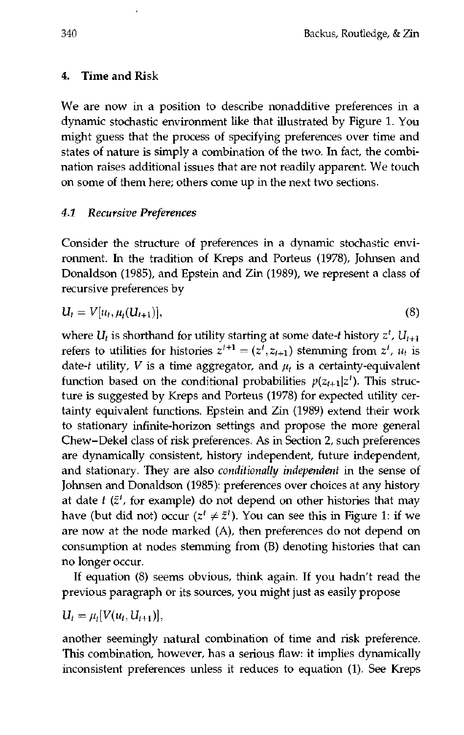## 4. Time and Risk

We are now in a position to describe nonadditive preferences in a dynamic stochastic environment like that illustrated by Figure 1. You might guess that the process of specifying preferences over time and states of nature is simply a combination of the two. In fact, the combination raises additional issues that are not readily apparent. We touch on some of them here; others come up in the next two sections.

### 4.1 Recursive Preferences

Consider the structure of preferences in a dynamic stochastic environment. In the tradition of Kreps and Porteus (1978), Johnsen and Donaldson (1985), and Epstein and Zin (1989), we represent a class of recursive preferences by

$$U_t = V[u_t, \mu_t(U_{t+1})], \tag{8}$$

where $U_t$ is shorthand for utility starting at some date-$t$ history $z^t$, $U_{t+1}$ refers to utilities for histories $z^{t+1} = (z^t, z_{t+1})$ stemming from $z^t$, $u_t$ is date-$t$ utility, $V$ is a time aggregator, and $\mu_t$ is a certainty-equivalent function based on the conditional probabilities $p(z_{t+1}|z^t)$. This structure is suggested by Kreps and Porteus (1978) for expected utility certainty equivalent functions. Epstein and Zin (1989) extend their work to stationary infinite-horizon settings and propose the more general Chew–Dekel class of risk preferences. As in Section 2, such preferences are dynamically consistent, history independent, future independent, and stationary. They are also *conditionally independent* in the sense of Johnsen and Donaldson (1985): preferences over choices at any history at date $t$ ($\bar{z}^t$, for example) do not depend on other histories that may have (but did not) occur ($z^t \neq \bar{z}^t$). You can see this in Figure 1: if we are now at the node marked (A), then preferences do not depend on consumption at nodes stemming from (B) denoting histories that can no longer occur.

If equation (8) seems obvious, think again. If you hadn't read the previous paragraph or its sources, you might just as easily propose

$$U_t = \mu_t[V(u_t, U_{t+1})],$$

another seemingly natural combination of time and risk preference. This combination, however, has a serious flaw: it implies dynamically inconsistent preferences unless it reduces to equation (1). See Kreps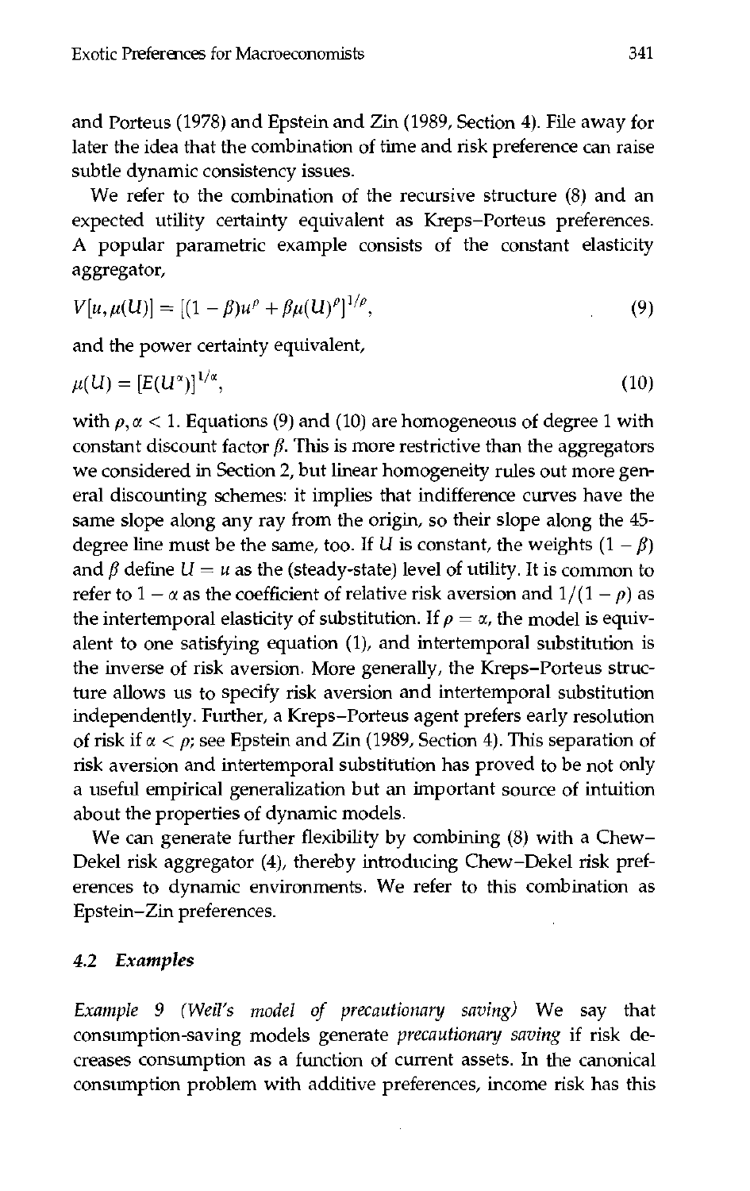and Porteus (1978) and Epstein and Zin (1989, Section 4). File away for later the idea that the combination of time and risk preference can raise subtle dynamic consistency issues.

We refer to the combination of the recursive structure (8) and an expected utility certainty equivalent as Kreps–Porteus preferences. A popular parametric example consists of the constant elasticity aggregator,

$$V[u, \mu(U)] = [(1-\beta)u^{\rho} + \beta\mu(U)^{\rho}]^{1/\rho}, \tag{9}$$

and the power certainty equivalent,

$$\mu(U) = [E(U^{\alpha})]^{1/\alpha}, \tag{10}$$

with $\rho, \alpha < 1$. Equations (9) and (10) are homogeneous of degree 1 with constant discount factor $\beta$. This is more restrictive than the aggregators we considered in Section 2, but linear homogeneity rules out more general discounting schemes: it implies that indifference curves have the same slope along any ray from the origin, so their slope along the 45-degree line must be the same, too. If $U$ is constant, the weights $(1-\beta)$ and $\beta$ define $U = u$ as the (steady-state) level of utility. It is common to refer to $1-\alpha$ as the coefficient of relative risk aversion and $1/(1-\rho)$ as the intertemporal elasticity of substitution. If $\rho = \alpha$, the model is equivalent to one satisfying equation (1), and intertemporal substitution is the inverse of risk aversion. More generally, the Kreps–Porteus structure allows us to specify risk aversion and intertemporal substitution independently. Further, a Kreps–Porteus agent prefers early resolution of risk if $\alpha < \rho$; see Epstein and Zin (1989, Section 4). This separation of risk aversion and intertemporal substitution has proved to be not only a useful empirical generalization but an important source of intuition about the properties of dynamic models.

We can generate further flexibility by combining (8) with a Chew–Dekel risk aggregator (4), thereby introducing Chew–Dekel risk preferences to dynamic environments. We refer to this combination as Epstein–Zin preferences.

### 4.2 *Examples*

*Example 9 (Weil's model of precautionary saving)* We say that consumption-saving models generate *precautionary saving* if risk decreases consumption as a function of current assets. In the canonical consumption problem with additive preferences, income risk has this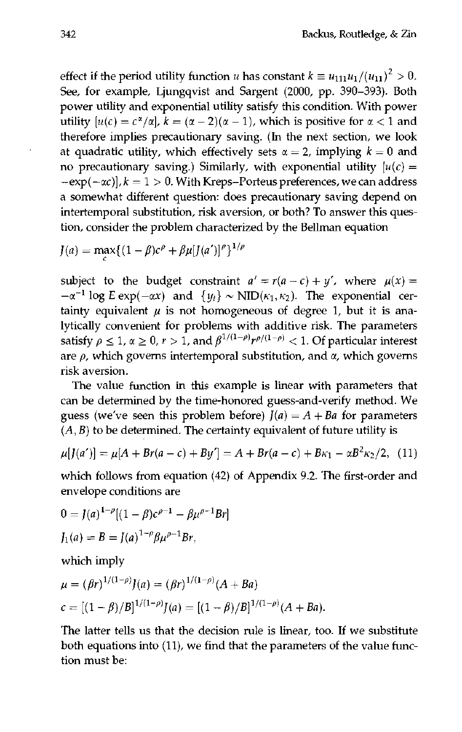effect if the period utility function $u$ has constant $k \equiv u_{111}u_1/(u_{11})^2 > 0$. See, for example, Ljungqvist and Sargent (2000, pp. 390–393). Both power utility and exponential utility satisfy this condition. With power utility $[u(c) = c^\alpha/\alpha]$, $k = (\alpha - 2)(\alpha - 1)$, which is positive for $\alpha < 1$ and therefore implies precautionary saving. (In the next section, we look at quadratic utility, which effectively sets $\alpha = 2$, implying $k = 0$ and no precautionary saving.) Similarly, with exponential utility $[u(c) = -\exp(-\alpha c)]$, $k = 1 > 0$. With Kreps–Porteus preferences, we can address a somewhat different question: does precautionary saving depend on intertemporal substitution, risk aversion, or both? To answer this question, consider the problem characterized by the Bellman equation

$$J(a) = \max_c\{(1-\beta)c^\rho + \beta\mu[J(a')]^\rho\}^{1/\rho}$$

subject to the budget constraint $a' = r(a-c) + y'$, where $\mu(x) = -\alpha^{-1}\log E\exp(-\alpha x)$ and $\{y_t\} \sim \text{NID}(\kappa_1, \kappa_2)$. The exponential certainty equivalent $\mu$ is not homogeneous of degree 1, but it is analytically convenient for problems with additive risk. The parameters satisfy $\rho \le 1$, $\alpha \ge 0$, $r > 1$, and $\beta^{1/(1-\rho)}r^{\rho/(1-\rho)} < 1$. Of particular interest are $\rho$, which governs intertemporal substitution, and $\alpha$, which governs risk aversion.

The value function in this example is linear with parameters that can be determined by the time-honored guess-and-verify method. We guess (we've seen this problem before) $J(a) = A + Ba$ for parameters $(A, B)$ to be determined. The certainty equivalent of future utility is

$$\mu[J(a')] = \mu[A + Br(a-c) + By'] = A + Br(a-c) + B\kappa_1 - \alpha B^2\kappa_2/2, \quad (11)$$

which follows from equation (42) of Appendix 9.2. The first-order and envelope conditions are

$$0 = J(a)^{1-\rho}[(1-\beta)c^{\rho-1} - \beta\mu^{\rho-1}Br]$$

$$J_1(a) = B = J(a)^{1-\rho}\beta\mu^{\rho-1}Br,$$

which imply

$$\mu = (\beta r)^{1/(1-\rho)}J(a) = (\beta r)^{1/(1-\rho)}(A + Ba)$$

$$c = [(1-\beta)/B]^{1/(1-\rho)}J(a) = [(1-\beta)/B]^{1/(1-\rho)}(A + Ba).$$

The latter tells us that the decision rule is linear, too. If we substitute both equations into (11), we find that the parameters of the value function must be: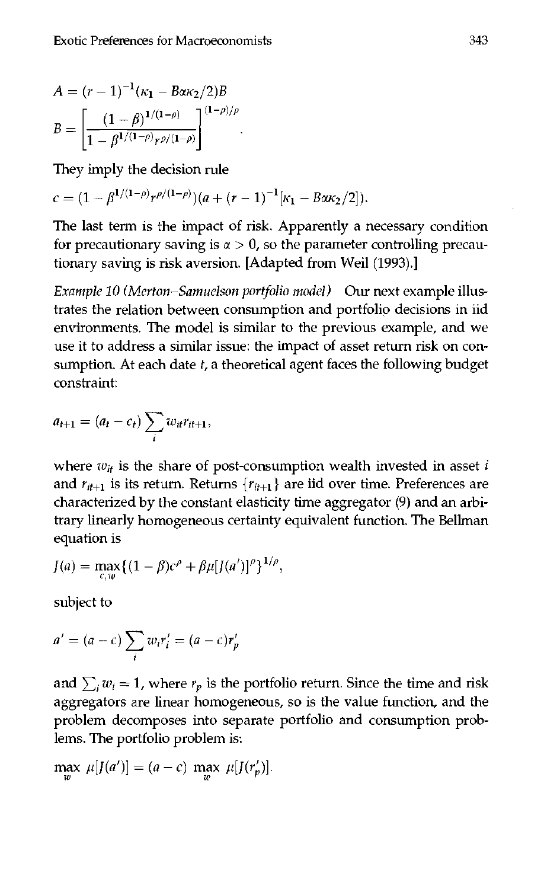$$A = (r-1)^{-1}(\kappa_1 - B\alpha\kappa_2/2)B$$

$$B = \left[\frac{(1-\beta)^{1/(1-\rho)}}{1-\beta^{1/(1-\rho)}r^{\rho/(1-\rho)}}\right]^{(1-\rho)/\rho}.$$

They imply the decision rule

$$c = (1-\beta^{1/(1-\rho)}r^{\rho/(1-\rho)})(a + (r-1)^{-1}[\kappa_1 - B\alpha\kappa_2/2]).$$

The last term is the impact of risk. Apparently a necessary condition for precautionary saving is $\alpha > 0$, so the parameter controlling precautionary saving is risk aversion. [Adapted from Weil (1993).]

*Example 10 (Merton–Samuelson portfolio model)* Our next example illustrates the relation between consumption and portfolio decisions in iid environments. The model is similar to the previous example, and we use it to address a similar issue: the impact of asset return risk on consumption. At each date $t$, a theoretical agent faces the following budget constraint:

$$a_{t+1} = (a_t - c_t)\sum_i w_{it}r_{it+1},$$

where $w_{it}$ is the share of post-consumption wealth invested in asset $i$ and $r_{it+1}$ is its return. Returns $\{r_{it+1}\}$ are iid over time. Preferences are characterized by the constant elasticity time aggregator (9) and an arbitrary linearly homogeneous certainty equivalent function. The Bellman equation is

$$J(a) = \max_{c,w}\{(1-\beta)c^\rho + \beta\mu[J(a')]^\rho\}^{1/\rho},$$

subject to

$$a' = (a-c)\sum_i w_i r_i' = (a-c)r_p'$$

and $\sum_i w_i = 1$, where $r_p$ is the portfolio return. Since the time and risk aggregators are linear homogeneous, so is the value function, and the problem decomposes into separate portfolio and consumption problems. The portfolio problem is:

$$\max_w \mu[J(a')] = (a-c)\max_w \mu[J(r_p')].$$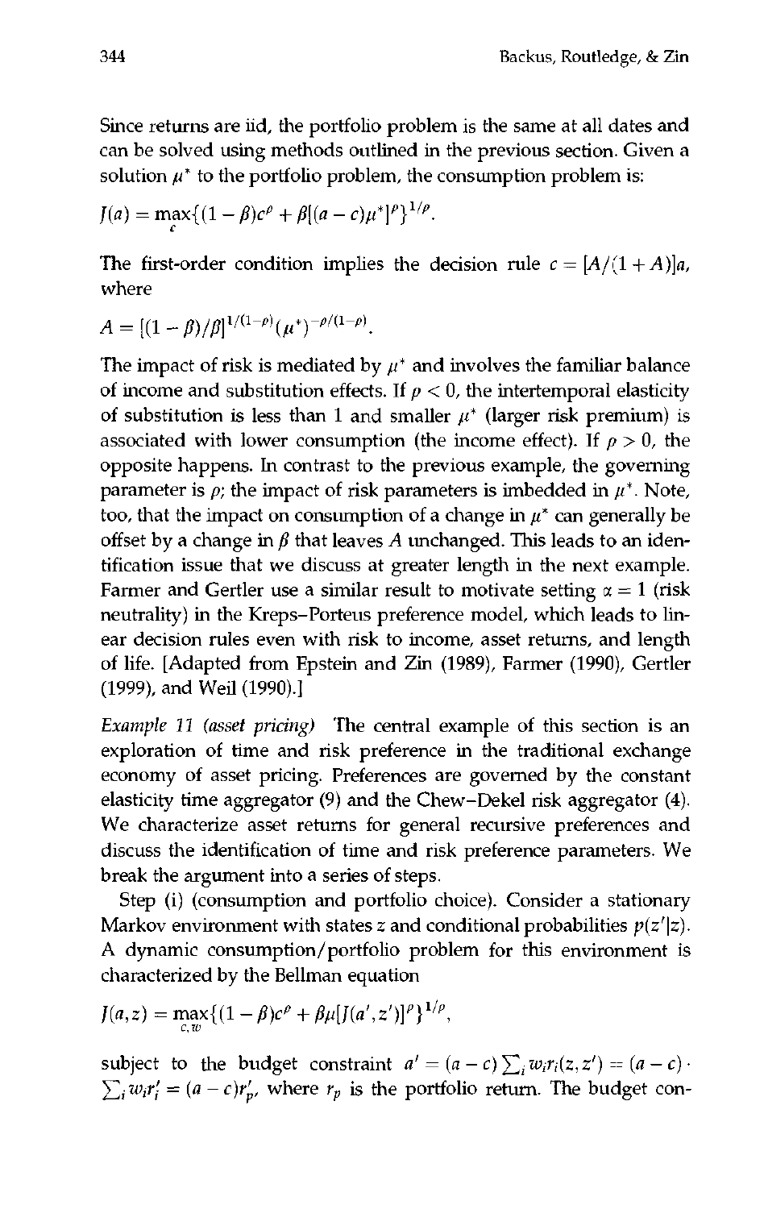Since returns are iid, the portfolio problem is the same at all dates and can be solved using methods outlined in the previous section. Given a solution $\mu^*$ to the portfolio problem, the consumption problem is:

$$J(a) = \max_c \{(1-\beta)c^\rho + \beta[(a-c)\mu^*]^\rho\}^{1/\rho}.$$

The first-order condition implies the decision rule $c = [A/(1+A)]a$, where

$$A = [(1-\beta)/\beta]^{1/(1-\rho)}(\mu^*)^{-\rho/(1-\rho)}.$$

The impact of risk is mediated by $\mu^*$ and involves the familiar balance of income and substitution effects. If $\rho < 0$, the intertemporal elasticity of substitution is less than 1 and smaller $\mu^*$ (larger risk premium) is associated with lower consumption (the income effect). If $\rho > 0$, the opposite happens. In contrast to the previous example, the governing parameter is $\rho$; the impact of risk parameters is imbedded in $\mu^*$. Note, too, that the impact on consumption of a change in $\mu^*$ can generally be offset by a change in $\beta$ that leaves $A$ unchanged. This leads to an identification issue that we discuss at greater length in the next example. Farmer and Gertler use a similar result to motivate setting $\alpha = 1$ (risk neutrality) in the Kreps–Porteus preference model, which leads to linear decision rules even with risk to income, asset returns, and length of life. [Adapted from Epstein and Zin (1989), Farmer (1990), Gertler (1999), and Weil (1990).]

*Example 11 (asset pricing)* The central example of this section is an exploration of time and risk preference in the traditional exchange economy of asset pricing. Preferences are governed by the constant elasticity time aggregator (9) and the Chew–Dekel risk aggregator (4). We characterize asset returns for general recursive preferences and discuss the identification of time and risk preference parameters. We break the argument into a series of steps.

Step (i) (consumption and portfolio choice). Consider a stationary Markov environment with states $z$ and conditional probabilities $p(z'|z)$. A dynamic consumption/portfolio problem for this environment is characterized by the Bellman equation

$$J(a,z) = \max_{c,w} \{(1-\beta)c^\rho + \beta\mu[J(a',z')]^\rho\}^{1/\rho},$$

subject to the budget constraint $a' = (a-c)\sum_i w_i r_i(z,z') = (a-c)\cdot \sum_i w_i r_i' = (a-c)r_p'$, where $r_p$ is the portfolio return. The budget con-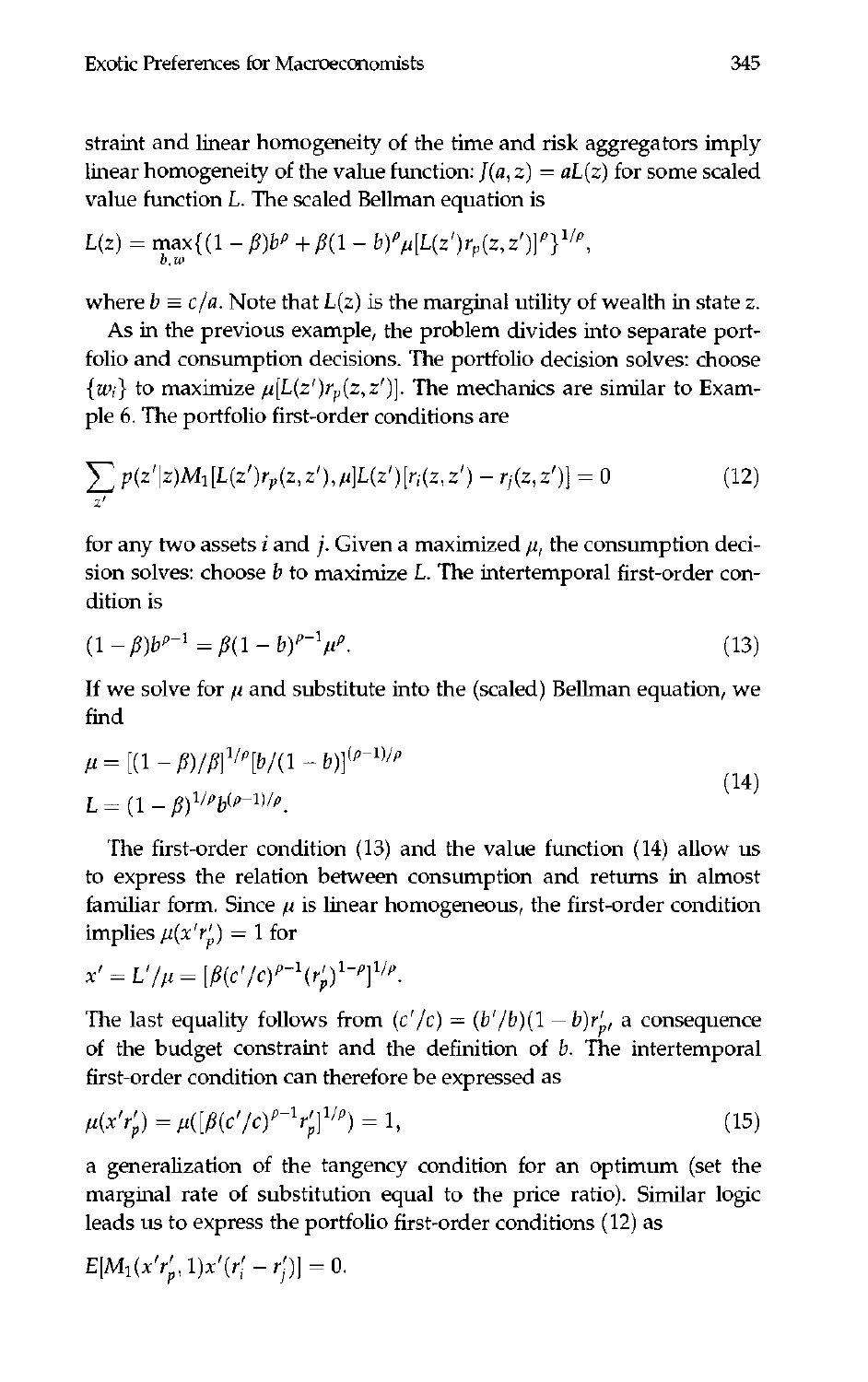straint and linear homogeneity of the time and risk aggregators imply linear homogeneity of the value function: $J(a,z) = aL(z)$ for some scaled value function $L$. The scaled Bellman equation is

$$L(z) = \max_{b,w}\{(1-\beta)b^\rho + \beta(1-b)^\rho \mu[L(z')r_p(z,z')]^\rho\}^{1/\rho},$$

where $b \equiv c/a$. Note that $L(z)$ is the marginal utility of wealth in state $z$.

As in the previous example, the problem divides into separate portfolio and consumption decisions. The portfolio decision solves: choose $\{w_i\}$ to maximize $\mu[L(z')r_p(z,z')]$. The mechanics are similar to Example 6. The portfolio first-order conditions are

$$\sum_{z'} p(z'|z) M_1[L(z')r_p(z,z'),\mu]L(z')[r_i(z,z') - r_j(z,z')] = 0 \tag{12}$$

for any two assets $i$ and $j$. Given a maximized $\mu$, the consumption decision solves: choose $b$ to maximize $L$. The intertemporal first-order condition is

$$(1-\beta)b^{\rho-1} = \beta(1-b)^{\rho-1}\mu^\rho. \tag{13}$$

If we solve for $\mu$ and substitute into the (scaled) Bellman equation, we find

$$\begin{aligned} \mu &= [(1-\beta)/\beta]^{1/\rho}[b/(1-b)]^{(\rho-1)/\rho} \\ L &= (1-\beta)^{1/\rho} b^{(\rho-1)/\rho}. \end{aligned} \tag{14}$$

The first-order condition (13) and the value function (14) allow us to express the relation between consumption and returns in almost familiar form. Since $\mu$ is linear homogeneous, the first-order condition implies $\mu(x'r'_p) = 1$ for

$$x' = L'/\mu = [\beta(c'/c)^{\rho-1}(r'_p)^{1-\rho}]^{1/\rho}.$$

The last equality follows from $(c'/c) = (b'/b)(1-b)r'_p$, a consequence of the budget constraint and the definition of $b$. The intertemporal first-order condition can therefore be expressed as

$$\mu(x'r'_p) = \mu([\beta(c'/c)^{\rho-1}r'_p]^{1/\rho}) = 1, \tag{15}$$

a generalization of the tangency condition for an optimum (set the marginal rate of substitution equal to the price ratio). Similar logic leads us to express the portfolio first-order conditions (12) as

$$E[M_1(x'r'_p, 1)x'(r'_i - r'_j)] = 0.$$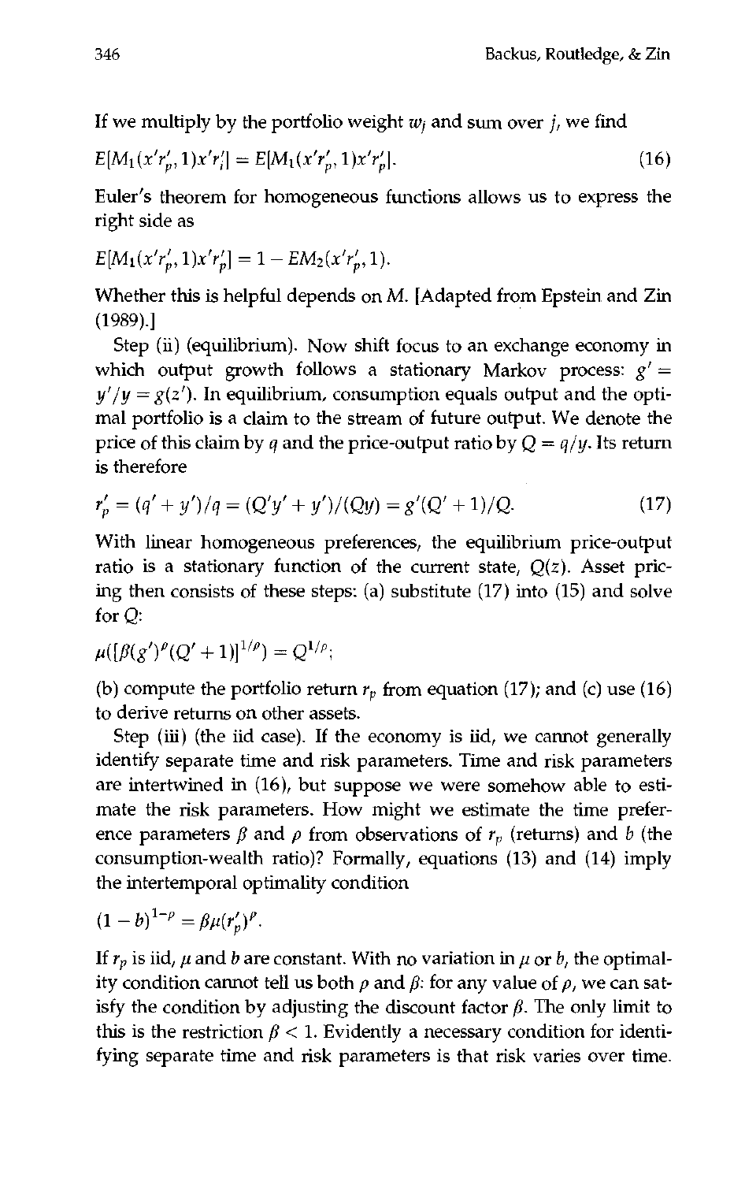If we multiply by the portfolio weight $w_j$ and sum over $j$, we find

$$E[M_1(x'r_p', 1)x'r_i'] = E[M_1(x'r_p', 1)x'r_p']. \tag{16}$$

Euler's theorem for homogeneous functions allows us to express the right side as

$$E[M_1(x'r_p', 1)x'r_p'] = 1 - EM_2(x'r_p', 1).$$

Whether this is helpful depends on $M$. [Adapted from Epstein and Zin (1989).]

Step (ii) (equilibrium). Now shift focus to an exchange economy in which output growth follows a stationary Markov process: $g' = y'/y = g(z')$. In equilibrium, consumption equals output and the optimal portfolio is a claim to the stream of future output. We denote the price of this claim by $q$ and the price-output ratio by $Q = q/y$. Its return is therefore

$$r_p' = (q' + y')/q = (Q'y' + y')/(Qy) = g'(Q' + 1)/Q. \tag{17}$$

With linear homogeneous preferences, the equilibrium price-output ratio is a stationary function of the current state, $Q(z)$. Asset pricing then consists of these steps: (a) substitute (17) into (15) and solve for $Q$:

$$\mu([\beta(g')^{\rho}(Q' + 1)]^{1/\rho}) = Q^{1/\rho};$$

(b) compute the portfolio return $r_p$ from equation (17); and (c) use (16) to derive returns on other assets.

Step (iii) (the iid case). If the economy is iid, we cannot generally identify separate time and risk parameters. Time and risk parameters are intertwined in (16), but suppose we were somehow able to estimate the risk parameters. How might we estimate the time preference parameters $\beta$ and $\rho$ from observations of $r_p$ (returns) and $b$ (the consumption-wealth ratio)? Formally, equations (13) and (14) imply the intertemporal optimality condition

$$(1 - b)^{1-\rho} = \beta\mu(r_p')^{\rho}.$$

If $r_p$ is iid, $\mu$ and $b$ are constant. With no variation in $\mu$ or $b$, the optimality condition cannot tell us both $\rho$ and $\beta$: for any value of $\rho$, we can satisfy the condition by adjusting the discount factor $\beta$. The only limit to this is the restriction $\beta < 1$. Evidently a necessary condition for identifying separate time and risk parameters is that risk varies over time.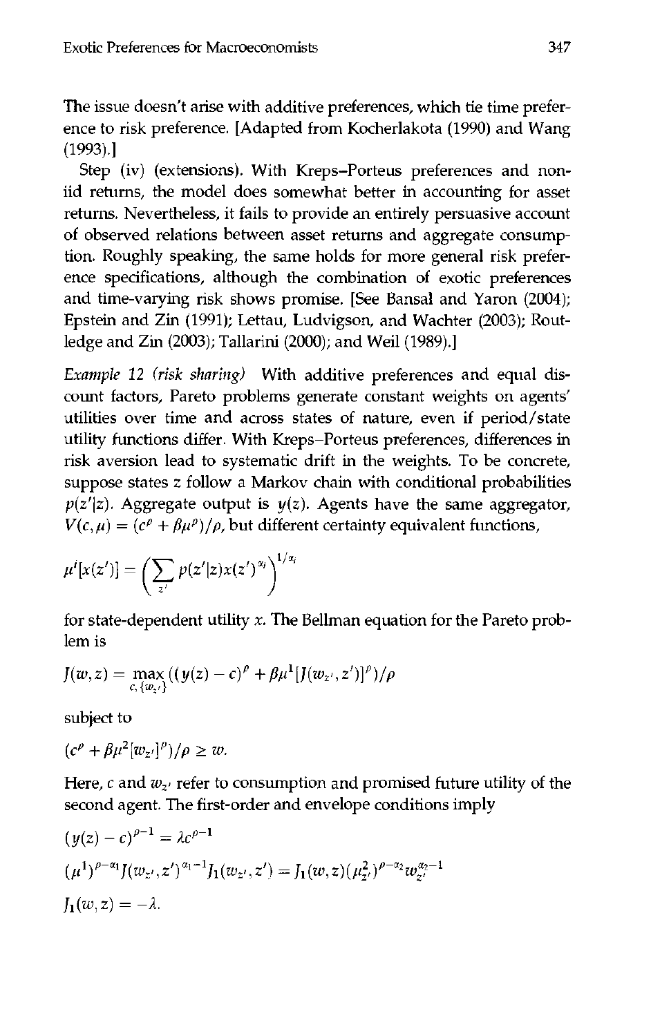The issue doesn't arise with additive preferences, which tie time preference to risk preference. [Adapted from Kocherlakota (1990) and Wang (1993).]

Step (iv) (extensions). With Kreps–Porteus preferences and non-iid returns, the model does somewhat better in accounting for asset returns. Nevertheless, it fails to provide an entirely persuasive account of observed relations between asset returns and aggregate consumption. Roughly speaking, the same holds for more general risk preference specifications, although the combination of exotic preferences and time-varying risk shows promise. [See Bansal and Yaron (2004); Epstein and Zin (1991); Lettau, Ludvigson, and Wachter (2003); Routledge and Zin (2003); Tallarini (2000); and Weil (1989).]

*Example 12 (risk sharing)* With additive preferences and equal discount factors, Pareto problems generate constant weights on agents' utilities over time and across states of nature, even if period/state utility functions differ. With Kreps–Porteus preferences, differences in risk aversion lead to systematic drift in the weights. To be concrete, suppose states $z$ follow a Markov chain with conditional probabilities $p(z'|z)$. Aggregate output is $y(z)$. Agents have the same aggregator, $V(c,\mu) = (c^\rho + \beta\mu^\rho)/\rho$, but different certainty equivalent functions,

$$\mu^i[x(z')] = \left(\sum_{z'} p(z'|z)x(z')^{\alpha_i}\right)^{1/\alpha_i}$$

for state-dependent utility $x$. The Bellman equation for the Pareto problem is

$$J(w,z) = \max_{c,\{w_{z'}\}} ((y(z)-c)^\rho + \beta\mu^1[J(w_{z'},z')]^\rho)/\rho$$

subject to

$$(c^\rho + \beta\mu^2[w_{z'}]^\rho)/\rho \geq w.$$

Here, $c$ and $w_{z'}$ refer to consumption and promised future utility of the second agent. The first-order and envelope conditions imply

$$(y(z)-c)^{\rho-1} = \lambda c^{\rho-1}$$

$$(\mu^1)^{\rho-\alpha_1} J(w_{z'},z')^{\alpha_1-1} J_1(w_{z'},z') = J_1(w,z)(\mu^2_{z'})^{\rho-\alpha_2} w_{z'}^{\alpha_2-1}$$

$$J_1(w,z) = -\lambda.$$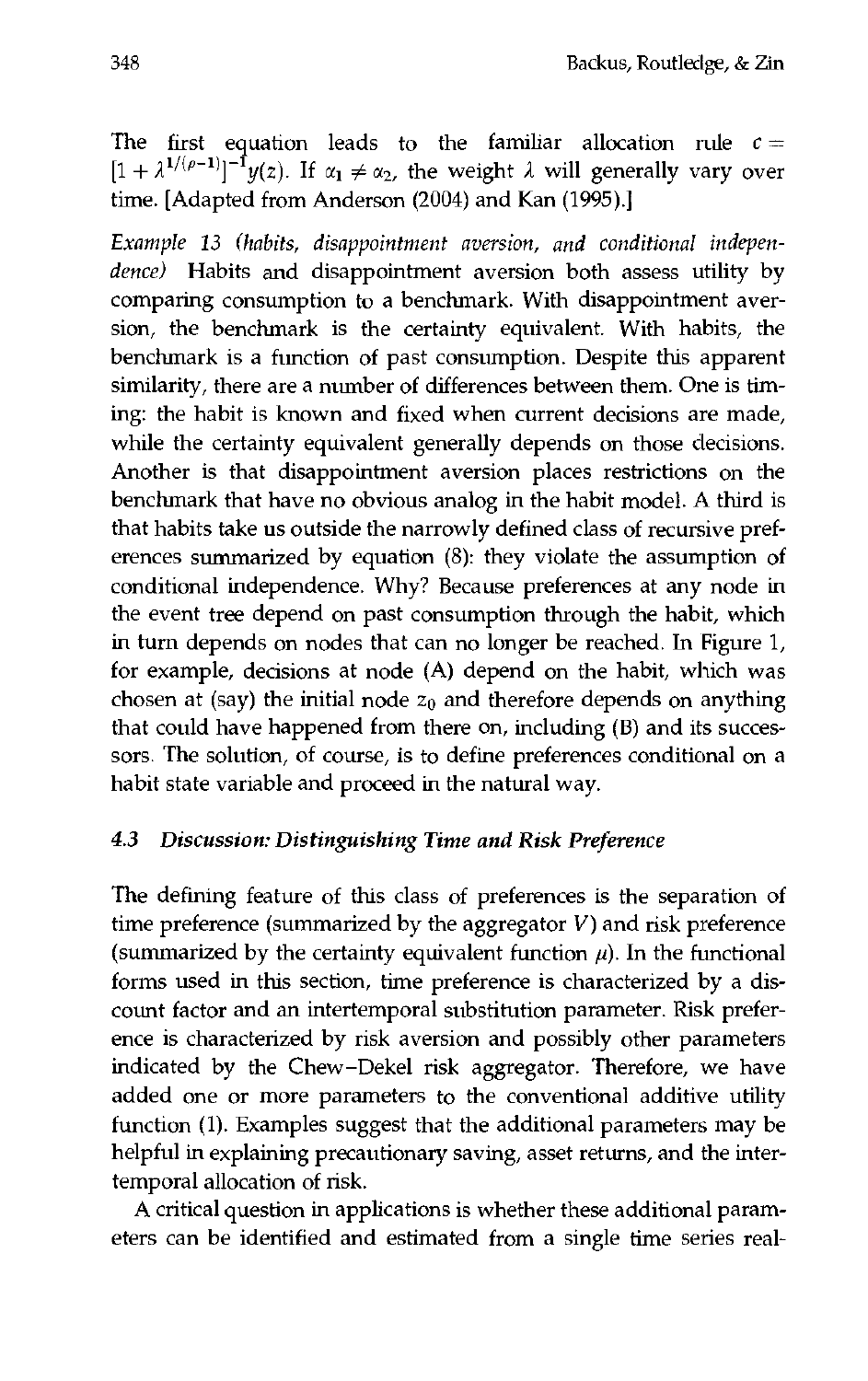The first equation leads to the familiar allocation rule $c = [1 + \lambda^{1/(\rho-1)}]^{-1} y(z)$. If $\alpha_1 \neq \alpha_2$, the weight $\lambda$ will generally vary over time. [Adapted from Anderson (2004) and Kan (1995).]

*Example 13 (habits, disappointment aversion, and conditional independence)* Habits and disappointment aversion both assess utility by comparing consumption to a benchmark. With disappointment aversion, the benchmark is the certainty equivalent. With habits, the benchmark is a function of past consumption. Despite this apparent similarity, there are a number of differences between them. One is timing: the habit is known and fixed when current decisions are made, while the certainty equivalent generally depends on those decisions. Another is that disappointment aversion places restrictions on the benchmark that have no obvious analog in the habit model. A third is that habits take us outside the narrowly defined class of recursive preferences summarized by equation (8): they violate the assumption of conditional independence. Why? Because preferences at any node in the event tree depend on past consumption through the habit, which in turn depends on nodes that can no longer be reached. In Figure 1, for example, decisions at node (A) depend on the habit, which was chosen at (say) the initial node $z_0$ and therefore depends on anything that could have happened from there on, including (B) and its successors. The solution, of course, is to define preferences conditional on a habit state variable and proceed in the natural way.

### 4.3 Discussion: Distinguishing Time and Risk Preference

The defining feature of this class of preferences is the separation of time preference (summarized by the aggregator $V$) and risk preference (summarized by the certainty equivalent function $\mu$). In the functional forms used in this section, time preference is characterized by a discount factor and an intertemporal substitution parameter. Risk preference is characterized by risk aversion and possibly other parameters indicated by the Chew–Dekel risk aggregator. Therefore, we have added one or more parameters to the conventional additive utility function (1). Examples suggest that the additional parameters may be helpful in explaining precautionary saving, asset returns, and the intertemporal allocation of risk.

A critical question in applications is whether these additional parameters can be identified and estimated from a single time series real-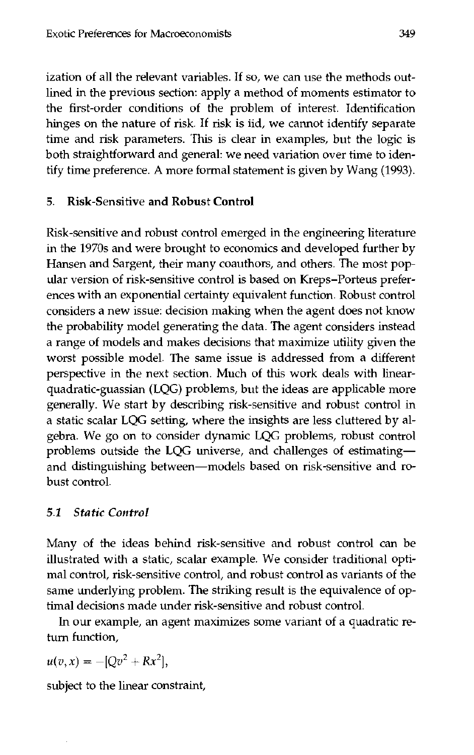ization of all the relevant variables. If so, we can use the methods outlined in the previous section: apply a method of moments estimator to the first-order conditions of the problem of interest. Identification hinges on the nature of risk. If risk is iid, we cannot identify separate time and risk parameters. This is clear in examples, but the logic is both straightforward and general: we need variation over time to identify time preference. A more formal statement is given by Wang (1993).

## 5. Risk-Sensitive and Robust Control

Risk-sensitive and robust control emerged in the engineering literature in the 1970s and were brought to economics and developed further by Hansen and Sargent, their many coauthors, and others. The most popular version of risk-sensitive control is based on Kreps–Porteus preferences with an exponential certainty equivalent function. Robust control considers a new issue: decision making when the agent does not know the probability model generating the data. The agent considers instead a range of models and makes decisions that maximize utility given the worst possible model. The same issue is addressed from a different perspective in the next section. Much of this work deals with linear-quadratic-guassian (LQG) problems, but the ideas are applicable more generally. We start by describing risk-sensitive and robust control in a static scalar LQG setting, where the insights are less cluttered by algebra. We go on to consider dynamic LQG problems, robust control problems outside the LQG universe, and challenges of estimating—and distinguishing between—models based on risk-sensitive and robust control.

### 5.1 *Static Control*

Many of the ideas behind risk-sensitive and robust control can be illustrated with a static, scalar example. We consider traditional optimal control, risk-sensitive control, and robust control as variants of the same underlying problem. The striking result is the equivalence of optimal decisions made under risk-sensitive and robust control.

In our example, an agent maximizes some variant of a quadratic return function,

$$u(v, x) = -[Qv^2 + Rx^2],$$

subject to the linear constraint,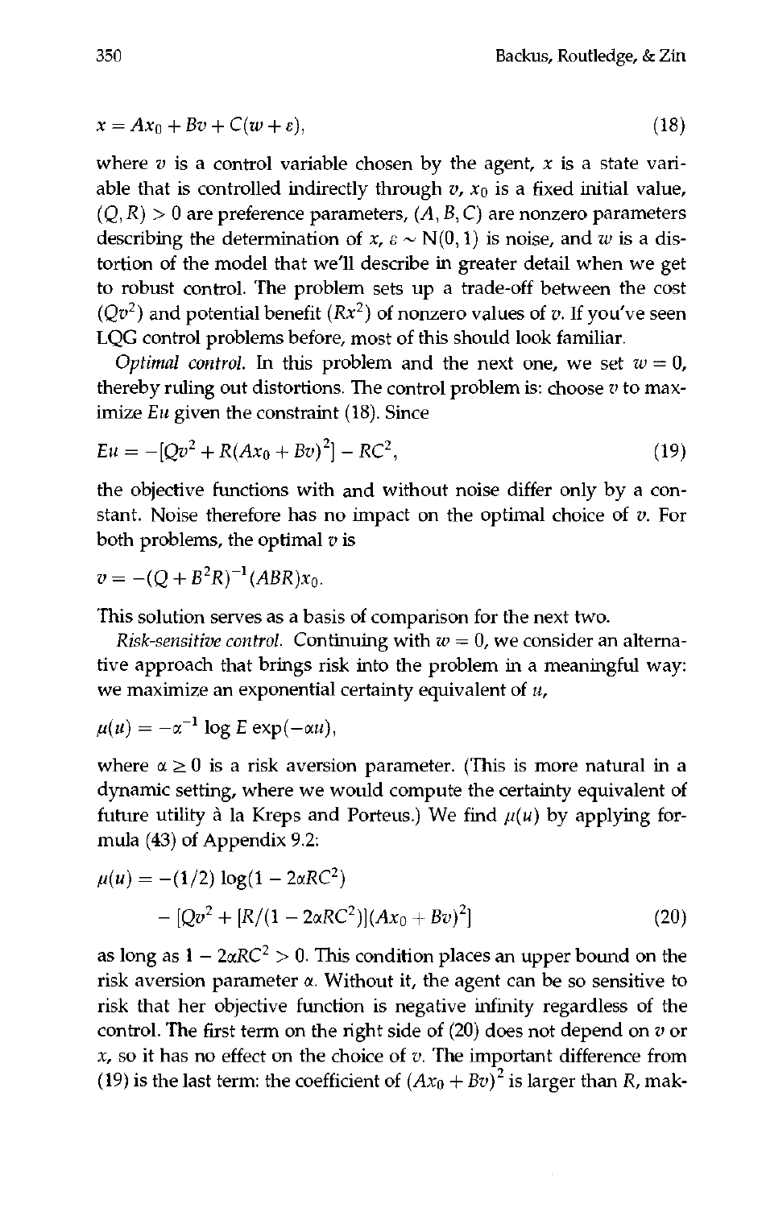$$x = Ax_0 + Bv + C(w + \varepsilon), \tag{18}$$

where $v$ is a control variable chosen by the agent, $x$ is a state variable that is controlled indirectly through $v$, $x_0$ is a fixed initial value, $(Q, R) > 0$ are preference parameters, $(A, B, C)$ are nonzero parameters describing the determination of $x$, $\varepsilon \sim \mathrm{N}(0, 1)$ is noise, and $w$ is a distortion of the model that we'll describe in greater detail when we get to robust control. The problem sets up a trade-off between the cost $(Qv^2)$ and potential benefit $(Rx^2)$ of nonzero values of $v$. If you've seen LQG control problems before, most of this should look familiar.

*Optimal control.* In this problem and the next one, we set $w = 0$, thereby ruling out distortions. The control problem is: choose $v$ to maximize $Eu$ given the constraint (18). Since

$$Eu = -[Qv^2 + R(Ax_0 + Bv)^2] - RC^2, \tag{19}$$

the objective functions with and without noise differ only by a constant. Noise therefore has no impact on the optimal choice of $v$. For both problems, the optimal $v$ is

$$v = -(Q + B^2 R)^{-1}(ABR)x_0.$$

This solution serves as a basis of comparison for the next two.

*Risk-sensitive control.* Continuing with $w = 0$, we consider an alternative approach that brings risk into the problem in a meaningful way: we maximize an exponential certainty equivalent of $u$,

$$\mu(u) = -\alpha^{-1} \log E \exp(-\alpha u),$$

where $\alpha \geq 0$ is a risk aversion parameter. (This is more natural in a dynamic setting, where we would compute the certainty equivalent of future utility à la Kreps and Porteus.) We find $\mu(u)$ by applying formula (43) of Appendix 9.2:

$$\begin{aligned}\mu(u) = &-(1/2)\log(1 - 2\alpha RC^2) \\ &- [Qv^2 + [R/(1 - 2\alpha RC^2)](Ax_0 + Bv)^2]\end{aligned} \tag{20}$$

as long as $1 - 2\alpha RC^2 > 0$. This condition places an upper bound on the risk aversion parameter $\alpha$. Without it, the agent can be so sensitive to risk that her objective function is negative infinity regardless of the control. The first term on the right side of (20) does not depend on $v$ or $x$, so it has no effect on the choice of $v$. The important difference from (19) is the last term: the coefficient of $(Ax_0 + Bv)^2$ is larger than $R$, mak-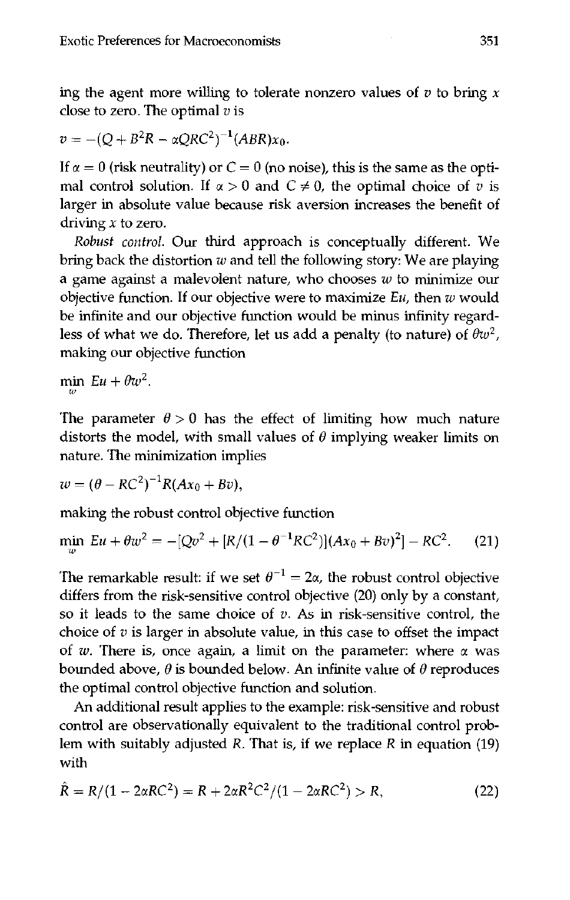ing the agent more willing to tolerate nonzero values of $v$ to bring $x$ close to zero. The optimal $v$ is

$$v = -(Q + B^2R - \alpha QRC^2)^{-1}(ABR)x_0.$$

If $\alpha = 0$ (risk neutrality) or $C = 0$ (no noise), this is the same as the optimal control solution. If $\alpha > 0$ and $C \neq 0$, the optimal choice of $v$ is larger in absolute value because risk aversion increases the benefit of driving $x$ to zero.

*Robust control.* Our third approach is conceptually different. We bring back the distortion $w$ and tell the following story: We are playing a game against a malevolent nature, who chooses $w$ to minimize our objective function. If our objective were to maximize $Eu$, then $w$ would be infinite and our objective function would be minus infinity regardless of what we do. Therefore, let us add a penalty (to nature) of $\theta w^2$, making our objective function

$$\min_w \; Eu + \theta w^2.$$

The parameter $\theta > 0$ has the effect of limiting how much nature distorts the model, with small values of $\theta$ implying weaker limits on nature. The minimization implies

$$w = (\theta - RC^2)^{-1}R(Ax_0 + Bv),$$

making the robust control objective function

$$\min_w \; Eu + \theta w^2 = -[Qv^2 + [R/(1 - \theta^{-1}RC^2)](Ax_0 + Bv)^2] - RC^2. \tag{21}$$

The remarkable result: if we set $\theta^{-1} = 2\alpha$, the robust control objective differs from the risk-sensitive control objective (20) only by a constant, so it leads to the same choice of $v$. As in risk-sensitive control, the choice of $v$ is larger in absolute value, in this case to offset the impact of $w$. There is, once again, a limit on the parameter: where $\alpha$ was bounded above, $\theta$ is bounded below. An infinite value of $\theta$ reproduces the optimal control objective function and solution.

An additional result applies to the example: risk-sensitive and robust control are observationally equivalent to the traditional control problem with suitably adjusted $R$. That is, if we replace $R$ in equation (19) with

$$\hat{R} = R/(1 - 2\alpha RC^2) = R + 2\alpha R^2C^2/(1 - 2\alpha RC^2) > R, \tag{22}$$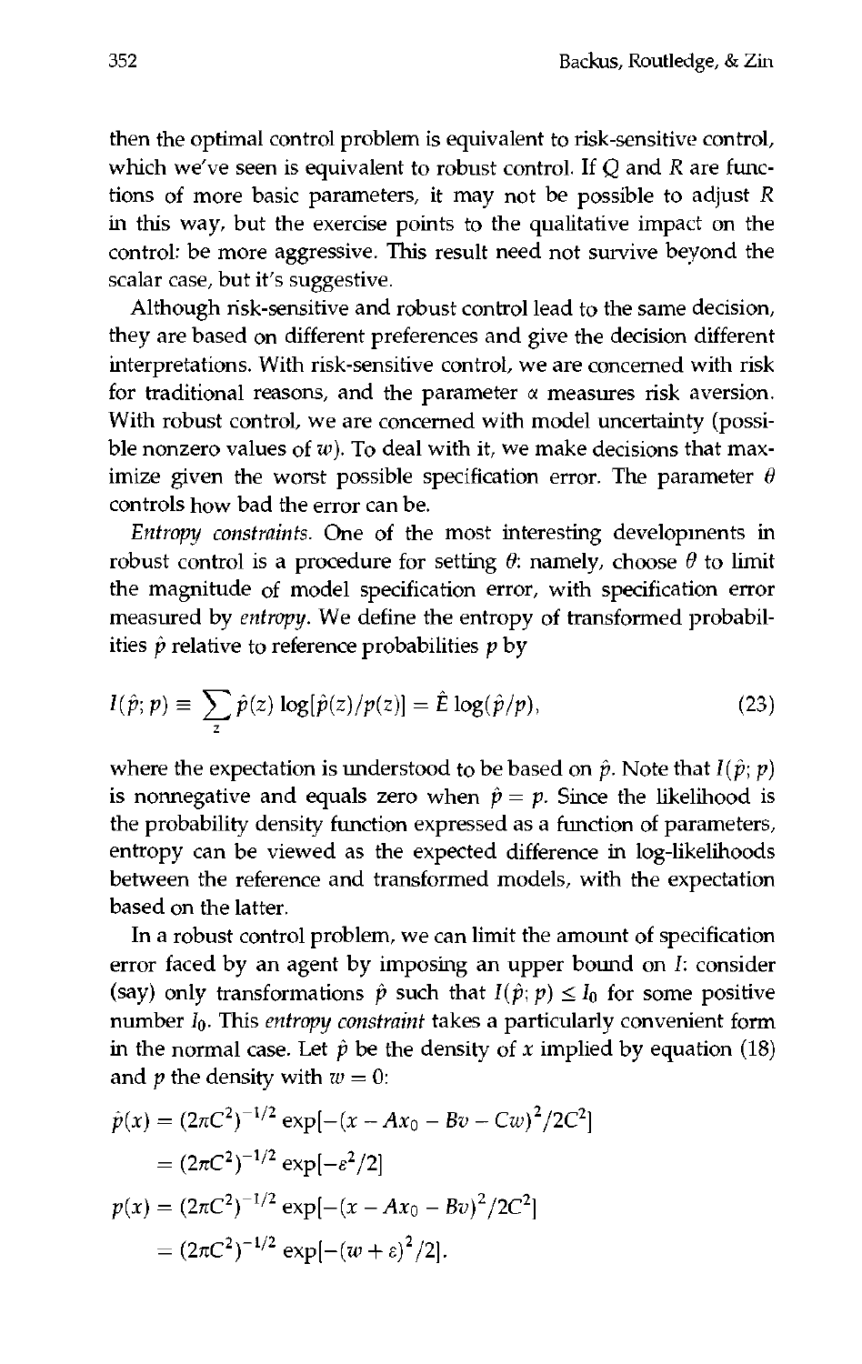then the optimal control problem is equivalent to risk-sensitive control, which we've seen is equivalent to robust control. If $Q$ and $R$ are functions of more basic parameters, it may not be possible to adjust $R$ in this way, but the exercise points to the qualitative impact on the control: be more aggressive. This result need not survive beyond the scalar case, but it's suggestive.

Although risk-sensitive and robust control lead to the same decision, they are based on different preferences and give the decision different interpretations. With risk-sensitive control, we are concerned with risk for traditional reasons, and the parameter $\alpha$ measures risk aversion. With robust control, we are concerned with model uncertainty (possible nonzero values of $w$). To deal with it, we make decisions that maximize given the worst possible specification error. The parameter $\theta$ controls how bad the error can be.

*Entropy constraints.* One of the most interesting developments in robust control is a procedure for setting $\theta$: namely, choose $\theta$ to limit the magnitude of model specification error, with specification error measured by *entropy*. We define the entropy of transformed probabilities $\hat{p}$ relative to reference probabilities $p$ by

$$I(\hat{p}; p) \equiv \sum_{z} \hat{p}(z) \log[\hat{p}(z)/p(z)] = \hat{E} \log(\hat{p}/p), \tag{23}$$

where the expectation is understood to be based on $\hat{p}$. Note that $I(\hat{p}; p)$ is nonnegative and equals zero when $\hat{p} = p$. Since the likelihood is the probability density function expressed as a function of parameters, entropy can be viewed as the expected difference in log-likelihoods between the reference and transformed models, with the expectation based on the latter.

In a robust control problem, we can limit the amount of specification error faced by an agent by imposing an upper bound on $I$: consider (say) only transformations $\hat{p}$ such that $I(\hat{p}; p) \leq I_0$ for some positive number $I_0$. This *entropy constraint* takes a particularly convenient form in the normal case. Let $\hat{p}$ be the density of $x$ implied by equation (18) and $p$ the density with $w = 0$:

$$\begin{aligned}
\hat{p}(x) &= (2\pi C^2)^{-1/2} \exp[-(x - Ax_0 - Bv - Cw)^2/2C^2] \\
&= (2\pi C^2)^{-1/2} \exp[-\varepsilon^2/2] \\
p(x) &= (2\pi C^2)^{-1/2} \exp[-(x - Ax_0 - Bv)^2/2C^2] \\
&= (2\pi C^2)^{-1/2} \exp[-(w + \varepsilon)^2/2].
\end{aligned}$$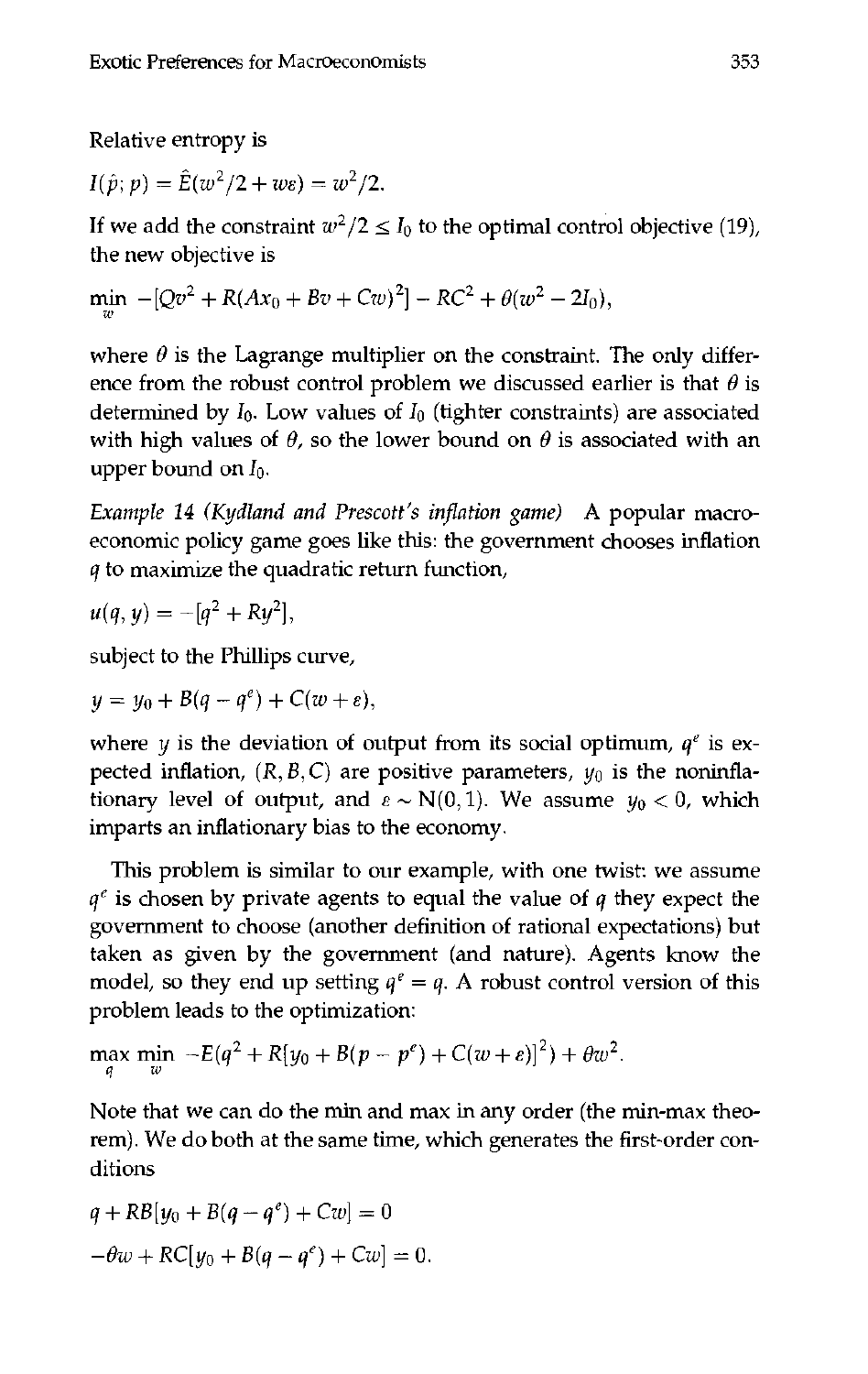Relative entropy is

$$I(\hat{p}; p) = \hat{E}(w^2/2 + w\varepsilon) = w^2/2.$$

If we add the constraint $w^2/2 \leq I_0$ to the optimal control objective (19), the new objective is

$$\min_{w} \; -[Qv^2 + R(Ax_0 + Bv + Cw)^2] - RC^2 + \theta(w^2 - 2I_0),$$

where $\theta$ is the Lagrange multiplier on the constraint. The only difference from the robust control problem we discussed earlier is that $\theta$ is determined by $I_0$. Low values of $I_0$ (tighter constraints) are associated with high values of $\theta$, so the lower bound on $\theta$ is associated with an upper bound on $I_0$.

*Example 14 (Kydland and Prescott's inflation game)* A popular macroeconomic policy game goes like this: the government chooses inflation $q$ to maximize the quadratic return function,

$$u(q, y) = -[q^2 + Ry^2],$$

subject to the Phillips curve,

$$y = y_0 + B(q - q^e) + C(w + \varepsilon),$$

where $y$ is the deviation of output from its social optimum, $q^e$ is expected inflation, $(R, B, C)$ are positive parameters, $y_0$ is the noninflationary level of output, and $\varepsilon \sim \mathrm{N}(0, 1)$. We assume $y_0 < 0$, which imparts an inflationary bias to the economy.

This problem is similar to our example, with one twist: we assume $q^e$ is chosen by private agents to equal the value of $q$ they expect the government to choose (another definition of rational expectations) but taken as given by the government (and nature). Agents know the model, so they end up setting $q^e = q$. A robust control version of this problem leads to the optimization:

$$\max_{q} \min_{w} \; -E(q^2 + R[y_0 + B(p - p^e) + C(w + \varepsilon)]^2) + \theta w^2.$$

Note that we can do the min and max in any order (the min-max theorem). We do both at the same time, which generates the first-order conditions

$$q + RB[y_0 + B(q - q^e) + Cw] = 0$$

$$-\theta w + RC[y_0 + B(q - q^e) + Cw] = 0.$$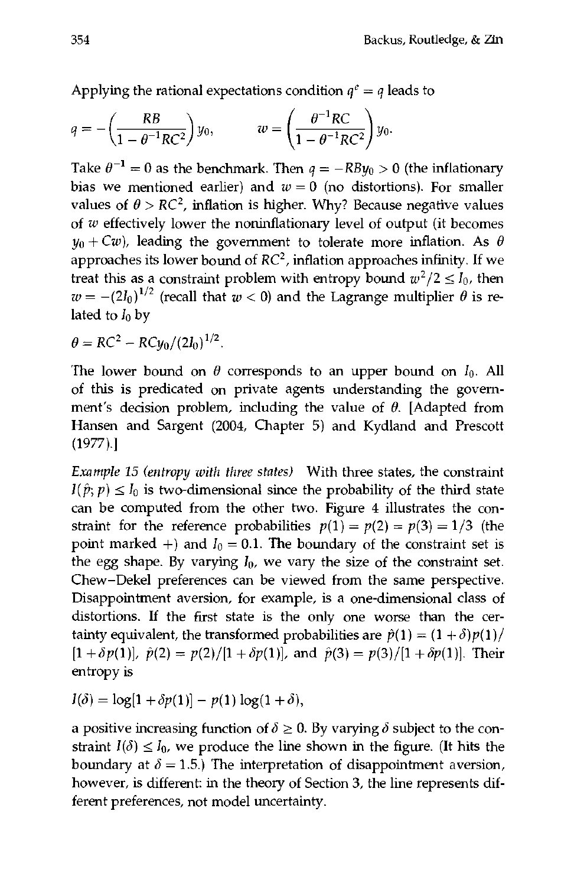Applying the rational expectations condition $q^e = q$ leads to

$$q = -\left(\frac{RB}{1 - \theta^{-1}RC^2}\right) y_0, \qquad w = \left(\frac{\theta^{-1}RC}{1 - \theta^{-1}RC^2}\right) y_0.$$

Take $\theta^{-1} = 0$ as the benchmark. Then $q = -RBy_0 > 0$ (the inflationary bias we mentioned earlier) and $w = 0$ (no distortions). For smaller values of $\theta > RC^2$, inflation is higher. Why? Because negative values of $w$ effectively lower the noninflationary level of output (it becomes $y_0 + Cw$), leading the government to tolerate more inflation. As $\theta$ approaches its lower bound of $RC^2$, inflation approaches infinity. If we treat this as a constraint problem with entropy bound $w^2/2 \leq I_0$, then $w = -(2I_0)^{1/2}$ (recall that $w < 0$) and the Lagrange multiplier $\theta$ is related to $I_0$ by

$$\theta = RC^2 - RCy_0/(2I_0)^{1/2}.$$

The lower bound on $\theta$ corresponds to an upper bound on $I_0$. All of this is predicated on private agents understanding the government's decision problem, including the value of $\theta$. [Adapted from Hansen and Sargent (2004, Chapter 5) and Kydland and Prescott (1977).]

*Example 15 (entropy with three states)* With three states, the constraint $I(\hat{p}; p) \leq I_0$ is two-dimensional since the probability of the third state can be computed from the other two. Figure 4 illustrates the constraint for the reference probabilities $p(1) = p(2) = p(3) = 1/3$ (the point marked +) and $I_0 = 0.1$. The boundary of the constraint set is the egg shape. By varying $I_0$, we vary the size of the constraint set. Chew–Dekel preferences can be viewed from the same perspective. Disappointment aversion, for example, is a one-dimensional class of distortions. If the first state is the only one worse than the certainty equivalent, the transformed probabilities are $\hat{p}(1) = (1 + \delta)p(1)/[1 + \delta p(1)]$, $\hat{p}(2) = p(2)/[1 + \delta p(1)]$, and $\hat{p}(3) = p(3)/[1 + \delta p(1)]$. Their entropy is

$$I(\delta) = \log[1 + \delta p(1)] - p(1)\log(1 + \delta),$$

a positive increasing function of $\delta \geq 0$. By varying $\delta$ subject to the constraint $I(\delta) \leq I_0$, we produce the line shown in the figure. (It hits the boundary at $\delta = 1.5$.) The interpretation of disappointment aversion, however, is different: in the theory of Section 3, the line represents different preferences, not model uncertainty.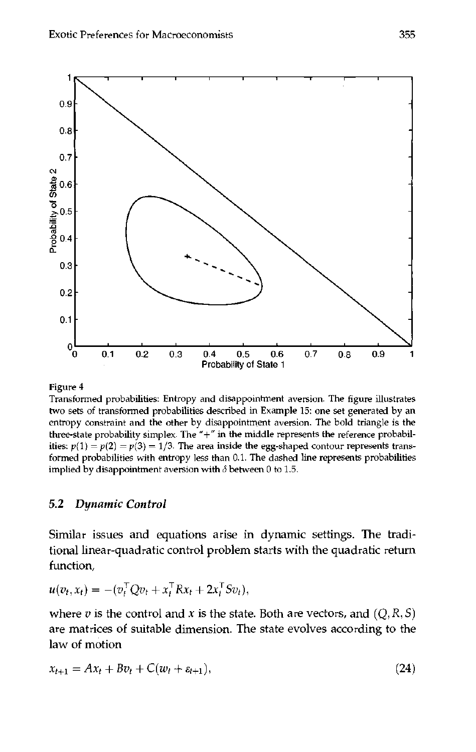Figure 4

Transformed probabilities: Entropy and disappointment aversion. The figure illustrates two sets of transformed probabilities described in Example 15: one set generated by an entropy constraint and the other by disappointment aversion. The bold triangle is the three-state probability simplex. The "+" in the middle represents the reference probabilities: $p(1) = p(2) = p(3) = 1/3$. The area inside the egg-shaped contour represents transformed probabilities with entropy less than 0.1. The dashed line represents probabilities implied by disappointment aversion with $\delta$ between 0 to 1.5.

### 5.2 *Dynamic Control*

Similar issues and equations arise in dynamic settings. The traditional linear-quadratic control problem starts with the quadratic return function,

$$u(v_t, x_t) = -(v_t^\top Q v_t + x_t^\top R x_t + 2x_t^\top S v_t),$$

where $v$ is the control and $x$ is the state. Both are vectors, and $(Q, R, S)$ are matrices of suitable dimension. The state evolves according to the law of motion

$$x_{t+1} = Ax_t + Bv_t + C(w_t + \varepsilon_{t+1}), \tag{24}$$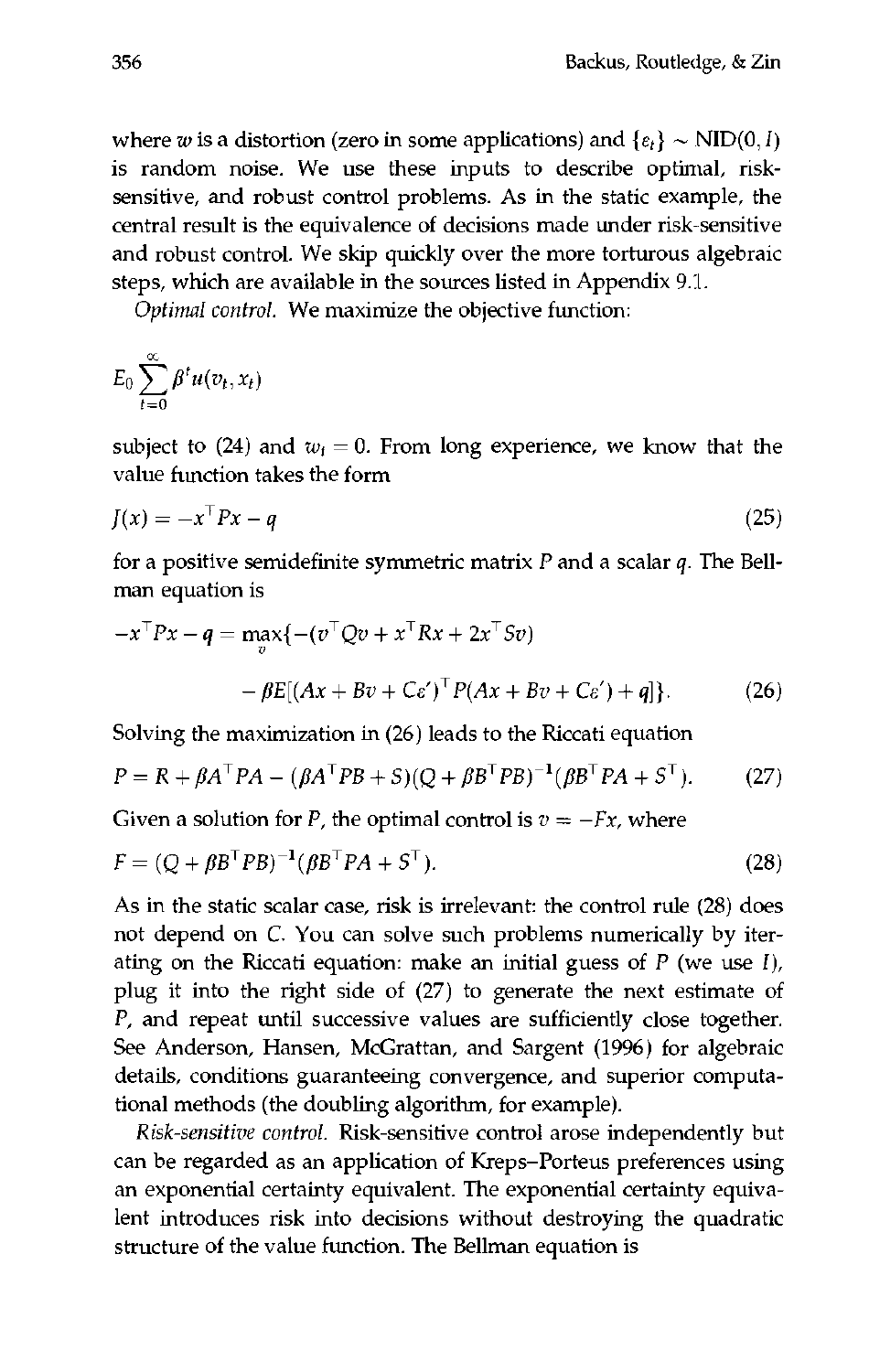where $w$ is a distortion (zero in some applications) and $\{\varepsilon_t\} \sim \text{NID}(0, I)$ is random noise. We use these inputs to describe optimal, risk-sensitive, and robust control problems. As in the static example, the central result is the equivalence of decisions made under risk-sensitive and robust control. We skip quickly over the more torturous algebraic steps, which are available in the sources listed in Appendix 9.1.

*Optimal control.* We maximize the objective function:

$$E_0 \sum_{t=0}^{\infty} \beta^t u(v_t, x_t)$$

subject to (24) and $w_t = 0$. From long experience, we know that the value function takes the form

$$J(x) = -x^{\top} P x - q \tag{25}$$

for a positive semidefinite symmetric matrix $P$ and a scalar $q$. The Bellman equation is

$$-x^{\top} P x - q = \max_{v} \{ -(v^{\top} Q v + x^{\top} R x + 2x^{\top} S v) - \beta E[(Ax + Bv + C\varepsilon')^{\top} P (Ax + Bv + C\varepsilon') + q] \}. \tag{26}$$

Solving the maximization in (26) leads to the Riccati equation

$$P = R + \beta A^{\top} P A - (\beta A^{\top} P B + S)(Q + \beta B^{\top} P B)^{-1} (\beta B^{\top} P A + S^{\top}). \tag{27}$$

Given a solution for $P$, the optimal control is $v = -Fx$, where

$$F = (Q + \beta B^{\top} P B)^{-1} (\beta B^{\top} P A + S^{\top}). \tag{28}$$

As in the static scalar case, risk is irrelevant: the control rule (28) does not depend on $C$. You can solve such problems numerically by iterating on the Riccati equation: make an initial guess of $P$ (we use $I$), plug it into the right side of (27) to generate the next estimate of $P$, and repeat until successive values are sufficiently close together. See Anderson, Hansen, McGrattan, and Sargent (1996) for algebraic details, conditions guaranteeing convergence, and superior computational methods (the doubling algorithm, for example).

*Risk-sensitive control.* Risk-sensitive control arose independently but can be regarded as an application of Kreps–Porteus preferences using an exponential certainty equivalent. The exponential certainty equivalent introduces risk into decisions without destroying the quadratic structure of the value function. The Bellman equation is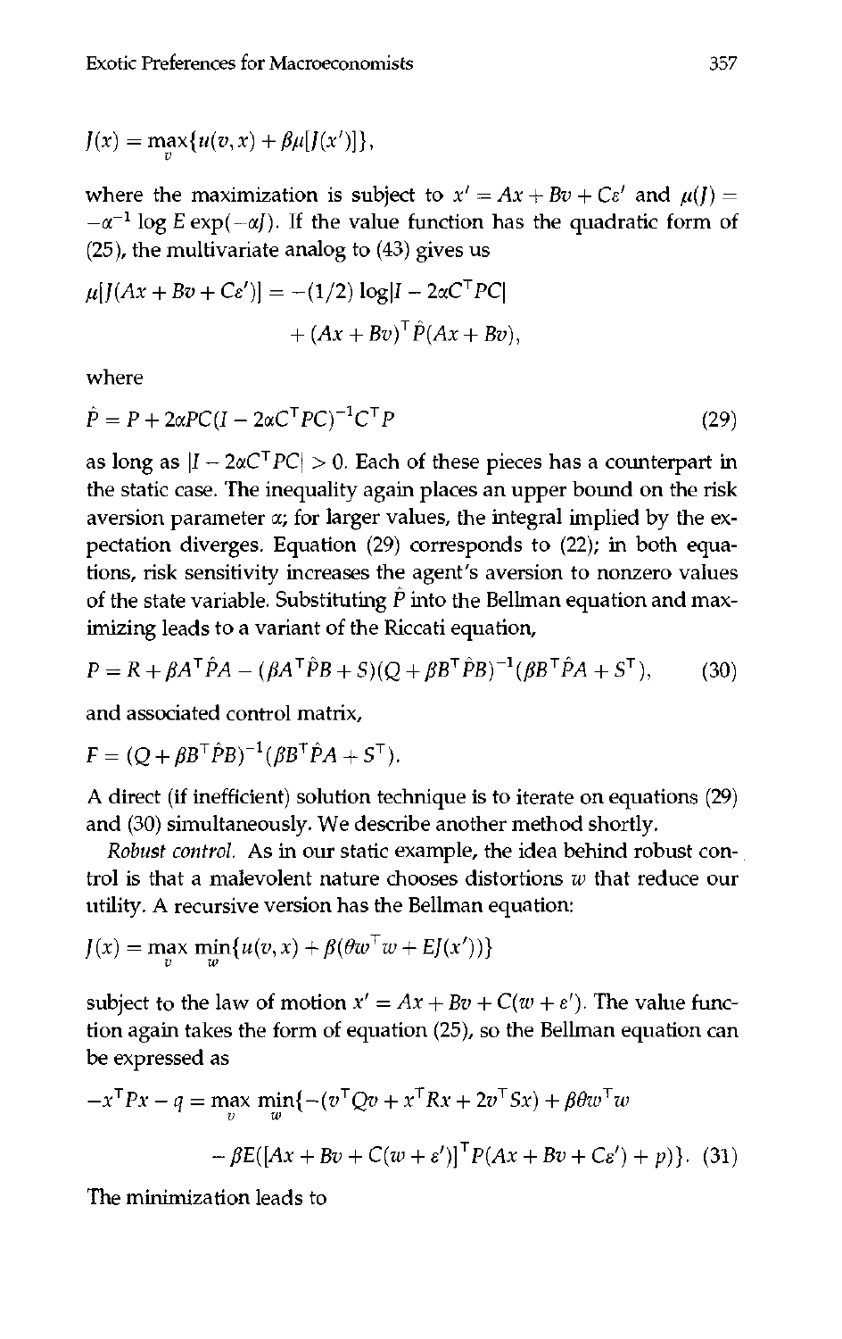$$J(x) = \max_v \{u(v, x) + \beta\mu[J(x')]\},$$

where the maximization is subject to $x' = Ax + Bv + C\varepsilon'$ and $\mu(J) = -\alpha^{-1} \log E \exp(-\alpha J)$. If the value function has the quadratic form of (25), the multivariate analog to (43) gives us

$$\mu[J(Ax + Bv + C\varepsilon')] = -(1/2) \log|I - 2\alpha C^{\mathsf{T}} PC| + (Ax + Bv)^{\mathsf{T}} \hat{P}(Ax + Bv),$$

where

$$\hat{P} = P + 2\alpha PC(I - 2\alpha C^{\mathsf{T}} PC)^{-1} C^{\mathsf{T}} P \tag{29}$$

as long as $|I - 2\alpha C^{\mathsf{T}} PC| > 0$. Each of these pieces has a counterpart in the static case. The inequality again places an upper bound on the risk aversion parameter $\alpha$; for larger values, the integral implied by the expectation diverges. Equation (29) corresponds to (22); in both equations, risk sensitivity increases the agent's aversion to nonzero values of the state variable. Substituting $\hat{P}$ into the Bellman equation and maximizing leads to a variant of the Riccati equation,

$$P = R + \beta A^{\mathsf{T}} \hat{P} A - (\beta A^{\mathsf{T}} \hat{P} B + S)(Q + \beta B^{\mathsf{T}} \hat{P} B)^{-1}(\beta B^{\mathsf{T}} \hat{P} A + S^{\mathsf{T}}), \tag{30}$$

and associated control matrix,

$$F = (Q + \beta B^{\mathsf{T}} \hat{P} B)^{-1}(\beta B^{\mathsf{T}} \hat{P} A + S^{\mathsf{T}}).$$

A direct (if inefficient) solution technique is to iterate on equations (29) and (30) simultaneously. We describe another method shortly.

*Robust control.* As in our static example, the idea behind robust control is that a malevolent nature chooses distortions $w$ that reduce our utility. A recursive version has the Bellman equation:

$$J(x) = \max_v \min_w \{u(v, x) + \beta(\theta w^{\mathsf{T}} w + EJ(x'))\}$$

subject to the law of motion $x' = Ax + Bv + C(w + \varepsilon')$. The value function again takes the form of equation (25), so the Bellman equation can be expressed as

$$-x^{\mathsf{T}} Px - q = \max_v \min_w \{-(v^{\mathsf{T}} Qv + x^{\mathsf{T}} Rx + 2v^{\mathsf{T}} Sx) + \beta\theta w^{\mathsf{T}} w - \beta E([Ax + Bv + C(w + \varepsilon')]^{\mathsf{T}} P(Ax + Bv + C\varepsilon') + p)\}. \tag{31}$$

The minimization leads to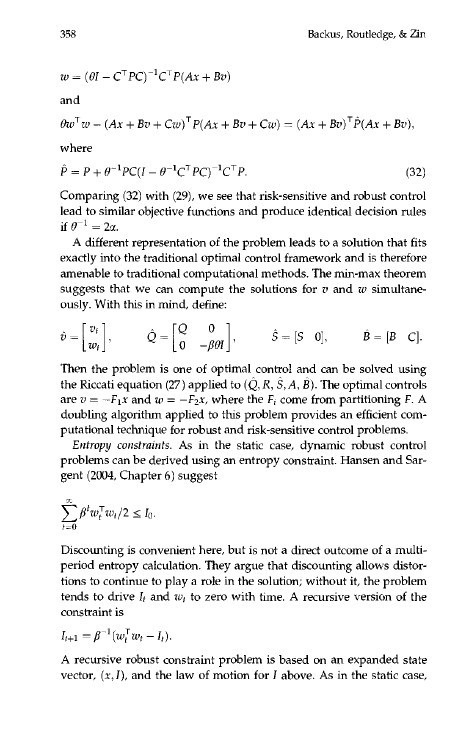$$w = (\theta I - C^\top PC)^{-1} C^\top P(Ax + Bv)$$

and

$$\theta w^\top w - (Ax + Bv + Cw)^\top P(Ax + Bv + Cw) = (Ax + Bv)^\top \hat{P}(Ax + Bv),$$

where

$$\hat{P} = P + \theta^{-1} PC(I - \theta^{-1} C^\top PC)^{-1} C^\top P. \tag{32}$$

Comparing (32) with (29), we see that risk-sensitive and robust control lead to similar objective functions and produce identical decision rules if $\theta^{-1} = 2\alpha$.

A different representation of the problem leads to a solution that fits exactly into the traditional optimal control framework and is therefore amenable to traditional computational methods. The min-max theorem suggests that we can compute the solutions for $v$ and $w$ simultaneously. With this in mind, define:

$$\hat{v} = \begin{bmatrix} v_t \\ w_t \end{bmatrix}, \qquad \hat{Q} = \begin{bmatrix} Q & 0 \\ 0 & -\beta\theta I \end{bmatrix}, \qquad \hat{S} = [S \quad 0], \qquad \hat{B} = [B \quad C].$$

Then the problem is one of optimal control and can be solved using the Riccati equation (27) applied to $(\hat{Q}, R, \hat{S}, A, \hat{B})$. The optimal controls are $v = -F_1 x$ and $w = -F_2 x$, where the $F_i$ come from partitioning $F$. A doubling algorithm applied to this problem provides an efficient computational technique for robust and risk-sensitive control problems.

*Entropy constraints.* As in the static case, dynamic robust control problems can be derived using an entropy constraint. Hansen and Sargent (2004, Chapter 6) suggest

$$\sum_{t=0}^{\infty} \beta^t w_t^\top w_t / 2 \le I_0.$$

Discounting is convenient here, but is not a direct outcome of a multiperiod entropy calculation. They argue that discounting allows distortions to continue to play a role in the solution; without it, the problem tends to drive $I_t$ and $w_t$ to zero with time. A recursive version of the constraint is

$$I_{t+1} = \beta^{-1}(w_t^\top w_t - I_t).$$

A recursive robust constraint problem is based on an expanded state vector, $(x, I)$, and the law of motion for $I$ above. As in the static case,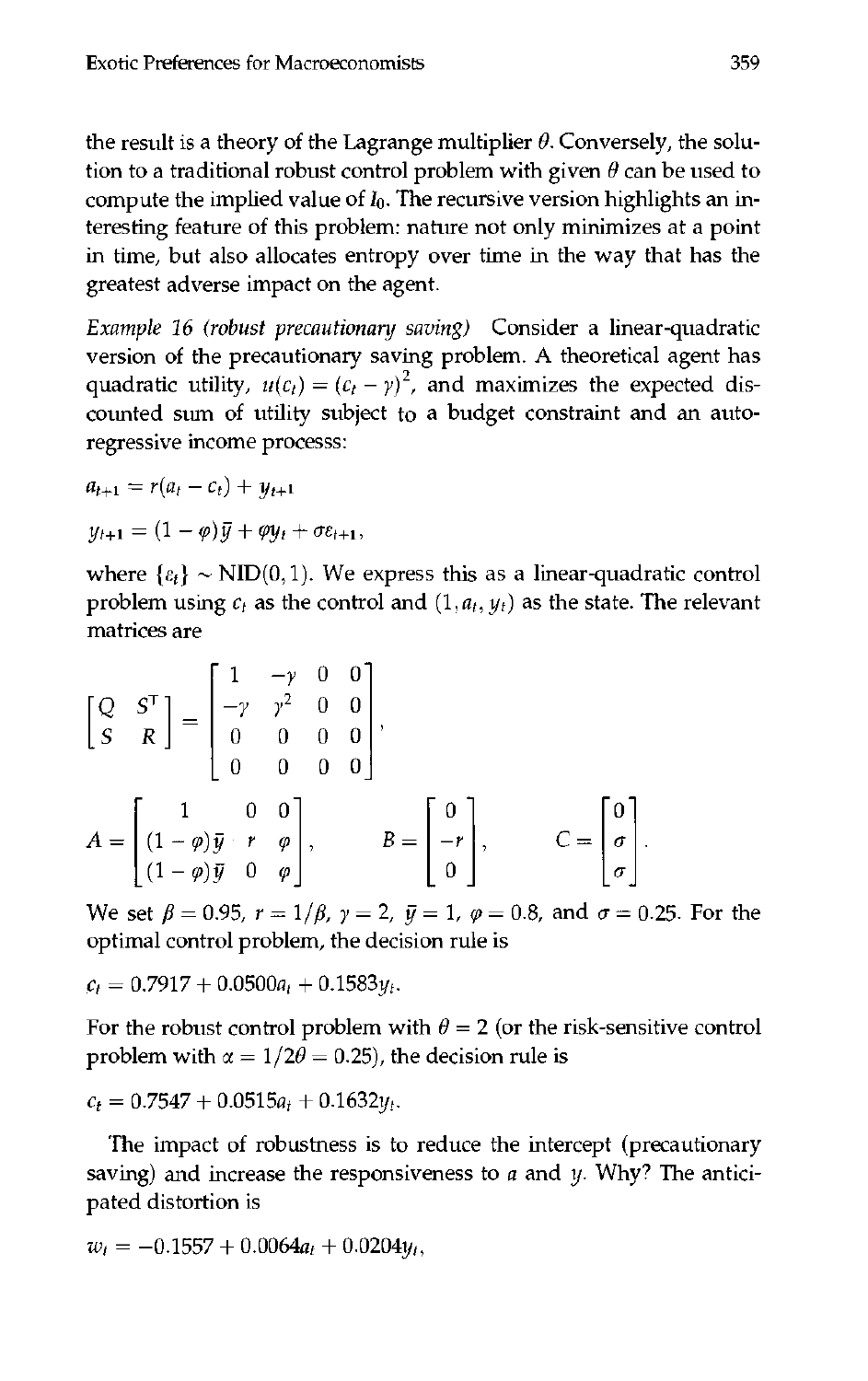the result is a theory of the Lagrange multiplier $\theta$. Conversely, the solution to a traditional robust control problem with given $\theta$ can be used to compute the implied value of $I_0$. The recursive version highlights an interesting feature of this problem: nature not only minimizes at a point in time, but also allocates entropy over time in the way that has the greatest adverse impact on the agent.

*Example 16 (robust precautionary saving)* Consider a linear-quadratic version of the precautionary saving problem. A theoretical agent has quadratic utility, $u(c_t) = (c_t - \gamma)^2$, and maximizes the expected discounted sum of utility subject to a budget constraint and an autoregressive income processs:

$$a_{t+1} = r(a_t - c_t) + y_{t+1}$$

$$y_{t+1} = (1 - \varphi)\bar{y} + \varphi y_t + \sigma \varepsilon_{t+1},$$

where $\{\varepsilon_t\} \sim \text{NID}(0, 1)$. We express this as a linear-quadratic control problem using $c_t$ as the control and $(1, a_t, y_t)$ as the state. The relevant matrices are

$$\begin{bmatrix} Q & S^T \\ S & R \end{bmatrix} = \begin{bmatrix} 1 & -\gamma & 0 & 0 \\ -\gamma & \gamma^2 & 0 & 0 \\ 0 & 0 & 0 & 0 \\ 0 & 0 & 0 & 0 \end{bmatrix},$$

$$A = \begin{bmatrix} 1 & 0 & 0 \\ (1-\varphi)\bar{y} & r & \varphi \\ (1-\varphi)\bar{y} & 0 & \varphi \end{bmatrix}, \qquad B = \begin{bmatrix} 0 \\ -r \\ 0 \end{bmatrix}, \qquad C = \begin{bmatrix} 0 \\ \sigma \\ \sigma \end{bmatrix}.$$

We set $\beta = 0.95$, $r = 1/\beta$, $\gamma = 2$, $\bar{y} = 1$, $\varphi = 0.8$, and $\sigma = 0.25$. For the optimal control problem, the decision rule is

$$c_t = 0.7917 + 0.0500 a_t + 0.1583 y_t.$$

For the robust control problem with $\theta = 2$ (or the risk-sensitive control problem with $\alpha = 1/2\theta = 0.25$), the decision rule is

$$c_t = 0.7547 + 0.0515 a_t + 0.1632 y_t.$$

The impact of robustness is to reduce the intercept (precautionary saving) and increase the responsiveness to $a$ and $y$. Why? The anticipated distortion is

$$w_t = -0.1557 + 0.0064 a_t + 0.0204 y_t,$$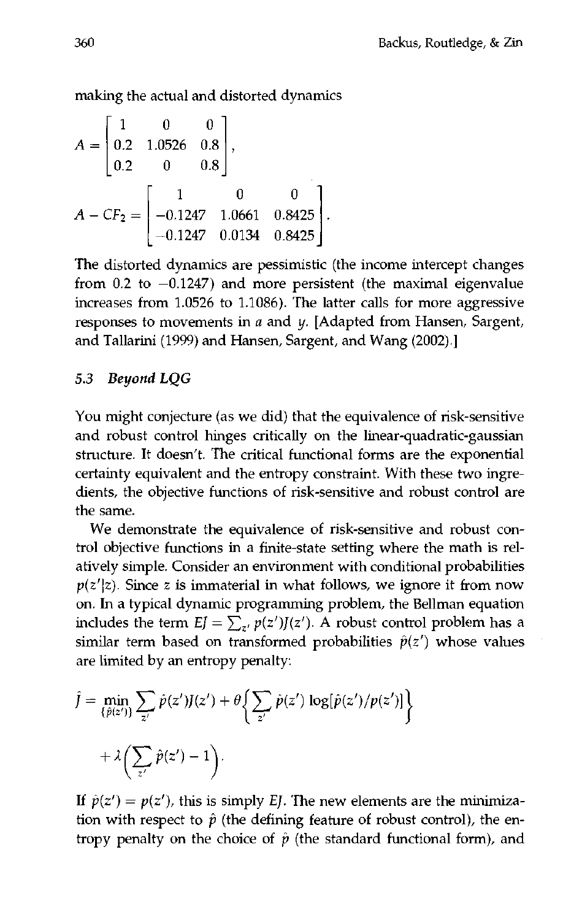making the actual and distorted dynamics

$$A = \begin{bmatrix} 1 & 0 & 0 \\ 0.2 & 1.0526 & 0.8 \\ 0.2 & 0 & 0.8 \end{bmatrix},$$

$$A - CF_2 = \begin{bmatrix} 1 & 0 & 0 \\ -0.1247 & 1.0661 & 0.8425 \\ -0.1247 & 0.0134 & 0.8425 \end{bmatrix}.$$

The distorted dynamics are pessimistic (the income intercept changes from 0.2 to −0.1247) and more persistent (the maximal eigenvalue increases from 1.0526 to 1.1086). The latter calls for more aggressive responses to movements in $a$ and $y$. [Adapted from Hansen, Sargent, and Tallarini (1999) and Hansen, Sargent, and Wang (2002).]

### 5.3 Beyond LQG

You might conjecture (as we did) that the equivalence of risk-sensitive and robust control hinges critically on the linear-quadratic-gaussian structure. It doesn't. The critical functional forms are the exponential certainty equivalent and the entropy constraint. With these two ingredients, the objective functions of risk-sensitive and robust control are the same.

We demonstrate the equivalence of risk-sensitive and robust control objective functions in a finite-state setting where the math is relatively simple. Consider an environment with conditional probabilities $p(z'|z)$. Since $z$ is immaterial in what follows, we ignore it from now on. In a typical dynamic programming problem, the Bellman equation includes the term $EJ = \sum_{z'} p(z')J(z')$. A robust control problem has a similar term based on transformed probabilities $\hat{p}(z')$ whose values are limited by an entropy penalty:

$$\hat{J} = \min_{\{\hat{p}(z')\}} \sum_{z'} \hat{p}(z')J(z') + \theta\left\{\sum_{z'} \hat{p}(z') \log[\hat{p}(z')/p(z')]\right\} + \lambda\left(\sum_{z'} \hat{p}(z') - 1\right).$$

If $\hat{p}(z') = p(z')$, this is simply $EJ$. The new elements are the minimization with respect to $\hat{p}$ (the defining feature of robust control), the entropy penalty on the choice of $\hat{p}$ (the standard functional form), and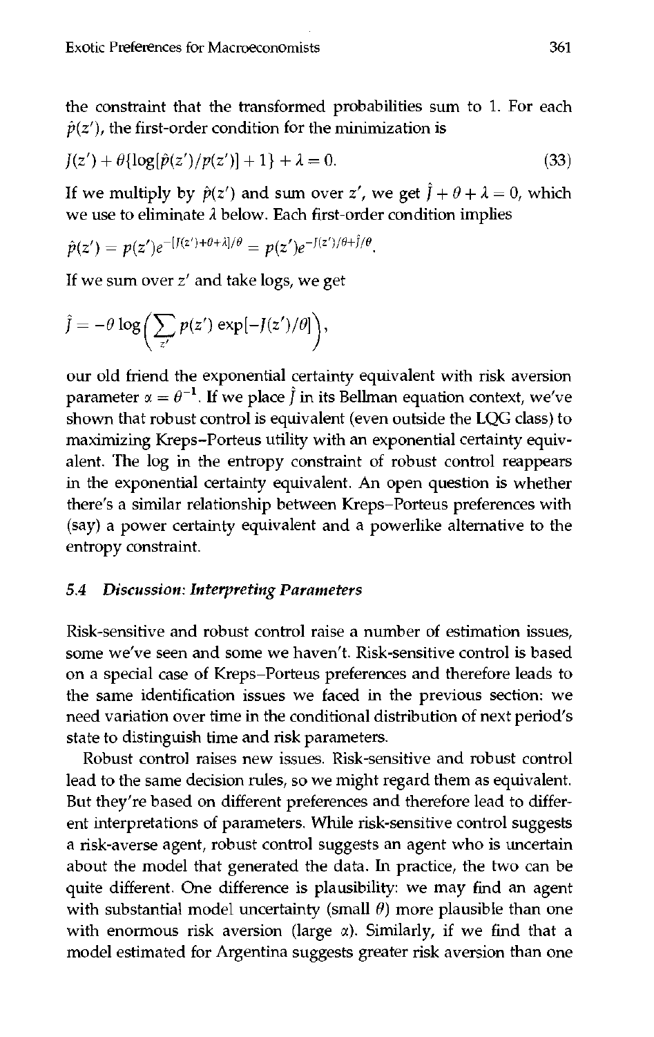the constraint that the transformed probabilities sum to 1. For each $\hat{p}(z')$, the first-order condition for the minimization is

$$J(z') + \theta\{\log[\hat{p}(z')/p(z')] + 1\} + \lambda = 0. \tag{33}$$

If we multiply by $\hat{p}(z')$ and sum over $z'$, we get $\hat{J} + \theta + \lambda = 0$, which we use to eliminate $\lambda$ below. Each first-order condition implies

$$\hat{p}(z') = p(z')e^{-[J(z')+\theta+\lambda]/\theta} = p(z')e^{-J(z')/\theta + \hat{J}/\theta}.$$

If we sum over $z'$ and take logs, we get

$$\hat{J} = -\theta \log\left(\sum_{z'} p(z') \exp[-J(z')/\theta]\right),$$

our old friend the exponential certainty equivalent with risk aversion parameter $\alpha = \theta^{-1}$. If we place $\hat{J}$ in its Bellman equation context, we've shown that robust control is equivalent (even outside the LQG class) to maximizing Kreps–Porteus utility with an exponential certainty equivalent. The log in the entropy constraint of robust control reappears in the exponential certainty equivalent. An open question is whether there's a similar relationship between Kreps–Porteus preferences with (say) a power certainty equivalent and a powerlike alternative to the entropy constraint.

### 5.4 *Discussion: Interpreting Parameters*

Risk-sensitive and robust control raise a number of estimation issues, some we've seen and some we haven't. Risk-sensitive control is based on a special case of Kreps–Porteus preferences and therefore leads to the same identification issues we faced in the previous section: we need variation over time in the conditional distribution of next period's state to distinguish time and risk parameters.

Robust control raises new issues. Risk-sensitive and robust control lead to the same decision rules, so we might regard them as equivalent. But they're based on different preferences and therefore lead to different interpretations of parameters. While risk-sensitive control suggests a risk-averse agent, robust control suggests an agent who is uncertain about the model that generated the data. In practice, the two can be quite different. One difference is plausibility: we may find an agent with substantial model uncertainty (small $\theta$) more plausible than one with enormous risk aversion (large $\alpha$). Similarly, if we find that a model estimated for Argentina suggests greater risk aversion than one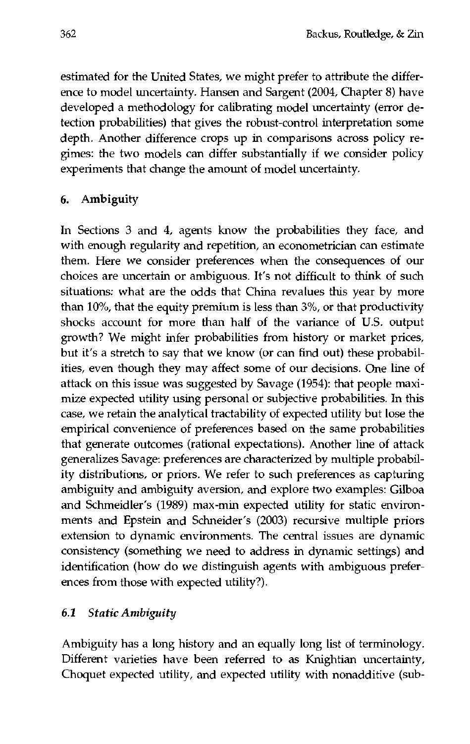estimated for the United States, we might prefer to attribute the difference to model uncertainty. Hansen and Sargent (2004, Chapter 8) have developed a methodology for calibrating model uncertainty (error detection probabilities) that gives the robust-control interpretation some depth. Another difference crops up in comparisons across policy regimes: the two models can differ substantially if we consider policy experiments that change the amount of model uncertainty.

## 6. Ambiguity

In Sections 3 and 4, agents know the probabilities they face, and with enough regularity and repetition, an econometrician can estimate them. Here we consider preferences when the consequences of our choices are uncertain or ambiguous. It's not difficult to think of such situations: what are the odds that China revalues this year by more than 10%, that the equity premium is less than 3%, or that productivity shocks account for more than half of the variance of U.S. output growth? We might infer probabilities from history or market prices, but it's a stretch to say that we know (or can find out) these probabilities, even though they may affect some of our decisions. One line of attack on this issue was suggested by Savage (1954): that people maximize expected utility using personal or subjective probabilities. In this case, we retain the analytical tractability of expected utility but lose the empirical convenience of preferences based on the same probabilities that generate outcomes (rational expectations). Another line of attack generalizes Savage: preferences are characterized by multiple probability distributions, or priors. We refer to such preferences as capturing ambiguity and ambiguity aversion, and explore two examples: Gilboa and Schmeidler's (1989) max-min expected utility for static environments and Epstein and Schneider's (2003) recursive multiple priors extension to dynamic environments. The central issues are dynamic consistency (something we need to address in dynamic settings) and identification (how do we distinguish agents with ambiguous preferences from those with expected utility?).

### 6.1 *Static Ambiguity*

Ambiguity has a long history and an equally long list of terminology. Different varieties have been referred to as Knightian uncertainty, Choquet expected utility, and expected utility with nonadditive (sub-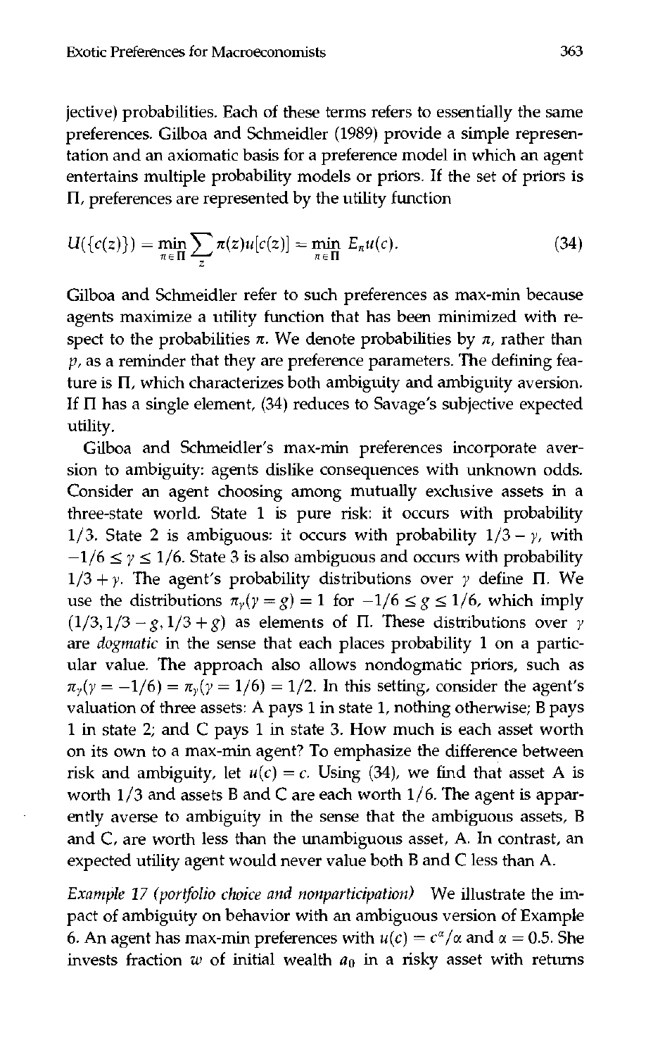jective) probabilities. Each of these terms refers to essentially the same preferences. Gilboa and Schmeidler (1989) provide a simple representation and an axiomatic basis for a preference model in which an agent entertains multiple probability models or priors. If the set of priors is $\Pi$, preferences are represented by the utility function

$$U(\{c(z)\}) = \min_{\pi \in \Pi} \sum_{z} \pi(z) u[c(z)] = \min_{\pi \in \Pi} E_{\pi} u(c). \tag{34}$$

Gilboa and Schmeidler refer to such preferences as max-min because agents maximize a utility function that has been minimized with respect to the probabilities $\pi$. We denote probabilities by $\pi$, rather than $p$, as a reminder that they are preference parameters. The defining feature is $\Pi$, which characterizes both ambiguity and ambiguity aversion. If $\Pi$ has a single element, (34) reduces to Savage's subjective expected utility.

Gilboa and Schmeidler's max-min preferences incorporate aversion to ambiguity: agents dislike consequences with unknown odds. Consider an agent choosing among mutually exclusive assets in a three-state world. State 1 is pure risk: it occurs with probability $1/3$. State 2 is ambiguous: it occurs with probability $1/3 - \gamma$, with $-1/6 \leq \gamma \leq 1/6$. State 3 is also ambiguous and occurs with probability $1/3 + \gamma$. The agent's probability distributions over $\gamma$ define $\Pi$. We use the distributions $\pi_{\gamma}(\gamma = g) = 1$ for $-1/6 \leq g \leq 1/6$, which imply $(1/3, 1/3 - g, 1/3 + g)$ as elements of $\Pi$. These distributions over $\gamma$ are *dogmatic* in the sense that each places probability 1 on a particular value. The approach also allows nondogmatic priors, such as $\pi_{\gamma}(\gamma = -1/6) = \pi_{\gamma}(\gamma = 1/6) = 1/2$. In this setting, consider the agent's valuation of three assets: A pays 1 in state 1, nothing otherwise; B pays 1 in state 2; and C pays 1 in state 3. How much is each asset worth on its own to a max-min agent? To emphasize the difference between risk and ambiguity, let $u(c) = c$. Using (34), we find that asset A is worth $1/3$ and assets B and C are each worth $1/6$. The agent is apparently averse to ambiguity in the sense that the ambiguous assets, B and C, are worth less than the unambiguous asset, A. In contrast, an expected utility agent would never value both B and C less than A.

*Example 17 (portfolio choice and nonparticipation)* We illustrate the impact of ambiguity on behavior with an ambiguous version of Example 6. An agent has max-min preferences with $u(c) = c^{\alpha}/\alpha$ and $\alpha = 0.5$. She invests fraction $w$ of initial wealth $a_0$ in a risky asset with returns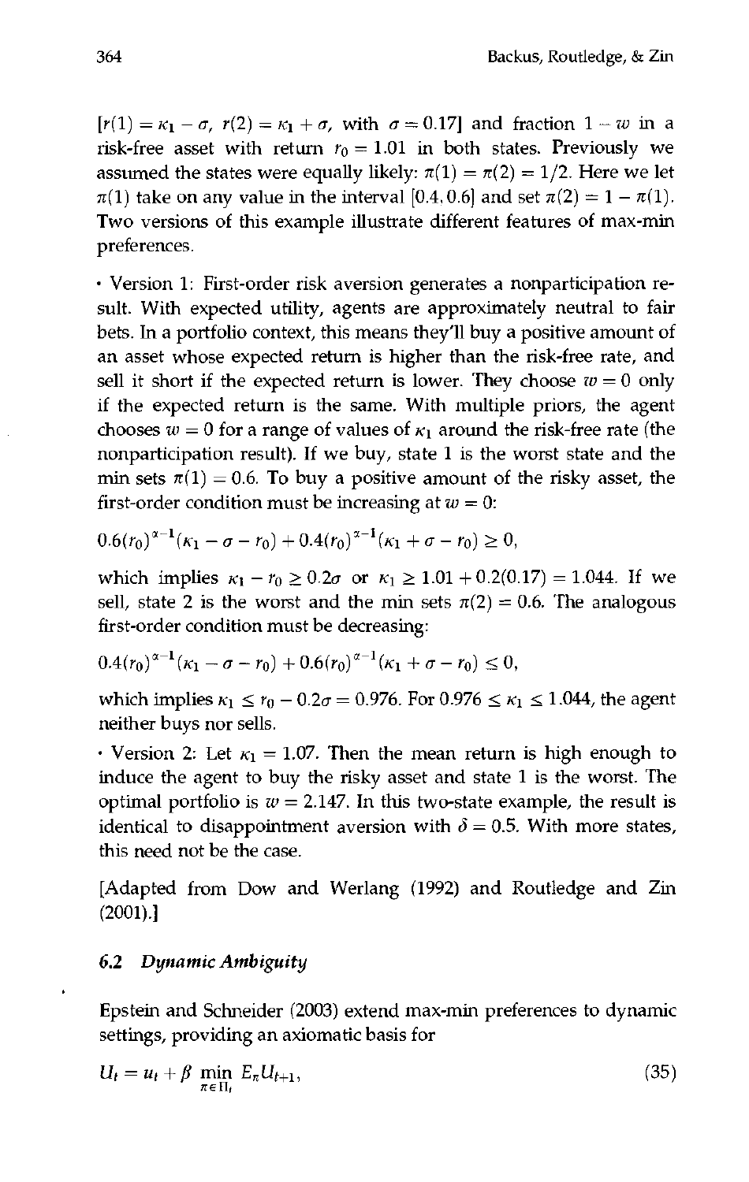$[r(1) = \kappa_1 - \sigma,\ r(2) = \kappa_1 + \sigma$, with $\sigma = 0.17]$ and fraction $1 - w$ in a risk-free asset with return $r_0 = 1.01$ in both states. Previously we assumed the states were equally likely: $\pi(1) = \pi(2) = 1/2$. Here we let $\pi(1)$ take on any value in the interval $[0.4, 0.6]$ and set $\pi(2) = 1 - \pi(1)$. Two versions of this example illustrate different features of max-min preferences.

• Version 1: First-order risk aversion generates a nonparticipation result. With expected utility, agents are approximately neutral to fair bets. In a portfolio context, this means they'll buy a positive amount of an asset whose expected return is higher than the risk-free rate, and sell it short if the expected return is lower. They choose $w = 0$ only if the expected return is the same. With multiple priors, the agent chooses $w = 0$ for a range of values of $\kappa_1$ around the risk-free rate (the nonparticipation result). If we buy, state 1 is the worst state and the min sets $\pi(1) = 0.6$. To buy a positive amount of the risky asset, the first-order condition must be increasing at $w = 0$:

$$0.6(r_0)^{\alpha-1}(\kappa_1 - \sigma - r_0) + 0.4(r_0)^{\alpha-1}(\kappa_1 + \sigma - r_0) \geq 0,$$

which implies $\kappa_1 - r_0 \geq 0.2\sigma$ or $\kappa_1 \geq 1.01 + 0.2(0.17) = 1.044$. If we sell, state 2 is the worst and the min sets $\pi(2) = 0.6$. The analogous first-order condition must be decreasing:

$$0.4(r_0)^{\alpha-1}(\kappa_1 - \sigma - r_0) + 0.6(r_0)^{\alpha-1}(\kappa_1 + \sigma - r_0) \leq 0,$$

which implies $\kappa_1 \leq r_0 - 0.2\sigma = 0.976$. For $0.976 \leq \kappa_1 \leq 1.044$, the agent neither buys nor sells.

• Version 2: Let $\kappa_1 = 1.07$. Then the mean return is high enough to induce the agent to buy the risky asset and state 1 is the worst. The optimal portfolio is $w = 2.147$. In this two-state example, the result is identical to disappointment aversion with $\delta = 0.5$. With more states, this need not be the case.

[Adapted from Dow and Werlang (1992) and Routledge and Zin (2001).]

### 6.2 Dynamic Ambiguity

Epstein and Schneider (2003) extend max-min preferences to dynamic settings, providing an axiomatic basis for

$$U_t = u_t + \beta \min_{\pi \in \Pi_t} E_\pi U_{t+1}, \tag{35}$$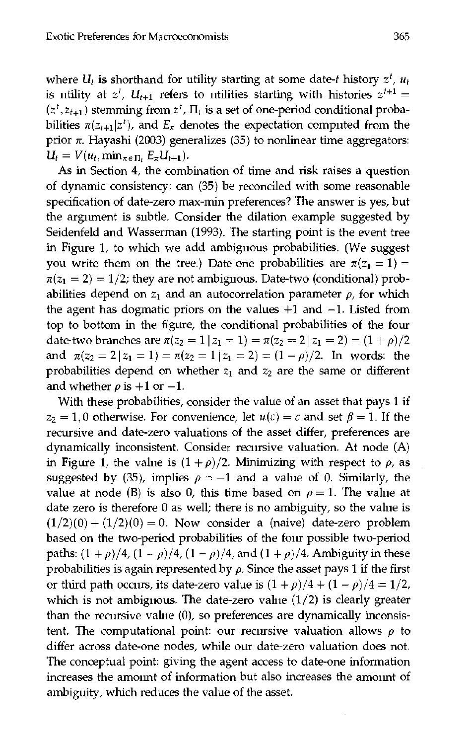where $U_t$ is shorthand for utility starting at some date-$t$ history $z^t$, $u_t$ is utility at $z^t$, $U_{t+1}$ refers to utilities starting with histories $z^{t+1} = (z^t, z_{t+1})$ stemming from $z^t$, $\Pi_t$ is a set of one-period conditional probabilities $\pi(z_{t+1}|z^t)$, and $E_\pi$ denotes the expectation computed from the prior $\pi$. Hayashi (2003) generalizes (35) to nonlinear time aggregators: $U_t = V(u_t, \min_{\pi \in \Pi_t} E_\pi U_{t+1})$.

As in Section 4, the combination of time and risk raises a question of dynamic consistency: can (35) be reconciled with some reasonable specification of date-zero max-min preferences? The answer is yes, but the argument is subtle. Consider the dilation example suggested by Seidenfeld and Wasserman (1993). The starting point is the event tree in Figure 1, to which we add ambiguous probabilities. (We suggest you write them on the tree.) Date-one probabilities are $\pi(z_1 = 1) = \pi(z_1 = 2) = 1/2$; they are not ambiguous. Date-two (conditional) probabilities depend on $z_1$ and an autocorrelation parameter $\rho$, for which the agent has dogmatic priors on the values $+1$ and $-1$. Listed from top to bottom in the figure, the conditional probabilities of the four date-two branches are $\pi(z_2 = 1 \,|\, z_1 = 1) = \pi(z_2 = 2 \,|\, z_1 = 2) = (1 + \rho)/2$ and $\pi(z_2 = 2 \,|\, z_1 = 1) = \pi(z_2 = 1 \,|\, z_1 = 2) = (1 - \rho)/2$. In words: the probabilities depend on whether $z_1$ and $z_2$ are the same or different and whether $\rho$ is $+1$ or $-1$.

With these probabilities, consider the value of an asset that pays 1 if $z_2 = 1$, 0 otherwise. For convenience, let $u(c) = c$ and set $\beta = 1$. If the recursive and date-zero valuations of the asset differ, preferences are dynamically inconsistent. Consider recursive valuation. At node (A) in Figure 1, the value is $(1 + \rho)/2$. Minimizing with respect to $\rho$, as suggested by (35), implies $\rho = -1$ and a value of 0. Similarly, the value at node (B) is also 0, this time based on $\rho = 1$. The value at date zero is therefore 0 as well; there is no ambiguity, so the value is $(1/2)(0) + (1/2)(0) = 0$. Now consider a (naive) date-zero problem based on the two-period probabilities of the four possible two-period paths: $(1 + \rho)/4$, $(1 - \rho)/4$, $(1 - \rho)/4$, and $(1 + \rho)/4$. Ambiguity in these probabilities is again represented by $\rho$. Since the asset pays 1 if the first or third path occurs, its date-zero value is $(1 + \rho)/4 + (1 - \rho)/4 = 1/2$, which is not ambiguous. The date-zero value $(1/2)$ is clearly greater than the recursive value (0), so preferences are dynamically inconsistent. The computational point: our recursive valuation allows $\rho$ to differ across date-one nodes, while our date-zero valuation does not. The conceptual point: giving the agent access to date-one information increases the amount of information but also increases the amount of ambiguity, which reduces the value of the asset.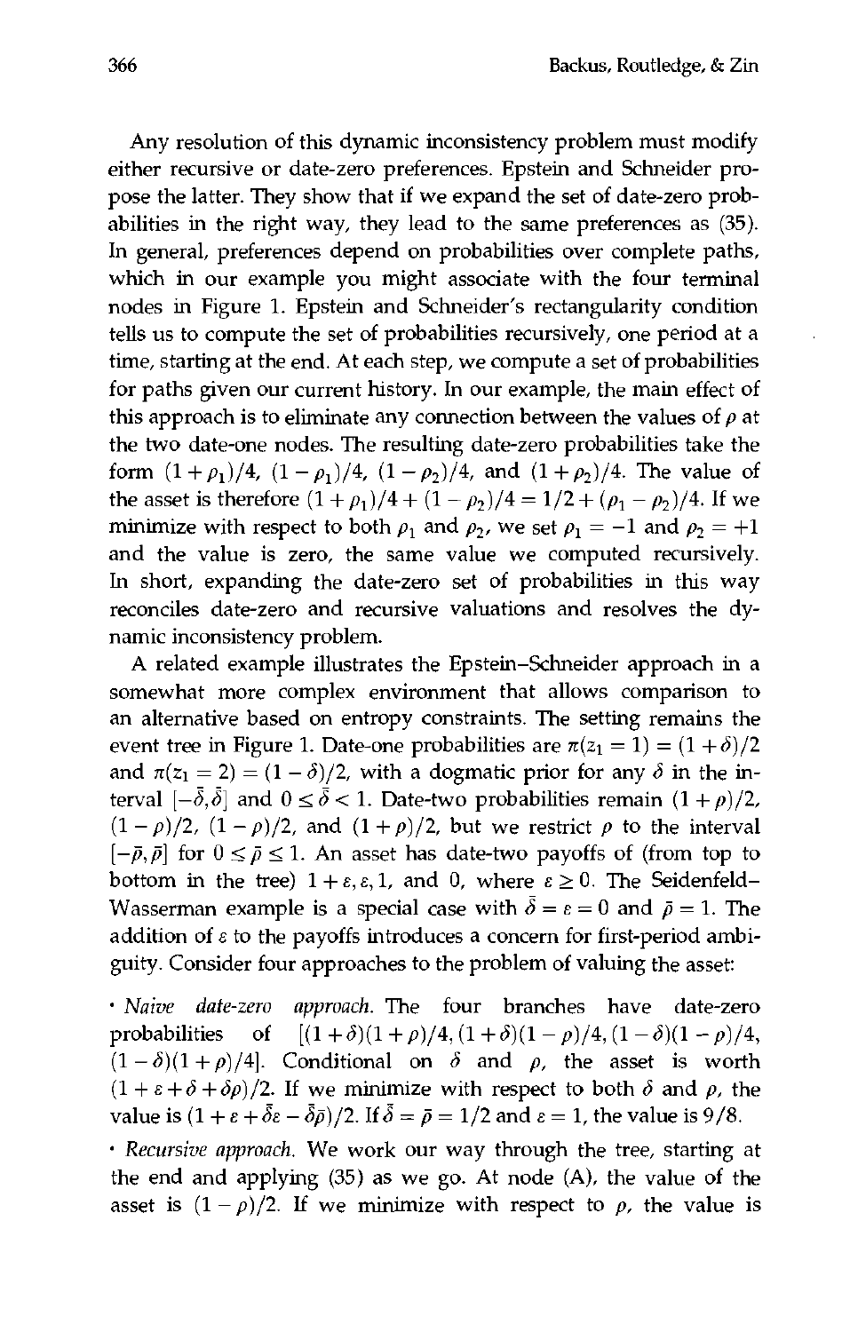Any resolution of this dynamic inconsistency problem must modify either recursive or date-zero preferences. Epstein and Schneider propose the latter. They show that if we expand the set of date-zero probabilities in the right way, they lead to the same preferences as (35). In general, preferences depend on probabilities over complete paths, which in our example you might associate with the four terminal nodes in Figure 1. Epstein and Schneider's rectangularity condition tells us to compute the set of probabilities recursively, one period at a time, starting at the end. At each step, we compute a set of probabilities for paths given our current history. In our example, the main effect of this approach is to eliminate any connection between the values of $\rho$ at the two date-one nodes. The resulting date-zero probabilities take the form $(1+\rho_1)/4$, $(1-\rho_1)/4$, $(1-\rho_2)/4$, and $(1+\rho_2)/4$. The value of the asset is therefore $(1+\rho_1)/4 + (1-\rho_2)/4 = 1/2 + (\rho_1 - \rho_2)/4$. If we minimize with respect to both $\rho_1$ and $\rho_2$, we set $\rho_1 = -1$ and $\rho_2 = +1$ and the value is zero, the same value we computed recursively. In short, expanding the date-zero set of probabilities in this way reconciles date-zero and recursive valuations and resolves the dynamic inconsistency problem.

A related example illustrates the Epstein–Schneider approach in a somewhat more complex environment that allows comparison to an alternative based on entropy constraints. The setting remains the event tree in Figure 1. Date-one probabilities are $\pi(z_1 = 1) = (1+\delta)/2$ and $\pi(z_1 = 2) = (1-\delta)/2$, with a dogmatic prior for any $\delta$ in the interval $[-\bar{\delta}, \bar{\delta}]$ and $0 \leq \bar{\delta} < 1$. Date-two probabilities remain $(1+\rho)/2$, $(1-\rho)/2$, $(1-\rho)/2$, and $(1+\rho)/2$, but we restrict $\rho$ to the interval $[-\bar{\rho}, \bar{\rho}]$ for $0 \leq \bar{\rho} \leq 1$. An asset has date-two payoffs of (from top to bottom in the tree) $1+\varepsilon, \varepsilon, 1$, and $0$, where $\varepsilon \geq 0$. The Seidenfeld–Wasserman example is a special case with $\bar{\delta} = \varepsilon = 0$ and $\bar{\rho} = 1$. The addition of $\varepsilon$ to the payoffs introduces a concern for first-period ambiguity. Consider four approaches to the problem of valuing the asset:

- *Naive date-zero approach.* The four branches have date-zero probabilities of $[(1+\delta)(1+\rho)/4, (1+\delta)(1-\rho)/4, (1-\delta)(1-\rho)/4, (1-\delta)(1+\rho)/4]$. Conditional on $\delta$ and $\rho$, the asset is worth $(1+\varepsilon+\delta+\delta\rho)/2$. If we minimize with respect to both $\delta$ and $\rho$, the value is $(1+\varepsilon+\bar{\delta}\varepsilon-\bar{\delta}\bar{\rho})/2$. If $\bar{\delta} = \bar{\rho} = 1/2$ and $\varepsilon = 1$, the value is $9/8$.

- *Recursive approach.* We work our way through the tree, starting at the end and applying (35) as we go. At node (A), the value of the asset is $(1-\rho)/2$. If we minimize with respect to $\rho$, the value is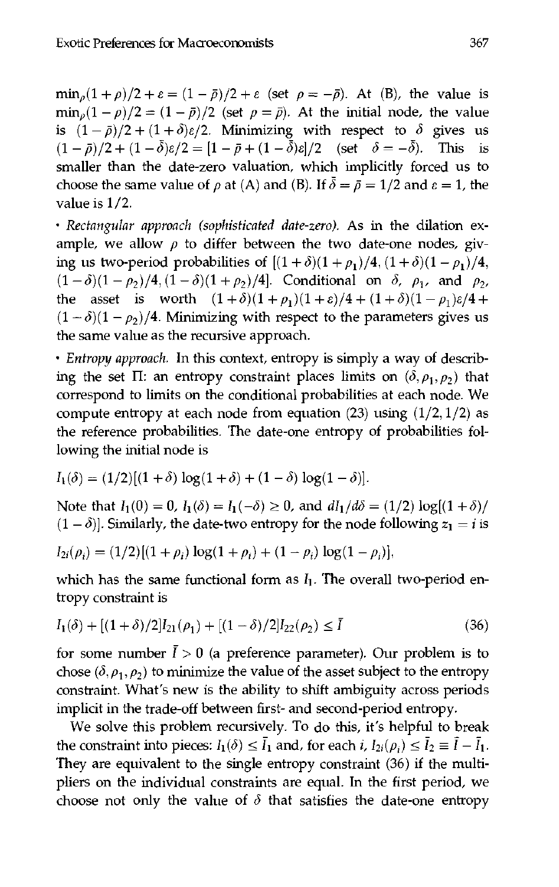$\min_p (1+p)/2 + \varepsilon = (1-\bar{p})/2 + \varepsilon$ (set $p = -\bar{p}$). At (B), the value is $\min_p (1-p)/2 = (1-\bar{p})/2$ (set $p = \bar{p}$). At the initial node, the value is $(1-\bar{p})/2 + (1+\delta)\varepsilon/2$. Minimizing with respect to $\delta$ gives us $(1-\bar{p})/2 + (1-\bar{\delta})\varepsilon/2 = [1-\bar{p}+(1-\bar{\delta})\varepsilon]/2$ (set $\delta = -\bar{\delta}$). This is smaller than the date-zero valuation, which implicitly forced us to choose the same value of $p$ at (A) and (B). If $\bar{\delta} = \bar{p} = 1/2$ and $\varepsilon = 1$, the value is $1/2$.

- *Rectangular approach (sophisticated date-zero).* As in the dilation example, we allow $p$ to differ between the two date-one nodes, giving us two-period probabilities of $[(1+\delta)(1+p_1)/4, (1+\delta)(1-p_1)/4, (1-\delta)(1-p_2)/4, (1-\delta)(1+p_2)/4]$. Conditional on $\delta$, $p_1$, and $p_2$, the asset is worth $(1+\delta)(1+p_1)(1+\varepsilon)/4 + (1+\delta)(1-p_1)\varepsilon/4 + (1-\delta)(1-p_2)/4$. Minimizing with respect to the parameters gives us the same value as the recursive approach.

- *Entropy approach.* In this context, entropy is simply a way of describing the set $\Pi$: an entropy constraint places limits on $(\delta, p_1, p_2)$ that correspond to limits on the conditional probabilities at each node. We compute entropy at each node from equation (23) using $(1/2, 1/2)$ as the reference probabilities. The date-one entropy of probabilities following the initial node is

$$I_1(\delta) = (1/2)[(1+\delta)\log(1+\delta) + (1-\delta)\log(1-\delta)].$$

Note that $I_1(0) = 0$, $I_1(\delta) = I_1(-\delta) \geq 0$, and $dI_1/d\delta = (1/2)\log[(1+\delta)/(1-\delta)]$. Similarly, the date-two entropy for the node following $z_1 = i$ is

$$I_{2i}(p_i) = (1/2)[(1+p_i)\log(1+p_i) + (1-p_i)\log(1-p_i)],$$

which has the same functional form as $I_1$. The overall two-period entropy constraint is

$$I_1(\delta) + [(1+\delta)/2]I_{21}(p_1) + [(1-\delta)/2]I_{22}(p_2) \leq \bar{I} \tag{36}$$

for some number $\bar{I} > 0$ (a preference parameter). Our problem is to chose $(\delta, p_1, p_2)$ to minimize the value of the asset subject to the entropy constraint. What's new is the ability to shift ambiguity across periods implicit in the trade-off between first- and second-period entropy.

We solve this problem recursively. To do this, it's helpful to break the constraint into pieces: $I_1(\delta) \leq \bar{I}_1$ and, for each $i$, $I_{2i}(p_i) \leq \bar{I}_2 \equiv \bar{I} - \bar{I}_1$. They are equivalent to the single entropy constraint (36) if the multipliers on the individual constraints are equal. In the first period, we choose not only the value of $\delta$ that satisfies the date-one entropy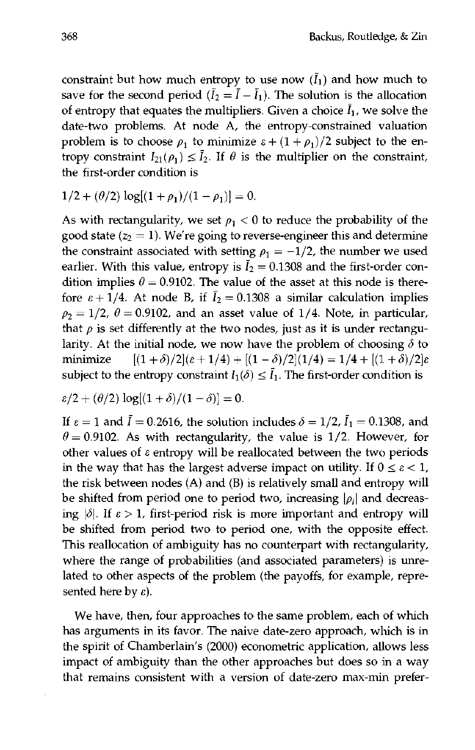constraint but how much entropy to use now ($\bar{I}_1$) and how much to save for the second period ($\bar{I}_2 = \bar{I} - \bar{I}_1$). The solution is the allocation of entropy that equates the multipliers. Given a choice $\bar{I}_1$, we solve the date-two problems. At node A, the entropy-constrained valuation problem is to choose $\rho_1$ to minimize $\varepsilon + (1+\rho_1)/2$ subject to the entropy constraint $I_{21}(\rho_1) \leq \bar{I}_2$. If $\theta$ is the multiplier on the constraint, the first-order condition is

$$1/2 + (\theta/2)\log[(1+\rho_1)/(1-\rho_1)] = 0.$$

As with rectangularity, we set $\rho_1 < 0$ to reduce the probability of the good state ($z_2 = 1$). We're going to reverse-engineer this and determine the constraint associated with setting $\rho_1 = -1/2$, the number we used earlier. With this value, entropy is $\bar{I}_2 = 0.1308$ and the first-order condition implies $\theta = 0.9102$. The value of the asset at this node is therefore $\varepsilon + 1/4$. At node B, if $\bar{I}_2 = 0.1308$ a similar calculation implies $\rho_2 = 1/2$, $\theta = 0.9102$, and an asset value of $1/4$. Note, in particular, that $\rho$ is set differently at the two nodes, just as it is under rectangularity. At the initial node, we now have the problem of choosing $\delta$ to minimize $[(1+\delta)/2](\varepsilon + 1/4) + [(1-\delta)/2](1/4) = 1/4 + [(1+\delta)/2]\varepsilon$ subject to the entropy constraint $I_1(\delta) \leq \bar{I}_1$. The first-order condition is

$$\varepsilon/2 + (\theta/2)\log[(1+\delta)/(1-\delta)] = 0.$$

If $\varepsilon = 1$ and $\bar{I} = 0.2616$, the solution includes $\delta = 1/2$, $\bar{I}_1 = 0.1308$, and $\theta = 0.9102$. As with rectangularity, the value is $1/2$. However, for other values of $\varepsilon$ entropy will be reallocated between the two periods in the way that has the largest adverse impact on utility. If $0 \leq \varepsilon < 1$, the risk between nodes (A) and (B) is relatively small and entropy will be shifted from period one to period two, increasing $|\rho_i|$ and decreasing $|\delta|$. If $\varepsilon > 1$, first-period risk is more important and entropy will be shifted from period two to period one, with the opposite effect. This reallocation of ambiguity has no counterpart with rectangularity, where the range of probabilities (and associated parameters) is unrelated to other aspects of the problem (the payoffs, for example, represented here by $\varepsilon$).

We have, then, four approaches to the same problem, each of which has arguments in its favor. The naive date-zero approach, which is in the spirit of Chamberlain's (2000) econometric application, allows less impact of ambiguity than the other approaches but does so in a way that remains consistent with a version of date-zero max-min prefer-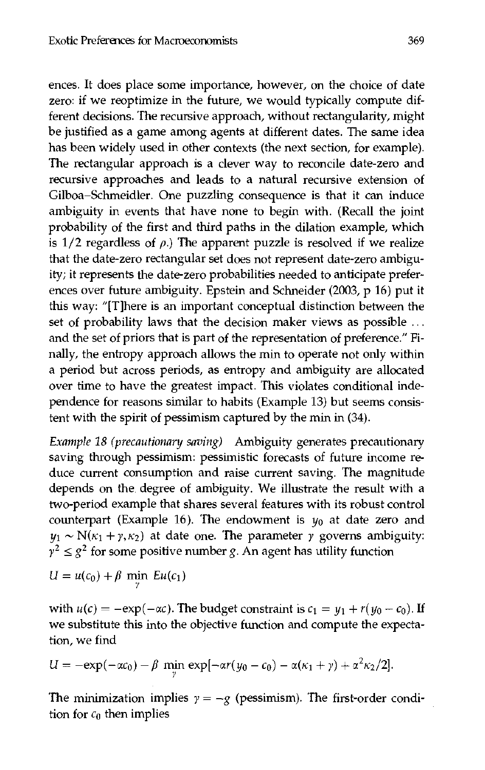ences. It does place some importance, however, on the choice of date zero: if we reoptimize in the future, we would typically compute different decisions. The recursive approach, without rectangularity, might be justified as a game among agents at different dates. The same idea has been widely used in other contexts (the next section, for example). The rectangular approach is a clever way to reconcile date-zero and recursive approaches and leads to a natural recursive extension of Gilboa–Schmeidler. One puzzling consequence is that it can induce ambiguity in events that have none to begin with. (Recall the joint probability of the first and third paths in the dilation example, which is $1/2$ regardless of $\rho$.) The apparent puzzle is resolved if we realize that the date-zero rectangular set does not represent date-zero ambiguity; it represents the date-zero probabilities needed to anticipate preferences over future ambiguity. Epstein and Schneider (2003, p 16) put it this way: "[T]here is an important conceptual distinction between the set of probability laws that the decision maker views as possible ... and the set of priors that is part of the representation of preference." Finally, the entropy approach allows the min to operate not only within a period but across periods, as entropy and ambiguity are allocated over time to have the greatest impact. This violates conditional independence for reasons similar to habits (Example 13) but seems consistent with the spirit of pessimism captured by the min in (34).

*Example 18 (precautionary saving)* Ambiguity generates precautionary saving through pessimism: pessimistic forecasts of future income reduce current consumption and raise current saving. The magnitude depends on the degree of ambiguity. We illustrate the result with a two-period example that shares several features with its robust control counterpart (Example 16). The endowment is $y_0$ at date zero and $y_1 \sim N(\kappa_1 + \gamma, \kappa_2)$ at date one. The parameter $\gamma$ governs ambiguity: $\gamma^2 \leq g^2$ for some positive number $g$. An agent has utility function

$$U = u(c_0) + \beta \min_{\gamma} Eu(c_1)$$

with $u(c) = -\exp(-\alpha c)$. The budget constraint is $c_1 = y_1 + r(y_0 - c_0)$. If we substitute this into the objective function and compute the expectation, we find

$$U = -\exp(-\alpha c_0) - \beta \min_{\gamma} \exp[-\alpha r(y_0 - c_0) - \alpha(\kappa_1 + \gamma) + \alpha^2 \kappa_2/2].$$

The minimization implies $\gamma = -g$ (pessimism). The first-order condition for $c_0$ then implies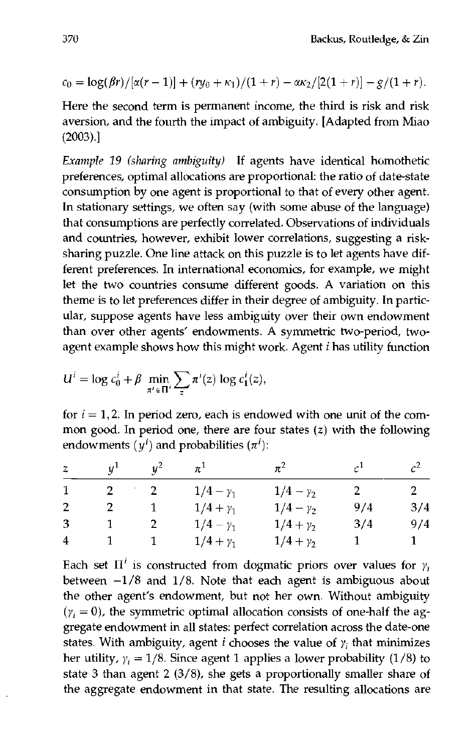$$c_0 = \log(\beta r)/[\alpha(r-1)] + (ry_0 + \kappa_1)/(1+r) - \alpha\kappa_2/[2(1+r)] - g/(1+r).$$

Here the second term is permanent income, the third is risk and risk aversion, and the fourth the impact of ambiguity. [Adapted from Miao (2003).]

*Example 19 (sharing ambiguity)* If agents have identical homothetic preferences, optimal allocations are proportional: the ratio of date-state consumption by one agent is proportional to that of every other agent. In stationary settings, we often say (with some abuse of the language) that consumptions are perfectly correlated. Observations of individuals and countries, however, exhibit lower correlations, suggesting a risk-sharing puzzle. One line attack on this puzzle is to let agents have different preferences. In international economics, for example, we might let the two countries consume different goods. A variation on this theme is to let preferences differ in their degree of ambiguity. In particular, suppose agents have less ambiguity over their own endowment than over other agents' endowments. A symmetric two-period, two-agent example shows how this might work. Agent $i$ has utility function

$$U^i = \log c_0^i + \beta \min_{\pi^i \in \Pi^i} \sum_z \pi^i(z) \log c_1^i(z),$$

for $i = 1, 2$. In period zero, each is endowed with one unit of the common good. In period one, there are four states ($z$) with the following endowments ($y^i$) and probabilities ($\pi^i$):

| $z$ | $y^1$ | $y^2$ | $\pi^1$ | $\pi^2$ | $c^1$ | $c^2$ |
|---|---|---|---|---|---|---|
| 1 | 2 | 2 | $1/4 - \gamma_1$ | $1/4 - \gamma_2$ | 2 | 2 |
| 2 | 2 | 1 | $1/4 + \gamma_1$ | $1/4 - \gamma_2$ | 9/4 | 3/4 |
| 3 | 1 | 2 | $1/4 - \gamma_1$ | $1/4 + \gamma_2$ | 3/4 | 9/4 |
| 4 | 1 | 1 | $1/4 + \gamma_1$ | $1/4 + \gamma_2$ | 1 | 1 |

Each set $\Pi^i$ is constructed from dogmatic priors over values for $\gamma_i$ between $-1/8$ and $1/8$. Note that each agent is ambiguous about the other agent's endowment, but not her own. Without ambiguity ($\gamma_i = 0$), the symmetric optimal allocation consists of one-half the aggregate endowment in all states: perfect correlation across the date-one states. With ambiguity, agent $i$ chooses the value of $\gamma_i$ that minimizes her utility, $\gamma_i = 1/8$. Since agent 1 applies a lower probability (1/8) to state 3 than agent 2 (3/8), she gets a proportionally smaller share of the aggregate endowment in that state. The resulting allocations are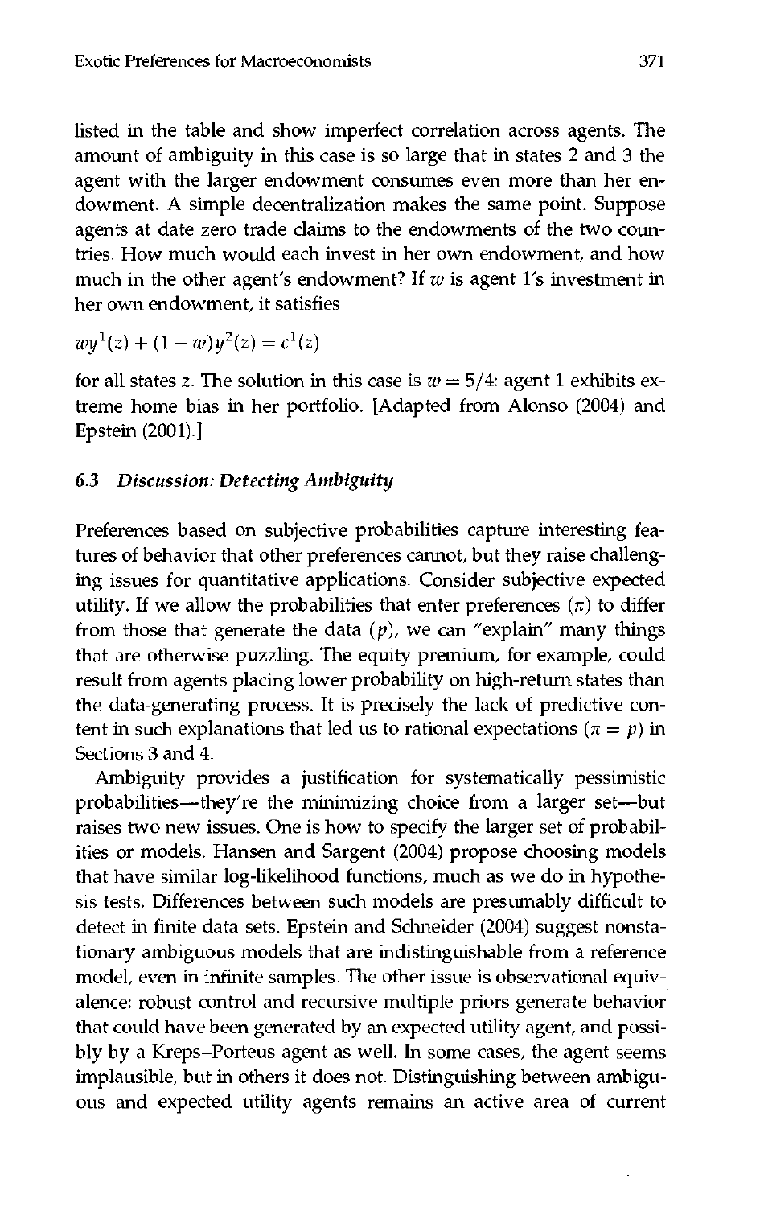listed in the table and show imperfect correlation across agents. The amount of ambiguity in this case is so large that in states 2 and 3 the agent with the larger endowment consumes even more than her endowment. A simple decentralization makes the same point. Suppose agents at date zero trade claims to the endowments of the two countries. How much would each invest in her own endowment, and how much in the other agent's endowment? If $w$ is agent 1's investment in her own endowment, it satisfies

$$wy^1(z) + (1 - w)y^2(z) = c^1(z)$$

for all states $z$. The solution in this case is $w = 5/4$: agent 1 exhibits extreme home bias in her portfolio. [Adapted from Alonso (2004) and Epstein (2001).]

### 6.3 *Discussion: Detecting Ambiguity*

Preferences based on subjective probabilities capture interesting features of behavior that other preferences cannot, but they raise challenging issues for quantitative applications. Consider subjective expected utility. If we allow the probabilities that enter preferences ($\pi$) to differ from those that generate the data ($p$), we can "explain" many things that are otherwise puzzling. The equity premium, for example, could result from agents placing lower probability on high-return states than the data-generating process. It is precisely the lack of predictive content in such explanations that led us to rational expectations ($\pi = p$) in Sections 3 and 4.

Ambiguity provides a justification for systematically pessimistic probabilities—they're the minimizing choice from a larger set—but raises two new issues. One is how to specify the larger set of probabilities or models. Hansen and Sargent (2004) propose choosing models that have similar log-likelihood functions, much as we do in hypothesis tests. Differences between such models are presumably difficult to detect in finite data sets. Epstein and Schneider (2004) suggest nonstationary ambiguous models that are indistinguishable from a reference model, even in infinite samples. The other issue is observational equivalence: robust control and recursive multiple priors generate behavior that could have been generated by an expected utility agent, and possibly by a Kreps–Porteus agent as well. In some cases, the agent seems implausible, but in others it does not. Distinguishing between ambiguous and expected utility agents remains an active area of current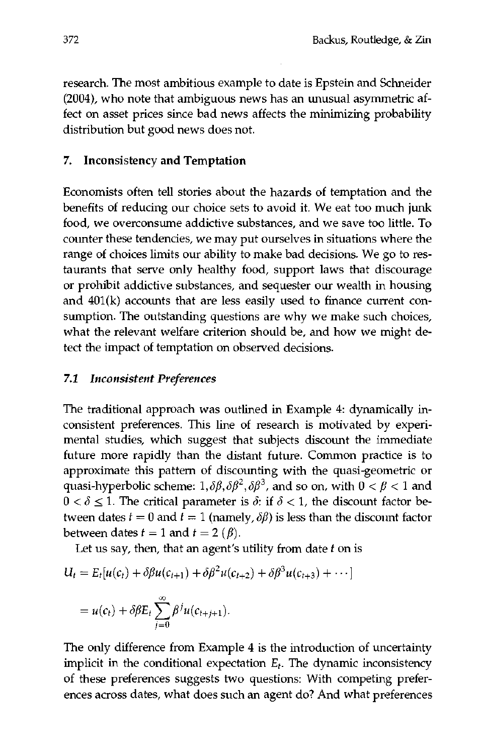research. The most ambitious example to date is Epstein and Schneider (2004), who note that ambiguous news has an unusual asymmetric affect on asset prices since bad news affects the minimizing probability distribution but good news does not.

## 7. Inconsistency and Temptation

Economists often tell stories about the hazards of temptation and the benefits of reducing our choice sets to avoid it. We eat too much junk food, we overconsume addictive substances, and we save too little. To counter these tendencies, we may put ourselves in situations where the range of choices limits our ability to make bad decisions. We go to restaurants that serve only healthy food, support laws that discourage or prohibit addictive substances, and sequester our wealth in housing and 401(k) accounts that are less easily used to finance current consumption. The outstanding questions are why we make such choices, what the relevant welfare criterion should be, and how we might detect the impact of temptation on observed decisions.

### 7.1 *Inconsistent Preferences*

The traditional approach was outlined in Example 4: dynamically inconsistent preferences. This line of research is motivated by experimental studies, which suggest that subjects discount the immediate future more rapidly than the distant future. Common practice is to approximate this pattern of discounting with the quasi-geometric or quasi-hyperbolic scheme: $1, \delta\beta, \delta\beta^2, \delta\beta^3$, and so on, with $0 < \beta < 1$ and $0 < \delta \leq 1$. The critical parameter is $\delta$: if $\delta < 1$, the discount factor between dates $t = 0$ and $t = 1$ (namely, $\delta\beta$) is less than the discount factor between dates $t = 1$ and $t = 2$ ($\beta$).

Let us say, then, that an agent's utility from date $t$ on is

$$
\begin{aligned}
U_t &= E_t[u(c_t) + \delta\beta u(c_{t+1}) + \delta\beta^2 u(c_{t+2}) + \delta\beta^3 u(c_{t+3}) + \cdots] \\
&= u(c_t) + \delta\beta E_t \sum_{j=0}^{\infty} \beta^j u(c_{t+j+1}).
\end{aligned}
$$

The only difference from Example 4 is the introduction of uncertainty implicit in the conditional expectation $E_t$. The dynamic inconsistency of these preferences suggests two questions: With competing preferences across dates, what does such an agent do? And what preferences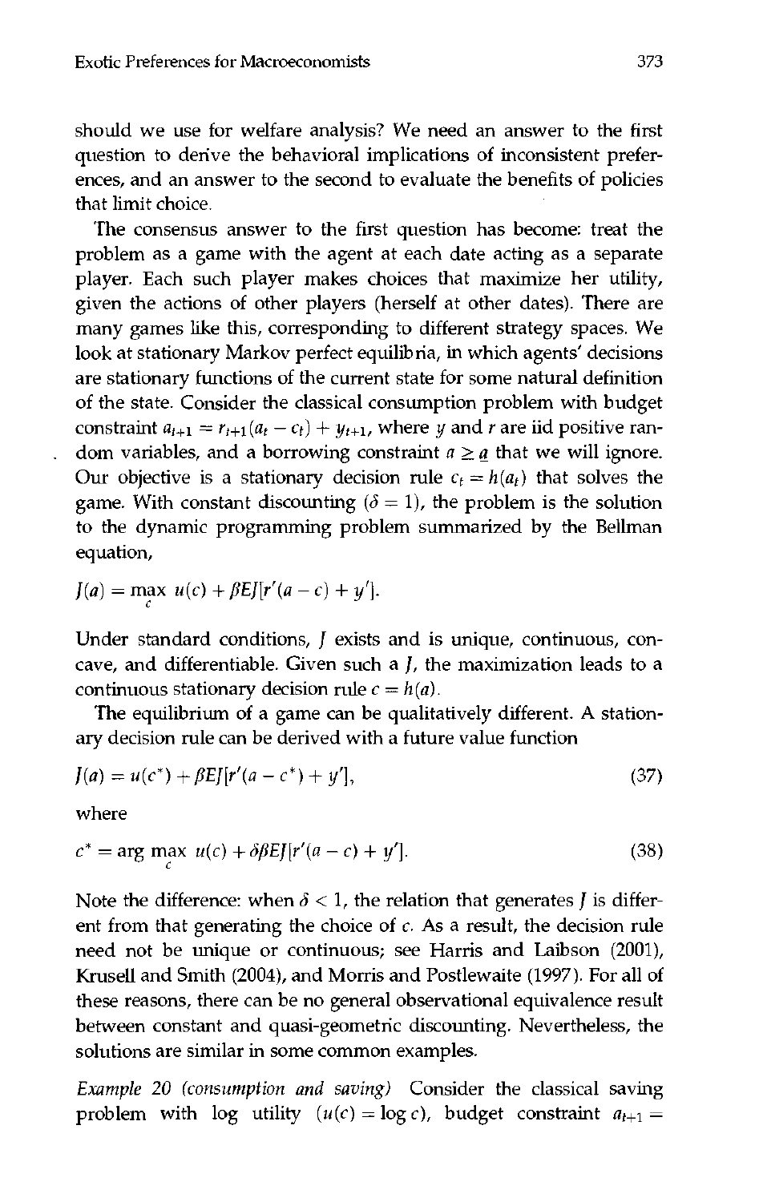should we use for welfare analysis? We need an answer to the first question to derive the behavioral implications of inconsistent preferences, and an answer to the second to evaluate the benefits of policies that limit choice.

The consensus answer to the first question has become: treat the problem as a game with the agent at each date acting as a separate player. Each such player makes choices that maximize her utility, given the actions of other players (herself at other dates). There are many games like this, corresponding to different strategy spaces. We look at stationary Markov perfect equilibria, in which agents' decisions are stationary functions of the current state for some natural definition of the state. Consider the classical consumption problem with budget constraint $a_{t+1} = r_{t+1}(a_t - c_t) + y_{t+1}$, where $y$ and $r$ are iid positive random variables, and a borrowing constraint $a \geq \underline{a}$ that we will ignore. Our objective is a stationary decision rule $c_t = h(a_t)$ that solves the game. With constant discounting ($\delta = 1$), the problem is the solution to the dynamic programming problem summarized by the Bellman equation,

$$J(a) = \max_{c} \; u(c) + \beta E J[r'(a - c) + y'].$$

Under standard conditions, $J$ exists and is unique, continuous, concave, and differentiable. Given such a $J$, the maximization leads to a continuous stationary decision rule $c = h(a)$.

The equilibrium of a game can be qualitatively different. A stationary decision rule can be derived with a future value function

$$J(a) = u(c^*) + \beta E J[r'(a - c^*) + y'], \tag{37}$$

where

$$c^* = \arg\max_{c} \; u(c) + \delta\beta E J[r'(a - c) + y']. \tag{38}$$

Note the difference: when $\delta < 1$, the relation that generates $J$ is different from that generating the choice of $c$. As a result, the decision rule need not be unique or continuous; see Harris and Laibson (2001), Krusell and Smith (2004), and Morris and Postlewaite (1997). For all of these reasons, there can be no general observational equivalence result between constant and quasi-geometric discounting. Nevertheless, the solutions are similar in some common examples.

*Example 20 (consumption and saving)* Consider the classical saving problem with log utility ($u(c) = \log c$), budget constraint $a_{t+1} =$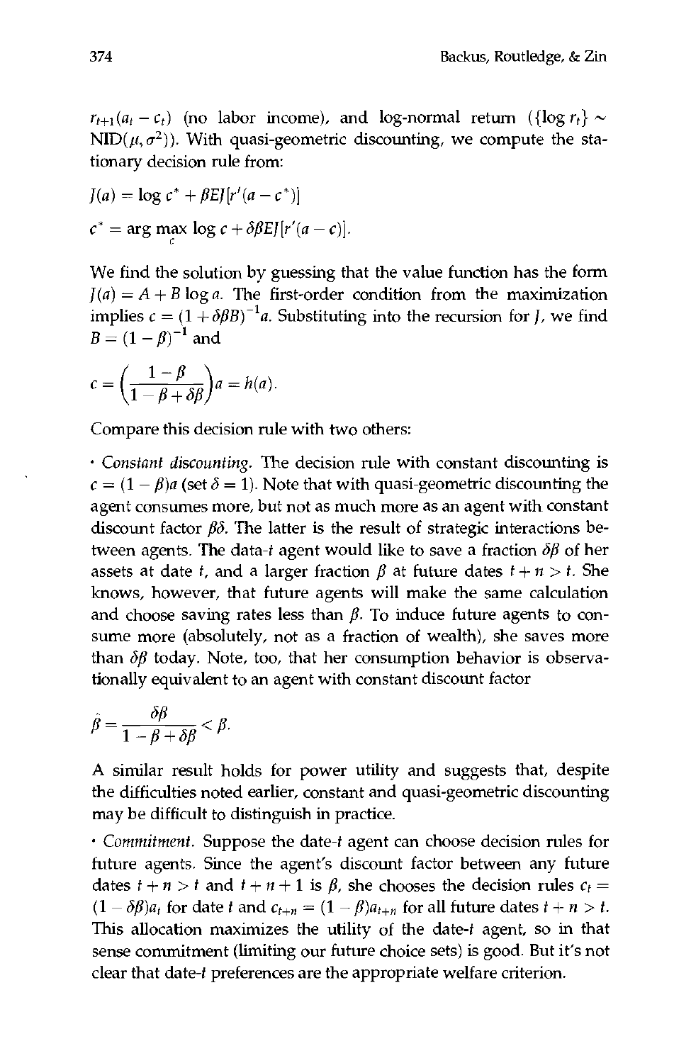$r_{t+1}(a_t - c_t)$ (no labor income), and log-normal return ($\{\log r_t\} \sim \text{NID}(\mu, \sigma^2)$). With quasi-geometric discounting, we compute the stationary decision rule from:

$$J(a) = \log c^* + \beta E J[r'(a - c^*)]$$

$$c^* = \arg\max_c \log c + \delta\beta E J[r'(a - c)].$$

We find the solution by guessing that the value function has the form $J(a) = A + B \log a$. The first-order condition from the maximization implies $c = (1 + \delta\beta B)^{-1} a$. Substituting into the recursion for $J$, we find $B = (1 - \beta)^{-1}$ and

$$c = \left(\frac{1-\beta}{1-\beta+\delta\beta}\right) a = h(a).$$

Compare this decision rule with two others:

- *Constant discounting.* The decision rule with constant discounting is $c = (1 - \beta)a$ (set $\delta = 1$). Note that with quasi-geometric discounting the agent consumes more, but not as much more as an agent with constant discount factor $\beta\delta$. The latter is the result of strategic interactions between agents. The data-$t$ agent would like to save a fraction $\delta\beta$ of her assets at date $t$, and a larger fraction $\beta$ at future dates $t + n > t$. She knows, however, that future agents will make the same calculation and choose saving rates less than $\beta$. To induce future agents to consume more (absolutely, not as a fraction of wealth), she saves more than $\delta\beta$ today. Note, too, that her consumption behavior is observationally equivalent to an agent with constant discount factor

$$\hat{\beta} = \frac{\delta\beta}{1-\beta+\delta\beta} < \beta.$$

A similar result holds for power utility and suggests that, despite the difficulties noted earlier, constant and quasi-geometric discounting may be difficult to distinguish in practice.

- *Commitment.* Suppose the date-$t$ agent can choose decision rules for future agents. Since the agent's discount factor between any future dates $t + n > t$ and $t + n + 1$ is $\beta$, she chooses the decision rules $c_t = (1 - \delta\beta)a_t$ for date $t$ and $c_{t+n} = (1 - \beta)a_{t+n}$ for all future dates $t + n > t$. This allocation maximizes the utility of the date-$t$ agent, so in that sense commitment (limiting our future choice sets) is good. But it's not clear that date-$t$ preferences are the appropriate welfare criterion.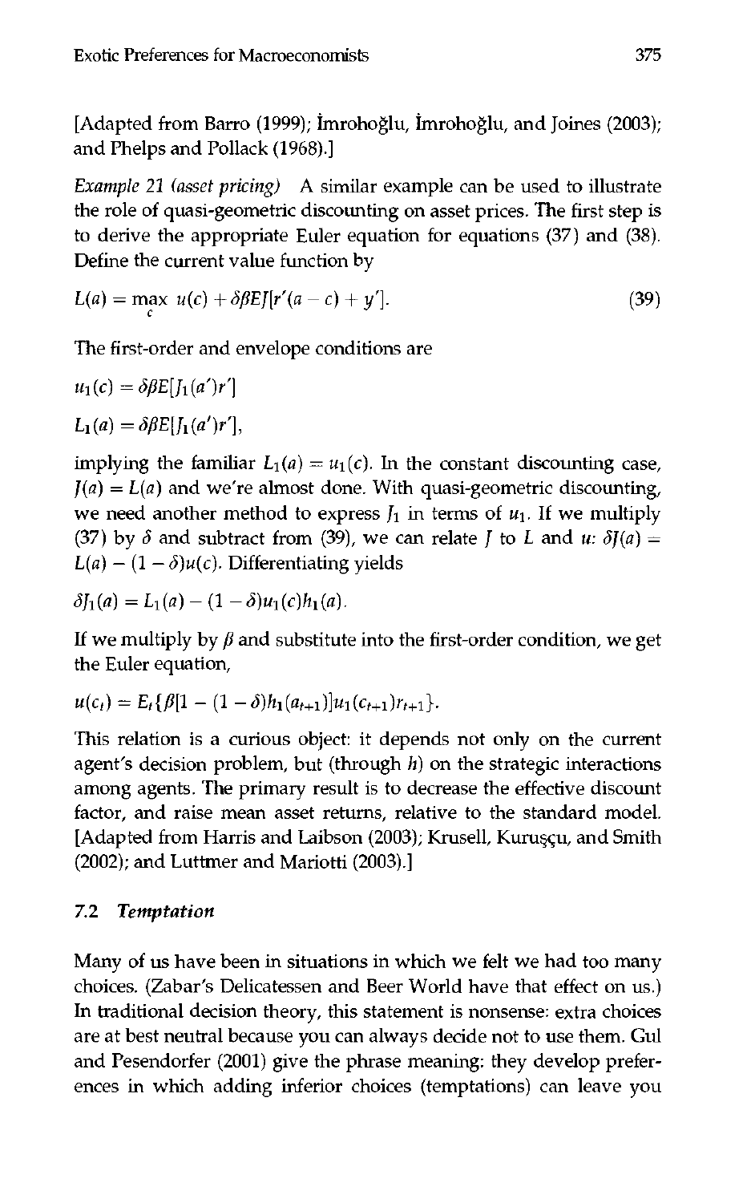[Adapted from Barro (1999); İmrohoğlu, İmrohoğlu, and Joines (2003); and Phelps and Pollack (1968).]

*Example 21 (asset pricing)* A similar example can be used to illustrate the role of quasi-geometric discounting on asset prices. The first step is to derive the appropriate Euler equation for equations (37) and (38). Define the current value function by

$$L(a) = \max_c \; u(c) + \delta\beta E J[r'(a - c) + y']. \tag{39}$$

The first-order and envelope conditions are

$$u_1(c) = \delta\beta E[J_1(a')r']$$

$$L_1(a) = \delta\beta E[J_1(a')r'],$$

implying the familiar $L_1(a) = u_1(c)$. In the constant discounting case, $J(a) = L(a)$ and we're almost done. With quasi-geometric discounting, we need another method to express $J_1$ in terms of $u_1$. If we multiply (37) by $\delta$ and subtract from (39), we can relate $J$ to $L$ and $u$: $\delta J(a) = L(a) - (1 - \delta)u(c)$. Differentiating yields

$$\delta J_1(a) = L_1(a) - (1 - \delta)u_1(c)h_1(a).$$

If we multiply by $\beta$ and substitute into the first-order condition, we get the Euler equation,

$$u(c_t) = E_t\{\beta[1 - (1 - \delta)h_1(a_{t+1})]u_1(c_{t+1})r_{t+1}\}.$$

This relation is a curious object: it depends not only on the current agent's decision problem, but (through $h$) on the strategic interactions among agents. The primary result is to decrease the effective discount factor, and raise mean asset returns, relative to the standard model. [Adapted from Harris and Laibson (2003); Krusell, Kuruşçu, and Smith (2002); and Luttmer and Mariotti (2003).]

### 7.2 *Temptation*

Many of us have been in situations in which we felt we had too many choices. (Zabar's Delicatessen and Beer World have that effect on us.) In traditional decision theory, this statement is nonsense: extra choices are at best neutral because you can always decide not to use them. Gul and Pesendorfer (2001) give the phrase meaning: they develop preferences in which adding inferior choices (temptations) can leave you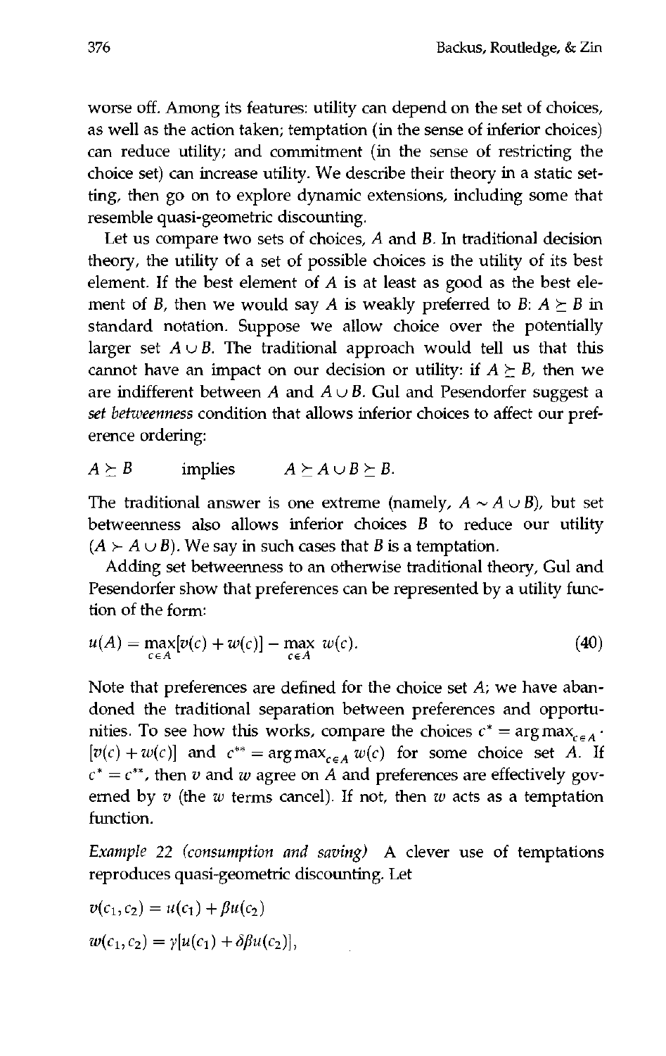worse off. Among its features: utility can depend on the set of choices, as well as the action taken; temptation (in the sense of inferior choices) can reduce utility; and commitment (in the sense of restricting the choice set) can increase utility. We describe their theory in a static setting, then go on to explore dynamic extensions, including some that resemble quasi-geometric discounting.

Let us compare two sets of choices, $A$ and $B$. In traditional decision theory, the utility of a set of possible choices is the utility of its best element. If the best element of $A$ is at least as good as the best element of $B$, then we would say $A$ is weakly preferred to $B$: $A \succeq B$ in standard notation. Suppose we allow choice over the potentially larger set $A \cup B$. The traditional approach would tell us that this cannot have an impact on our decision or utility: if $A \succeq B$, then we are indifferent between $A$ and $A \cup B$. Gul and Pesendorfer suggest a *set betweenness* condition that allows inferior choices to affect our preference ordering:

$$A \succeq B \qquad \text{implies} \qquad A \succeq A \cup B \succeq B.$$

The traditional answer is one extreme (namely, $A \sim A \cup B$), but set betweenness also allows inferior choices $B$ to reduce our utility ($A \succ A \cup B$). We say in such cases that $B$ is a temptation.

Adding set betweenness to an otherwise traditional theory, Gul and Pesendorfer show that preferences can be represented by a utility function of the form:

$$u(A) = \max_{c \in A}[v(c) + w(c)] - \max_{c \in A} w(c). \tag{40}$$

Note that preferences are defined for the choice set $A$; we have abandoned the traditional separation between preferences and opportunities. To see how this works, compare the choices $c^* = \arg\max_{c \in A} \cdot [v(c) + w(c)]$ and $c^{**} = \arg\max_{c \in A} w(c)$ for some choice set $A$. If $c^* = c^{**}$, then $v$ and $w$ agree on $A$ and preferences are effectively governed by $v$ (the $w$ terms cancel). If not, then $w$ acts as a temptation function.

*Example 22 (consumption and saving)* A clever use of temptations reproduces quasi-geometric discounting. Let

$$v(c_1, c_2) = u(c_1) + \beta u(c_2)$$

$$w(c_1, c_2) = \gamma[u(c_1) + \delta\beta u(c_2)],$$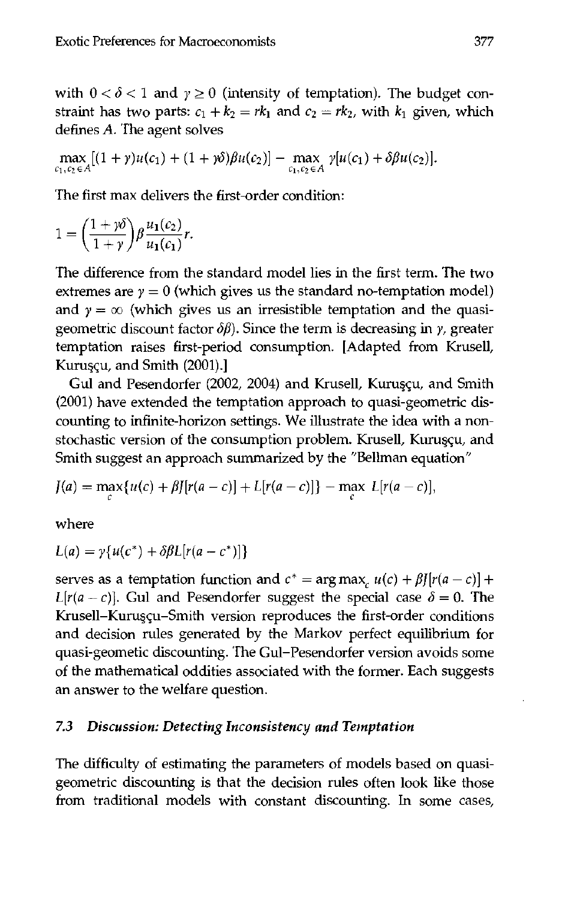with $0 < \delta < 1$ and $\gamma \geq 0$ (intensity of temptation). The budget constraint has two parts: $c_1 + k_2 = rk_1$ and $c_2 = rk_2$, with $k_1$ given, which defines $A$. The agent solves

$$\max_{c_1, c_2 \in A} [(1 + \gamma)u(c_1) + (1 + \gamma\delta)\beta u(c_2)] - \max_{c_1, c_2 \in A} \gamma[u(c_1) + \delta\beta u(c_2)].$$

The first max delivers the first-order condition:

$$1 = \left(\frac{1 + \gamma\delta}{1 + \gamma}\right)\beta \frac{u_1(c_2)}{u_1(c_1)} r.$$

The difference from the standard model lies in the first term. The two extremes are $\gamma = 0$ (which gives us the standard no-temptation model) and $\gamma = \infty$ (which gives us an irresistible temptation and the quasi-geometric discount factor $\delta\beta$). Since the term is decreasing in $\gamma$, greater temptation raises first-period consumption. [Adapted from Krusell, Kuruşçu, and Smith (2001).]

Gul and Pesendorfer (2002, 2004) and Krusell, Kuruşçu, and Smith (2001) have extended the temptation approach to quasi-geometric discounting to infinite-horizon settings. We illustrate the idea with a nonstochastic version of the consumption problem. Krusell, Kuruşçu, and Smith suggest an approach summarized by the "Bellman equation"

$$J(a) = \max_c \{u(c) + \beta J[r(a - c)] + L[r(a - c)]\} - \max_c L[r(a - c)],$$

where

$$L(a) = \gamma\{u(c^*) + \delta\beta L[r(a - c^*)]\}$$

serves as a temptation function and $c^* = \arg\max_c u(c) + \beta J[r(a - c)] + L[r(a - c)]$. Gul and Pesendorfer suggest the special case $\delta = 0$. The Krusell–Kuruşçu–Smith version reproduces the first-order conditions and decision rules generated by the Markov perfect equilibrium for quasi-geometic discounting. The Gul–Pesendorfer version avoids some of the mathematical oddities associated with the former. Each suggests an answer to the welfare question.

### 7.3 *Discussion: Detecting Inconsistency and Temptation*

The difficulty of estimating the parameters of models based on quasi-geometric discounting is that the decision rules often look like those from traditional models with constant discounting. In some cases,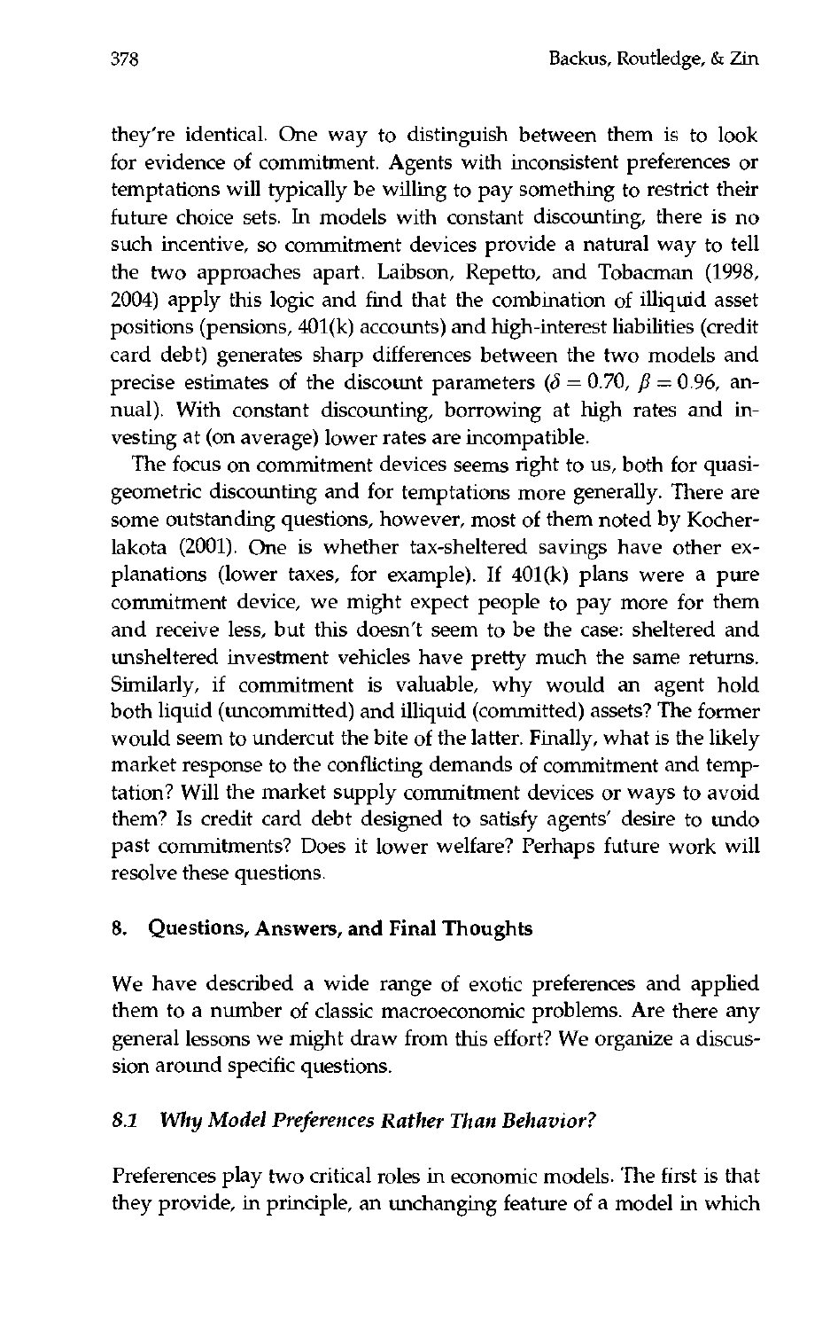they're identical. One way to distinguish between them is to look for evidence of commitment. Agents with inconsistent preferences or temptations will typically be willing to pay something to restrict their future choice sets. In models with constant discounting, there is no such incentive, so commitment devices provide a natural way to tell the two approaches apart. Laibson, Repetto, and Tobacman (1998, 2004) apply this logic and find that the combination of illiquid asset positions (pensions, 401(k) accounts) and high-interest liabilities (credit card debt) generates sharp differences between the two models and precise estimates of the discount parameters ($\delta = 0.70$, $\beta = 0.96$, annual). With constant discounting, borrowing at high rates and investing at (on average) lower rates are incompatible.

The focus on commitment devices seems right to us, both for quasi-geometric discounting and for temptations more generally. There are some outstanding questions, however, most of them noted by Kocherlakota (2001). One is whether tax-sheltered savings have other explanations (lower taxes, for example). If 401(k) plans were a pure commitment device, we might expect people to pay more for them and receive less, but this doesn't seem to be the case: sheltered and unsheltered investment vehicles have pretty much the same returns. Similarly, if commitment is valuable, why would an agent hold both liquid (uncommitted) and illiquid (committed) assets? The former would seem to undercut the bite of the latter. Finally, what is the likely market response to the conflicting demands of commitment and temptation? Will the market supply commitment devices or ways to avoid them? Is credit card debt designed to satisfy agents' desire to undo past commitments? Does it lower welfare? Perhaps future work will resolve these questions.

## 8. Questions, Answers, and Final Thoughts

We have described a wide range of exotic preferences and applied them to a number of classic macroeconomic problems. Are there any general lessons we might draw from this effort? We organize a discussion around specific questions.

### 8.1 *Why Model Preferences Rather Than Behavior?*

Preferences play two critical roles in economic models. The first is that they provide, in principle, an unchanging feature of a model in which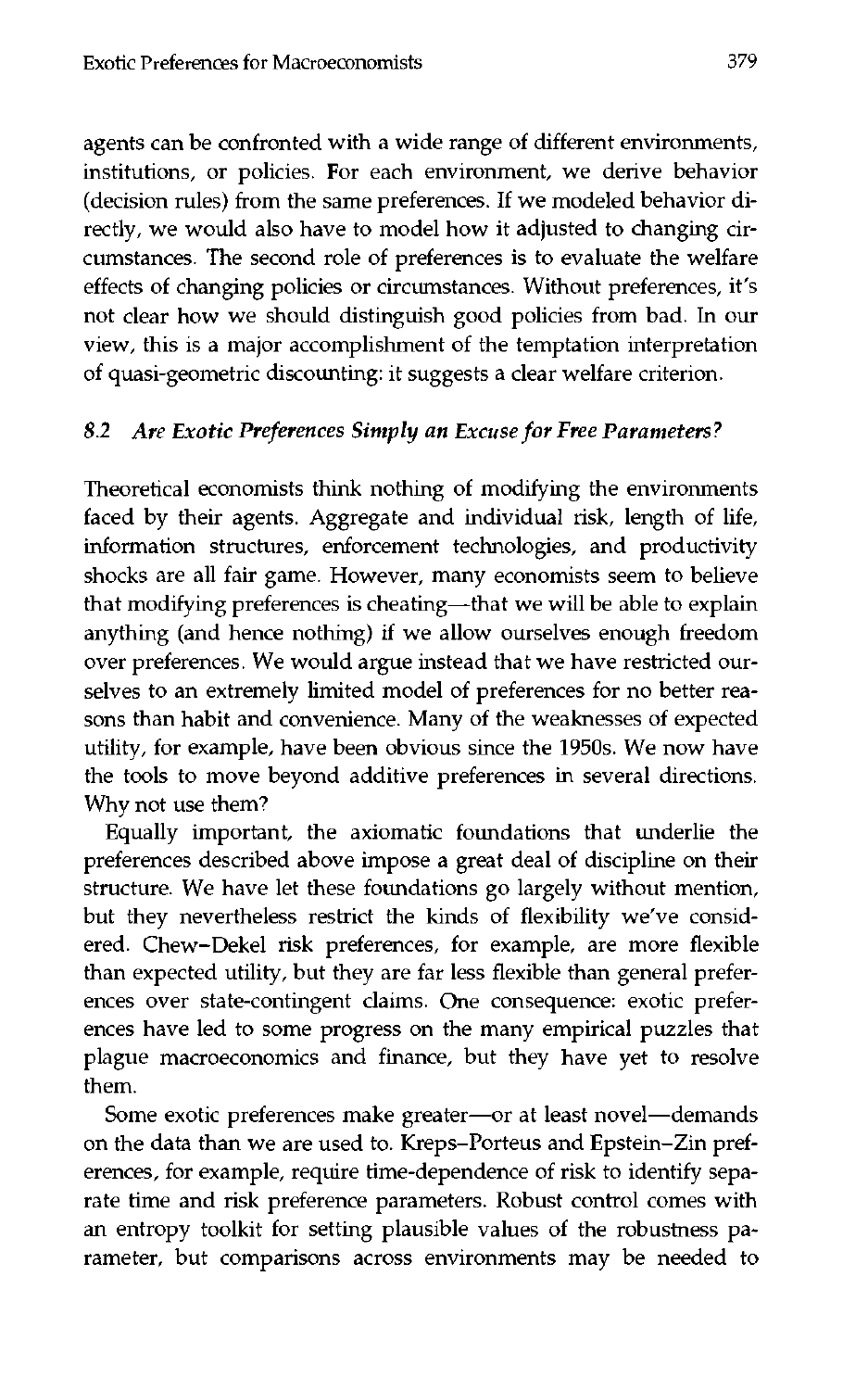agents can be confronted with a wide range of different environments, institutions, or policies. For each environment, we derive behavior (decision rules) from the same preferences. If we modeled behavior directly, we would also have to model how it adjusted to changing circumstances. The second role of preferences is to evaluate the welfare effects of changing policies or circumstances. Without preferences, it's not clear how we should distinguish good policies from bad. In our view, this is a major accomplishment of the temptation interpretation of quasi-geometric discounting: it suggests a clear welfare criterion.

## *8.2 Are Exotic Preferences Simply an Excuse for Free Parameters?*

Theoretical economists think nothing of modifying the environments faced by their agents. Aggregate and individual risk, length of life, information structures, enforcement technologies, and productivity shocks are all fair game. However, many economists seem to believe that modifying preferences is cheating—that we will be able to explain anything (and hence nothing) if we allow ourselves enough freedom over preferences. We would argue instead that we have restricted ourselves to an extremely limited model of preferences for no better reasons than habit and convenience. Many of the weaknesses of expected utility, for example, have been obvious since the 1950s. We now have the tools to move beyond additive preferences in several directions. Why not use them?

Equally important, the axiomatic foundations that underlie the preferences described above impose a great deal of discipline on their structure. We have let these foundations go largely without mention, but they nevertheless restrict the kinds of flexibility we've considered. Chew–Dekel risk preferences, for example, are more flexible than expected utility, but they are far less flexible than general preferences over state-contingent claims. One consequence: exotic preferences have led to some progress on the many empirical puzzles that plague macroeconomics and finance, but they have yet to resolve them.

Some exotic preferences make greater—or at least novel—demands on the data than we are used to. Kreps–Porteus and Epstein–Zin preferences, for example, require time-dependence of risk to identify separate time and risk preference parameters. Robust control comes with an entropy toolkit for setting plausible values of the robustness parameter, but comparisons across environments may be needed to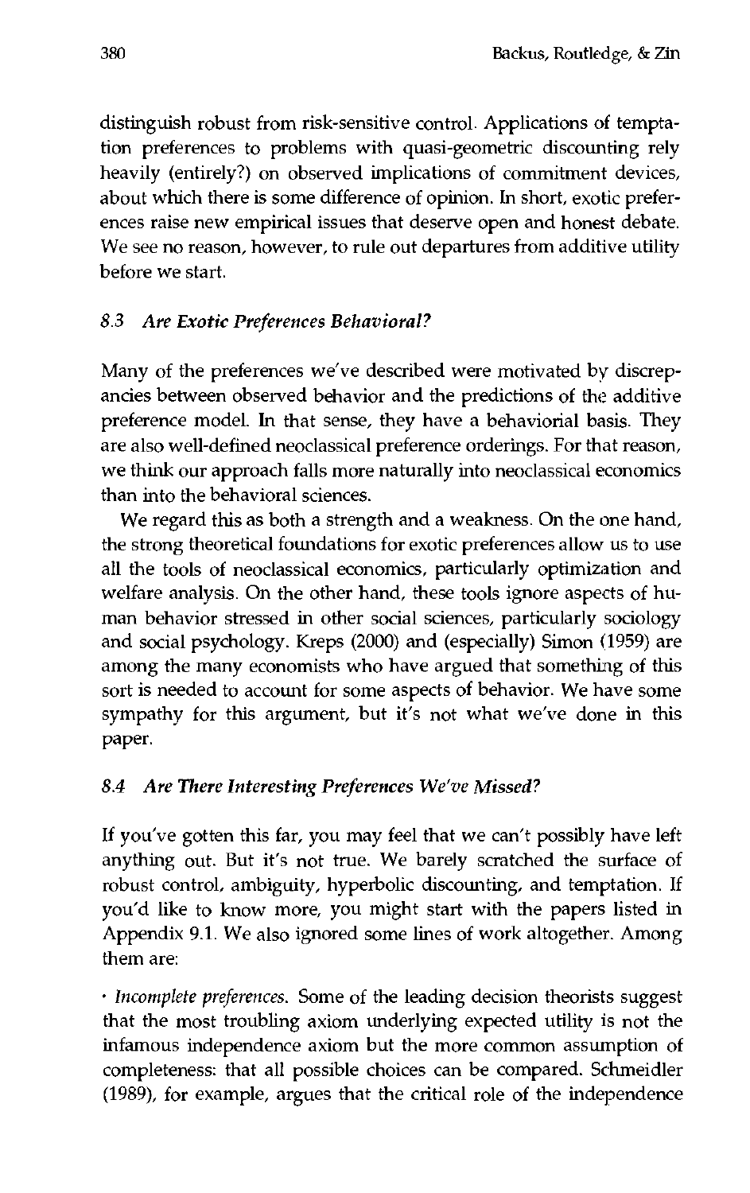distinguish robust from risk-sensitive control. Applications of temptation preferences to problems with quasi-geometric discounting rely heavily (entirely?) on observed implications of commitment devices, about which there is some difference of opinion. In short, exotic preferences raise new empirical issues that deserve open and honest debate. We see no reason, however, to rule out departures from additive utility before we start.

### 8.3 *Are Exotic Preferences Behavioral?*

Many of the preferences we've described were motivated by discrepancies between observed behavior and the predictions of the additive preference model. In that sense, they have a behaviorial basis. They are also well-defined neoclassical preference orderings. For that reason, we think our approach falls more naturally into neoclassical economics than into the behavioral sciences.

We regard this as both a strength and a weakness. On the one hand, the strong theoretical foundations for exotic preferences allow us to use all the tools of neoclassical economics, particularly optimization and welfare analysis. On the other hand, these tools ignore aspects of human behavior stressed in other social sciences, particularly sociology and social psychology. Kreps (2000) and (especially) Simon (1959) are among the many economists who have argued that something of this sort is needed to account for some aspects of behavior. We have some sympathy for this argument, but it's not what we've done in this paper.

### 8.4 *Are There Interesting Preferences We've Missed?*

If you've gotten this far, you may feel that we can't possibly have left anything out. But it's not true. We barely scratched the surface of robust control, ambiguity, hyperbolic discounting, and temptation. If you'd like to know more, you might start with the papers listed in Appendix 9.1. We also ignored some lines of work altogether. Among them are:

- *Incomplete preferences.* Some of the leading decision theorists suggest that the most troubling axiom underlying expected utility is not the infamous independence axiom but the more common assumption of completeness: that all possible choices can be compared. Schmeidler (1989), for example, argues that the critical role of the independence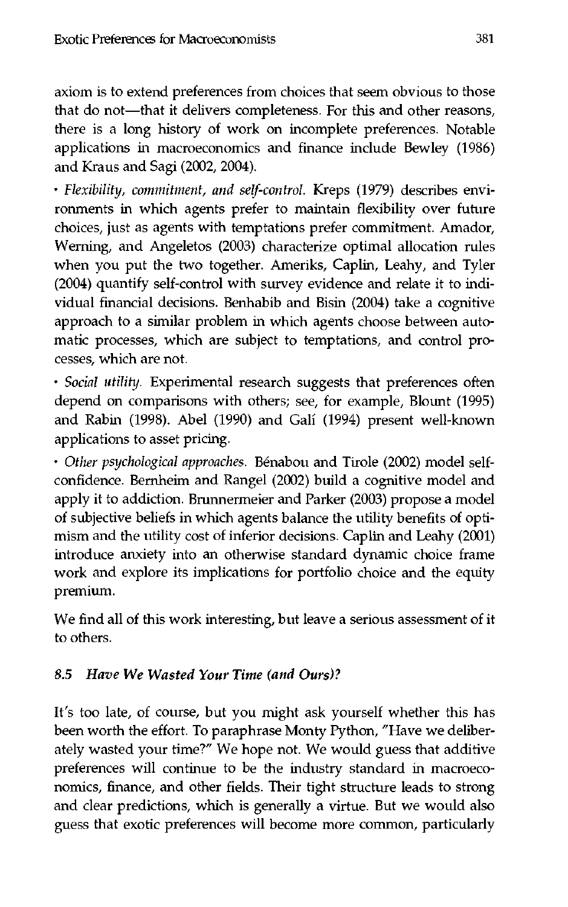axiom is to extend preferences from choices that seem obvious to those that do not—that it delivers completeness. For this and other reasons, there is a long history of work on incomplete preferences. Notable applications in macroeconomics and finance include Bewley (1986) and Kraus and Sagi (2002, 2004).

- *Flexibility, commitment, and self-control.* Kreps (1979) describes environments in which agents prefer to maintain flexibility over future choices, just as agents with temptations prefer commitment. Amador, Werning, and Angeletos (2003) characterize optimal allocation rules when you put the two together. Ameriks, Caplin, Leahy, and Tyler (2004) quantify self-control with survey evidence and relate it to individual financial decisions. Benhabib and Bisin (2004) take a cognitive approach to a similar problem in which agents choose between automatic processes, which are subject to temptations, and control processes, which are not.

- *Social utility.* Experimental research suggests that preferences often depend on comparisons with others; see, for example, Blount (1995) and Rabin (1998). Abel (1990) and Galí (1994) present well-known applications to asset pricing.

- *Other psychological approaches.* Bénabou and Tirole (2002) model self-confidence. Bernheim and Rangel (2002) build a cognitive model and apply it to addiction. Brunnermeier and Parker (2003) propose a model of subjective beliefs in which agents balance the utility benefits of optimism and the utility cost of inferior decisions. Caplin and Leahy (2001) introduce anxiety into an otherwise standard dynamic choice frame work and explore its implications for portfolio choice and the equity premium.

We find all of this work interesting, but leave a serious assessment of it to others.

### 8.5 *Have We Wasted Your Time (and Ours)?*

It's too late, of course, but you might ask yourself whether this has been worth the effort. To paraphrase Monty Python, "Have we deliberately wasted your time?" We hope not. We would guess that additive preferences will continue to be the industry standard in macroeconomics, finance, and other fields. Their tight structure leads to strong and clear predictions, which is generally a virtue. But we would also guess that exotic preferences will become more common, particularly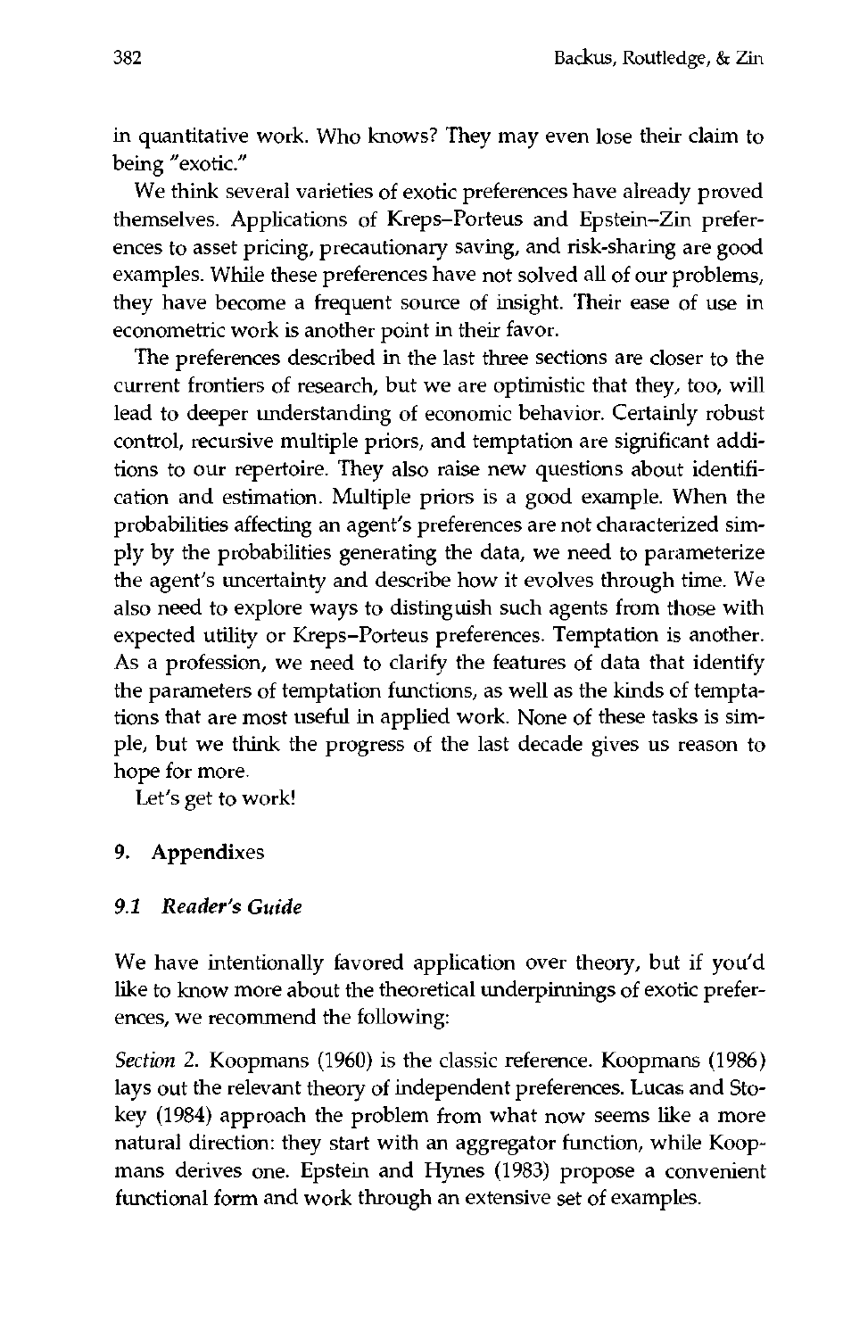in quantitative work. Who knows? They may even lose their claim to being "exotic."

We think several varieties of exotic preferences have already proved themselves. Applications of Kreps–Porteus and Epstein–Zin preferences to asset pricing, precautionary saving, and risk-sharing are good examples. While these preferences have not solved all of our problems, they have become a frequent source of insight. Their ease of use in econometric work is another point in their favor.

The preferences described in the last three sections are closer to the current frontiers of research, but we are optimistic that they, too, will lead to deeper understanding of economic behavior. Certainly robust control, recursive multiple priors, and temptation are significant additions to our repertoire. They also raise new questions about identification and estimation. Multiple priors is a good example. When the probabilities affecting an agent's preferences are not characterized simply by the probabilities generating the data, we need to parameterize the agent's uncertainty and describe how it evolves through time. We also need to explore ways to distinguish such agents from those with expected utility or Kreps–Porteus preferences. Temptation is another. As a profession, we need to clarify the features of data that identify the parameters of temptation functions, as well as the kinds of temptations that are most useful in applied work. None of these tasks is simple, but we think the progress of the last decade gives us reason to hope for more.

Let's get to work!

## 9. Appendixes

### *9.1 Reader's Guide*

We have intentionally favored application over theory, but if you'd like to know more about the theoretical underpinnings of exotic preferences, we recommend the following:

*Section 2.* Koopmans (1960) is the classic reference. Koopmans (1986) lays out the relevant theory of independent preferences. Lucas and Stokey (1984) approach the problem from what now seems like a more natural direction: they start with an aggregator function, while Koopmans derives one. Epstein and Hynes (1983) propose a convenient functional form and work through an extensive set of examples.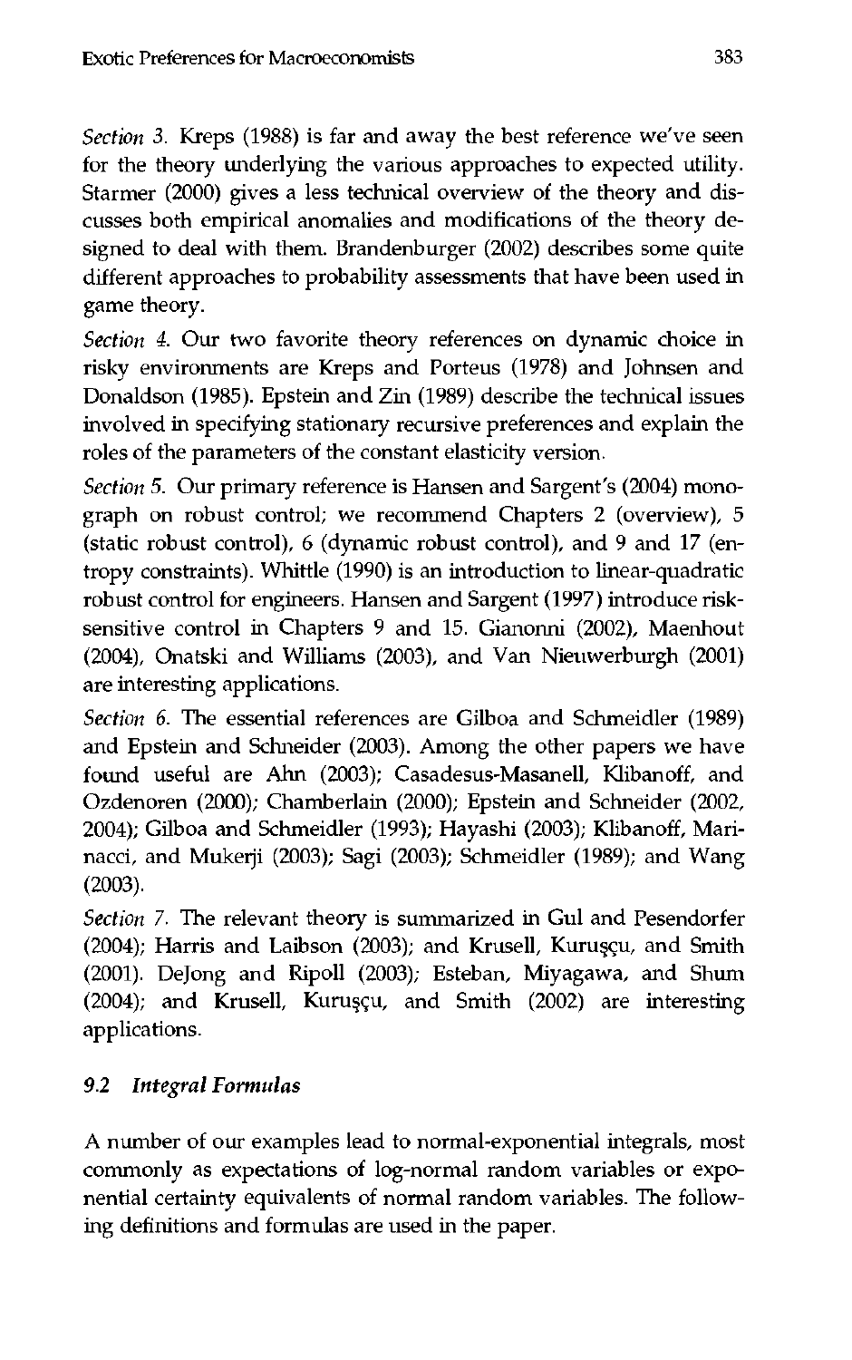*Section 3.* Kreps (1988) is far and away the best reference we've seen for the theory underlying the various approaches to expected utility. Starmer (2000) gives a less technical overview of the theory and discusses both empirical anomalies and modifications of the theory designed to deal with them. Brandenburger (2002) describes some quite different approaches to probability assessments that have been used in game theory.

*Section 4.* Our two favorite theory references on dynamic choice in risky environments are Kreps and Porteus (1978) and Johnsen and Donaldson (1985). Epstein and Zin (1989) describe the technical issues involved in specifying stationary recursive preferences and explain the roles of the parameters of the constant elasticity version.

*Section 5.* Our primary reference is Hansen and Sargent's (2004) monograph on robust control; we recommend Chapters 2 (overview), 5 (static robust control), 6 (dynamic robust control), and 9 and 17 (entropy constraints). Whittle (1990) is an introduction to linear-quadratic robust control for engineers. Hansen and Sargent (1997) introduce risk-sensitive control in Chapters 9 and 15. Gianonni (2002), Maenhout (2004), Onatski and Williams (2003), and Van Nieuwerburgh (2001) are interesting applications.

*Section 6.* The essential references are Gilboa and Schmeidler (1989) and Epstein and Schneider (2003). Among the other papers we have found useful are Ahn (2003); Casadesus-Masanell, Klibanoff, and Ozdenoren (2000); Chamberlain (2000); Epstein and Schneider (2002, 2004); Gilboa and Schmeidler (1993); Hayashi (2003); Klibanoff, Marinacci, and Mukerji (2003); Sagi (2003); Schmeidler (1989); and Wang (2003).

*Section 7.* The relevant theory is summarized in Gul and Pesendorfer (2004); Harris and Laibson (2003); and Krusell, Kuruşçu, and Smith (2001). DeJong and Ripoll (2003); Esteban, Miyagawa, and Shum (2004); and Krusell, Kuruşçu, and Smith (2002) are interesting applications.

### 9.2 *Integral Formulas*

A number of our examples lead to normal-exponential integrals, most commonly as expectations of log-normal random variables or exponential certainty equivalents of normal random variables. The following definitions and formulas are used in the paper.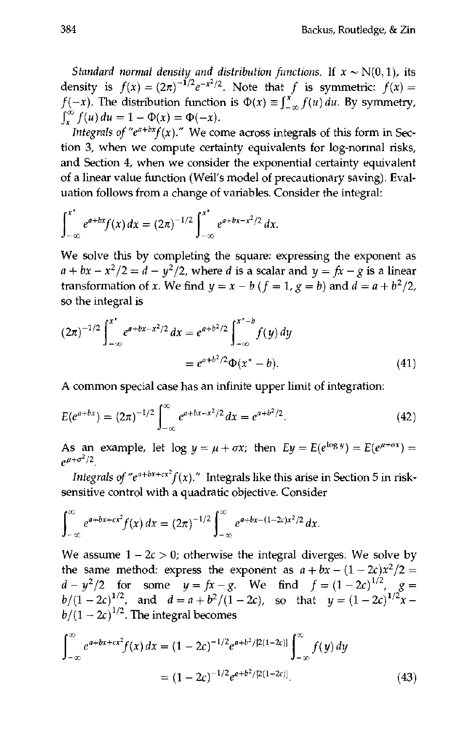*Standard normal density and distribution functions.* If $x \sim N(0,1)$, its density is $f(x) = (2\pi)^{-1/2} e^{-x^2/2}$. Note that $f$ is symmetric: $f(x) = f(-x)$. The distribution function is $\Phi(x) \equiv \int_{-\infty}^{x} f(u)\,du$. By symmetry, $\int_x^\infty f(u)\,du = 1 - \Phi(x) = \Phi(-x)$.

*Integrals of "$e^{a+bx}f(x)$."* We come across integrals of this form in Section 3, when we compute certainty equivalents for log-normal risks, and Section 4, when we consider the exponential certainty equivalent of a linear value function (Weil's model of precautionary saving). Evaluation follows from a change of variables. Consider the integral:

$$\int_{-\infty}^{x^*} e^{a+bx} f(x)\,dx = (2\pi)^{-1/2} \int_{-\infty}^{x^*} e^{a+bx-x^2/2}\,dx.$$

We solve this by completing the square: expressing the exponent as $a + bx - x^2/2 = d - y^2/2$, where $d$ is a scalar and $y = fx - g$ is a linear transformation of $x$. We find $y = x - b$ ($f = 1, g = b$) and $d = a + b^2/2$, so the integral is

$$(2\pi)^{-1/2} \int_{-\infty}^{x^*} e^{a+bx-x^2/2}\,dx = e^{a+b^2/2} \int_{-\infty}^{x^*-b} f(y)\,dy$$
$$= e^{a+b^2/2} \Phi(x^* - b). \tag{41}$$

A common special case has an infinite upper limit of integration:

$$E(e^{a+bx}) = (2\pi)^{-1/2} \int_{-\infty}^{\infty} e^{a+bx-x^2/2}\,dx = e^{a+b^2/2}. \tag{42}$$

As an example, let $\log y = \mu + \sigma x$; then $Ey = E(e^{\log y}) = E(e^{\mu+\sigma x}) = e^{\mu+\sigma^2/2}$.

*Integrals of "$e^{a+bx+cx^2}f(x)$."* Integrals like this arise in Section 5 in risk-sensitive control with a quadratic objective. Consider

$$\int_{-\infty}^{\infty} e^{a+bx+cx^2} f(x)\,dx = (2\pi)^{-1/2} \int_{-\infty}^{\infty} e^{a+bx-(1-2c)x^2/2}\,dx.$$

We assume $1 - 2c > 0$; otherwise the integral diverges. We solve by the same method: express the exponent as $a + bx - (1-2c)x^2/2 = d - y^2/2$ for some $y = fx - g$. We find $f = (1-2c)^{1/2}$, $g = b/(1-2c)^{1/2}$, and $d = a + b^2/(1-2c)$, so that $y = (1-2c)^{1/2}x - b/(1-2c)^{1/2}$. The integral becomes

$$\int_{-\infty}^{\infty} e^{a+bx+cx^2} f(x)\,dx = (1-2c)^{-1/2} e^{a+b^2/[2(1-2c)]} \int_{-\infty}^{\infty} f(y)\,dy$$
$$= (1-2c)^{-1/2} e^{a+b^2/[2(1-2c)]}. \tag{43}$$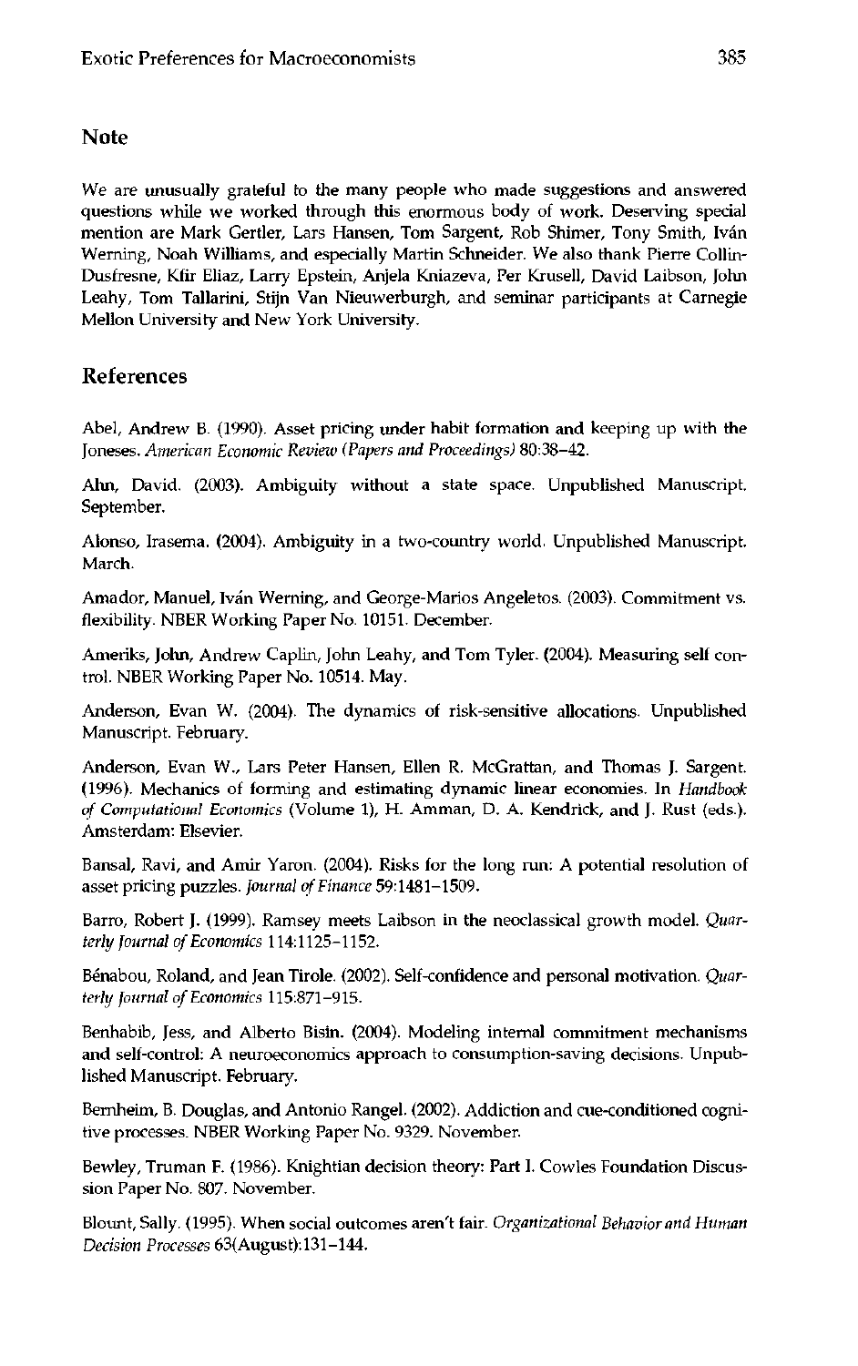## Note

We are unusually grateful to the many people who made suggestions and answered questions while we worked through this enormous body of work. Deserving special mention are Mark Gertler, Lars Hansen, Tom Sargent, Rob Shimer, Tony Smith, Iván Werning, Noah Williams, and especially Martin Schneider. We also thank Pierre Collin-Dusfresne, Kfir Eliaz, Larry Epstein, Anjela Kniazeva, Per Krusell, David Laibson, John Leahy, Tom Tallarini, Stijn Van Nieuwerburgh, and seminar participants at Carnegie Mellon University and New York University.

## References

Abel, Andrew B. (1990). Asset pricing under habit formation and keeping up with the Joneses. *American Economic Review (Papers and Proceedings)* 80:38–42.

Ahn, David. (2003). Ambiguity without a state space. Unpublished Manuscript. September.

Alonso, Irasema. (2004). Ambiguity in a two-country world. Unpublished Manuscript. March.

Amador, Manuel, Iván Werning, and George-Marios Angeletos. (2003). Commitment vs. flexibility. NBER Working Paper No. 10151. December.

Ameriks, John, Andrew Caplin, John Leahy, and Tom Tyler. (2004). Measuring self control. NBER Working Paper No. 10514. May.

Anderson, Evan W. (2004). The dynamics of risk-sensitive allocations. Unpublished Manuscript. February.

Anderson, Evan W., Lars Peter Hansen, Ellen R. McGrattan, and Thomas J. Sargent. (1996). Mechanics of forming and estimating dynamic linear economies. In *Handbook of Computational Economics* (Volume 1), H. Amman, D. A. Kendrick, and J. Rust (eds.). Amsterdam: Elsevier.

Bansal, Ravi, and Amir Yaron. (2004). Risks for the long run: A potential resolution of asset pricing puzzles. *Journal of Finance* 59:1481–1509.

Barro, Robert J. (1999). Ramsey meets Laibson in the neoclassical growth model. *Quarterly Journal of Economics* 114:1125–1152.

Bénabou, Roland, and Jean Tirole. (2002). Self-confidence and personal motivation. *Quarterly Journal of Economics* 115:871–915.

Benhabib, Jess, and Alberto Bisin. (2004). Modeling internal commitment mechanisms and self-control: A neuroeconomics approach to consumption-saving decisions. Unpublished Manuscript. February.

Bernheim, B. Douglas, and Antonio Rangel. (2002). Addiction and cue-conditioned cognitive processes. NBER Working Paper No. 9329. November.

Bewley, Truman F. (1986). Knightian decision theory: Part I. Cowles Foundation Discussion Paper No. 807. November.

Blount, Sally. (1995). When social outcomes aren't fair. *Organizational Behavior and Human Decision Processes* 63(August):131–144.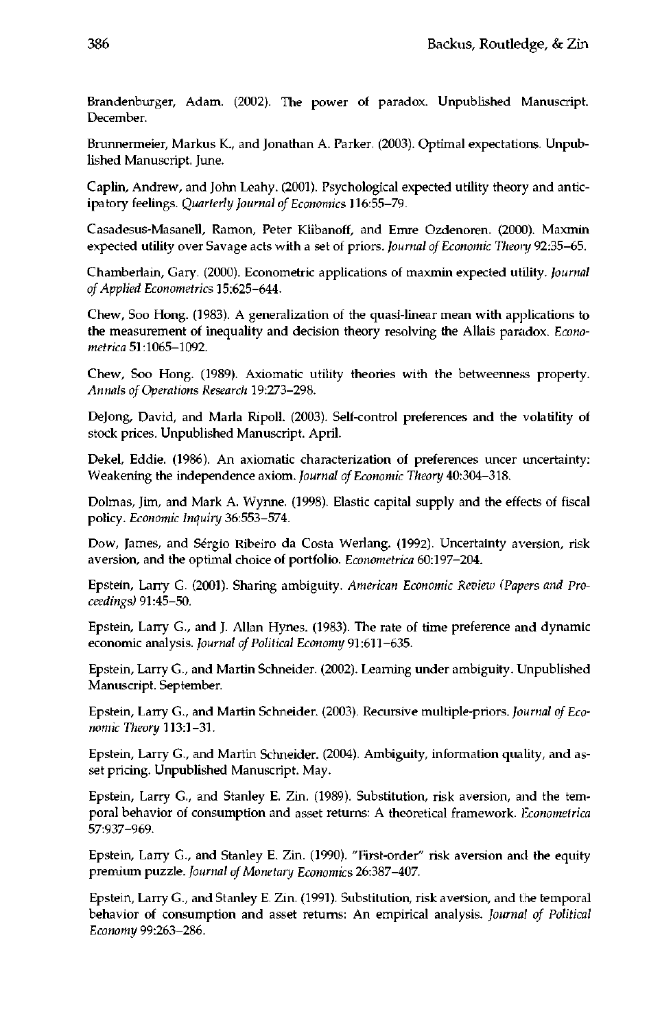Brandenburger, Adam. (2002). The power of paradox. Unpublished Manuscript. December.

Brunnermeier, Markus K., and Jonathan A. Parker. (2003). Optimal expectations. Unpublished Manuscript. June.

Caplin, Andrew, and John Leahy. (2001). Psychological expected utility theory and anticipatory feelings. *Quarterly Journal of Economics* 116:55–79.

Casadesus-Masanell, Ramon, Peter Klibanoff, and Emre Ozdenoren. (2000). Maxmin expected utility over Savage acts with a set of priors. *Journal of Economic Theory* 92:35–65.

Chamberlain, Gary. (2000). Econometric applications of maxmin expected utility. *Journal of Applied Econometrics* 15:625–644.

Chew, Soo Hong. (1983). A generalization of the quasi-linear mean with applications to the measurement of inequality and decision theory resolving the Allais paradox. *Econometrica* 51:1065–1092.

Chew, Soo Hong. (1989). Axiomatic utility theories with the betweenness property. *Annals of Operations Research* 19:273–298.

DeJong, David, and Marla Ripoll. (2003). Self-control preferences and the volatility of stock prices. Unpublished Manuscript. April.

Dekel, Eddie. (1986). An axiomatic characterization of preferences uncer uncertainty: Weakening the independence axiom. *Journal of Economic Theory* 40:304–318.

Dolmas, Jim, and Mark A. Wynne. (1998). Elastic capital supply and the effects of fiscal policy. *Economic Inquiry* 36:553–574.

Dow, James, and Sérgio Ribeiro da Costa Werlang. (1992). Uncertainty aversion, risk aversion, and the optimal choice of portfolio. *Econometrica* 60:197–204.

Epstein, Larry G. (2001). Sharing ambiguity. *American Economic Review (Papers and Proceedings)* 91:45–50.

Epstein, Larry G., and J. Allan Hynes. (1983). The rate of time preference and dynamic economic analysis. *Journal of Political Economy* 91:611–635.

Epstein, Larry G., and Martin Schneider. (2002). Learning under ambiguity. Unpublished Manuscript. September.

Epstein, Larry G., and Martin Schneider. (2003). Recursive multiple-priors. *Journal of Economic Theory* 113:1–31.

Epstein, Larry G., and Martin Schneider. (2004). Ambiguity, information quality, and asset pricing. Unpublished Manuscript. May.

Epstein, Larry G., and Stanley E. Zin. (1989). Substitution, risk aversion, and the temporal behavior of consumption and asset returns: A theoretical framework. *Econometrica* 57:937–969.

Epstein, Larry G., and Stanley E. Zin. (1990). "First-order" risk aversion and the equity premium puzzle. *Journal of Monetary Economics* 26:387–407.

Epstein, Larry G., and Stanley E. Zin. (1991). Substitution, risk aversion, and the temporal behavior of consumption and asset returns: An empirical analysis. *Journal of Political Economy* 99:263–286.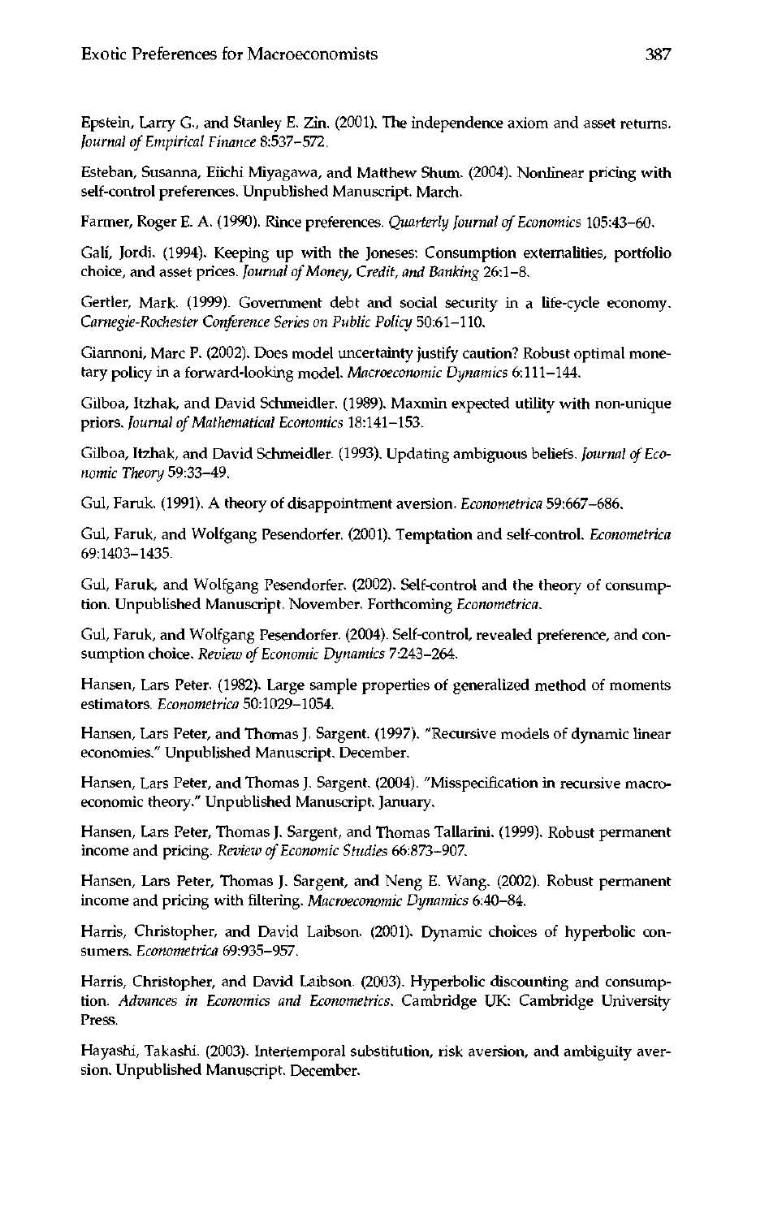Epstein, Larry G., and Stanley E. Zin. (2001). The independence axiom and asset returns. *Journal of Empirical Finance* 8:537–572.

Esteban, Susanna, Eiichi Miyagawa, and Matthew Shum. (2004). Nonlinear pricing with self-control preferences. Unpublished Manuscript. March.

Farmer, Roger E. A. (1990). Rince preferences. *Quarterly Journal of Economics* 105:43–60.

Galí, Jordi. (1994). Keeping up with the Joneses: Consumption externalities, portfolio choice, and asset prices. *Journal of Money, Credit, and Banking* 26:1–8.

Gertler, Mark. (1999). Government debt and social security in a life-cycle economy. *Carnegie-Rochester Conference Series on Public Policy* 50:61–110.

Giannoni, Marc P. (2002). Does model uncertainty justify caution? Robust optimal monetary policy in a forward-looking model. *Macroeconomic Dynamics* 6:111–144.

Gilboa, Itzhak, and David Schmeidler. (1989). Maxmin expected utility with non-unique priors. *Journal of Mathematical Economics* 18:141–153.

Gilboa, Itzhak, and David Schmeidler. (1993). Updating ambiguous beliefs. *Journal of Economic Theory* 59:33–49.

Gul, Faruk. (1991). A theory of disappointment aversion. *Econometrica* 59:667–686.

Gul, Faruk, and Wolfgang Pesendorfer. (2001). Temptation and self-control. *Econometrica* 69:1403–1435.

Gul, Faruk, and Wolfgang Pesendorfer. (2002). Self-control and the theory of consumption. Unpublished Manuscript. November. Forthcoming *Econometrica*.

Gul, Faruk, and Wolfgang Pesendorfer. (2004). Self-control, revealed preference, and consumption choice. *Review of Economic Dynamics* 7:243–264.

Hansen, Lars Peter. (1982). Large sample properties of generalized method of moments estimators. *Econometrica* 50:1029–1054.

Hansen, Lars Peter, and Thomas J. Sargent. (1997). "Recursive models of dynamic linear economies." Unpublished Manuscript. December.

Hansen, Lars Peter, and Thomas J. Sargent. (2004). "Misspecification in recursive macroeconomic theory." Unpublished Manuscript. January.

Hansen, Lars Peter, Thomas J. Sargent, and Thomas Tallarini. (1999). Robust permanent income and pricing. *Review of Economic Studies* 66:873–907.

Hansen, Lars Peter, Thomas J. Sargent, and Neng E. Wang. (2002). Robust permanent income and pricing with filtering. *Macroeconomic Dynamics* 6:40–84.

Harris, Christopher, and David Laibson. (2001). Dynamic choices of hyperbolic consumers. *Econometrica* 69:935–957.

Harris, Christopher, and David Laibson. (2003). Hyperbolic discounting and consumption. *Advances in Economics and Econometrics*. Cambridge UK: Cambridge University Press.

Hayashi, Takashi. (2003). Intertemporal substitution, risk aversion, and ambiguity aversion. Unpublished Manuscript. December.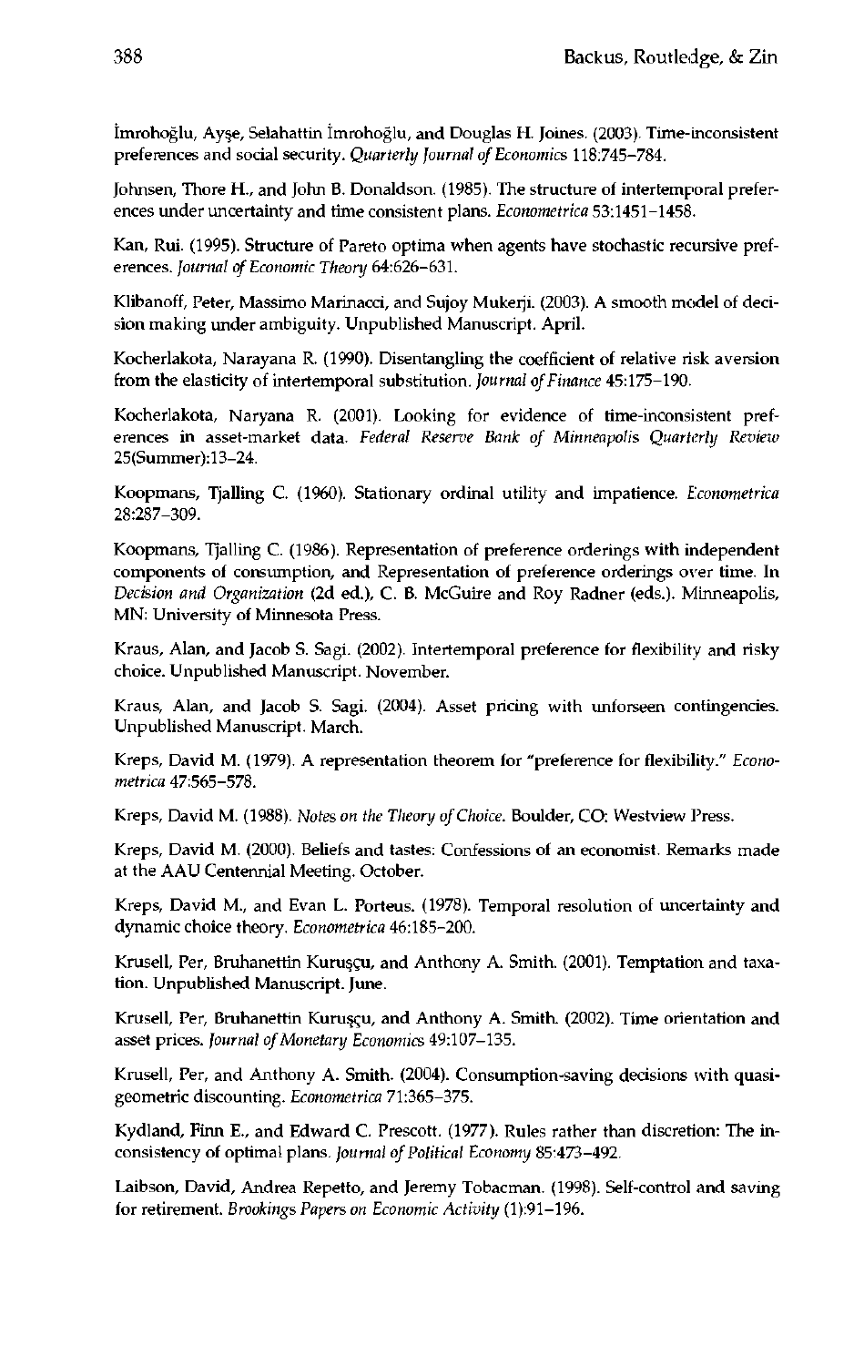İmrohoroğlu, Ayşe, Selahattin İmrohoroğlu, and Douglas H. Joines. (2003). Time-inconsistent preferences and social security. *Quarterly Journal of Economics* 118:745–784.

Johnsen, Thore H., and John B. Donaldson. (1985). The structure of intertemporal preferences under uncertainty and time consistent plans. *Econometrica* 53:1451–1458.

Kan, Rui. (1995). Structure of Pareto optima when agents have stochastic recursive preferences. *Journal of Economic Theory* 64:626–631.

Klibanoff, Peter, Massimo Marinacci, and Sujoy Mukerji. (2003). A smooth model of decision making under ambiguity. Unpublished Manuscript. April.

Kocherlakota, Narayana R. (1990). Disentangling the coefficient of relative risk aversion from the elasticity of intertemporal substitution. *Journal of Finance* 45:175–190.

Kocherlakota, Naryana R. (2001). Looking for evidence of time-inconsistent preferences in asset-market data. *Federal Reserve Bank of Minneapolis Quarterly Review* 25(Summer):13–24.

Koopmans, Tjalling C. (1960). Stationary ordinal utility and impatience. *Econometrica* 28:287–309.

Koopmans, Tjalling C. (1986). Representation of preference orderings with independent components of consumption, and Representation of preference orderings over time. In *Decision and Organization* (2d ed.), C. B. McGuire and Roy Radner (eds.). Minneapolis, MN: University of Minnesota Press.

Kraus, Alan, and Jacob S. Sagi. (2002). Intertemporal preference for flexibility and risky choice. Unpublished Manuscript. November.

Kraus, Alan, and Jacob S. Sagi. (2004). Asset pricing with unforseen contingencies. Unpublished Manuscript. March.

Kreps, David M. (1979). A representation theorem for "preference for flexibility." *Econometrica* 47:565–578.

Kreps, David M. (1988). *Notes on the Theory of Choice*. Boulder, CO: Westview Press.

Kreps, David M. (2000). Beliefs and tastes: Confessions of an economist. Remarks made at the AAU Centennial Meeting. October.

Kreps, David M., and Evan L. Porteus. (1978). Temporal resolution of uncertainty and dynamic choice theory. *Econometrica* 46:185–200.

Krusell, Per, Bruhanettin Kuruşçu, and Anthony A. Smith. (2001). Temptation and taxation. Unpublished Manuscript. June.

Krusell, Per, Bruhanettin Kuruşçu, and Anthony A. Smith. (2002). Time orientation and asset prices. *Journal of Monetary Economics* 49:107–135.

Krusell, Per, and Anthony A. Smith. (2004). Consumption-saving decisions with quasi-geometric discounting. *Econometrica* 71:365–375.

Kydland, Finn E., and Edward C. Prescott. (1977). Rules rather than discretion: The inconsistency of optimal plans. *Journal of Political Economy* 85:473–492.

Laibson, David, Andrea Repetto, and Jeremy Tobacman. (1998). Self-control and saving for retirement. *Brookings Papers on Economic Activity* (1):91–196.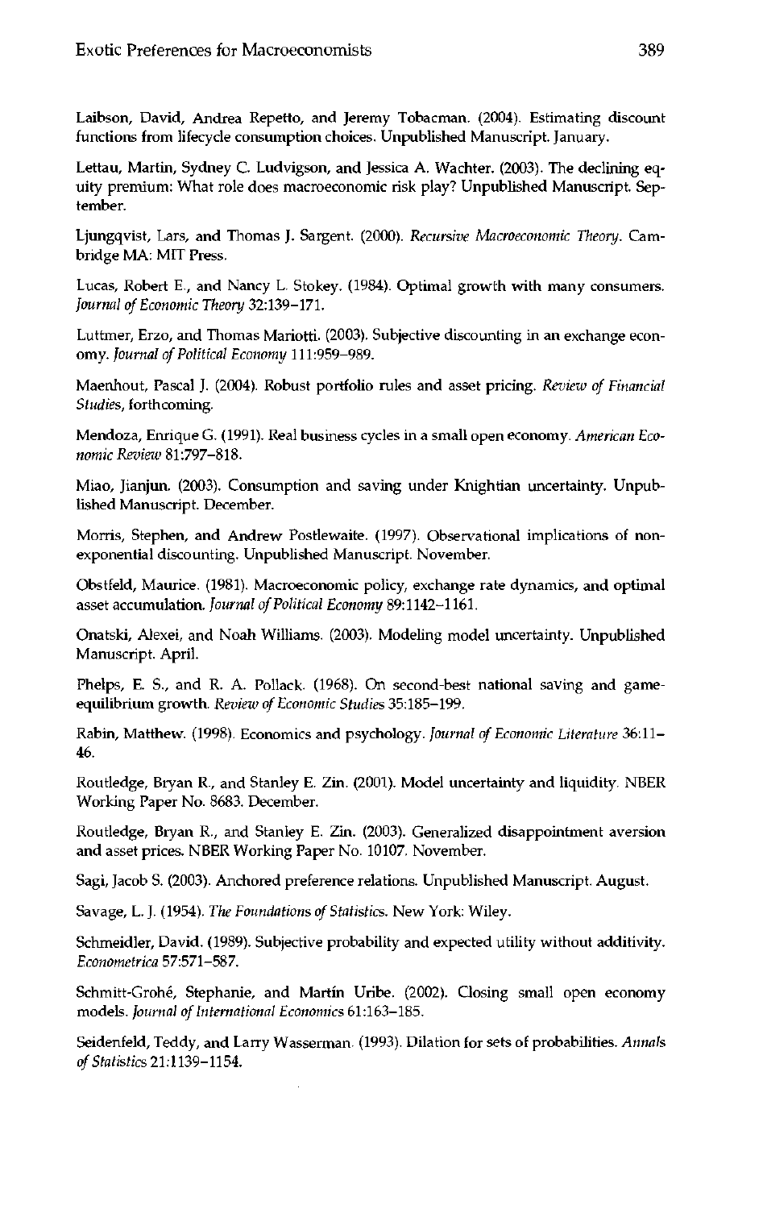Laibson, David, Andrea Repetto, and Jeremy Tobacman. (2004). Estimating discount functions from lifecycle consumption choices. Unpublished Manuscript. January.

Lettau, Martin, Sydney C. Ludvigson, and Jessica A. Wachter. (2003). The declining equity premium: What role does macroeconomic risk play? Unpublished Manuscript. September.

Ljungqvist, Lars, and Thomas J. Sargent. (2000). *Recursive Macroeconomic Theory*. Cambridge MA: MIT Press.

Lucas, Robert E., and Nancy L. Stokey. (1984). Optimal growth with many consumers. *Journal of Economic Theory* 32:139–171.

Luttmer, Erzo, and Thomas Mariotti. (2003). Subjective discounting in an exchange economy. *Journal of Political Economy* 111:959–989.

Maenhout, Pascal J. (2004). Robust portfolio rules and asset pricing. *Review of Financial Studies*, forthcoming.

Mendoza, Enrique G. (1991). Real business cycles in a small open economy. *American Economic Review* 81:797–818.

Miao, Jianjun. (2003). Consumption and saving under Knightian uncertainty. Unpublished Manuscript. December.

Morris, Stephen, and Andrew Postlewaite. (1997). Observational implications of nonexponential discounting. Unpublished Manuscript. November.

Obstfeld, Maurice. (1981). Macroeconomic policy, exchange rate dynamics, and optimal asset accumulation. *Journal of Political Economy* 89:1142–1161.

Onatski, Alexei, and Noah Williams. (2003). Modeling model uncertainty. Unpublished Manuscript. April.

Phelps, E. S., and R. A. Pollack. (1968). On second-best national saving and game-equilibrium growth. *Review of Economic Studies* 35:185–199.

Rabin, Matthew. (1998). Economics and psychology. *Journal of Economic Literature* 36:11–46.

Routledge, Bryan R., and Stanley E. Zin. (2001). Model uncertainty and liquidity. NBER Working Paper No. 8683. December.

Routledge, Bryan R., and Stanley E. Zin. (2003). Generalized disappointment aversion and asset prices. NBER Working Paper No. 10107. November.

Sagi, Jacob S. (2003). Anchored preference relations. Unpublished Manuscript. August.

Savage, L. J. (1954). *The Foundations of Statistics*. New York: Wiley.

Schmeidler, David. (1989). Subjective probability and expected utility without additivity. *Econometrica* 57:571–587.

Schmitt-Grohé, Stephanie, and Martín Uribe. (2002). Closing small open economy models. *Journal of International Economics* 61:163–185.

Seidenfeld, Teddy, and Larry Wasserman. (1993). Dilation for sets of probabilities. *Annals of Statistics* 21:1139–1154.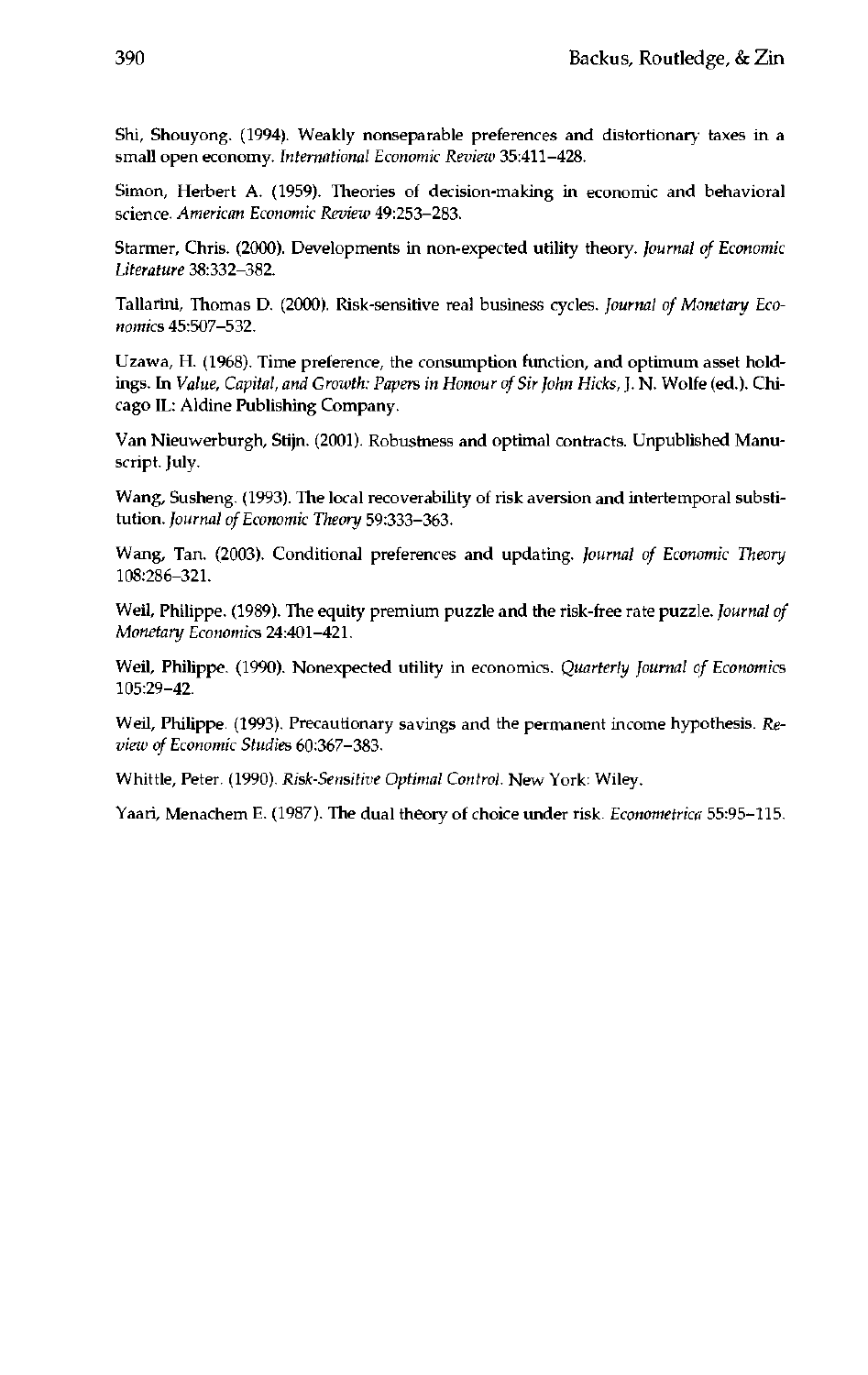Shi, Shouyong. (1994). Weakly nonseparable preferences and distortionary taxes in a small open economy. *International Economic Review* 35:411–428.

Simon, Herbert A. (1959). Theories of decision-making in economic and behavioral science. *American Economic Review* 49:253–283.

Starmer, Chris. (2000). Developments in non-expected utility theory. *Journal of Economic Literature* 38:332–382.

Tallarini, Thomas D. (2000). Risk-sensitive real business cycles. *Journal of Monetary Economics* 45:507–532.

Uzawa, H. (1968). Time preference, the consumption function, and optimum asset holdings. In *Value, Capital, and Growth: Papers in Honour of Sir John Hicks*, J. N. Wolfe (ed.). Chicago IL: Aldine Publishing Company.

Van Nieuwerburgh, Stijn. (2001). Robustness and optimal contracts. Unpublished Manuscript. July.

Wang, Susheng. (1993). The local recoverability of risk aversion and intertemporal substitution. *Journal of Economic Theory* 59:333–363.

Wang, Tan. (2003). Conditional preferences and updating. *Journal of Economic Theory* 108:286–321.

Weil, Philippe. (1989). The equity premium puzzle and the risk-free rate puzzle. *Journal of Monetary Economics* 24:401–421.

Weil, Philippe. (1990). Nonexpected utility in economics. *Quarterly Journal of Economics* 105:29–42.

Weil, Philippe. (1993). Precautionary savings and the permanent income hypothesis. *Review of Economic Studies* 60:367–383.

Whittle, Peter. (1990). *Risk-Sensitive Optimal Control*. New York: Wiley.

Yaari, Menachem E. (1987). The dual theory of choice under risk. *Econometrica* 55:95–115.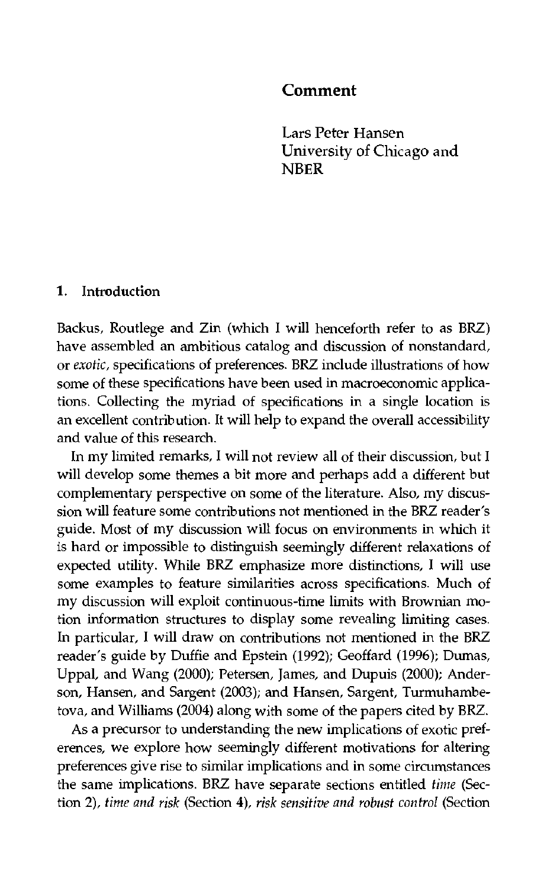# Comment

Lars Peter Hansen
University of Chicago and NBER

## 1. Introduction

Backus, Routlege and Zin (which I will henceforth refer to as BRZ) have assembled an ambitious catalog and discussion of nonstandard, or *exotic*, specifications of preferences. BRZ include illustrations of how some of these specifications have been used in macroeconomic applications. Collecting the myriad of specifications in a single location is an excellent contribution. It will help to expand the overall accessibility and value of this research.

In my limited remarks, I will not review all of their discussion, but I will develop some themes a bit more and perhaps add a different but complementary perspective on some of the literature. Also, my discussion will feature some contributions not mentioned in the BRZ reader's guide. Most of my discussion will focus on environments in which it is hard or impossible to distinguish seemingly different relaxations of expected utility. While BRZ emphasize more distinctions, I will use some examples to feature similarities across specifications. Much of my discussion will exploit continuous-time limits with Brownian motion information structures to display some revealing limiting cases. In particular, I will draw on contributions not mentioned in the BRZ reader's guide by Duffie and Epstein (1992); Geoffard (1996); Dumas, Uppal, and Wang (2000); Petersen, James, and Dupuis (2000); Anderson, Hansen, and Sargent (2003); and Hansen, Sargent, Turmuhambetova, and Williams (2004) along with some of the papers cited by BRZ.

As a precursor to understanding the new implications of exotic preferences, we explore how seemingly different motivations for altering preferences give rise to similar implications and in some circumstances the same implications. BRZ have separate sections entitled *time* (Section 2), *time and risk* (Section 4), *risk sensitive and robust control* (Section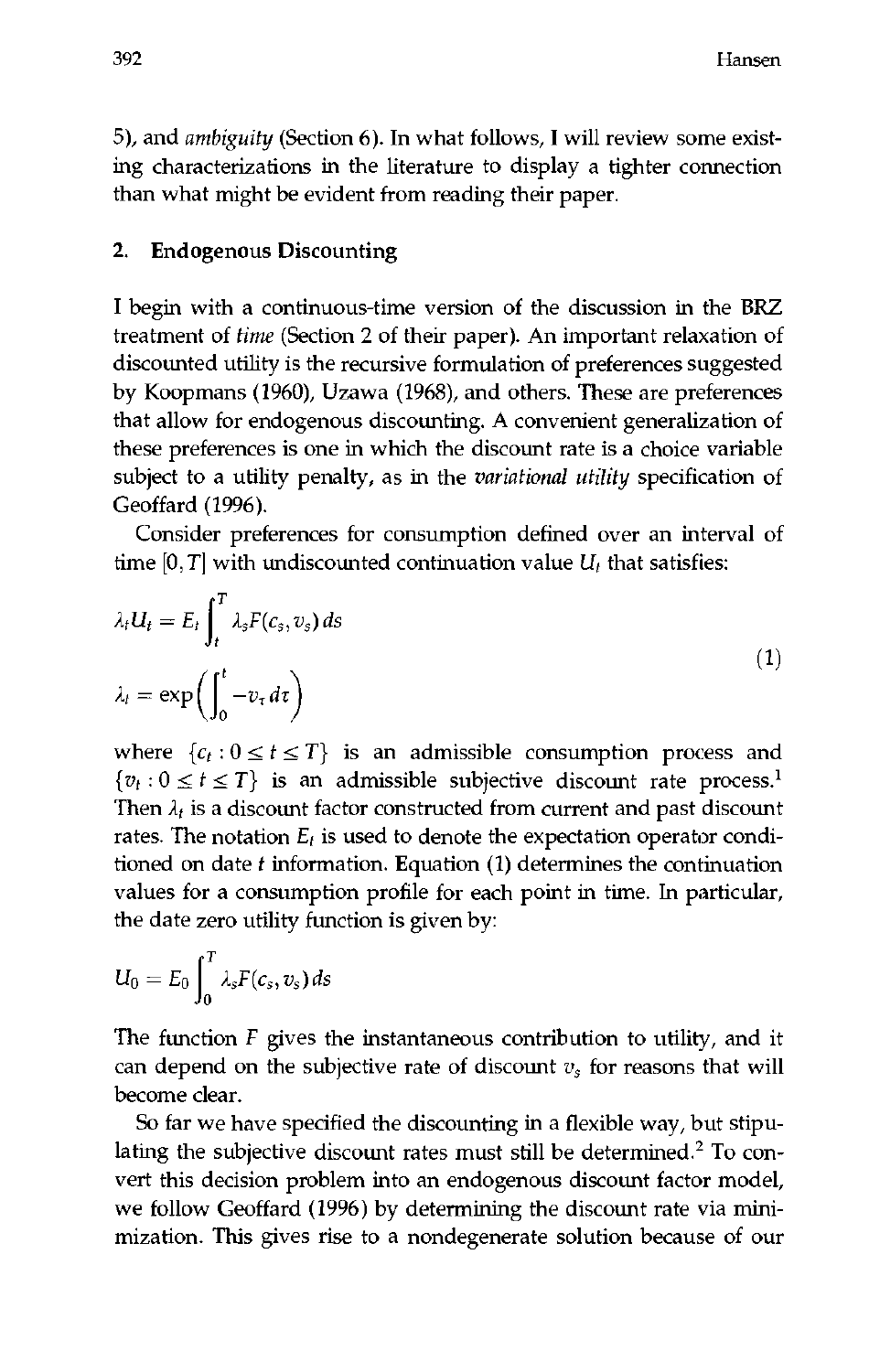5), and *ambiguity* (Section 6). In what follows, I will review some existing characterizations in the literature to display a tighter connection than what might be evident from reading their paper.

## 2. Endogenous Discounting

I begin with a continuous-time version of the discussion in the BRZ treatment of *time* (Section 2 of their paper). An important relaxation of discounted utility is the recursive formulation of preferences suggested by Koopmans (1960), Uzawa (1968), and others. These are preferences that allow for endogenous discounting. A convenient generalization of these preferences is one in which the discount rate is a choice variable subject to a utility penalty, as in the *variational utility* specification of Geoffard (1996).

Consider preferences for consumption defined over an interval of time $[0, T]$ with undiscounted continuation value $U_t$ that satisfies:

$$
\begin{aligned}
\lambda_t U_t &= E_t \int_t^T \lambda_s F(c_s, v_s)\, ds \\
\lambda_t &= \exp\left( \int_0^t -v_\tau \, d\tau \right)
\end{aligned}
\tag{1}
$$

where $\{c_t : 0 \leq t \leq T\}$ is an admissible consumption process and $\{v_t : 0 \leq t \leq T\}$ is an admissible subjective discount rate process.[1] Then $\lambda_t$ is a discount factor constructed from current and past discount rates. The notation $E_t$ is used to denote the expectation operator conditioned on date $t$ information. Equation (1) determines the continuation values for a consumption profile for each point in time. In particular, the date zero utility function is given by:

$$
U_0 = E_0 \int_0^T \lambda_s F(c_s, v_s)\, ds
$$

The function $F$ gives the instantaneous contribution to utility, and it can depend on the subjective rate of discount $v_s$ for reasons that will become clear.

So far we have specified the discounting in a flexible way, but stipulating the subjective discount rates must still be determined.[2] To convert this decision problem into an endogenous discount factor model, we follow Geoffard (1996) by determining the discount rate via minimization. This gives rise to a nondegenerate solution because of our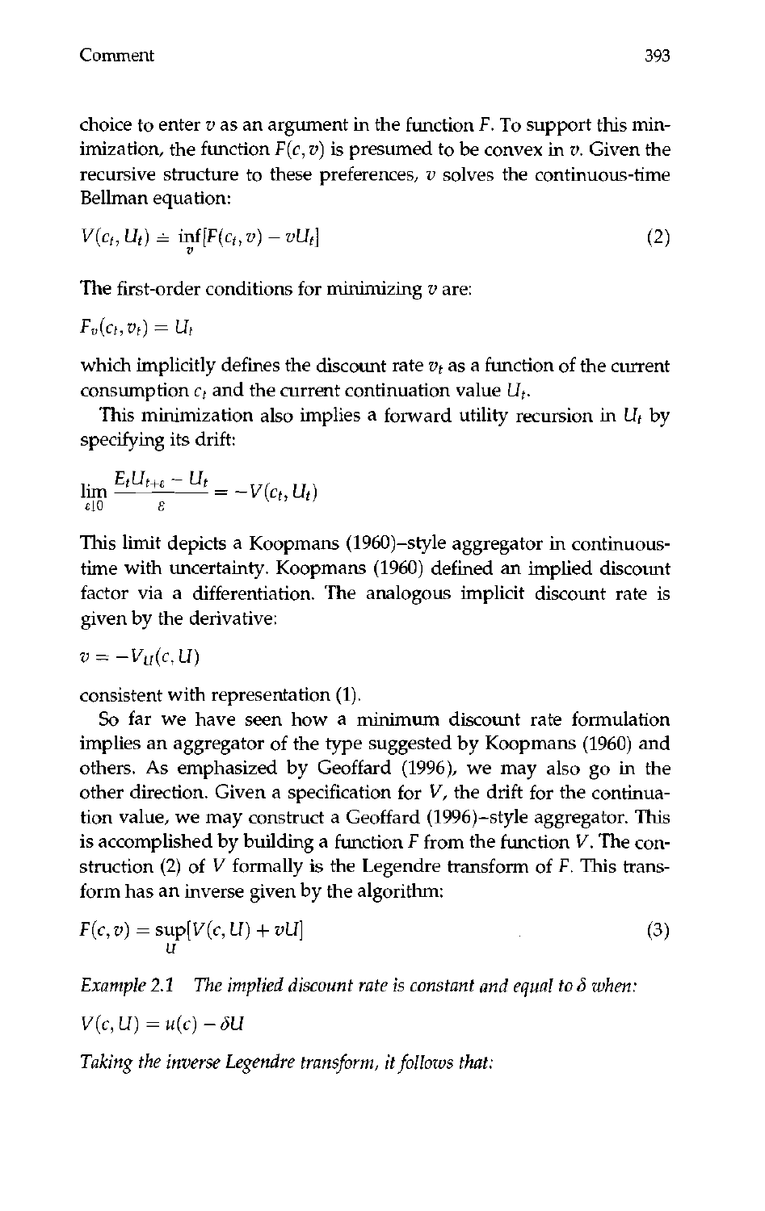choice to enter $v$ as an argument in the function $F$. To support this minimization, the function $F(c, v)$ is presumed to be convex in $v$. Given the recursive structure to these preferences, $v$ solves the continuous-time Bellman equation:

$$V(c_t, U_t) \doteq \inf_v [F(c_t, v) - vU_t] \tag{2}$$

The first-order conditions for minimizing $v$ are:

$$F_v(c_t, v_t) = U_t$$

which implicitly defines the discount rate $v_t$ as a function of the current consumption $c_t$ and the current continuation value $U_t$.

This minimization also implies a forward utility recursion in $U_t$ by specifying its drift:

$$\lim_{\varepsilon \downarrow 0} \frac{E_t U_{t+\varepsilon} - U_t}{\varepsilon} = -V(c_t, U_t)$$

This limit depicts a Koopmans (1960)–style aggregator in continuous-time with uncertainty. Koopmans (1960) defined an implied discount factor via a differentiation. The analogous implicit discount rate is given by the derivative:

$$v = -V_U(c, U)$$

consistent with representation (1).

So far we have seen how a minimum discount rate formulation implies an aggregator of the type suggested by Koopmans (1960) and others. As emphasized by Geoffard (1996), we may also go in the other direction. Given a specification for $V$, the drift for the continuation value, we may construct a Geoffard (1996)–style aggregator. This is accomplished by building a function $F$ from the function $V$. The construction (2) of $V$ formally is the Legendre transform of $F$. This transform has an inverse given by the algorithm:

$$F(c, v) = \sup_U [V(c, U) + vU] \tag{3}$$

*Example 2.1 The implied discount rate is constant and equal to $\delta$ when:*

$$V(c, U) = u(c) - \delta U$$

*Taking the inverse Legendre transform, it follows that:*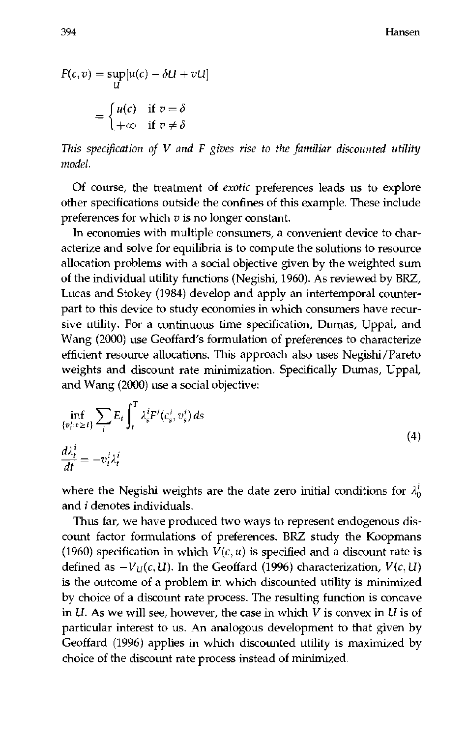$$F(c, v) = \sup_{U} [u(c) - \delta U + vU]$$

$$= \begin{cases} u(c) & \text{if } v = \delta \\ +\infty & \text{if } v \neq \delta \end{cases}$$

*This specification of V and F gives rise to the familiar discounted utility model.*

Of course, the treatment of *exotic* preferences leads us to explore other specifications outside the confines of this example. These include preferences for which $v$ is no longer constant.

In economies with multiple consumers, a convenient device to characterize and solve for equilibria is to compute the solutions to resource allocation problems with a social objective given by the weighted sum of the individual utility functions (Negishi, 1960). As reviewed by BRZ, Lucas and Stokey (1984) develop and apply an intertemporal counterpart to this device to study economies in which consumers have recursive utility. For a continuous time specification, Dumas, Uppal, and Wang (2000) use Geoffard's formulation of preferences to characterize efficient resource allocations. This approach also uses Negishi/Pareto weights and discount rate minimization. Specifically Dumas, Uppal, and Wang (2000) use a social objective:

$$\inf_{\{v_\tau^i : \tau \geq t\}} \sum_i E_t \int_t^T \lambda_s^i F^i(c_s^i, v_s^i)\, ds$$
$$\frac{d\lambda_t^i}{dt} = -v_t^i \lambda_t^i \tag{4}$$

where the Negishi weights are the date zero initial conditions for $\lambda_0^i$ and $i$ denotes individuals.

Thus far, we have produced two ways to represent endogenous discount factor formulations of preferences. BRZ study the Koopmans (1960) specification in which $V(c, u)$ is specified and a discount rate is defined as $-V_U(c, U)$. In the Geoffard (1996) characterization, $V(c, U)$ is the outcome of a problem in which discounted utility is minimized by choice of a discount rate process. The resulting function is concave in $U$. As we will see, however, the case in which $V$ is convex in $U$ is of particular interest to us. An analogous development to that given by Geoffard (1996) applies in which discounted utility is maximized by choice of the discount rate process instead of minimized.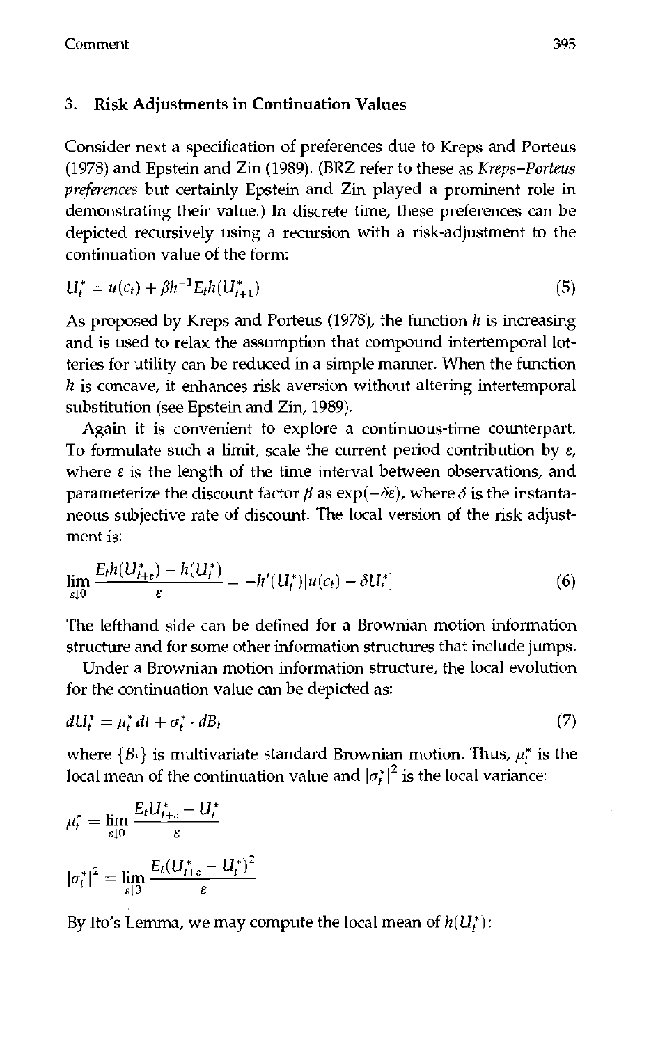## 3. Risk Adjustments in Continuation Values

Consider next a specification of preferences due to Kreps and Porteus (1978) and Epstein and Zin (1989). (BRZ refer to these as *Kreps–Porteus preferences* but certainly Epstein and Zin played a prominent role in demonstrating their value.) In discrete time, these preferences can be depicted recursively using a recursion with a risk-adjustment to the continuation value of the form:

$$U_t^* = u(c_t) + \beta h^{-1} E_t h(U_{t+1}^*) \tag{5}$$

As proposed by Kreps and Porteus (1978), the function $h$ is increasing and is used to relax the assumption that compound intertemporal lotteries for utility can be reduced in a simple manner. When the function $h$ is concave, it enhances risk aversion without altering intertemporal substitution (see Epstein and Zin, 1989).

Again it is convenient to explore a continuous-time counterpart. To formulate such a limit, scale the current period contribution by $\varepsilon$, where $\varepsilon$ is the length of the time interval between observations, and parameterize the discount factor $\beta$ as $\exp(-\delta\varepsilon)$, where $\delta$ is the instantaneous subjective rate of discount. The local version of the risk adjustment is:

$$\lim_{\varepsilon \downarrow 0} \frac{E_t h(U_{t+\varepsilon}^*) - h(U_t^*)}{\varepsilon} = -h'(U_t^*)[u(c_t) - \delta U_t^*] \tag{6}$$

The lefthand side can be defined for a Brownian motion information structure and for some other information structures that include jumps.

Under a Brownian motion information structure, the local evolution for the continuation value can be depicted as:

$$dU_t^* = \mu_t^* \, dt + \sigma_t^* \cdot dB_t \tag{7}$$

where $\{B_t\}$ is multivariate standard Brownian motion. Thus, $\mu_t^*$ is the local mean of the continuation value and $|\sigma_t^*|^2$ is the local variance:

$$\mu_t^* = \lim_{\varepsilon \downarrow 0} \frac{E_t U_{t+\varepsilon}^* - U_t^*}{\varepsilon}$$

$$|\sigma_t^*|^2 = \lim_{\varepsilon \downarrow 0} \frac{E_t (U_{t+\varepsilon}^* - U_t^*)^2}{\varepsilon}$$

By Ito's Lemma, we may compute the local mean of $h(U_t^*)$: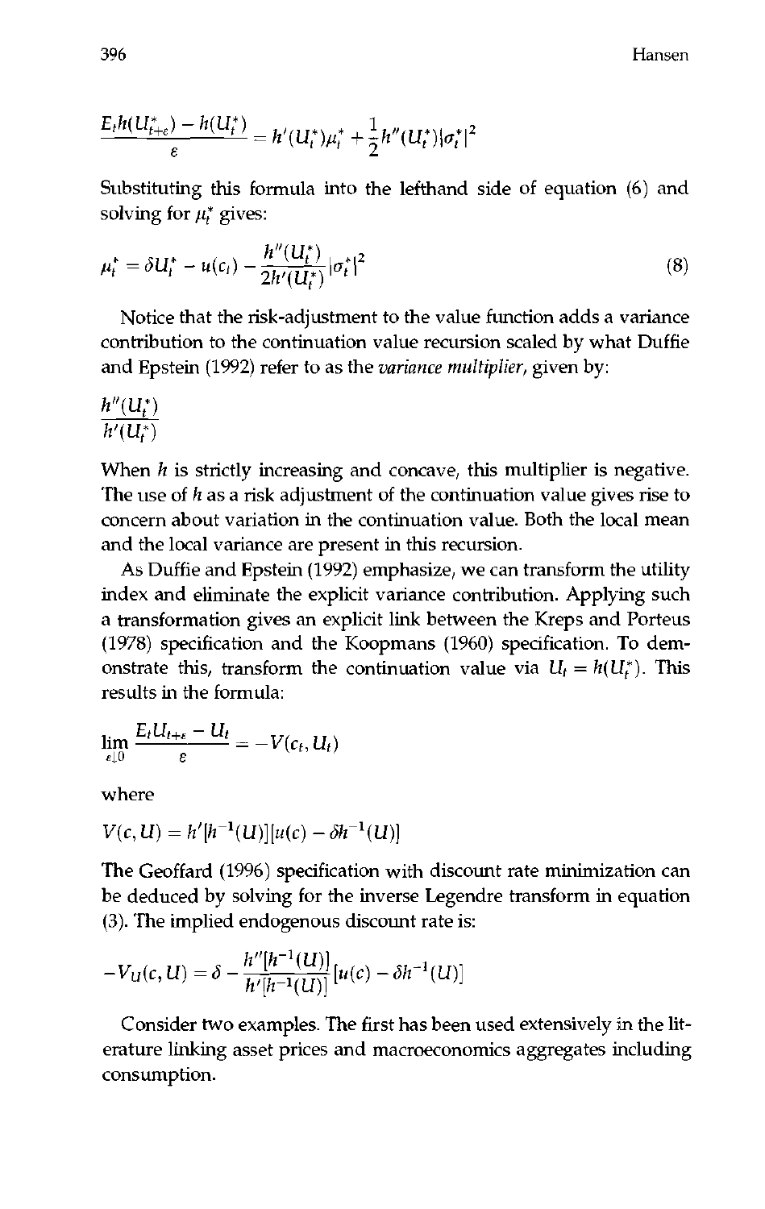$$\frac{E_t h(U^*_{t+\varepsilon}) - h(U^*_t)}{\varepsilon} = h'(U^*_t)\mu^*_t + \frac{1}{2}h''(U^*_t)|\sigma^*_t|^2$$

Substituting this formula into the lefthand side of equation (6) and solving for $\mu^*_t$ gives:

$$\mu^*_t = \delta U^*_t - u(c_t) - \frac{h''(U^*_t)}{2h'(U^*_t)}|\sigma^*_t|^2 \tag{8}$$

Notice that the risk-adjustment to the value function adds a variance contribution to the continuation value recursion scaled by what Duffie and Epstein (1992) refer to as the *variance multiplier*, given by:

$$\frac{h''(U^*_t)}{h'(U^*_t)}$$

When $h$ is strictly increasing and concave, this multiplier is negative. The use of $h$ as a risk adjustment of the continuation value gives rise to concern about variation in the continuation value. Both the local mean and the local variance are present in this recursion.

As Duffie and Epstein (1992) emphasize, we can transform the utility index and eliminate the explicit variance contribution. Applying such a transformation gives an explicit link between the Kreps and Porteus (1978) specification and the Koopmans (1960) specification. To demonstrate this, transform the continuation value via $U_t = h(U^*_t)$. This results in the formula:

$$\lim_{\varepsilon \downarrow 0} \frac{E_t U_{t+\varepsilon} - U_t}{\varepsilon} = -V(c_t, U_t)$$

where

$$V(c, U) = h'[h^{-1}(U)][u(c) - \delta h^{-1}(U)]$$

The Geoffard (1996) specification with discount rate minimization can be deduced by solving for the inverse Legendre transform in equation (3). The implied endogenous discount rate is:

$$-V_U(c, U) = \delta - \frac{h''[h^{-1}(U)]}{h'[h^{-1}(U)]}[u(c) - \delta h^{-1}(U)]$$

Consider two examples. The first has been used extensively in the literature linking asset prices and macroeconomics aggregates including consumption.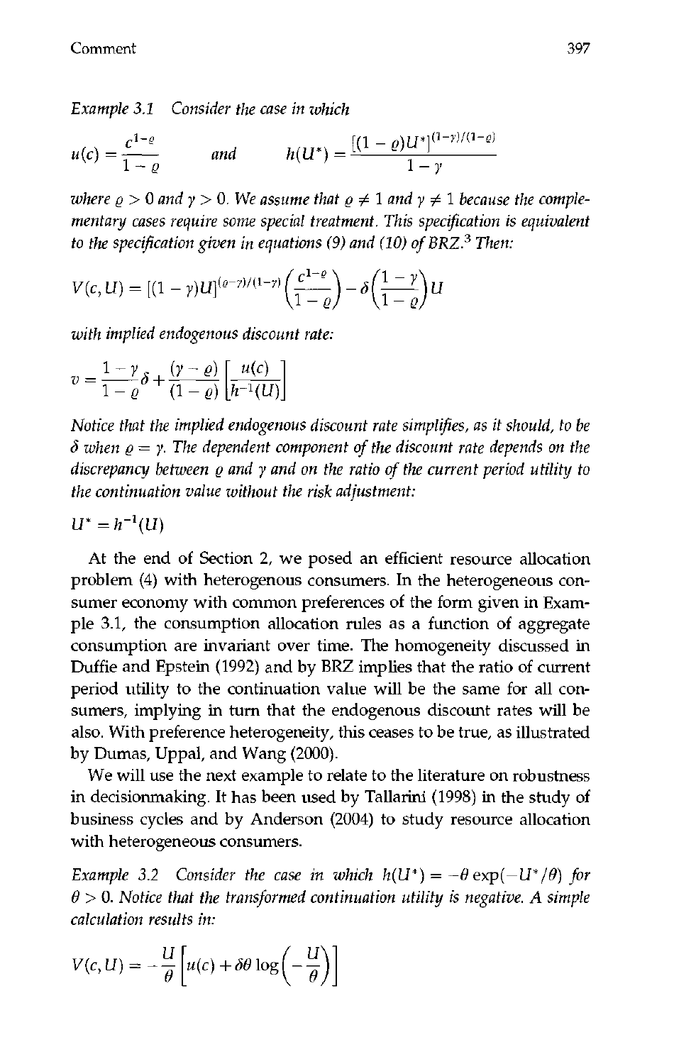*Example 3.1 Consider the case in which*

$$u(c) = \frac{c^{1-\varrho}}{1-\varrho} \qquad \text{and} \qquad h(U^*) = \frac{[(1-\varrho)U^*]^{(1-\gamma)/(1-\varrho)}}{1-\gamma}$$

*where $\varrho > 0$ and $\gamma > 0$. We assume that $\varrho \neq 1$ and $\gamma \neq 1$ because the complementary cases require some special treatment. This specification is equivalent to the specification given in equations (9) and (10) of BRZ.*[3] *Then:*

$$V(c, U) = [(1-\gamma)U]^{(\varrho-\gamma)/(1-\gamma)}\left(\frac{c^{1-\varrho}}{1-\varrho}\right) - \delta\left(\frac{1-\gamma}{1-\varrho}\right)U$$

*with implied endogenous discount rate:*

$$v = \frac{1-\gamma}{1-\varrho}\delta + \frac{(\gamma-\varrho)}{(1-\varrho)}\left[\frac{u(c)}{h^{-1}(U)}\right]$$

*Notice that the implied endogenous discount rate simplifies, as it should, to be $\delta$ when $\varrho = \gamma$. The dependent component of the discount rate depends on the discrepancy between $\varrho$ and $\gamma$ and on the ratio of the current period utility to the continuation value without the risk adjustment:*

$$U^* = h^{-1}(U)$$

At the end of Section 2, we posed an efficient resource allocation problem (4) with heterogenous consumers. In the heterogeneous consumer economy with common preferences of the form given in Example 3.1, the consumption allocation rules as a function of aggregate consumption are invariant over time. The homogeneity discussed in Duffie and Epstein (1992) and by BRZ implies that the ratio of current period utility to the continuation value will be the same for all consumers, implying in turn that the endogenous discount rates will be also. With preference heterogeneity, this ceases to be true, as illustrated by Dumas, Uppal, and Wang (2000).

We will use the next example to relate to the literature on robustness in decisionmaking. It has been used by Tallarini (1998) in the study of business cycles and by Anderson (2004) to study resource allocation with heterogeneous consumers.

*Example 3.2 Consider the case in which $h(U^*) = -\theta \exp(-U^*/\theta)$ for $\theta > 0$. Notice that the transformed continuation utility is negative. A simple calculation results in:*

$$V(c, U) = -\frac{U}{\theta}\left[u(c) + \delta\theta \log\left(-\frac{U}{\theta}\right)\right]$$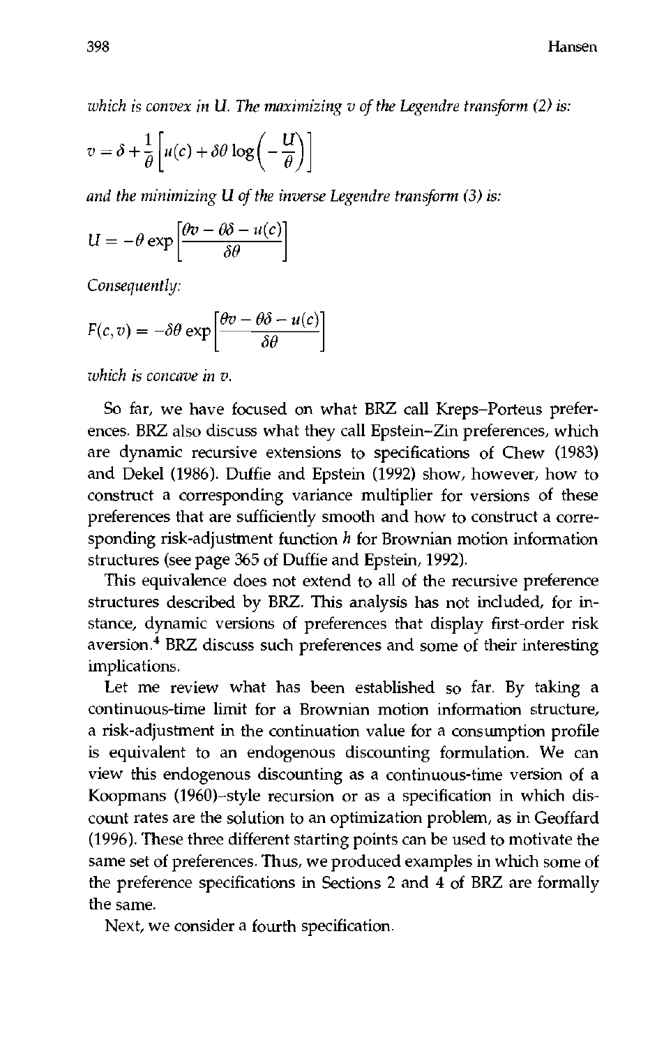*which is convex in U. The maximizing v of the Legendre transform (2) is:*

$$v = \delta + \frac{1}{\theta}\left[u(c) + \delta\theta \log\left(-\frac{U}{\theta}\right)\right]$$

*and the minimizing U of the inverse Legendre transform (3) is:*

$$U = -\theta \exp\left[\frac{\theta v - \theta\delta - u(c)}{\delta\theta}\right]$$

*Consequently:*

$$F(c, v) = -\delta\theta \exp\left[\frac{\theta v - \theta\delta - u(c)}{\delta\theta}\right]$$

*which is concave in v.*

So far, we have focused on what BRZ call Kreps–Porteus preferences. BRZ also discuss what they call Epstein–Zin preferences, which are dynamic recursive extensions to specifications of Chew (1983) and Dekel (1986). Duffie and Epstein (1992) show, however, how to construct a corresponding variance multiplier for versions of these preferences that are sufficiently smooth and how to construct a corresponding risk-adjustment function $h$ for Brownian motion information structures (see page 365 of Duffie and Epstein, 1992).

This equivalence does not extend to all of the recursive preference structures described by BRZ. This analysis has not included, for instance, dynamic versions of preferences that display first-order risk aversion.[4] BRZ discuss such preferences and some of their interesting implications.

Let me review what has been established so far. By taking a continuous-time limit for a Brownian motion information structure, a risk-adjustment in the continuation value for a consumption profile is equivalent to an endogenous discounting formulation. We can view this endogenous discounting as a continuous-time version of a Koopmans (1960)–style recursion or as a specification in which discount rates are the solution to an optimization problem, as in Geoffard (1996). These three different starting points can be used to motivate the same set of preferences. Thus, we produced examples in which some of the preference specifications in Sections 2 and 4 of BRZ are formally the same.

Next, we consider a fourth specification.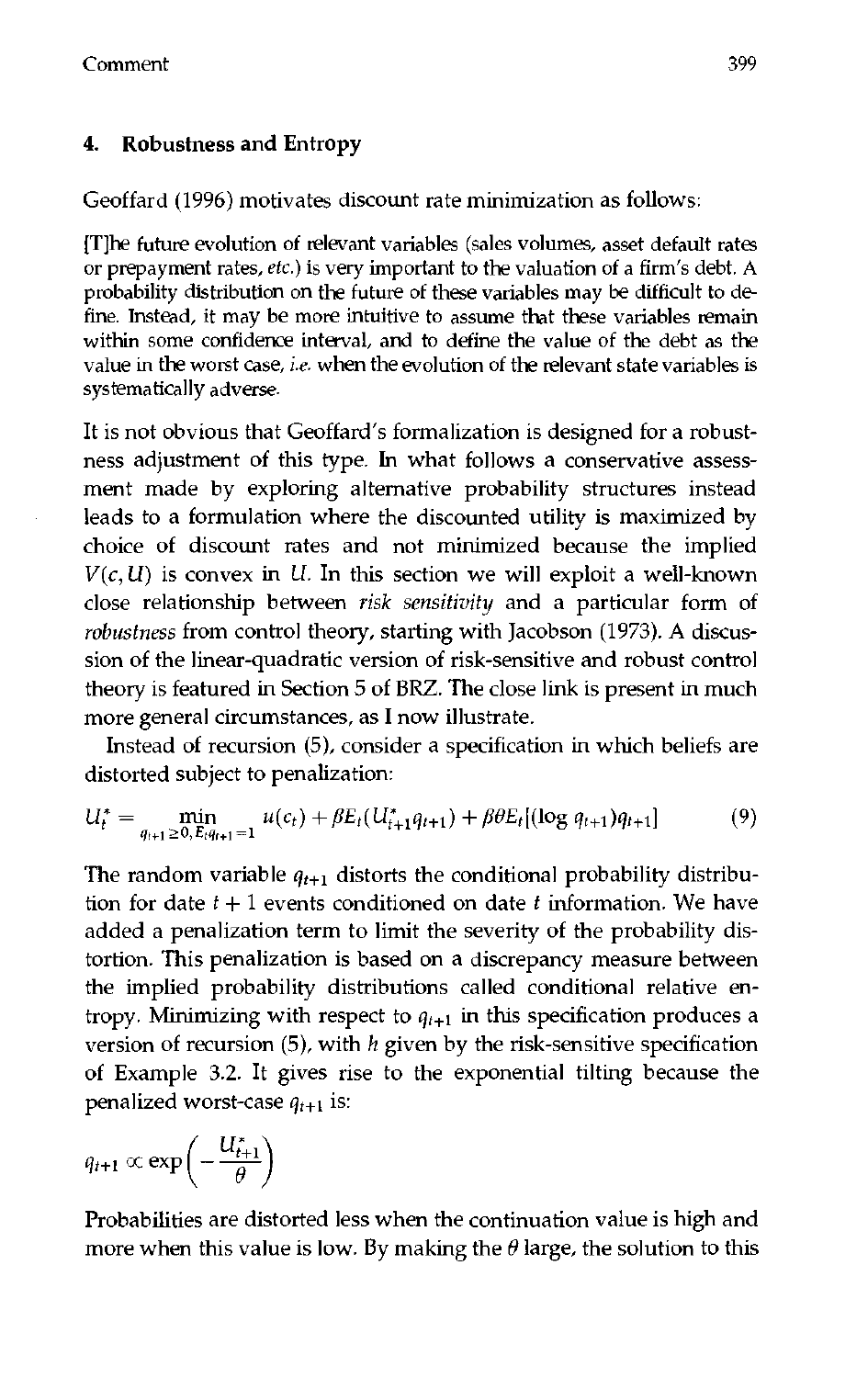## 4. Robustness and Entropy

Geoffard (1996) motivates discount rate minimization as follows:

> [T]he future evolution of relevant variables (sales volumes, asset default rates or prepayment rates, *etc.*) is very important to the valuation of a firm's debt. A probability distribution on the future of these variables may be difficult to define. Instead, it may be more intuitive to assume that these variables remain within some confidence interval, and to define the value of the debt as the value in the worst case, *i.e.* when the evolution of the relevant state variables is systematically adverse.

It is not obvious that Geoffard's formalization is designed for a robustness adjustment of this type. In what follows a conservative assessment made by exploring alternative probability structures instead leads to a formulation where the discounted utility is maximized by choice of discount rates and not minimized because the implied $V(c, U)$ is convex in $U$. In this section we will exploit a well-known close relationship between *risk sensitivity* and a particular form of *robustness* from control theory, starting with Jacobson (1973). A discussion of the linear-quadratic version of risk-sensitive and robust control theory is featured in Section 5 of BRZ. The close link is present in much more general circumstances, as I now illustrate.

Instead of recursion (5), consider a specification in which beliefs are distorted subject to penalization:

$$U_t^* = \min_{q_{t+1} \geq 0, E_t q_{t+1} = 1} u(c_t) + \beta E_t(U_{t+1}^* q_{t+1}) + \beta\theta E_t[(\log q_{t+1}) q_{t+1}] \tag{9}$$

The random variable $q_{t+1}$ distorts the conditional probability distribution for date $t + 1$ events conditioned on date $t$ information. We have added a penalization term to limit the severity of the probability distortion. This penalization is based on a discrepancy measure between the implied probability distributions called conditional relative entropy. Minimizing with respect to $q_{t+1}$ in this specification produces a version of recursion (5), with $h$ given by the risk-sensitive specification of Example 3.2. It gives rise to the exponential tilting because the penalized worst-case $q_{t+1}$ is:

$$q_{t+1} \propto \exp\left(-\frac{U_{t+1}^*}{\theta}\right)$$

Probabilities are distorted less when the continuation value is high and more when this value is low. By making the $\theta$ large, the solution to this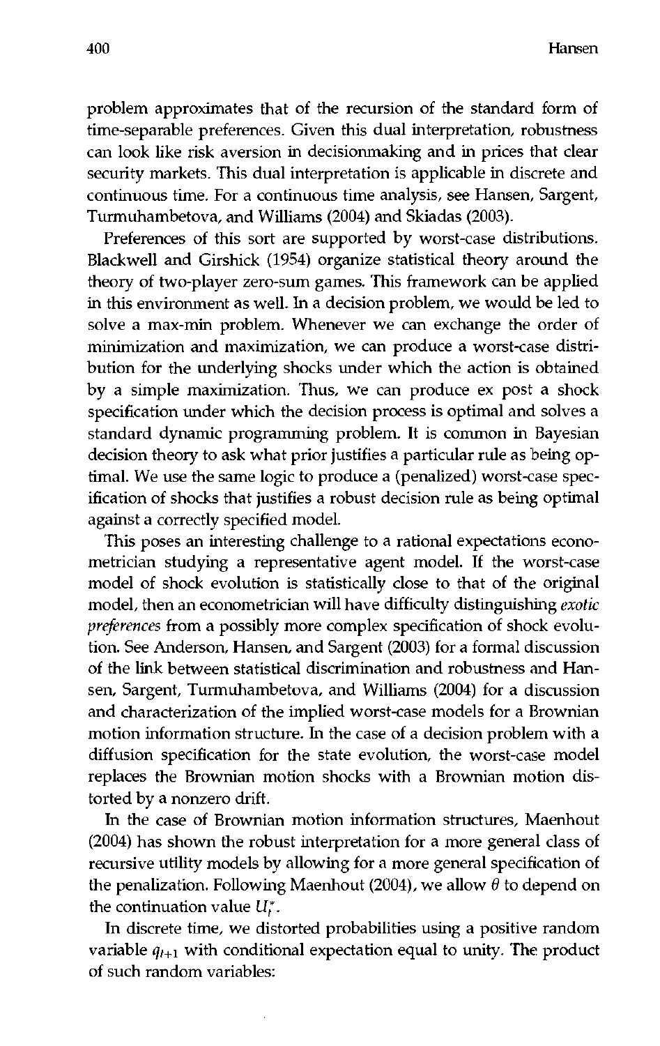problem approximates that of the recursion of the standard form of time-separable preferences. Given this dual interpretation, robustness can look like risk aversion in decisionmaking and in prices that clear security markets. This dual interpretation is applicable in discrete and continuous time. For a continuous time analysis, see Hansen, Sargent, Turmuhambetova, and Williams (2004) and Skiadas (2003).

Preferences of this sort are supported by worst-case distributions. Blackwell and Girshick (1954) organize statistical theory around the theory of two-player zero-sum games. This framework can be applied in this environment as well. In a decision problem, we would be led to solve a max-min problem. Whenever we can exchange the order of minimization and maximization, we can produce a worst-case distribution for the underlying shocks under which the action is obtained by a simple maximization. Thus, we can produce ex post a shock specification under which the decision process is optimal and solves a standard dynamic programming problem. It is common in Bayesian decision theory to ask what prior justifies a particular rule as being optimal. We use the same logic to produce a (penalized) worst-case specification of shocks that justifies a robust decision rule as being optimal against a correctly specified model.

This poses an interesting challenge to a rational expectations econometrician studying a representative agent model. If the worst-case model of shock evolution is statistically close to that of the original model, then an econometrician will have difficulty distinguishing *exotic preferences* from a possibly more complex specification of shock evolution. See Anderson, Hansen, and Sargent (2003) for a formal discussion of the link between statistical discrimination and robustness and Hansen, Sargent, Turmuhambetova, and Williams (2004) for a discussion and characterization of the implied worst-case models for a Brownian motion information structure. In the case of a decision problem with a diffusion specification for the state evolution, the worst-case model replaces the Brownian motion shocks with a Brownian motion distorted by a nonzero drift.

In the case of Brownian motion information structures, Maenhout (2004) has shown the robust interpretation for a more general class of recursive utility models by allowing for a more general specification of the penalization. Following Maenhout (2004), we allow $\theta$ to depend on the continuation value $U_t^*$.

In discrete time, we distorted probabilities using a positive random variable $q_{t+1}$ with conditional expectation equal to unity. The product of such random variables: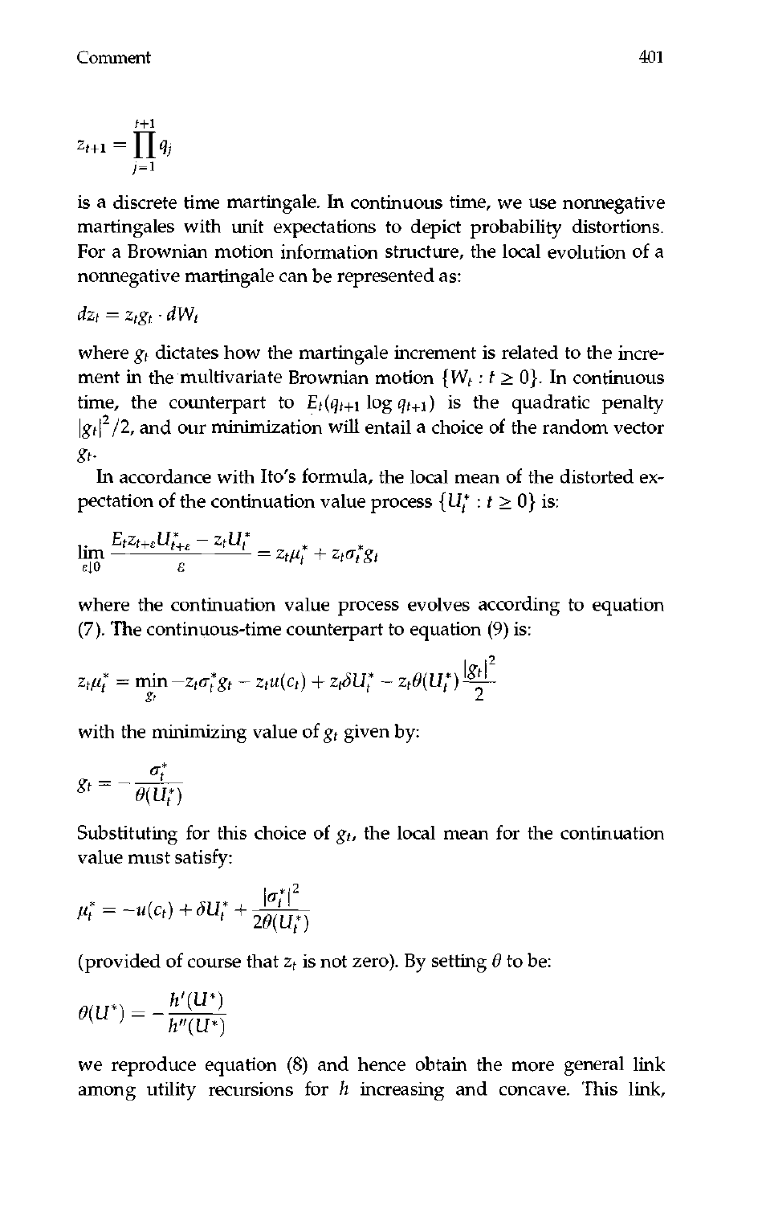$$z_{t+1} = \prod_{j=1}^{t+1} q_j$$

is a discrete time martingale. In continuous time, we use nonnegative martingales with unit expectations to depict probability distortions. For a Brownian motion information structure, the local evolution of a nonnegative martingale can be represented as:

$$dz_t = z_t g_t \cdot dW_t$$

where $g_t$ dictates how the martingale increment is related to the increment in the multivariate Brownian motion $\{W_t : t \geq 0\}$. In continuous time, the counterpart to $E_t(q_{t+1} \log q_{t+1})$ is the quadratic penalty $|g_t|^2/2$, and our minimization will entail a choice of the random vector $g_t$.

In accordance with Ito's formula, the local mean of the distorted expectation of the continuation value process $\{U_t^* : t \geq 0\}$ is:

$$\lim_{\varepsilon \downarrow 0} \frac{E_t z_{t+\varepsilon} U_{t+\varepsilon}^* - z_t U_t^*}{\varepsilon} = z_t \mu_t^* + z_t \sigma_t^* g_t$$

where the continuation value process evolves according to equation (7). The continuous-time counterpart to equation (9) is:

$$z_t \mu_t^* = \min_{g_t} -z_t \sigma_t^* g_t - z_t u(c_t) + z_t \delta U_t^* - z_t \theta(U_t^*) \frac{|g_t|^2}{2}$$

with the minimizing value of $g_t$ given by:

$$g_t = -\frac{\sigma_t^*}{\theta(U_t^*)}$$

Substituting for this choice of $g_t$, the local mean for the continuation value must satisfy:

$$\mu_t^* = -u(c_t) + \delta U_t^* + \frac{|\sigma_t^*|^2}{2\theta(U_t^*)}$$

(provided of course that $z_t$ is not zero). By setting $\theta$ to be:

$$\theta(U^*) = -\frac{h'(U^*)}{h''(U^*)}$$

we reproduce equation (8) and hence obtain the more general link among utility recursions for $h$ increasing and concave. This link,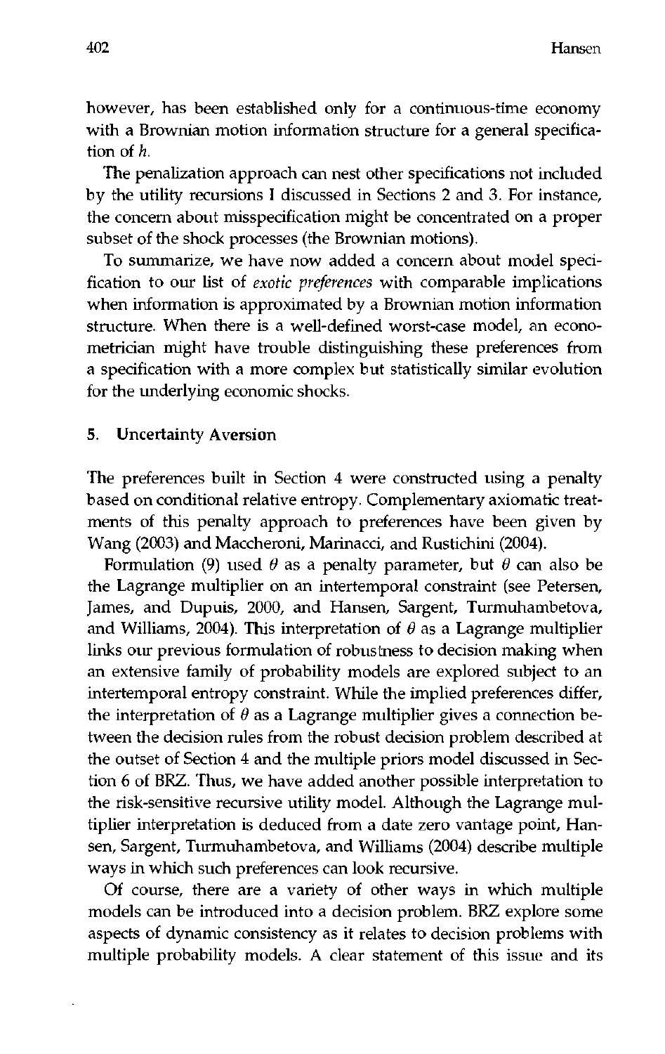however, has been established only for a continuous-time economy with a Brownian motion information structure for a general specification of $h$.

The penalization approach can nest other specifications not included by the utility recursions I discussed in Sections 2 and 3. For instance, the concern about misspecification might be concentrated on a proper subset of the shock processes (the Brownian motions).

To summarize, we have now added a concern about model specification to our list of *exotic preferences* with comparable implications when information is approximated by a Brownian motion information structure. When there is a well-defined worst-case model, an econometrician might have trouble distinguishing these preferences from a specification with a more complex but statistically similar evolution for the underlying economic shocks.

## 5. Uncertainty Aversion

The preferences built in Section 4 were constructed using a penalty based on conditional relative entropy. Complementary axiomatic treatments of this penalty approach to preferences have been given by Wang (2003) and Maccheroni, Marinacci, and Rustichini (2004).

Formulation (9) used $\theta$ as a penalty parameter, but $\theta$ can also be the Lagrange multiplier on an intertemporal constraint (see Petersen, James, and Dupuis, 2000, and Hansen, Sargent, Turmuhambetova, and Williams, 2004). This interpretation of $\theta$ as a Lagrange multiplier links our previous formulation of robustness to decision making when an extensive family of probability models are explored subject to an intertemporal entropy constraint. While the implied preferences differ, the interpretation of $\theta$ as a Lagrange multiplier gives a connection between the decision rules from the robust decision problem described at the outset of Section 4 and the multiple priors model discussed in Section 6 of BRZ. Thus, we have added another possible interpretation to the risk-sensitive recursive utility model. Although the Lagrange multiplier interpretation is deduced from a date zero vantage point, Hansen, Sargent, Turmuhambetova, and Williams (2004) describe multiple ways in which such preferences can look recursive.

Of course, there are a variety of other ways in which multiple models can be introduced into a decision problem. BRZ explore some aspects of dynamic consistency as it relates to decision problems with multiple probability models. A clear statement of this issue and its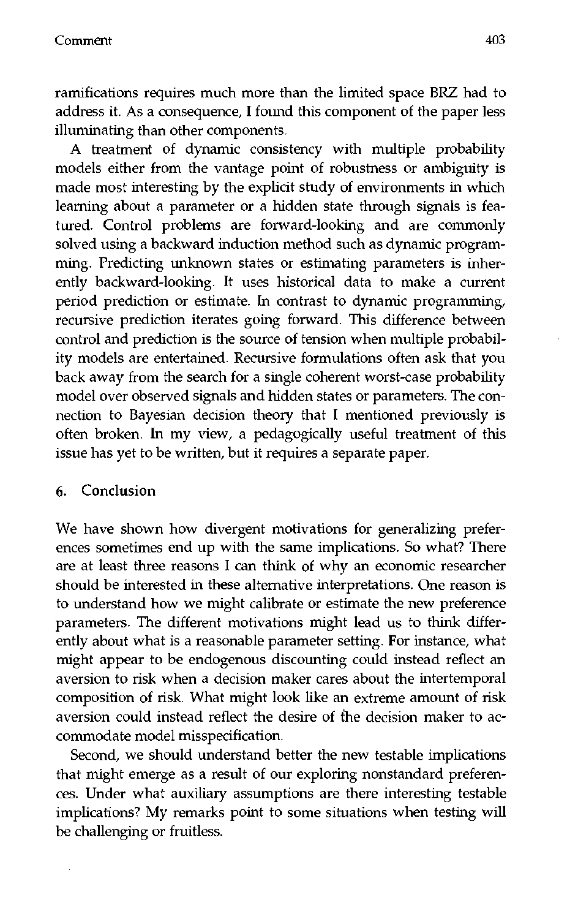ramifications requires much more than the limited space BRZ had to address it. As a consequence, I found this component of the paper less illuminating than other components.

A treatment of dynamic consistency with multiple probability models either from the vantage point of robustness or ambiguity is made most interesting by the explicit study of environments in which learning about a parameter or a hidden state through signals is featured. Control problems are forward-looking and are commonly solved using a backward induction method such as dynamic programming. Predicting unknown states or estimating parameters is inherently backward-looking. It uses historical data to make a current period prediction or estimate. In contrast to dynamic programming, recursive prediction iterates going forward. This difference between control and prediction is the source of tension when multiple probability models are entertained. Recursive formulations often ask that you back away from the search for a single coherent worst-case probability model over observed signals and hidden states or parameters. The connection to Bayesian decision theory that I mentioned previously is often broken. In my view, a pedagogically useful treatment of this issue has yet to be written, but it requires a separate paper.

## 6. Conclusion

We have shown how divergent motivations for generalizing preferences sometimes end up with the same implications. So what? There are at least three reasons I can think of why an economic researcher should be interested in these alternative interpretations. One reason is to understand how we might calibrate or estimate the new preference parameters. The different motivations might lead us to think differently about what is a reasonable parameter setting. For instance, what might appear to be endogenous discounting could instead reflect an aversion to risk when a decision maker cares about the intertemporal composition of risk. What might look like an extreme amount of risk aversion could instead reflect the desire of the decision maker to accommodate model misspecification.

Second, we should understand better the new testable implications that might emerge as a result of our exploring nonstandard preferences. Under what auxiliary assumptions are there interesting testable implications? My remarks point to some situations when testing will be challenging or fruitless.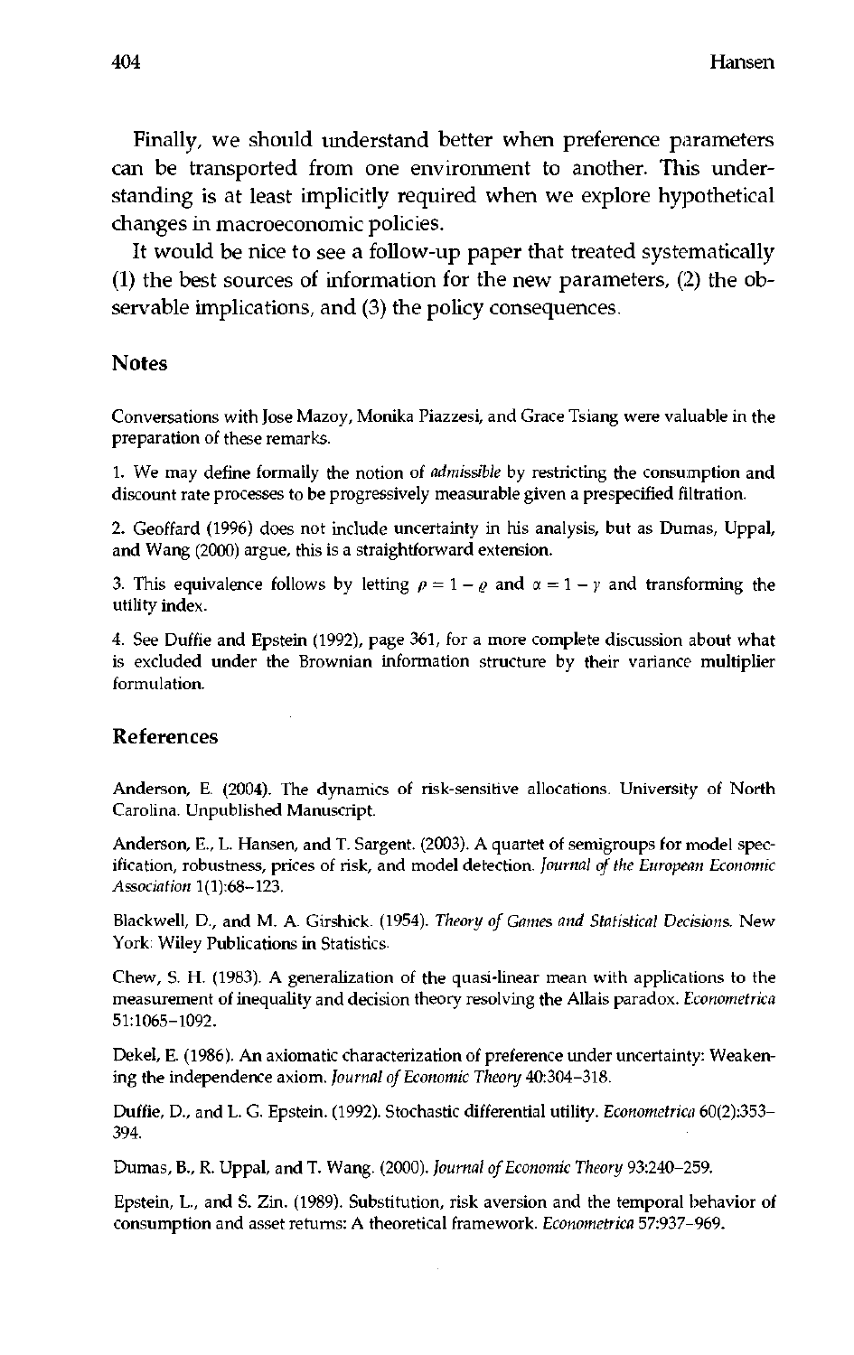Finally, we should understand better when preference parameters can be transported from one environment to another. This understanding is at least implicitly required when we explore hypothetical changes in macroeconomic policies.

It would be nice to see a follow-up paper that treated systematically (1) the best sources of information for the new parameters, (2) the observable implications, and (3) the policy consequences.

## Notes

Conversations with Jose Mazoy, Monika Piazzesi, and Grace Tsiang were valuable in the preparation of these remarks.

1. We may define formally the notion of *admissible* by restricting the consumption and discount rate processes to be progressively measurable given a prespecified filtration.

2. Geoffard (1996) does not include uncertainty in his analysis, but as Dumas, Uppal, and Wang (2000) argue, this is a straightforward extension.

3. This equivalence follows by letting $\rho = 1 - \varrho$ and $\alpha = 1 - \gamma$ and transforming the utility index.

4. See Duffie and Epstein (1992), page 361, for a more complete discussion about what is excluded under the Brownian information structure by their variance multiplier formulation.

## References

Anderson, E. (2004). The dynamics of risk-sensitive allocations. University of North Carolina. Unpublished Manuscript.

Anderson, E., L. Hansen, and T. Sargent. (2003). A quartet of semigroups for model specification, robustness, prices of risk, and model detection. *Journal of the European Economic Association* 1(1):68–123.

Blackwell, D., and M. A. Girshick. (1954). *Theory of Games and Statistical Decisions*. New York: Wiley Publications in Statistics.

Chew, S. H. (1983). A generalization of the quasi-linear mean with applications to the measurement of inequality and decision theory resolving the Allais paradox. *Econometrica* 51:1065–1092.

Dekel, E. (1986). An axiomatic characterization of preference under uncertainty: Weakening the independence axiom. *Journal of Economic Theory* 40:304–318.

Duffie, D., and L. G. Epstein. (1992). Stochastic differential utility. *Econometrica* 60(2):353–394.

Dumas, B., R. Uppal, and T. Wang. (2000). *Journal of Economic Theory* 93:240–259.

Epstein, L., and S. Zin. (1989). Substitution, risk aversion and the temporal behavior of consumption and asset returns: A theoretical framework. *Econometrica* 57:937–969.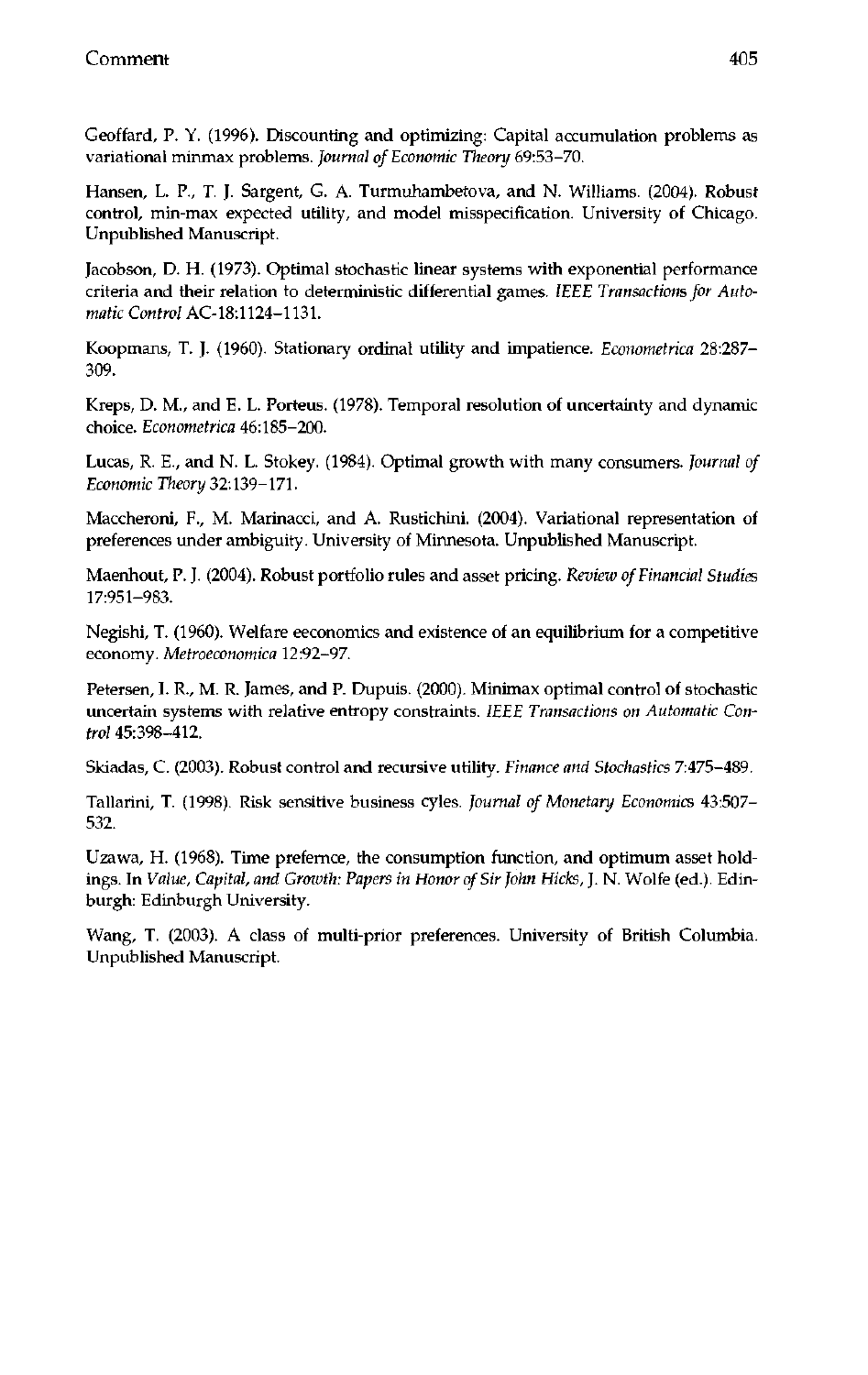Geoffard, P. Y. (1996). Discounting and optimizing: Capital accumulation problems as variational minmax problems. *Journal of Economic Theory* 69:53–70.

Hansen, L. P., T. J. Sargent, G. A. Turmuhambetova, and N. Williams. (2004). Robust control, min-max expected utility, and model misspecification. University of Chicago. Unpublished Manuscript.

Jacobson, D. H. (1973). Optimal stochastic linear systems with exponential performance criteria and their relation to deterministic differential games. *IEEE Transactions for Automatic Control* AC-18:1124–1131.

Koopmans, T. J. (1960). Stationary ordinal utility and impatience. *Econometrica* 28:287–309.

Kreps, D. M., and E. L. Porteus. (1978). Temporal resolution of uncertainty and dynamic choice. *Econometrica* 46:185–200.

Lucas, R. E., and N. L. Stokey. (1984). Optimal growth with many consumers. *Journal of Economic Theory* 32:139–171.

Maccheroni, F., M. Marinacci, and A. Rustichini. (2004). Variational representation of preferences under ambiguity. University of Minnesota. Unpublished Manuscript.

Maenhout, P. J. (2004). Robust portfolio rules and asset pricing. *Review of Financial Studies* 17:951–983.

Negishi, T. (1960). Welfare eeconomics and existence of an equilibrium for a competitive economy. *Metroeconomica* 12:92–97.

Petersen, I. R., M. R. James, and P. Dupuis. (2000). Minimax optimal control of stochastic uncertain systems with relative entropy constraints. *IEEE Transactions on Automatic Control* 45:398–412.

Skiadas, C. (2003). Robust control and recursive utility. *Finance and Stochastics* 7:475–489.

Tallarini, T. (1998). Risk sensitive business cyles. *Journal of Monetary Economics* 43:507–532.

Uzawa, H. (1968). Time prefernce, the consumption function, and optimum asset holdings. In *Value, Capital, and Growth: Papers in Honor of Sir John Hicks*, J. N. Wolfe (ed.). Edinburgh: Edinburgh University.

Wang, T. (2003). A class of multi-prior preferences. University of British Columbia. Unpublished Manuscript.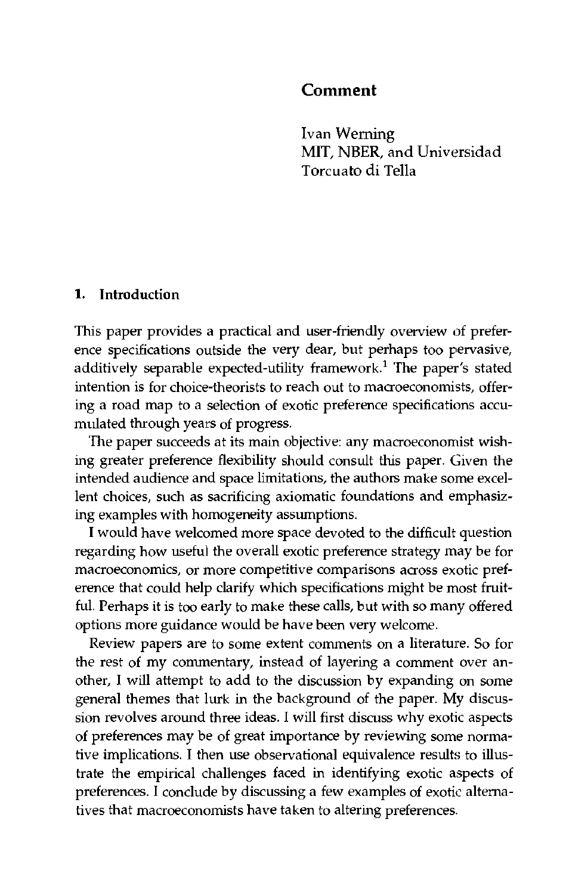# Comment

Ivan Werning
MIT, NBER, and Universidad Torcuato di Tella

## 1. Introduction

This paper provides a practical and user-friendly overview of preference specifications outside the very dear, but perhaps too pervasive, additively separable expected-utility framework.[1] The paper's stated intention is for choice-theorists to reach out to macroeconomists, offering a road map to a selection of exotic preference specifications accumulated through years of progress.

The paper succeeds at its main objective: any macroeconomist wishing greater preference flexibility should consult this paper. Given the intended audience and space limitations, the authors make some excellent choices, such as sacrificing axiomatic foundations and emphasizing examples with homogeneity assumptions.

I would have welcomed more space devoted to the difficult question regarding how useful the overall exotic preference strategy may be for macroeconomics, or more competitive comparisons across exotic preference that could help clarify which specifications might be most fruitful. Perhaps it is too early to make these calls, but with so many offered options more guidance would be have been very welcome.

Review papers are to some extent comments on a literature. So for the rest of my commentary, instead of layering a comment over another, I will attempt to add to the discussion by expanding on some general themes that lurk in the background of the paper. My discussion revolves around three ideas. I will first discuss why exotic aspects of preferences may be of great importance by reviewing some normative implications. I then use observational equivalence results to illustrate the empirical challenges faced in identifying exotic aspects of preferences. I conclude by discussing a few examples of exotic alternatives that macroeconomists have taken to altering preferences.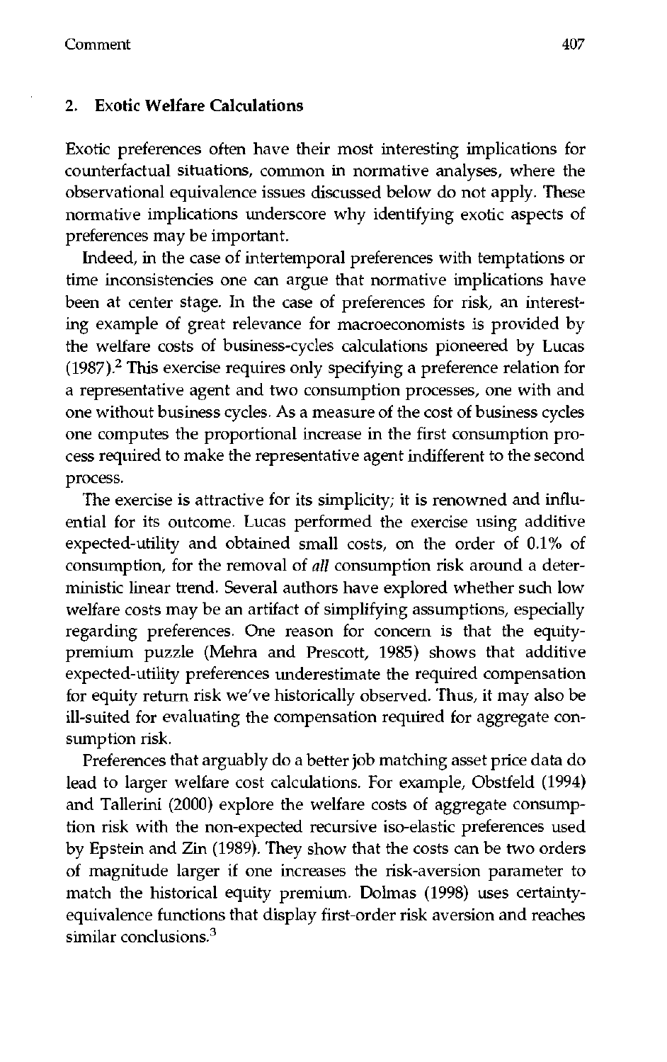## 2. Exotic Welfare Calculations

Exotic preferences often have their most interesting implications for counterfactual situations, common in normative analyses, where the observational equivalence issues discussed below do not apply. These normative implications underscore why identifying exotic aspects of preferences may be important.

Indeed, in the case of intertemporal preferences with temptations or time inconsistencies one can argue that normative implications have been at center stage. In the case of preferences for risk, an interesting example of great relevance for macroeconomists is provided by the welfare costs of business-cycles calculations pioneered by Lucas (1987).[2] This exercise requires only specifying a preference relation for a representative agent and two consumption processes, one with and one without business cycles. As a measure of the cost of business cycles one computes the proportional increase in the first consumption process required to make the representative agent indifferent to the second process.

The exercise is attractive for its simplicity; it is renowned and influential for its outcome. Lucas performed the exercise using additive expected-utility and obtained small costs, on the order of 0.1% of consumption, for the removal of *all* consumption risk around a deterministic linear trend. Several authors have explored whether such low welfare costs may be an artifact of simplifying assumptions, especially regarding preferences. One reason for concern is that the equity-premium puzzle (Mehra and Prescott, 1985) shows that additive expected-utility preferences underestimate the required compensation for equity return risk we've historically observed. Thus, it may also be ill-suited for evaluating the compensation required for aggregate consumption risk.

Preferences that arguably do a better job matching asset price data do lead to larger welfare cost calculations. For example, Obstfeld (1994) and Tallerini (2000) explore the welfare costs of aggregate consumption risk with the non-expected recursive iso-elastic preferences used by Epstein and Zin (1989). They show that the costs can be two orders of magnitude larger if one increases the risk-aversion parameter to match the historical equity premium. Dolmas (1998) uses certainty-equivalence functions that display first-order risk aversion and reaches similar conclusions.[3]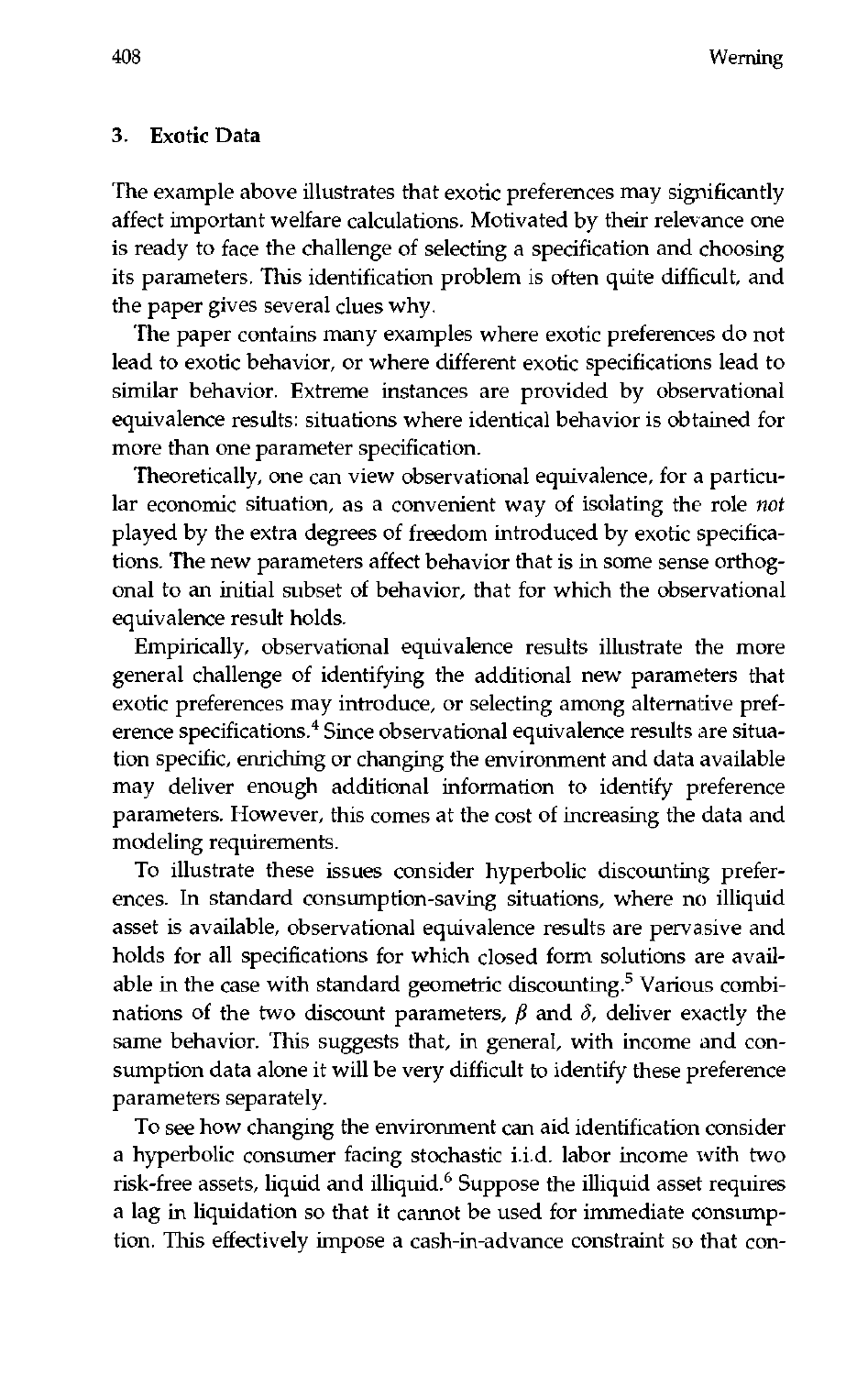## 3. Exotic Data

The example above illustrates that exotic preferences may significantly affect important welfare calculations. Motivated by their relevance one is ready to face the challenge of selecting a specification and choosing its parameters. This identification problem is often quite difficult, and the paper gives several clues why.

The paper contains many examples where exotic preferences do not lead to exotic behavior, or where different exotic specifications lead to similar behavior. Extreme instances are provided by observational equivalence results: situations where identical behavior is obtained for more than one parameter specification.

Theoretically, one can view observational equivalence, for a particular economic situation, as a convenient way of isolating the role *not* played by the extra degrees of freedom introduced by exotic specifications. The new parameters affect behavior that is in some sense orthogonal to an initial subset of behavior, that for which the observational equivalence result holds.

Empirically, observational equivalence results illustrate the more general challenge of identifying the additional new parameters that exotic preferences may introduce, or selecting among alternative preference specifications.[4] Since observational equivalence results are situation specific, enriching or changing the environment and data available may deliver enough additional information to identify preference parameters. However, this comes at the cost of increasing the data and modeling requirements.

To illustrate these issues consider hyperbolic discounting preferences. In standard consumption-saving situations, where no illiquid asset is available, observational equivalence results are pervasive and holds for all specifications for which closed form solutions are available in the case with standard geometric discounting.[5] Various combinations of the two discount parameters, $\beta$ and $\delta$, deliver exactly the same behavior. This suggests that, in general, with income and consumption data alone it will be very difficult to identify these preference parameters separately.

To see how changing the environment can aid identification consider a hyperbolic consumer facing stochastic i.i.d. labor income with two risk-free assets, liquid and illiquid.[6] Suppose the illiquid asset requires a lag in liquidation so that it cannot be used for immediate consumption. This effectively impose a cash-in-advance constraint so that con-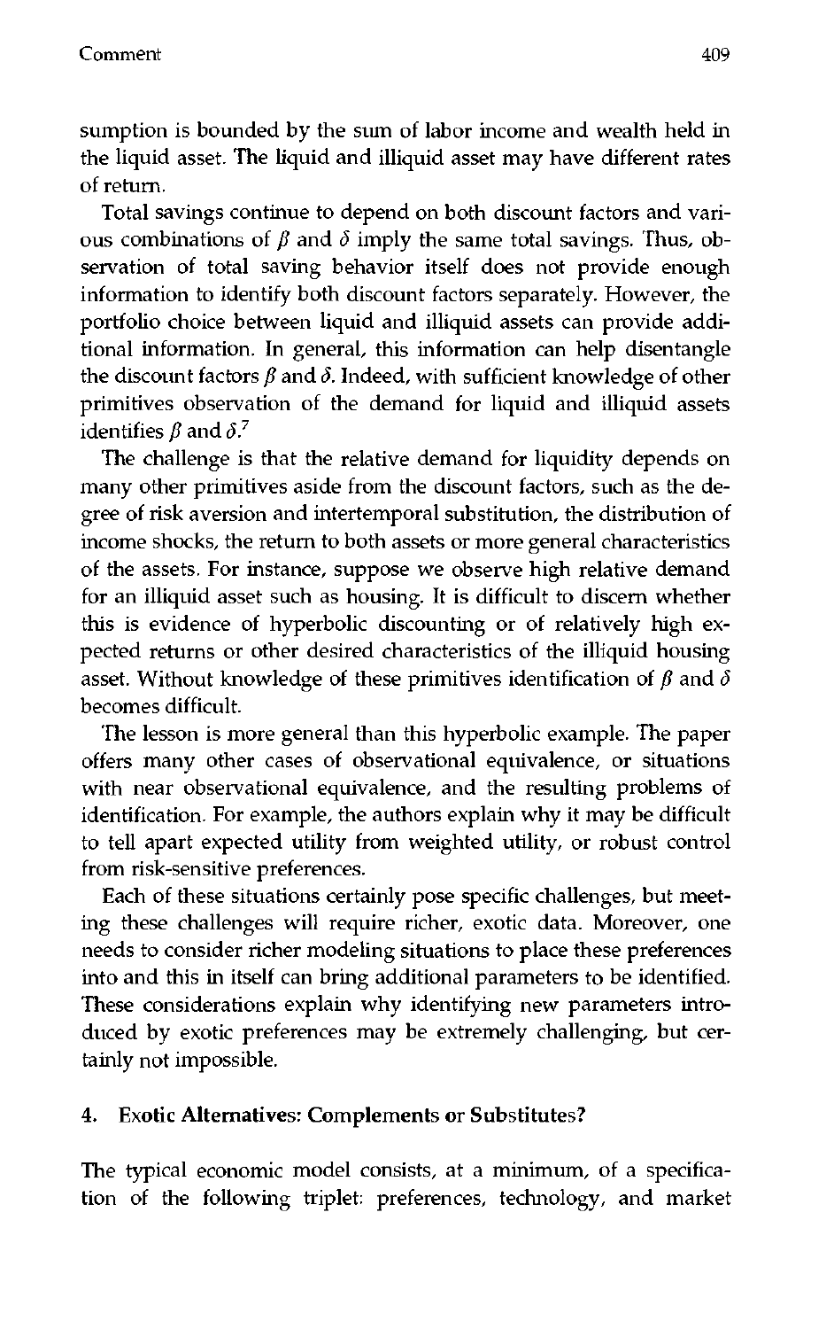sumption is bounded by the sum of labor income and wealth held in the liquid asset. The liquid and illiquid asset may have different rates of return.

Total savings continue to depend on both discount factors and various combinations of $\beta$ and $\delta$ imply the same total savings. Thus, observation of total saving behavior itself does not provide enough information to identify both discount factors separately. However, the portfolio choice between liquid and illiquid assets can provide additional information. In general, this information can help disentangle the discount factors $\beta$ and $\delta$. Indeed, with sufficient knowledge of other primitives observation of the demand for liquid and illiquid assets identifies $\beta$ and $\delta$.[7]

The challenge is that the relative demand for liquidity depends on many other primitives aside from the discount factors, such as the degree of risk aversion and intertemporal substitution, the distribution of income shocks, the return to both assets or more general characteristics of the assets. For instance, suppose we observe high relative demand for an illiquid asset such as housing. It is difficult to discern whether this is evidence of hyperbolic discounting or of relatively high expected returns or other desired characteristics of the illiquid housing asset. Without knowledge of these primitives identification of $\beta$ and $\delta$ becomes difficult.

The lesson is more general than this hyperbolic example. The paper offers many other cases of observational equivalence, or situations with near observational equivalence, and the resulting problems of identification. For example, the authors explain why it may be difficult to tell apart expected utility from weighted utility, or robust control from risk-sensitive preferences.

Each of these situations certainly pose specific challenges, but meeting these challenges will require richer, exotic data. Moreover, one needs to consider richer modeling situations to place these preferences into and this in itself can bring additional parameters to be identified. These considerations explain why identifying new parameters introduced by exotic preferences may be extremely challenging, but certainly not impossible.

## 4. Exotic Alternatives: Complements or Substitutes?

The typical economic model consists, at a minimum, of a specification of the following triplet: preferences, technology, and market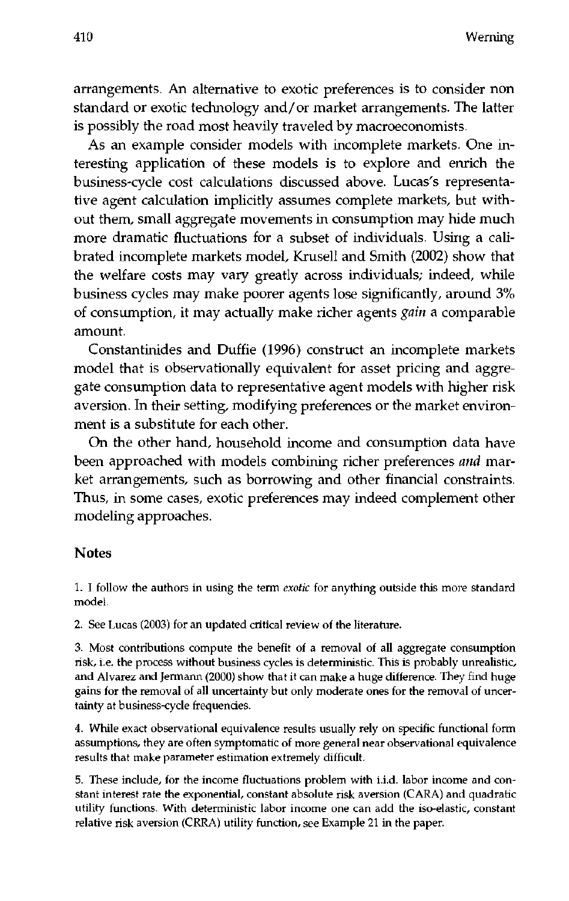arrangements. An alternative to exotic preferences is to consider non standard or exotic technology and/or market arrangements. The latter is possibly the road most heavily traveled by macroeconomists.

As an example consider models with incomplete markets. One interesting application of these models is to explore and enrich the business-cycle cost calculations discussed above. Lucas's representative agent calculation implicitly assumes complete markets, but without them, small aggregate movements in consumption may hide much more dramatic fluctuations for a subset of individuals. Using a calibrated incomplete markets model, Krusell and Smith (2002) show that the welfare costs may vary greatly across individuals; indeed, while business cycles may make poorer agents lose significantly, around 3% of consumption, it may actually make richer agents *gain* a comparable amount.

Constantinides and Duffie (1996) construct an incomplete markets model that is observationally equivalent for asset pricing and aggregate consumption data to representative agent models with higher risk aversion. In their setting, modifying preferences or the market environment is a substitute for each other.

On the other hand, household income and consumption data have been approached with models combining richer preferences *and* market arrangements, such as borrowing and other financial constraints. Thus, in some cases, exotic preferences may indeed complement other modeling approaches.

## Notes

1. I follow the authors in using the term *exotic* for anything outside this more standard model.

2. See Lucas (2003) for an updated critical review of the literature.

3. Most contributions compute the benefit of a removal of all aggregate consumption risk, i.e. the process without business cycles is deterministic. This is probably unrealistic, and Alvarez and Jermann (2000) show that it can make a huge difference. They find huge gains for the removal of all uncertainty but only moderate ones for the removal of uncertainty at business-cycle frequencies.

4. While exact observational equivalence results usually rely on specific functional form assumptions, they are often symptomatic of more general near observational equivalence results that make parameter estimation extremely difficult.

5. These include, for the income fluctuations problem with i.i.d. labor income and constant interest rate the exponential, constant absolute risk aversion (CARA) and quadratic utility functions. With deterministic labor income one can add the iso-elastic, constant relative risk aversion (CRRA) utility function, see Example 21 in the paper.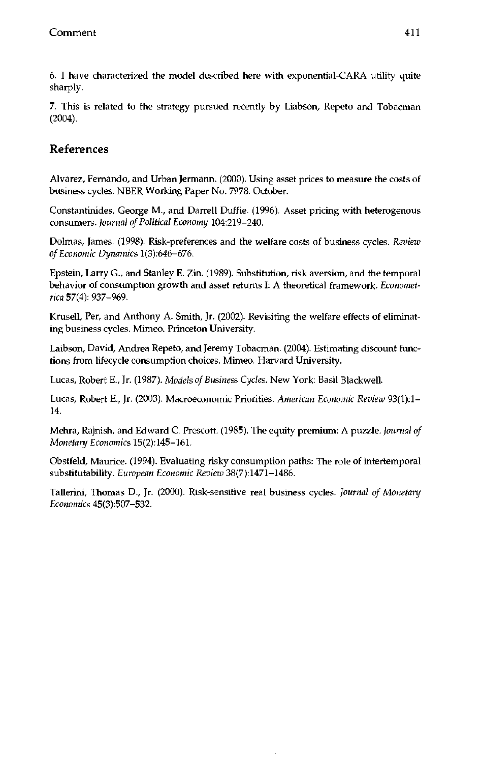6. I have characterized the model described here with exponential-CARA utility quite sharply.

7. This is related to the strategy pursued recently by Liabson, Repeto and Tobacman (2004).

## References

Alvarez, Fernando, and Urban Jermann. (2000). Using asset prices to measure the costs of business cycles. NBER Working Paper No. 7978. October.

Constantinides, George M., and Darrell Duffie. (1996). Asset pricing with heterogenous consumers. *Journal of Political Economy* 104:219–240.

Dolmas, James. (1998). Risk-preferences and the welfare costs of business cycles. *Review of Economic Dynamics* 1(3):646–676.

Epstein, Larry G., and Stanley E. Zin. (1989). Substitution, risk aversion, and the temporal behavior of consumption growth and asset returns I: A theoretical framework. *Econometrica* 57(4): 937–969.

Krusell, Per, and Anthony A. Smith, Jr. (2002). Revisiting the welfare effects of eliminating business cycles. Mimeo. Princeton University.

Laibson, David, Andrea Repeto, and Jeremy Tobacman. (2004). Estimating discount functions from lifecycle consumption choices. Mimeo. Harvard University.

Lucas, Robert E., Jr. (1987). *Models of Business Cycles*. New York: Basil Blackwell.

Lucas, Robert E., Jr. (2003). Macroeconomic Priorities. *American Economic Review* 93(1):1–14.

Mehra, Rajnish, and Edward C. Prescott. (1985). The equity premium: A puzzle. *Journal of Monetary Economics* 15(2):145–161.

Obstfeld, Maurice. (1994). Evaluating risky consumption paths: The role of intertemporal substitutability. *European Economic Review* 38(7):1471–1486.

Tallerini, Thomas D., Jr. (2000). Risk-sensitive real business cycles. *Journal of Monetary Economics* 45(3):507–532.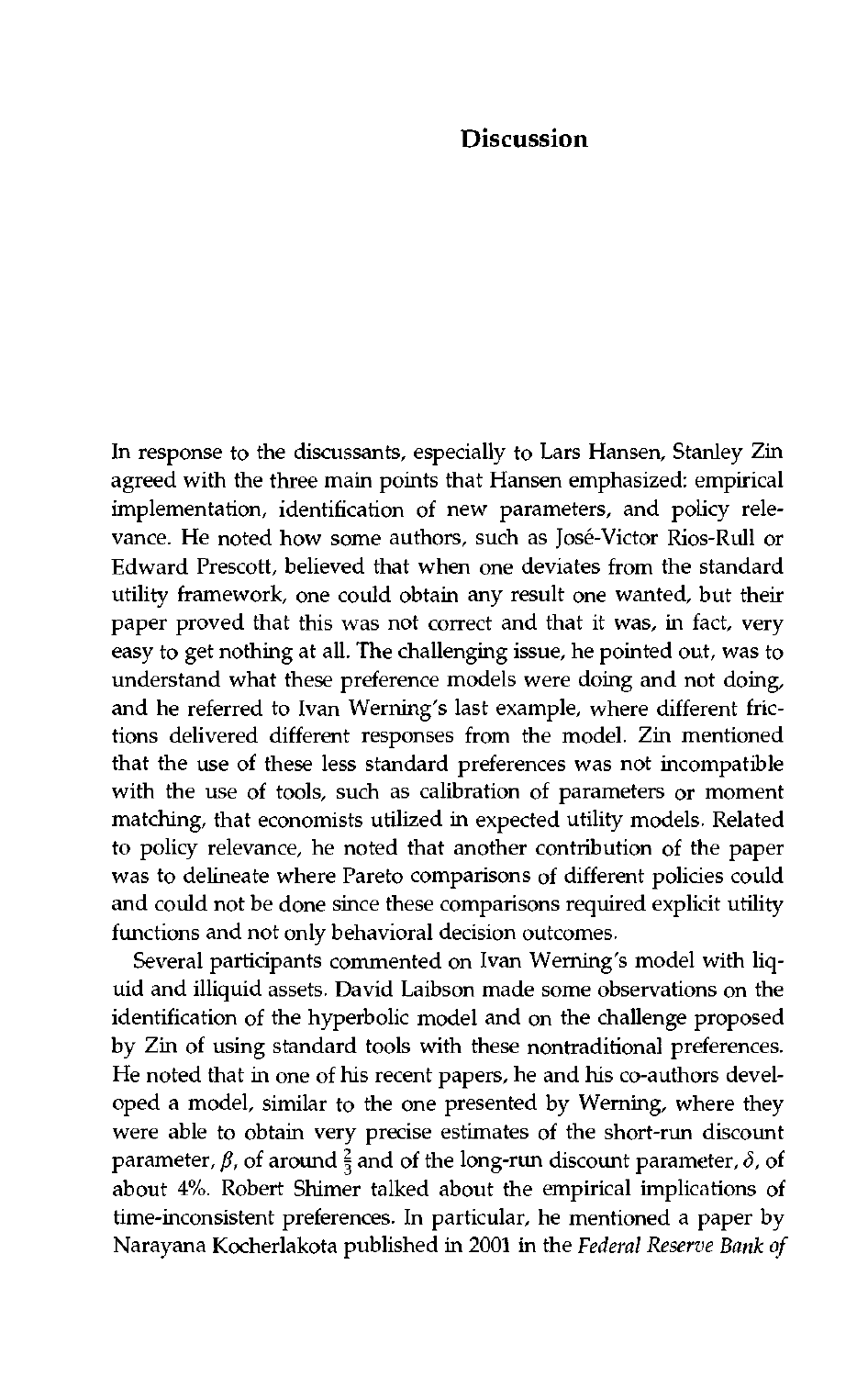# Discussion

In response to the discussants, especially to Lars Hansen, Stanley Zin agreed with the three main points that Hansen emphasized: empirical implementation, identification of new parameters, and policy relevance. He noted how some authors, such as José-Victor Rios-Rull or Edward Prescott, believed that when one deviates from the standard utility framework, one could obtain any result one wanted, but their paper proved that this was not correct and that it was, in fact, very easy to get nothing at all. The challenging issue, he pointed out, was to understand what these preference models were doing and not doing, and he referred to Ivan Werning's last example, where different frictions delivered different responses from the model. Zin mentioned that the use of these less standard preferences was not incompatible with the use of tools, such as calibration of parameters or moment matching, that economists utilized in expected utility models. Related to policy relevance, he noted that another contribution of the paper was to delineate where Pareto comparisons of different policies could and could not be done since these comparisons required explicit utility functions and not only behavioral decision outcomes.

Several participants commented on Ivan Werning's model with liquid and illiquid assets. David Laibson made some observations on the identification of the hyperbolic model and on the challenge proposed by Zin of using standard tools with these nontraditional preferences. He noted that in one of his recent papers, he and his co-authors developed a model, similar to the one presented by Werning, where they were able to obtain very precise estimates of the short-run discount parameter, $\beta$, of around $\frac{2}{3}$ and of the long-run discount parameter, $\delta$, of about 4%. Robert Shimer talked about the empirical implications of time-inconsistent preferences. In particular, he mentioned a paper by Narayana Kocherlakota published in 2001 in the *Federal Reserve Bank of*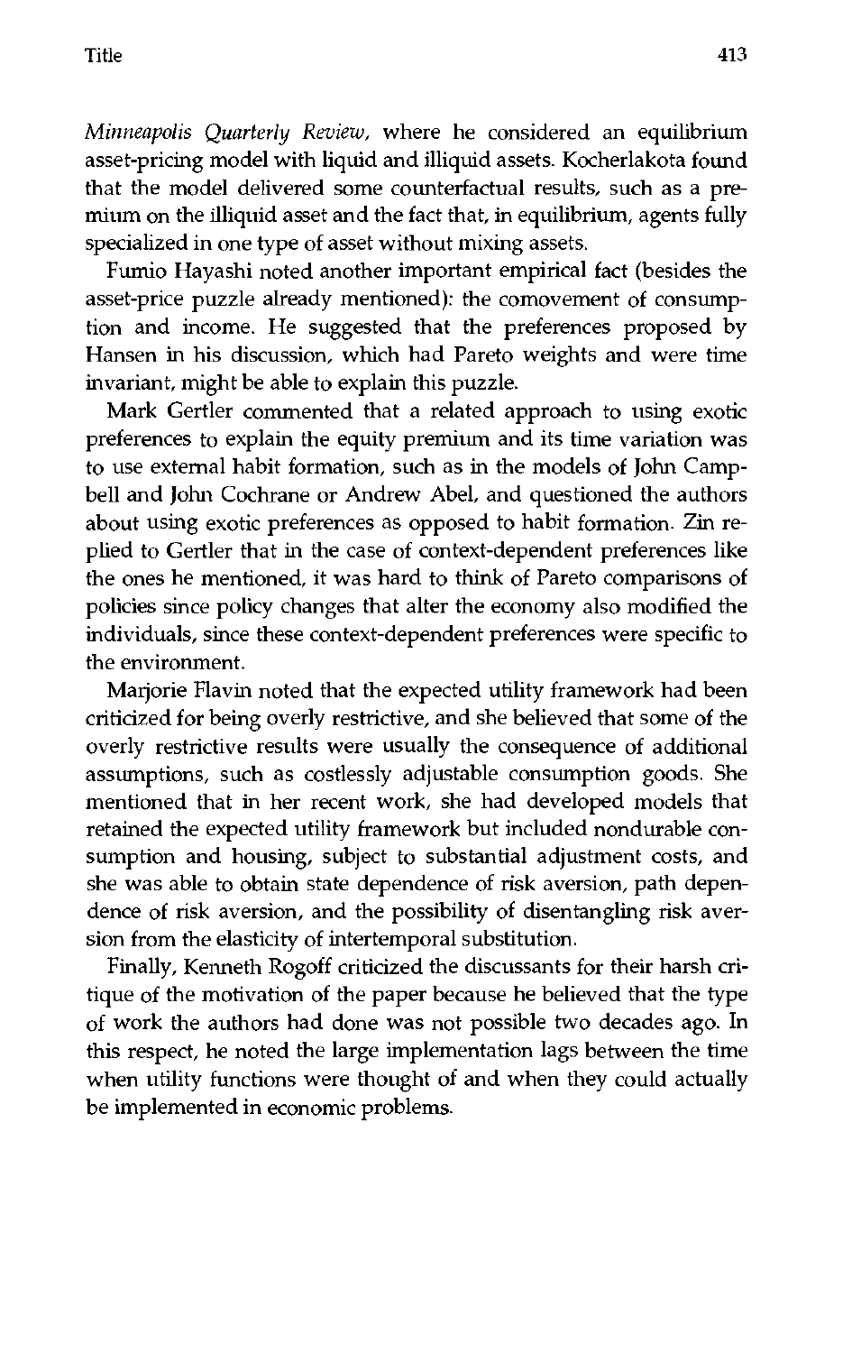*Minneapolis Quarterly Review*, where he considered an equilibrium asset-pricing model with liquid and illiquid assets. Kocherlakota found that the model delivered some counterfactual results, such as a premium on the illiquid asset and the fact that, in equilibrium, agents fully specialized in one type of asset without mixing assets.

Fumio Hayashi noted another important empirical fact (besides the asset-price puzzle already mentioned): the comovement of consumption and income. He suggested that the preferences proposed by Hansen in his discussion, which had Pareto weights and were time invariant, might be able to explain this puzzle.

Mark Gertler commented that a related approach to using exotic preferences to explain the equity premium and its time variation was to use external habit formation, such as in the models of John Campbell and John Cochrane or Andrew Abel, and questioned the authors about using exotic preferences as opposed to habit formation. Zin replied to Gertler that in the case of context-dependent preferences like the ones he mentioned, it was hard to think of Pareto comparisons of policies since policy changes that alter the economy also modified the individuals, since these context-dependent preferences were specific to the environment.

Marjorie Flavin noted that the expected utility framework had been criticized for being overly restrictive, and she believed that some of the overly restrictive results were usually the consequence of additional assumptions, such as costlessly adjustable consumption goods. She mentioned that in her recent work, she had developed models that retained the expected utility framework but included nondurable consumption and housing, subject to substantial adjustment costs, and she was able to obtain state dependence of risk aversion, path dependence of risk aversion, and the possibility of disentangling risk aversion from the elasticity of intertemporal substitution.

Finally, Kenneth Rogoff criticized the discussants for their harsh critique of the motivation of the paper because he believed that the type of work the authors had done was not possible two decades ago. In this respect, he noted the large implementation lags between the time when utility functions were thought of and when they could actually be implemented in economic problems.